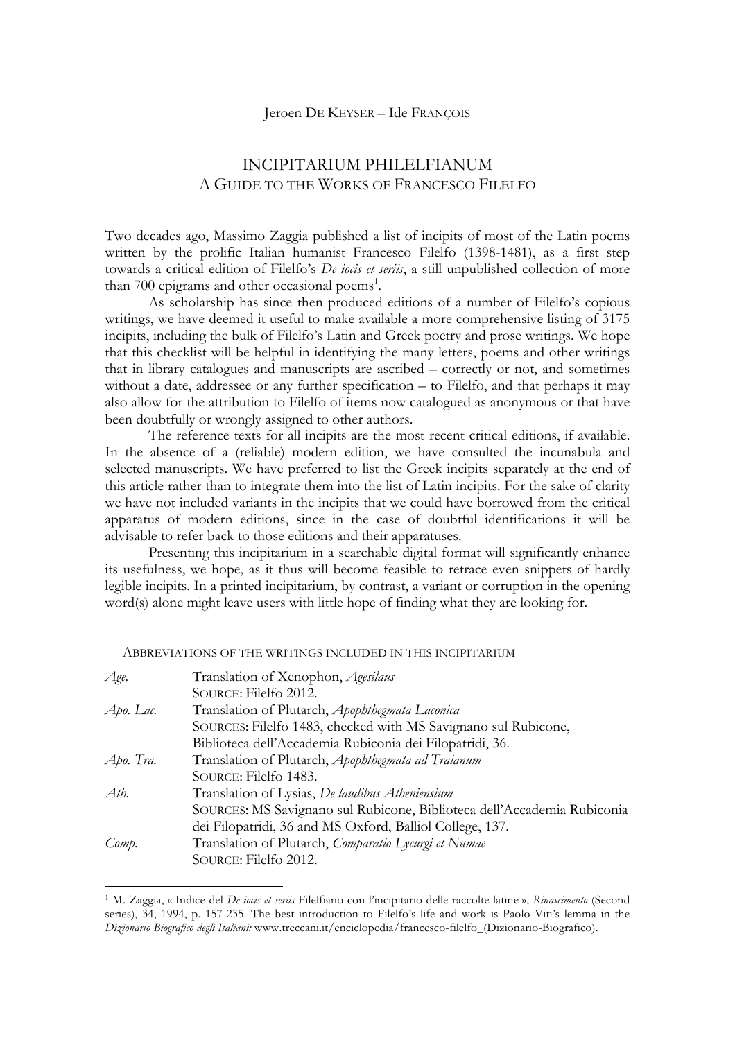Jeroen De Keyser – Ide François

# INCIPITARIUM PHILELFIANUM
## A Guide to the Works of Francesco Filelfo

Two decades ago, Massimo Zaggia published a list of incipits of most of the Latin poems written by the prolific Italian humanist Francesco Filelfo (1398-1481), as a first step towards a critical edition of Filelfo's *De iocis et seriis*, a still unpublished collection of more than 700 epigrams and other occasional poems[1].

As scholarship has since then produced editions of a number of Filelfo's copious writings, we have deemed it useful to make available a more comprehensive listing of 3175 incipits, including the bulk of Filelfo's Latin and Greek poetry and prose writings. We hope that this checklist will be helpful in identifying the many letters, poems and other writings that in library catalogues and manuscripts are ascribed – correctly or not, and sometimes without a date, addressee or any further specification – to Filelfo, and that perhaps it may also allow for the attribution to Filelfo of items now catalogued as anonymous or that have been doubtfully or wrongly assigned to other authors.

The reference texts for all incipits are the most recent critical editions, if available. In the absence of a (reliable) modern edition, we have consulted the incunabula and selected manuscripts. We have preferred to list the Greek incipits separately at the end of this article rather than to integrate them into the list of Latin incipits. For the sake of clarity we have not included variants in the incipits that we could have borrowed from the critical apparatus of modern editions, since in the case of doubtful identifications it will be advisable to refer back to those editions and their apparatuses.

Presenting this incipitarium in a searchable digital format will significantly enhance its usefulness, we hope, as it thus will become feasible to retrace even snippets of hardly legible incipits. In a printed incipitarium, by contrast, a variant or corruption in the opening word(s) alone might leave users with little hope of finding what they are looking for.

Abbreviations of the writings included in this incipitarium

| | |
|---|---|
| *Age.* | Translation of Xenophon, *Agesilaus*<br>Source: Filelfo 2012. |
| *Apo. Lac.* | Translation of Plutarch, *Apophthegmata Laconica*<br>Sources: Filelfo 1483, checked with MS Savignano sul Rubicone, Biblioteca dell'Accademia Rubiconia dei Filopatridi, 36. |
| *Apo. Tra.* | Translation of Plutarch, *Apophthegmata ad Traianum*<br>Source: Filelfo 1483. |
| *Ath.* | Translation of Lysias, *De laudibus Atheniensium*<br>Sources: MS Savignano sul Rubicone, Biblioteca dell'Accademia Rubiconia dei Filopatridi, 36 and MS Oxford, Balliol College, 137. |
| *Comp.* | Translation of Plutarch, *Comparatio Lycurgi et Numae*<br>Source: Filelfo 2012. |

[1] M. Zaggia, « Indice del *De iocis et seriis* Filelfiano con l'incipitario delle raccolte latine », *Rinascimento* (Second series), 34, 1994, p. 157-235. The best introduction to Filelfo's life and work is Paolo Viti's lemma in the *Dizionario Biografico degli Italiani:* www.treccani.it/enciclopedia/francesco-filelfo_(Dizionario-Biografico).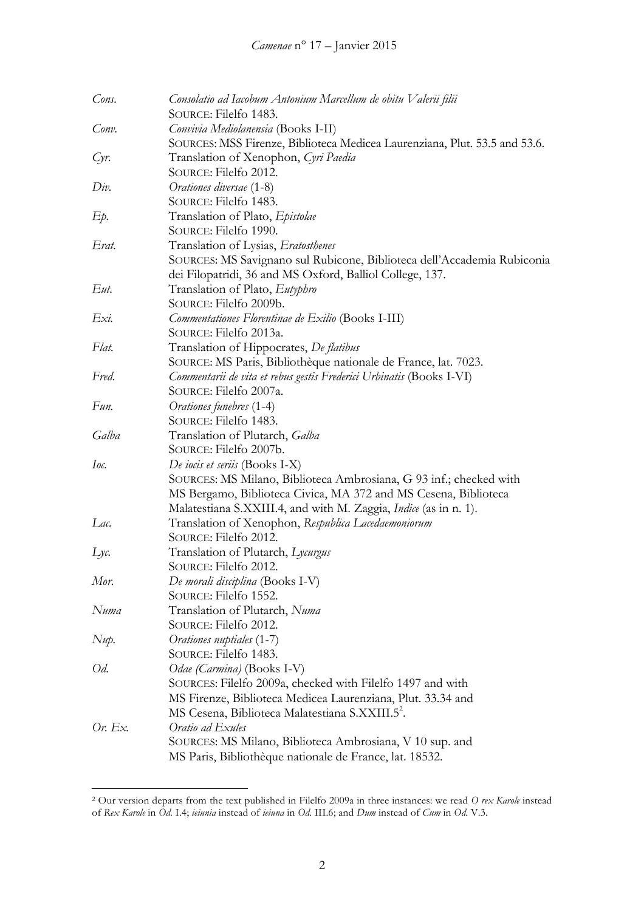| | |
|---|---|
| *Cons.* | *Consolatio ad Iacobum Antonium Marcellum de obitu Valerii filii*<br>SOURCE: Filelfo 1483. |
| *Conv.* | *Convivia Mediolanensia* (Books I-II)<br>SOURCES: MSS Firenze, Biblioteca Medicea Laurenziana, Plut. 53.5 and 53.6. |
| *Cyr.* | Translation of Xenophon, *Cyri Paedia*<br>SOURCE: Filelfo 2012. |
| *Div.* | *Orationes diversae* (1-8)<br>SOURCE: Filelfo 1483. |
| *Ep.* | Translation of Plato, *Epistolae*<br>SOURCE: Filelfo 1990. |
| *Erat.* | Translation of Lysias, *Eratosthenes*<br>SOURCES: MS Savignano sul Rubicone, Biblioteca dell'Accademia Rubiconia dei Filopatridi, 36 and MS Oxford, Balliol College, 137. |
| *Eut.* | Translation of Plato, *Eutyphro*<br>SOURCE: Filelfo 2009b. |
| *Exi.* | *Commentationes Florentinae de Exilio* (Books I-III)<br>SOURCE: Filelfo 2013a. |
| *Flat.* | Translation of Hippocrates, *De flatibus*<br>SOURCE: MS Paris, Bibliothèque nationale de France, lat. 7023. |
| *Fred.* | *Commentarii de vita et rebus gestis Frederici Urbinatis* (Books I-VI)<br>SOURCE: Filelfo 2007a. |
| *Fun.* | *Orationes funebres* (1-4)<br>SOURCE: Filelfo 1483. |
| *Galba* | Translation of Plutarch, *Galba*<br>SOURCE: Filelfo 2007b. |
| *Ioc.* | *De iocis et seriis* (Books I-X)<br>SOURCES: MS Milano, Biblioteca Ambrosiana, G 93 inf.; checked with MS Bergamo, Biblioteca Civica, MA 372 and MS Cesena, Biblioteca Malatestiana S.XXIII.4, and with M. Zaggia, *Indice* (as in n. 1). |
| *Lac.* | Translation of Xenophon, *Respublica Lacedaemoniorum*<br>SOURCE: Filelfo 2012. |
| *Lyc.* | Translation of Plutarch, *Lycurgus*<br>SOURCE: Filelfo 2012. |
| *Mor.* | *De morali disciplina* (Books I-V)<br>SOURCE: Filelfo 1552. |
| *Numa* | Translation of Plutarch, *Numa*<br>SOURCE: Filelfo 2012. |
| *Nup.* | *Orationes nuptiales* (1-7)<br>SOURCE: Filelfo 1483. |
| *Od.* | *Odae (Carmina)* (Books I-V)<br>SOURCES: Filelfo 2009a, checked with Filelfo 1497 and with MS Firenze, Biblioteca Medicea Laurenziana, Plut. 33.34 and MS Cesena, Biblioteca Malatestiana S.XXIII.5[2]. |
| *Or. Ex.* | *Oratio ad Exules*<br>SOURCES: MS Milano, Biblioteca Ambrosiana, V 10 sup. and MS Paris, Bibliothèque nationale de France, lat. 18532. |

[2] Our version departs from the text published in Filelfo 2009a in three instances: we read *O rex Karole* instead of *Rex Karole* in *Od.* I.4; *ieiunia* instead of *ieiuna* in *Od.* III.6; and *Dum* instead of *Cum* in *Od.* V.3.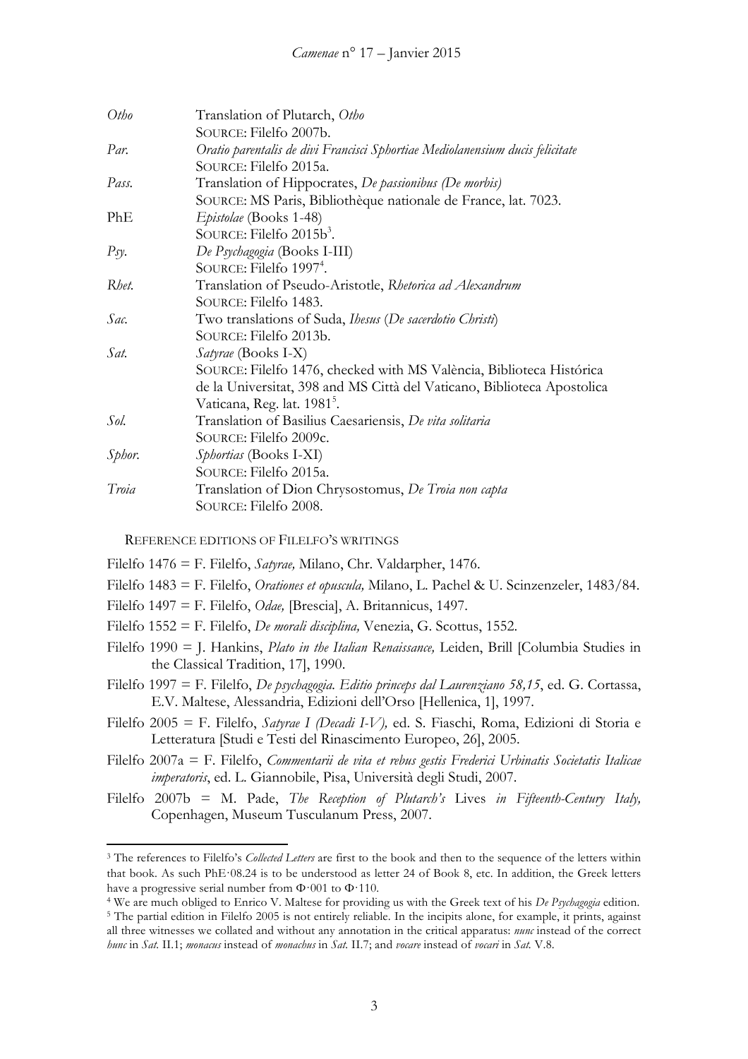| | |
|---|---|
| *Otho* | Translation of Plutarch, *Otho*<br>SOURCE: Filelfo 2007b. |
| *Par.* | *Oratio parentalis de divi Francisci Sphortiae Mediolanensium ducis felicitate*<br>SOURCE: Filelfo 2015a. |
| *Pass.* | Translation of Hippocrates, *De passionibus (De morbis)*<br>SOURCE: MS Paris, Bibliothèque nationale de France, lat. 7023. |
| PhE | *Epistolae* (Books 1-48)<br>SOURCE: Filelfo 2015b[3]. |
| *Psy.* | *De Psychagogia* (Books I-III)<br>SOURCE: Filelfo 1997[4]. |
| *Rhet.* | Translation of Pseudo-Aristotle, *Rhetorica ad Alexandrum*<br>SOURCE: Filelfo 1483. |
| *Sac.* | Two translations of Suda, *Ihesus* (*De sacerdotio Christi*)<br>SOURCE: Filelfo 2013b. |
| *Sat.* | *Satyrae* (Books I-X)<br>SOURCE: Filelfo 1476, checked with MS València, Biblioteca Histórica de la Universitat, 398 and MS Città del Vaticano, Biblioteca Apostolica Vaticana, Reg. lat. 1981[5]. |
| *Sol.* | Translation of Basilius Caesariensis, *De vita solitaria*<br>SOURCE: Filelfo 2009c. |
| *Sphor.* | *Sphortias* (Books I-XI)<br>SOURCE: Filelfo 2015a. |
| *Troia* | Translation of Dion Chrysostomus, *De Troia non capta*<br>SOURCE: Filelfo 2008. |

REFERENCE EDITIONS OF FILELFO'S WRITINGS

Filelfo 1476 = F. Filelfo, *Satyrae,* Milano, Chr. Valdarpher, 1476.

Filelfo 1483 = F. Filelfo, *Orationes et opuscula,* Milano, L. Pachel & U. Scinzenzeler, 1483/84.

Filelfo 1497 = F. Filelfo, *Odae,* [Brescia], A. Britannicus, 1497.

Filelfo 1552 = F. Filelfo, *De morali disciplina,* Venezia, G. Scottus, 1552.

Filelfo 1990 = J. Hankins, *Plato in the Italian Renaissance,* Leiden, Brill [Columbia Studies in the Classical Tradition, 17], 1990.

Filelfo 1997 = F. Filelfo, *De psychagogia. Editio princeps dal Laurenziano 58,15*, ed. G. Cortassa, E.V. Maltese, Alessandria, Edizioni dell'Orso [Hellenica, 1], 1997.

Filelfo 2005 = F. Filelfo, *Satyrae I (Decadi I-V),* ed. S. Fiaschi, Roma, Edizioni di Storia e Letteratura [Studi e Testi del Rinascimento Europeo, 26], 2005.

Filelfo 2007a = F. Filelfo, *Commentarii de vita et rebus gestis Frederici Urbinatis Societatis Italicae imperatoris*, ed. L. Giannobile, Pisa, Università degli Studi, 2007.

Filelfo 2007b = M. Pade, *The Reception of Plutarch's* Lives *in Fifteenth-Century Italy,* Copenhagen, Museum Tusculanum Press, 2007.

---

[3] The references to Filelfo's *Collected Letters* are first to the book and then to the sequence of the letters within that book. As such PhE·08.24 is to be understood as letter 24 of Book 8, etc. In addition, the Greek letters have a progressive serial number from Φ·001 to Φ·110.

[4] We are much obliged to Enrico V. Maltese for providing us with the Greek text of his *De Psychagogia* edition.

[5] The partial edition in Filelfo 2005 is not entirely reliable. In the incipits alone, for example, it prints, against all three witnesses we collated and without any annotation in the critical apparatus: *nunc* instead of the correct *hunc* in *Sat.* II.1; *monacus* instead of *monachus* in *Sat.* II.7; and *vocare* instead of *vocari* in *Sat.* V.8.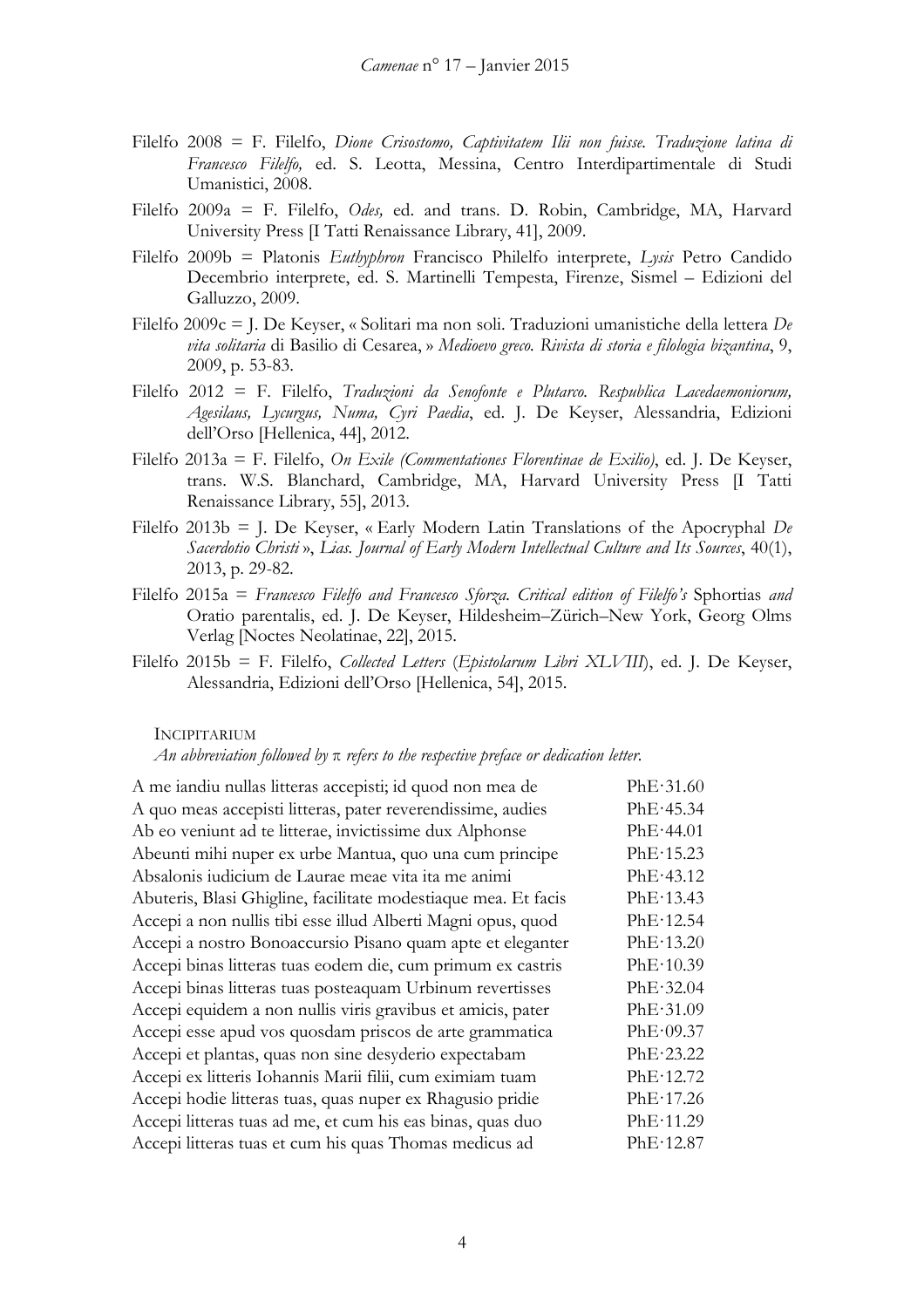- Filelfo 2008 = F. Filelfo, *Dione Crisostomo, Captivitatem Ilii non fuisse. Traduzione latina di Francesco Filelfo,* ed. S. Leotta, Messina, Centro Interdipartimentale di Studi Umanistici, 2008.
- Filelfo 2009a = F. Filelfo, *Odes,* ed. and trans. D. Robin, Cambridge, MA, Harvard University Press [I Tatti Renaissance Library, 41], 2009.
- Filelfo 2009b = Platonis *Euthyphron* Francisco Philelfo interprete, *Lysis* Petro Candido Decembrio interprete, ed. S. Martinelli Tempesta, Firenze, Sismel – Edizioni del Galluzzo, 2009.
- Filelfo 2009c = J. De Keyser, « Solitari ma non soli. Traduzioni umanistiche della lettera *De vita solitaria* di Basilio di Cesarea, » *Medioevo greco. Rivista di storia e filologia bizantina*, 9, 2009, p. 53-83.
- Filelfo 2012 = F. Filelfo, *Traduzioni da Senofonte e Plutarco. Respublica Lacedaemoniorum, Agesilaus, Lycurgus, Numa, Cyri Paedia*, ed. J. De Keyser, Alessandria, Edizioni dell'Orso [Hellenica, 44], 2012.
- Filelfo 2013a = F. Filelfo, *On Exile (Commentationes Florentinae de Exilio)*, ed. J. De Keyser, trans. W.S. Blanchard, Cambridge, MA, Harvard University Press [I Tatti Renaissance Library, 55], 2013.
- Filelfo 2013b = J. De Keyser, « Early Modern Latin Translations of the Apocryphal *De Sacerdotio Christi* », *Lias. Journal of Early Modern Intellectual Culture and Its Sources*, 40(1), 2013, p. 29-82.
- Filelfo 2015a = *Francesco Filelfo and Francesco Sforza. Critical edition of Filelfo's* Sphortias *and* Oratio parentalis, ed. J. De Keyser, Hildesheim–Zürich–New York, Georg Olms Verlag [Noctes Neolatinae, 22], 2015.
- Filelfo 2015b = F. Filelfo, *Collected Letters* (*Epistolarum Libri XLVIII*), ed. J. De Keyser, Alessandria, Edizioni dell'Orso [Hellenica, 54], 2015.

INCIPITARIUM

*An abbreviation followed by π refers to the respective preface or dedication letter.*

| | |
|---|---|
| A me iandiu nullas litteras accepisti; id quod non mea de | PhE·31.60 |
| A quo meas accepisti litteras, pater reverendissime, audies | PhE·45.34 |
| Ab eo veniunt ad te litterae, invictissime dux Alphonse | PhE·44.01 |
| Abeunti mihi nuper ex urbe Mantua, quo una cum principe | PhE·15.23 |
| Absalonis iudicium de Laurae meae vita ita me animi | PhE·43.12 |
| Abuteris, Blasi Ghigline, facilitate modestiaque mea. Et facis | PhE·13.43 |
| Accepi a non nullis tibi esse illud Alberti Magni opus, quod | PhE·12.54 |
| Accepi a nostro Bonoaccursio Pisano quam apte et eleganter | PhE·13.20 |
| Accepi binas litteras tuas eodem die, cum primum ex castris | PhE·10.39 |
| Accepi binas litteras tuas posteaquam Urbinum revertisses | PhE·32.04 |
| Accepi equidem a non nullis viris gravibus et amicis, pater | PhE·31.09 |
| Accepi esse apud vos quosdam priscos de arte grammatica | PhE·09.37 |
| Accepi et plantas, quas non sine desyderio expectabam | PhE·23.22 |
| Accepi ex litteris Iohannis Marii filii, cum eximiam tuam | PhE·12.72 |
| Accepi hodie litteras tuas, quas nuper ex Rhagusio pridie | PhE·17.26 |
| Accepi litteras tuas ad me, et cum his eas binas, quas duo | PhE·11.29 |
| Accepi litteras tuas et cum his quas Thomas medicus ad | PhE·12.87 |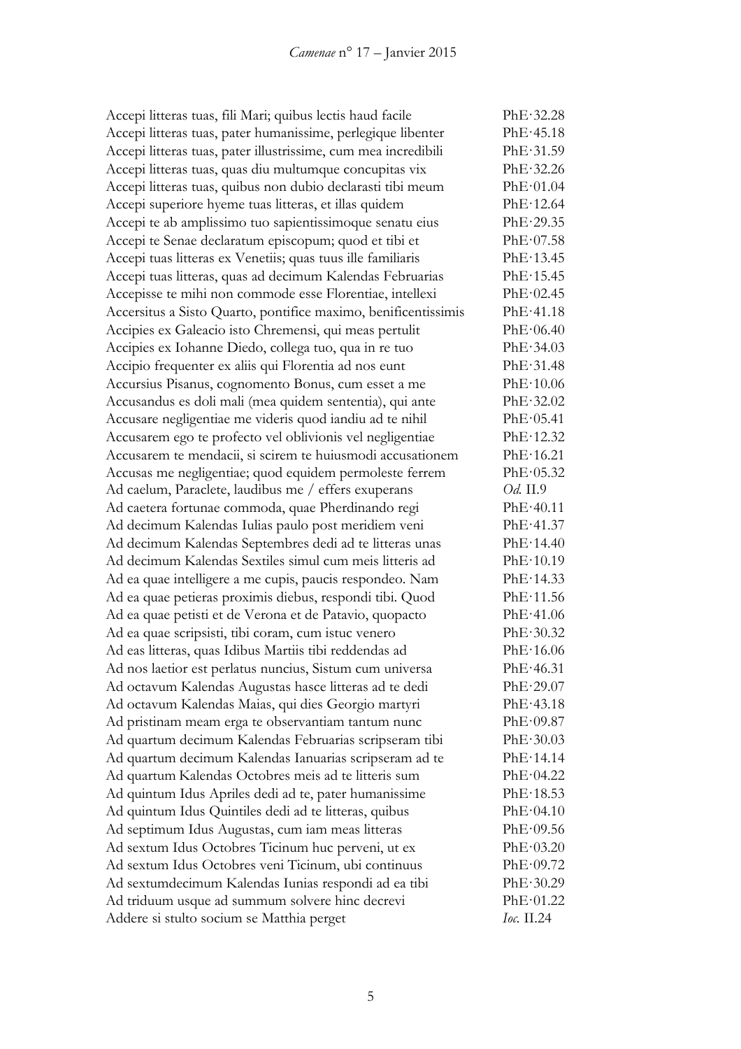| | |
|---|---|
| Accepi litteras tuas, fili Mari; quibus lectis haud facile | PhE·32.28 |
| Accepi litteras tuas, pater humanissime, perlegique libenter | PhE·45.18 |
| Accepi litteras tuas, pater illustrissime, cum mea incredibili | PhE·31.59 |
| Accepi litteras tuas, quas diu multumque concupitas vix | PhE·32.26 |
| Accepi litteras tuas, quibus non dubio declarasti tibi meum | PhE·01.04 |
| Accepi superiore hyeme tuas litteras, et illas quidem | PhE·12.64 |
| Accepi te ab amplissimo tuo sapientissimoque senatu eius | PhE·29.35 |
| Accepi te Senae declaratum episcopum; quod et tibi et | PhE·07.58 |
| Accepi tuas litteras ex Venetiis; quas tuus ille familiaris | PhE·13.45 |
| Accepi tuas litteras, quas ad decimum Kalendas Februarias | PhE·15.45 |
| Accepisse te mihi non commode esse Florentiae, intellexi | PhE·02.45 |
| Accersitus a Sisto Quarto, pontifice maximo, benificentissimis | PhE·41.18 |
| Accipies ex Galeacio isto Chremensi, qui meas pertulit | PhE·06.40 |
| Accipies ex Iohanne Diedo, collega tuo, qua in re tuo | PhE·34.03 |
| Accipio frequenter ex aliis qui Florentia ad nos eunt | PhE·31.48 |
| Accursius Pisanus, cognomento Bonus, cum esset a me | PhE·10.06 |
| Accusandus es doli mali (mea quidem sententia), qui ante | PhE·32.02 |
| Accusare negligentiae me videris quod iandiu ad te nihil | PhE·05.41 |
| Accusarem ego te profecto vel oblivionis vel negligentiae | PhE·12.32 |
| Accusarem te mendacii, si scirem te huiusmodi accusationem | PhE·16.21 |
| Accusas me negligentiae; quod equidem permoleste ferrem | PhE·05.32 |
| Ad caelum, Paraclete, laudibus me / effers exuperans | *Od.* II.9 |
| Ad caetera fortunae commoda, quae Pherdinando regi | PhE·40.11 |
| Ad decimum Kalendas Iulias paulo post meridiem veni | PhE·41.37 |
| Ad decimum Kalendas Septembres dedi ad te litteras unas | PhE·14.40 |
| Ad decimum Kalendas Sextiles simul cum meis litteris ad | PhE·10.19 |
| Ad ea quae intelligere a me cupis, paucis respondeo. Nam | PhE·14.33 |
| Ad ea quae petieras proximis diebus, respondi tibi. Quod | PhE·11.56 |
| Ad ea quae petisti et de Verona et de Patavio, quopacto | PhE·41.06 |
| Ad ea quae scripsisti, tibi coram, cum istuc venero | PhE·30.32 |
| Ad eas litteras, quas Idibus Martiis tibi reddendas ad | PhE·16.06 |
| Ad nos laetior est perlatus nuncius, Sistum cum universa | PhE·46.31 |
| Ad octavum Kalendas Augustas hasce litteras ad te dedi | PhE·29.07 |
| Ad octavum Kalendas Maias, qui dies Georgio martyri | PhE·43.18 |
| Ad pristinam meam erga te observantiam tantum nunc | PhE·09.87 |
| Ad quartum decimum Kalendas Februarias scripseram tibi | PhE·30.03 |
| Ad quartum decimum Kalendas Ianuarias scripseram ad te | PhE·14.14 |
| Ad quartum Kalendas Octobres meis ad te litteris sum | PhE·04.22 |
| Ad quintum Idus Apriles dedi ad te, pater humanissime | PhE·18.53 |
| Ad quintum Idus Quintiles dedi ad te litteras, quibus | PhE·04.10 |
| Ad septimum Idus Augustas, cum iam meas litteras | PhE·09.56 |
| Ad sextum Idus Octobres Ticinum huc perveni, ut ex | PhE·03.20 |
| Ad sextum Idus Octobres veni Ticinum, ubi continuus | PhE·09.72 |
| Ad sextumdecimum Kalendas Iunias respondi ad ea tibi | PhE·30.29 |
| Ad triduum usque ad summum solvere hinc decrevi | PhE·01.22 |
| Addere si stulto socium se Matthia perget | *Ioc.* II.24 |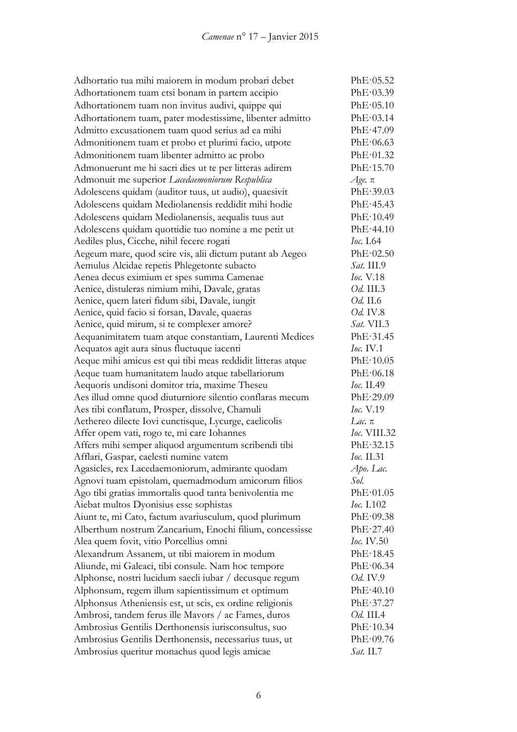| | |
|---|---|
| Adhortatio tua mihi maiorem in modum probari debet | PhE·05.52 |
| Adhortationem tuam etsi bonam in partem accipio | PhE·03.39 |
| Adhortationem tuam non invitus audivi, quippe qui | PhE·05.10 |
| Adhortationem tuam, pater modestissime, libenter admitto | PhE·03.14 |
| Admitto excusationem tuam quod serius ad ea mihi | PhE·47.09 |
| Admonitionem tuam et probo et plurimi facio, utpote | PhE·06.63 |
| Admonitionem tuam libenter admitto ac probo | PhE·01.32 |
| Admonuerunt me hi sacri dies ut te per litteras adirem | PhE·15.70 |
| Admonuit me superior *Lacedaemoniorum Respublica* | *Age.* π |
| Adolescens quidam (auditor tuus, ut audio), quaesivit | PhE·39.03 |
| Adolescens quidam Mediolanensis reddidit mihi hodie | PhE·45.43 |
| Adolescens quidam Mediolanensis, aequalis tuus aut | PhE·10.49 |
| Adolescens quidam quottidie tuo nomine a me petit ut | PhE·44.10 |
| Aediles plus, Cicche, nihil fecere rogati | *Ioc.* I.64 |
| Aegeum mare, quod scire vis, alii dictum putant ab Aegeo | PhE·02.50 |
| Aemulus Alcidae repetis Phlegetonte subacto | *Sat.* III.9 |
| Aenea decus eximium et spes summa Camenae | *Ioc.* V.18 |
| Aenice, distuleras nimium mihi, Davale, gratas | *Od.* III.3 |
| Aenice, quem lateri fidum sibi, Davale, iungit | *Od.* II.6 |
| Aenice, quid facio si forsan, Davale, quaeras | *Od.* IV.8 |
| Aenice, quid mirum, si te complexer amore? | *Sat.* VII.3 |
| Aequanimitatem tuam atque constantiam, Laurenti Medices | PhE·31.45 |
| Aequatos agit aura sinus fluctuque iacenti | *Ioc.* IV.1 |
| Aeque mihi amicus est qui tibi meas reddidit litteras atque | PhE·10.05 |
| Aeque tuam humanitatem laudo atque tabellariorum | PhE·06.18 |
| Aequoris undisoni domitor tria, maxime Theseu | *Ioc.* II.49 |
| Aes illud omne quod diuturniore silentio conflaras mecum | PhE·29.09 |
| Aes tibi conflatum, Prosper, dissolve, Chamuli | *Ioc.* V.19 |
| Aethereo dilecte Iovi cunctisque, Lycurge, caelicolis | *Lac.* π |
| Affer opem vati, rogo te, mi care Iohannes | *Ioc.* VIII.32 |
| Affers mihi semper aliquod argumentum scribendi tibi | PhE·32.15 |
| Afflari, Gaspar, caelesti numine vatem | *Ioc.* II.31 |
| Agasicles, rex Lacedaemoniorum, admirante quodam | *Apo. Lac.* |
| Agnovi tuam epistolam, quemadmodum amicorum filios | *Sol.* |
| Ago tibi gratias immortalis quod tanta benivolentia me | PhE·01.05 |
| Aiebat multos Dyonisius esse sophistas | *Ioc.* I.102 |
| Aiunt te, mi Cato, factum avariusculum, quod plurimum | PhE·09.38 |
| Alberthum nostrum Zancarium, Enochi filium, concessisse | PhE·27.40 |
| Alea quem fovit, vitio Porcellius omni | *Ioc.* IV.50 |
| Alexandrum Assanem, ut tibi maiorem in modum | PhE·18.45 |
| Aliunde, mi Galeaci, tibi consule. Nam hoc tempore | PhE·06.34 |
| Alphonse, nostri lucidum saecli iubar / decusque regum | *Od.* IV.9 |
| Alphonsum, regem illum sapientissimum et optimum | PhE·40.10 |
| Alphonsus Atheniensis est, ut scis, ex ordine religionis | PhE·37.27 |
| Ambrosi, tandem ferus ille Mavors / ac Fames, duros | *Od.* III.4 |
| Ambrosius Gentilis Derthonensis iurisconsultus, suo | PhE·10.34 |
| Ambrosius Gentilis Derthonensis, necessarius tuus, ut | PhE·09.76 |
| Ambrosius queritur monachus quod legis amicae | *Sat.* II.7 |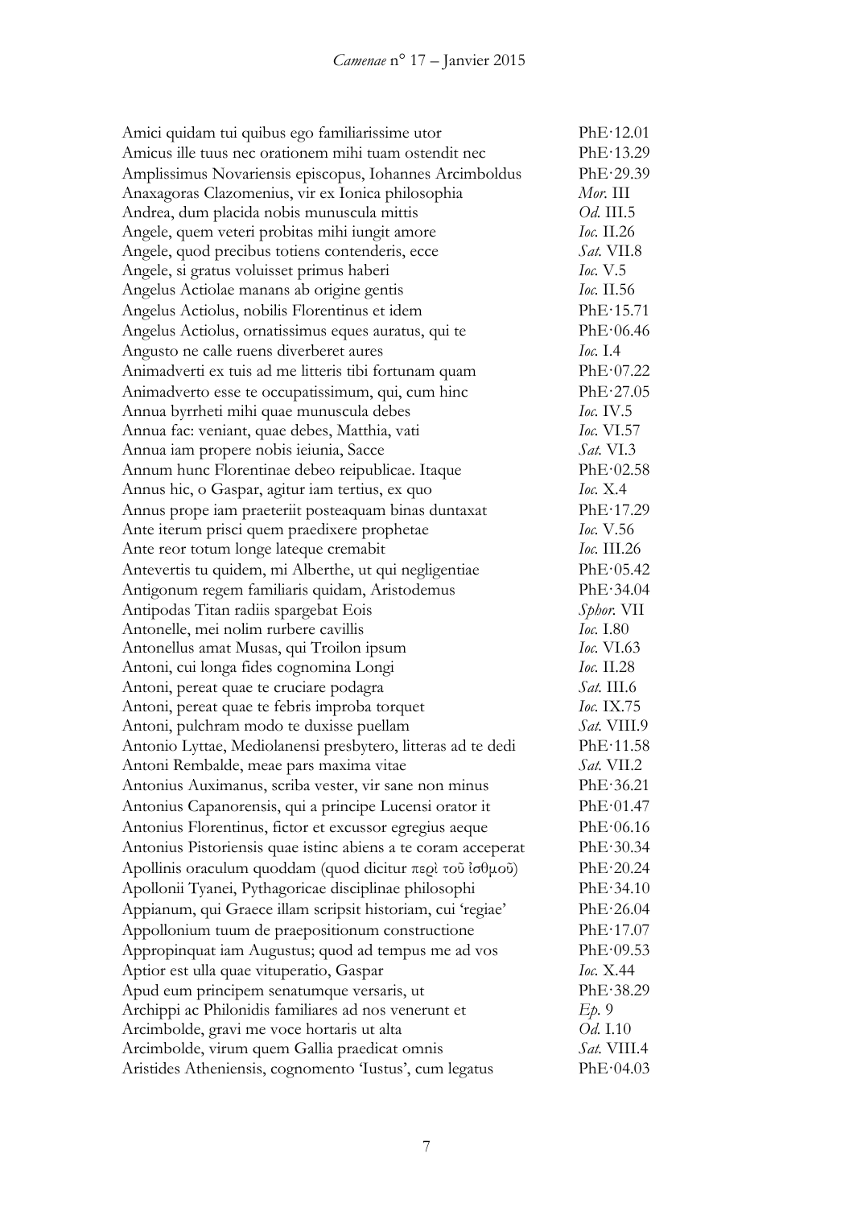| | |
|---|---|
| Amici quidam tui quibus ego familiarissime utor | PhE·12.01 |
| Amicus ille tuus nec orationem mihi tuam ostendit nec | PhE·13.29 |
| Amplissimus Novariensis episcopus, Iohannes Arcimboldus | PhE·29.39 |
| Anaxagoras Clazomenius, vir ex Ionica philosophia | *Mor.* III |
| Andrea, dum placida nobis munuscula mittis | *Od.* III.5 |
| Angele, quem veteri probitas mihi iungit amore | *Ioc.* II.26 |
| Angele, quod precibus totiens contenderis, ecce | *Sat.* VII.8 |
| Angele, si gratus voluisset primus haberi | *Ioc.* V.5 |
| Angelus Actiolae manans ab origine gentis | *Ioc.* II.56 |
| Angelus Actiolus, nobilis Florentinus et idem | PhE·15.71 |
| Angelus Actiolus, ornatissimus eques auratus, qui te | PhE·06.46 |
| Angusto ne calle ruens diverberet aures | *Ioc.* I.4 |
| Animadverti ex tuis ad me litteris tibi fortunam quam | PhE·07.22 |
| Animadverto esse te occupatissimum, qui, cum hinc | PhE·27.05 |
| Annua byrrheti mihi quae munuscula debes | *Ioc.* IV.5 |
| Annua fac: veniant, quae debes, Matthia, vati | *Ioc.* VI.57 |
| Annua iam propere nobis ieiunia, Sacce | *Sat.* VI.3 |
| Annum hunc Florentinae debeo reipublicae. Itaque | PhE·02.58 |
| Annus hic, o Gaspar, agitur iam tertius, ex quo | *Ioc.* X.4 |
| Annus prope iam praeteriit posteaquam binas duntaxat | PhE·17.29 |
| Ante iterum prisci quem praedixere prophetae | *Ioc.* V.56 |
| Ante reor totum longe lateque cremabit | *Ioc.* III.26 |
| Antevertis tu quidem, mi Alberthe, ut qui negligentiae | PhE·05.42 |
| Antigonum regem familiaris quidam, Aristodemus | PhE·34.04 |
| Antipodas Titan radiis spargebat Eois | *Sphor.* VII |
| Antonelle, mei nolim rurbere cavillis | *Ioc.* I.80 |
| Antonellus amat Musas, qui Troilon ipsum | *Ioc.* VI.63 |
| Antoni, cui longa fides cognomina Longi | *Ioc.* II.28 |
| Antoni, pereat quae te cruciare podagra | *Sat.* III.6 |
| Antoni, pereat quae te febris improba torquet | *Ioc.* IX.75 |
| Antoni, pulchram modo te duxisse puellam | *Sat.* VIII.9 |
| Antonio Lyttae, Mediolanensi presbytero, litteras ad te dedi | PhE·11.58 |
| Antoni Rembalde, meae pars maxima vitae | *Sat.* VII.2 |
| Antonius Auximanus, scriba vester, vir sane non minus | PhE·36.21 |
| Antonius Capanorensis, qui a principe Lucensi orator it | PhE·01.47 |
| Antonius Florentinus, fictor et excussor egregius aeque | PhE·06.16 |
| Antonius Pistoriensis quae istinc abiens a te coram acceperat | PhE·30.34 |
| Apollinis oraculum quoddam (quod dicitur περὶ τοῦ ἰσθμοῦ) | PhE·20.24 |
| Apollonii Tyanei, Pythagoricae disciplinae philosophi | PhE·34.10 |
| Appianum, qui Graece illam scripsit historiam, cui 'regiae' | PhE·26.04 |
| Appollonium tuum de praepositionum constructione | PhE·17.07 |
| Appropinquat iam Augustus; quod ad tempus me ad vos | PhE·09.53 |
| Aptior est ulla quae vituperatio, Gaspar | *Ioc.* X.44 |
| Apud eum principem senatumque versaris, ut | PhE·38.29 |
| Archippi ac Philonidis familiares ad nos venerunt et | *Ep.* 9 |
| Arcimbolde, gravi me voce hortaris ut alta | *Od.* I.10 |
| Arcimbolde, virum quem Gallia praedicat omnis | *Sat.* VIII.4 |
| Aristides Atheniensis, cognomento 'Iustus', cum legatus | PhE·04.03 |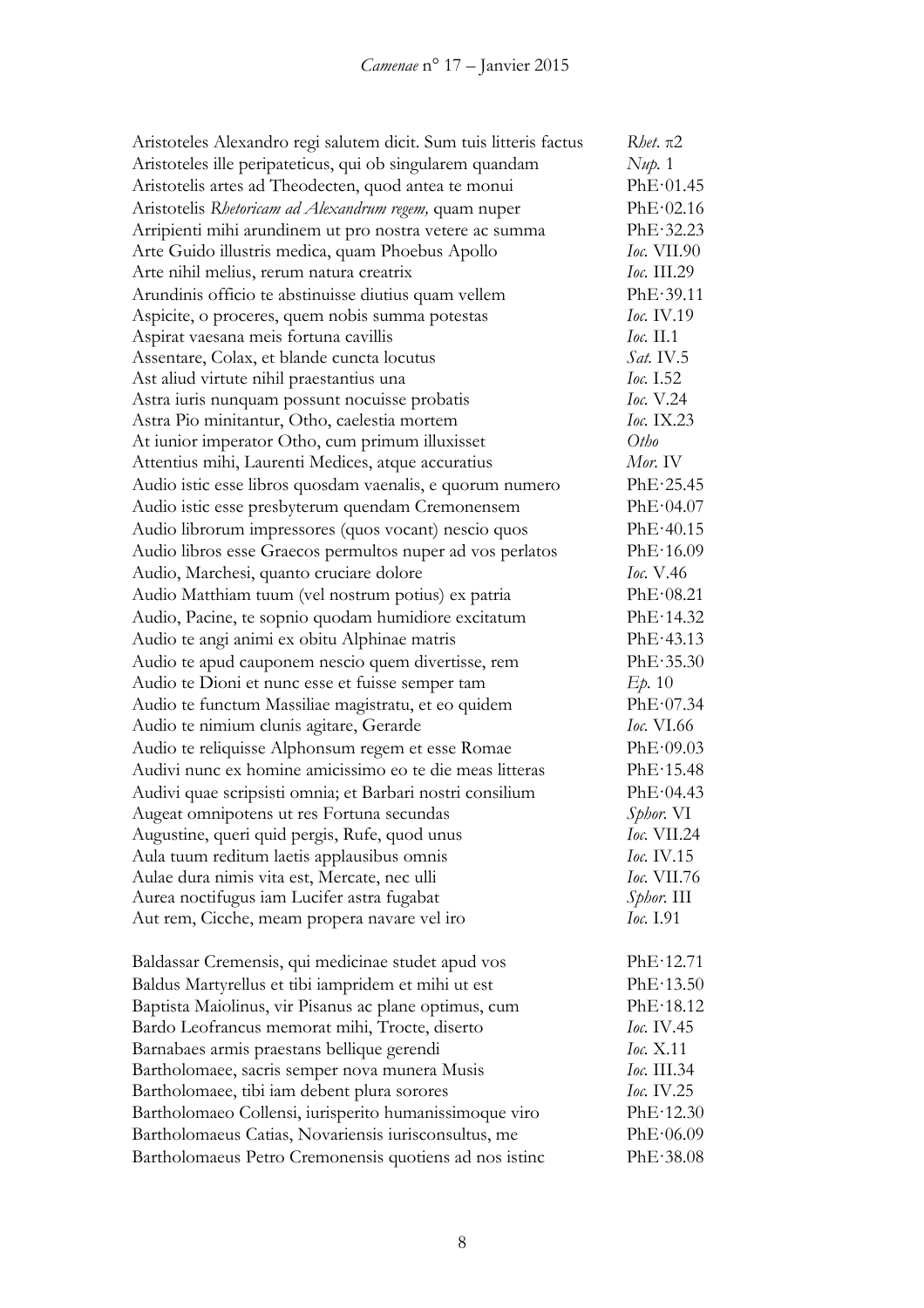| | |
|---|---|
| Aristoteles Alexandro regi salutem dicit. Sum tuis litteris factus | *Rhet*. π2 |
| Aristoteles ille peripateticus, qui ob singularem quandam | *Nup*. 1 |
| Aristotelis artes ad Theodecten, quod antea te monui | PhE·01.45 |
| Aristotelis *Rhetoricam ad Alexandrum regem,* quam nuper | PhE·02.16 |
| Arripienti mihi arundinem ut pro nostra vetere ac summa | PhE·32.23 |
| Arte Guido illustris medica, quam Phoebus Apollo | *Ioc*. VII.90 |
| Arte nihil melius, rerum natura creatrix | *Ioc*. III.29 |
| Arundinis officio te abstinuisse diutius quam vellem | PhE·39.11 |
| Aspicite, o proceres, quem nobis summa potestas | *Ioc*. IV.19 |
| Aspirat vaesana meis fortuna cavillis | *Ioc*. II.1 |
| Assentare, Colax, et blande cuncta locutus | *Sat*. IV.5 |
| Ast aliud virtute nihil praestantius una | *Ioc*. I.52 |
| Astra iuris nunquam possunt nocuisse probatis | *Ioc*. V.24 |
| Astra Pio minitantur, Otho, caelestia mortem | *Ioc*. IX.23 |
| At iunior imperator Otho, cum primum illuxisset | *Otho* |
| Attentius mihi, Laurenti Medices, atque accuratius | *Mor*. IV |
| Audio istic esse libros quosdam vaenalis, e quorum numero | PhE·25.45 |
| Audio istic esse presbyterum quendam Cremonensem | PhE·04.07 |
| Audio librorum impressores (quos vocant) nescio quos | PhE·40.15 |
| Audio libros esse Graecos permultos nuper ad vos perlatos | PhE·16.09 |
| Audio, Marchesi, quanto cruciare dolore | *Ioc*. V.46 |
| Audio Matthiam tuum (vel nostrum potius) ex patria | PhE·08.21 |
| Audio, Pacine, te sopnio quodam humidiore excitatum | PhE·14.32 |
| Audio te angi animi ex obitu Alphinae matris | PhE·43.13 |
| Audio te apud cauponem nescio quem divertisse, rem | PhE·35.30 |
| Audio te Dioni et nunc esse et fuisse semper tam | *Ep*. 10 |
| Audio te functum Massiliae magistratu, et eo quidem | PhE·07.34 |
| Audio te nimium clunis agitare, Gerarde | *Ioc*. VI.66 |
| Audio te reliquisse Alphonsum regem et esse Romae | PhE·09.03 |
| Audivi nunc ex homine amicissimo eo te die meas litteras | PhE·15.48 |
| Audivi quae scripsisti omnia; et Barbari nostri consilium | PhE·04.43 |
| Augeat omnipotens ut res Fortuna secundas | *Sphor*. VI |
| Augustine, queri quid pergis, Rufe, quod unus | *Ioc*. VII.24 |
| Aula tuum reditum laetis applausibus omnis | *Ioc*. IV.15 |
| Aulae dura nimis vita est, Mercate, nec ulli | *Ioc*. VII.76 |
| Aurea noctifugus iam Lucifer astra fugabat | *Sphor*. III |
| Aut rem, Cicche, meam propera navare vel iro | *Ioc*. I.91 |
| | |
| Baldassar Cremensis, qui medicinae studet apud vos | PhE·12.71 |
| Baldus Martyrellus et tibi iampridem et mihi ut est | PhE·13.50 |
| Baptista Maiolinus, vir Pisanus ac plane optimus, cum | PhE·18.12 |
| Bardo Leofrancus memorat mihi, Trocte, diserto | *Ioc*. IV.45 |
| Barnabaes armis praestans bellique gerendi | *Ioc*. X.11 |
| Bartholomaee, sacris semper nova munera Musis | *Ioc*. III.34 |
| Bartholomaee, tibi iam debent plura sorores | *Ioc*. IV.25 |
| Bartholomaeo Collensi, iurisperito humanissimoque viro | PhE·12.30 |
| Bartholomaeus Catias, Novariensis iurisconsultus, me | PhE·06.09 |
| Bartholomaeus Petro Cremonensis quotiens ad nos istinc | PhE·38.08 |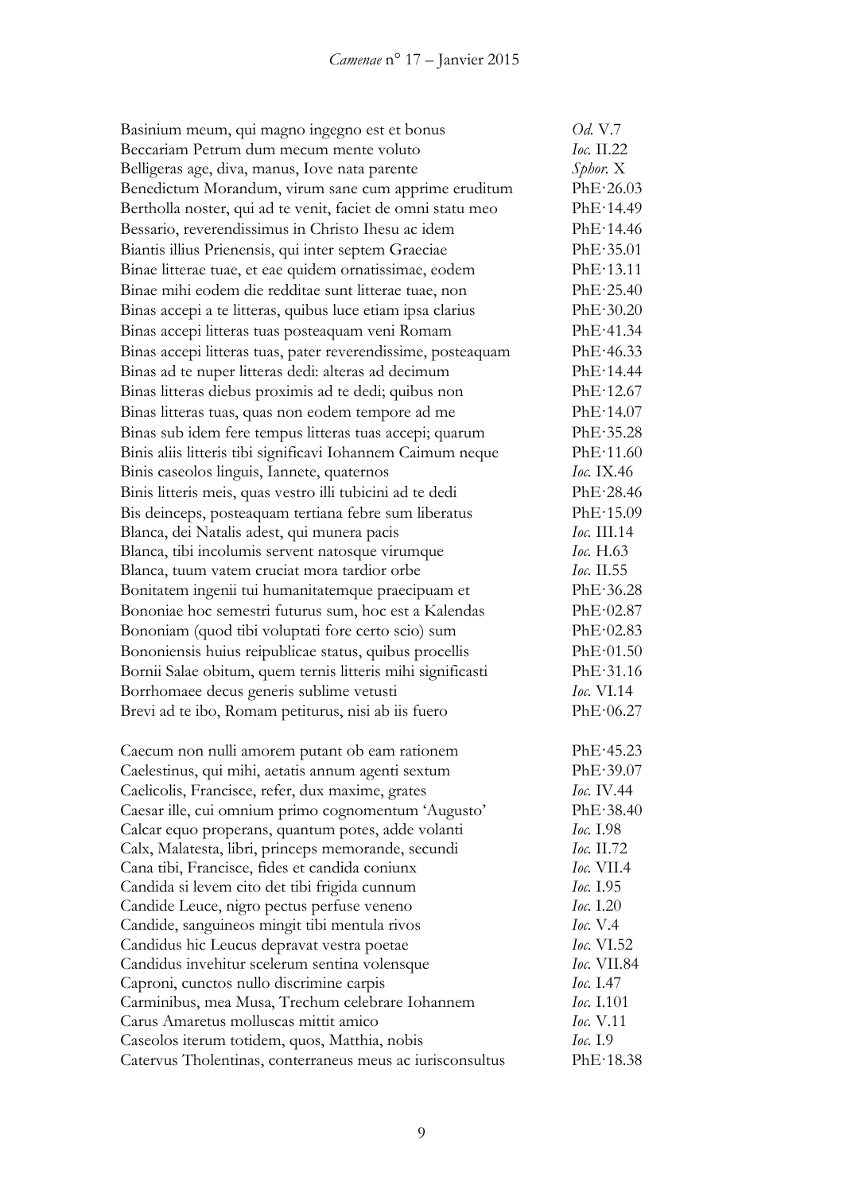| | |
|---|---|
| Basinium meum, qui magno ingegno est et bonus | *Od.* V.7 |
| Beccariam Petrum dum mecum mente voluto | *Ioc.* II.22 |
| Belligeras age, diva, manus, Iove nata parente | *Sphor.* X |
| Benedictum Morandum, virum sane cum apprime eruditum | PhE·26.03 |
| Bertholla noster, qui ad te venit, faciet de omni statu meo | PhE·14.49 |
| Bessario, reverendissimus in Christo Ihesu ac idem | PhE·14.46 |
| Biantis illius Prienensis, qui inter septem Graeciae | PhE·35.01 |
| Binae litterae tuae, et eae quidem ornatissimae, eodem | PhE·13.11 |
| Binae mihi eodem die redditae sunt litterae tuae, non | PhE·25.40 |
| Binas accepi a te litteras, quibus luce etiam ipsa clarius | PhE·30.20 |
| Binas accepi litteras tuas posteaquam veni Romam | PhE·41.34 |
| Binas accepi litteras tuas, pater reverendissime, posteaquam | PhE·46.33 |
| Binas ad te nuper litteras dedi: alteras ad decimum | PhE·14.44 |
| Binas litteras diebus proximis ad te dedi; quibus non | PhE·12.67 |
| Binas litteras tuas, quas non eodem tempore ad me | PhE·14.07 |
| Binas sub idem fere tempus litteras tuas accepi; quarum | PhE·35.28 |
| Binis aliis litteris tibi significavi Iohannem Caimum neque | PhE·11.60 |
| Binis caseolos linguis, Iannete, quaternos | *Ioc.* IX.46 |
| Binis litteris meis, quas vestro illi tubicini ad te dedi | PhE·28.46 |
| Bis deinceps, posteaquam tertiana febre sum liberatus | PhE·15.09 |
| Blanca, dei Natalis adest, qui munera pacis | *Ioc.* III.14 |
| Blanca, tibi incolumis servent natosque virumque | *Ioc.* H.63 |
| Blanca, tuum vatem cruciat mora tardior orbe | *Ioc.* II.55 |
| Bonitatem ingenii tui humanitatemque praecipuam et | PhE·36.28 |
| Bononiae hoc semestri futurus sum, hoc est a Kalendas | PhE·02.87 |
| Bononiam (quod tibi voluptati fore certo scio) sum | PhE·02.83 |
| Bononiensis huius reipublicae status, quibus procellis | PhE·01.50 |
| Bornii Salae obitum, quem ternis litteris mihi significasti | PhE·31.16 |
| Borrhomaee decus generis sublime vetusti | *Ioc.* VI.14 |
| Brevi ad te ibo, Romam petiturus, nisi ab iis fuero | PhE·06.27 |
| | |
| Caecum non nulli amorem putant ob eam rationem | PhE·45.23 |
| Caelestinus, qui mihi, aetatis annum agenti sextum | PhE·39.07 |
| Caelicolis, Francisce, refer, dux maxime, grates | *Ioc.* IV.44 |
| Caesar ille, cui omnium primo cognomentum 'Augusto' | PhE·38.40 |
| Calcar equo properans, quantum potes, adde volanti | *Ioc.* I.98 |
| Calx, Malatesta, libri, princeps memorande, secundi | *Ioc.* II.72 |
| Cana tibi, Francisce, fides et candida coniunx | *Ioc.* VII.4 |
| Candida si levem cito det tibi frigida cunnum | *Ioc.* I.95 |
| Candide Leuce, nigro pectus perfuse veneno | *Ioc.* I.20 |
| Candide, sanguineos mingit tibi mentula rivos | *Ioc.* V.4 |
| Candidus hic Leucus depravat vestra poetae | *Ioc.* VI.52 |
| Candidus invehitur scelerum sentina volensque | *Ioc.* VII.84 |
| Caproni, cunctos nullo discrimine carpis | *Ioc.* I.47 |
| Carminibus, mea Musa, Trechum celebrare Iohannem | *Ioc.* I.101 |
| Carus Amaretus molluscas mittit amico | *Ioc.* V.11 |
| Caseolos iterum totidem, quos, Matthia, nobis | *Ioc.* I.9 |
| Catervus Tholentinas, conterraneus meus ac iurisconsultus | PhE·18.38 |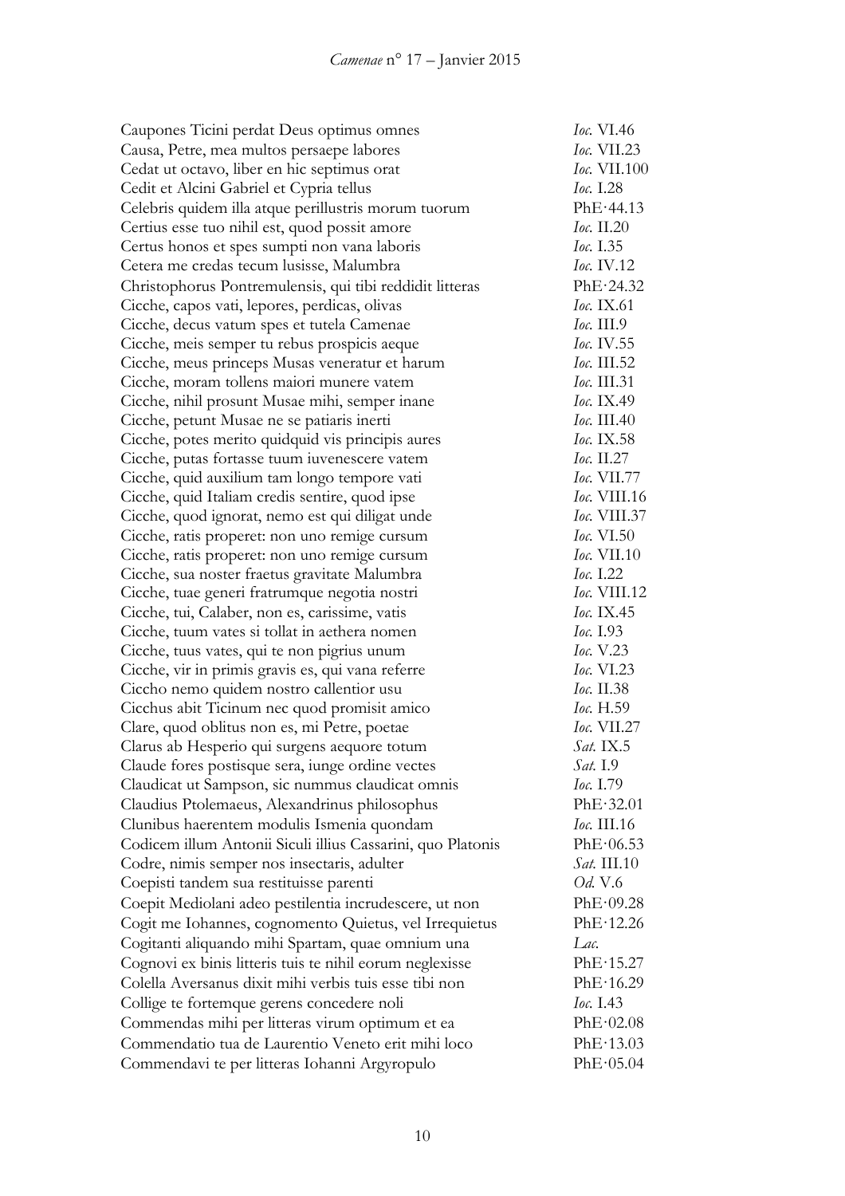| | |
|---|---|
| Caupones Ticini perdat Deus optimus omnes | *Ioc.* VI.46 |
| Causa, Petre, mea multos persaepe labores | *Ioc.* VII.23 |
| Cedat ut octavo, liber en hic septimus orat | *Ioc.* VII.100 |
| Cedit et Alcini Gabriel et Cypria tellus | *Ioc.* I.28 |
| Celebris quidem illa atque perillustris morum tuorum | PhE·44.13 |
| Certius esse tuo nihil est, quod possit amore | *Ioc.* II.20 |
| Certus honos et spes sumpti non vana laboris | *Ioc.* I.35 |
| Cetera me credas tecum lusisse, Malumbra | *Ioc.* IV.12 |
| Christophorus Pontremulensis, qui tibi reddidit litteras | PhE·24.32 |
| Cicche, capos vati, lepores, perdicas, olivas | *Ioc.* IX.61 |
| Cicche, decus vatum spes et tutela Camenae | *Ioc.* III.9 |
| Cicche, meis semper tu rebus prospicis aeque | *Ioc.* IV.55 |
| Cicche, meus princeps Musas veneratur et harum | *Ioc.* III.52 |
| Cicche, moram tollens maiori munere vatem | *Ioc.* III.31 |
| Cicche, nihil prosunt Musae mihi, semper inane | *Ioc.* IX.49 |
| Cicche, petunt Musae ne se patiaris inerti | *Ioc.* III.40 |
| Cicche, potes merito quidquid vis principis aures | *Ioc.* IX.58 |
| Cicche, putas fortasse tuum iuvenescere vatem | *Ioc.* II.27 |
| Cicche, quid auxilium tam longo tempore vati | *Ioc.* VII.77 |
| Cicche, quid Italiam credis sentire, quod ipse | *Ioc.* VIII.16 |
| Cicche, quod ignorat, nemo est qui diligat unde | *Ioc.* VIII.37 |
| Cicche, ratis properet: non uno remige cursum | *Ioc.* VI.50 |
| Cicche, ratis properet: non uno remige cursum | *Ioc.* VII.10 |
| Cicche, sua noster fraetus gravitate Malumbra | *Ioc.* I.22 |
| Cicche, tuae generi fratrumque negotia nostri | *Ioc.* VIII.12 |
| Cicche, tui, Calaber, non es, carissime, vatis | *Ioc.* IX.45 |
| Cicche, tuum vates si tollat in aethera nomen | *Ioc.* I.93 |
| Cicche, tuus vates, qui te non pigrius unum | *Ioc.* V.23 |
| Cicche, vir in primis gravis es, qui vana referre | *Ioc.* VI.23 |
| Ciccho nemo quidem nostro callentior usu | *Ioc.* II.38 |
| Cicchus abit Ticinum nec quod promisit amico | *Ioc.* H.59 |
| Clare, quod oblitus non es, mi Petre, poetae | *Ioc.* VII.27 |
| Clarus ab Hesperio qui surgens aequore totum | *Sat.* IX.5 |
| Claude fores postisque sera, iunge ordine vectes | *Sat.* I.9 |
| Claudicat ut Sampson, sic nummus claudicat omnis | *Ioc.* I.79 |
| Claudius Ptolemaeus, Alexandrinus philosophus | PhE·32.01 |
| Clunibus haerentem modulis Ismenia quondam | *Ioc.* III.16 |
| Codicem illum Antonii Siculi illius Cassarini, quo Platonis | PhE·06.53 |
| Codre, nimis semper nos insectaris, adulter | *Sat.* III.10 |
| Coepisti tandem sua restituisse parenti | *Od.* V.6 |
| Coepit Mediolani adeo pestilentia incrudescere, ut non | PhE·09.28 |
| Cogit me Iohannes, cognomento Quietus, vel Irrequietus | PhE·12.26 |
| Cogitanti aliquando mihi Spartam, quae omnium una | *Lac.* |
| Cognovi ex binis litteris tuis te nihil eorum neglexisse | PhE·15.27 |
| Colella Aversanus dixit mihi verbis tuis esse tibi non | PhE·16.29 |
| Collige te fortemque gerens concedere noli | *Ioc.* I.43 |
| Commendas mihi per litteras virum optimum et ea | PhE·02.08 |
| Commendatio tua de Laurentio Veneto erit mihi loco | PhE·13.03 |
| Commendavi te per litteras Iohanni Argyropulo | PhE·05.04 |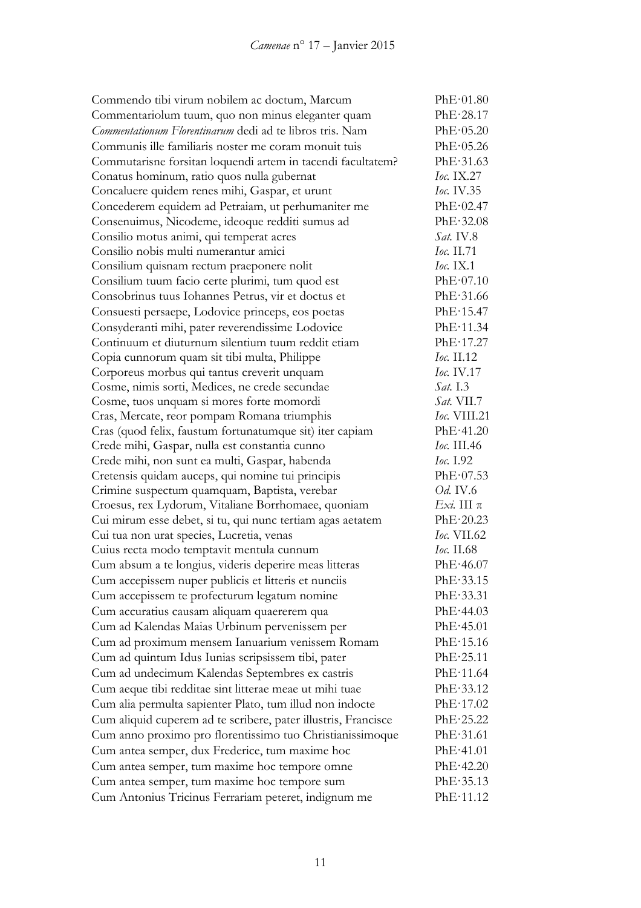| | |
|---|---|
| Commendo tibi virum nobilem ac doctum, Marcum | PhE·01.80 |
| Commentariolum tuum, quo non minus eleganter quam | PhE·28.17 |
| *Commentationum Florentinarum* dedi ad te libros tris. Nam | PhE·05.20 |
| Communis ille familiaris noster me coram monuit tuis | PhE·05.26 |
| Commutarisne forsitan loquendi artem in tacendi facultatem? | PhE·31.63 |
| Conatus hominum, ratio quos nulla gubernat | *Ioc.* IX.27 |
| Concaluere quidem renes mihi, Gaspar, et urunt | *Ioc.* IV.35 |
| Concederem equidem ad Petraiam, ut perhumaniter me | PhE·02.47 |
| Consenuimus, Nicodeme, ideoque redditi sumus ad | PhE·32.08 |
| Consilio motus animi, qui temperat acres | *Sat.* IV.8 |
| Consilio nobis multi numerantur amici | *Ioc.* II.71 |
| Consilium quisnam rectum praeponere nolit | *Ioc.* IX.1 |
| Consilium tuum facio certe plurimi, tum quod est | PhE·07.10 |
| Consobrinus tuus Iohannes Petrus, vir et doctus et | PhE·31.66 |
| Consuesti persaepe, Lodovice princeps, eos poetas | PhE·15.47 |
| Consyderanti mihi, pater reverendissime Lodovice | PhE·11.34 |
| Continuum et diuturnum silentium tuum reddit etiam | PhE·17.27 |
| Copia cunnorum quam sit tibi multa, Philippe | *Ioc.* II.12 |
| Corporeus morbus qui tantus creverit unquam | *Ioc.* IV.17 |
| Cosme, nimis sorti, Medices, ne crede secundae | *Sat.* I.3 |
| Cosme, tuos unquam si mores forte momordi | *Sat.* VII.7 |
| Cras, Mercate, reor pompam Romana triumphis | *Ioc.* VIII.21 |
| Cras (quod felix, faustum fortunatumque sit) iter capiam | PhE·41.20 |
| Crede mihi, Gaspar, nulla est constantia cunno | *Ioc.* III.46 |
| Crede mihi, non sunt ea multi, Gaspar, habenda | *Ioc.* I.92 |
| Cretensis quidam auceps, qui nomine tui principis | PhE·07.53 |
| Crimine suspectum quamquam, Baptista, verebar | *Od.* IV.6 |
| Croesus, rex Lydorum, Vitaliane Borrhomaee, quoniam | *Exi.* III π |
| Cui mirum esse debet, si tu, qui nunc tertiam agas aetatem | PhE·20.23 |
| Cui tua non urat species, Lucretia, venas | *Ioc.* VII.62 |
| Cuius recta modo temptavit mentula cunnum | *Ioc.* II.68 |
| Cum absum a te longius, videris deperire meas litteras | PhE·46.07 |
| Cum accepissem nuper publicis et litteris et nunciis | PhE·33.15 |
| Cum accepissem te profecturum legatum nomine | PhE·33.31 |
| Cum accuratius causam aliquam quaererem qua | PhE·44.03 |
| Cum ad Kalendas Maias Urbinum pervenissem per | PhE·45.01 |
| Cum ad proximum mensem Ianuarium venissem Romam | PhE·15.16 |
| Cum ad quintum Idus Iunias scripsissem tibi, pater | PhE·25.11 |
| Cum ad undecimum Kalendas Septembres ex castris | PhE·11.64 |
| Cum aeque tibi redditae sint litterae meae ut mihi tuae | PhE·33.12 |
| Cum alia permulta sapienter Plato, tum illud non indocte | PhE·17.02 |
| Cum aliquid cuperem ad te scribere, pater illustris, Francisce | PhE·25.22 |
| Cum anno proximo pro florentissimo tuo Christianissimoque | PhE·31.61 |
| Cum antea semper, dux Frederice, tum maxime hoc | PhE·41.01 |
| Cum antea semper, tum maxime hoc tempore omne | PhE·42.20 |
| Cum antea semper, tum maxime hoc tempore sum | PhE·35.13 |
| Cum Antonius Tricinus Ferrariam peteret, indignum me | PhE·11.12 |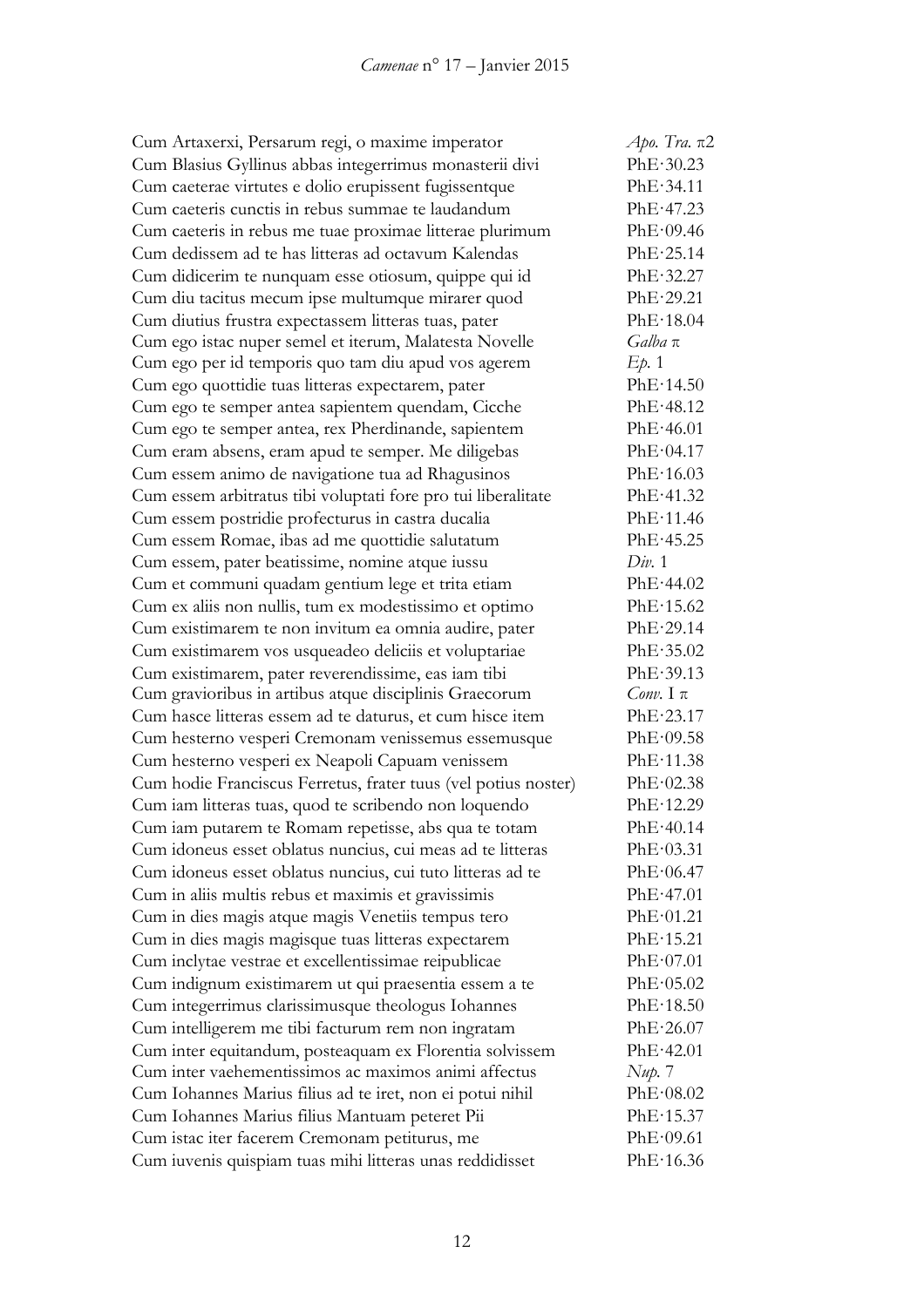| | |
|---|---|
| Cum Artaxerxi, Persarum regi, o maxime imperator | *Apo. Tra.* π2 |
| Cum Blasius Gyllinus abbas integerrimus monasterii divi | PhE·30.23 |
| Cum caeterae virtutes e dolio erupissent fugissentque | PhE·34.11 |
| Cum caeteris cunctis in rebus summae te laudandum | PhE·47.23 |
| Cum caeteris in rebus me tuae proximae litterae plurimum | PhE·09.46 |
| Cum dedissem ad te has litteras ad octavum Kalendas | PhE·25.14 |
| Cum didicerim te nunquam esse otiosum, quippe qui id | PhE·32.27 |
| Cum diu tacitus mecum ipse multumque mirarer quod | PhE·29.21 |
| Cum diutius frustra expectassem litteras tuas, pater | PhE·18.04 |
| Cum ego istac nuper semel et iterum, Malatesta Novelle | *Galba* π |
| Cum ego per id temporis quo tam diu apud vos agerem | *Ep.* 1 |
| Cum ego quottidie tuas litteras expectarem, pater | PhE·14.50 |
| Cum ego te semper antea sapientem quendam, Cicche | PhE·48.12 |
| Cum ego te semper antea, rex Pherdinande, sapientem | PhE·46.01 |
| Cum eram absens, eram apud te semper. Me diligebas | PhE·04.17 |
| Cum essem animo de navigatione tua ad Rhagusinos | PhE·16.03 |
| Cum essem arbitratus tibi voluptati fore pro tui liberalitate | PhE·41.32 |
| Cum essem postridie profecturus in castra ducalia | PhE·11.46 |
| Cum essem Romae, ibas ad me quottidie salutatum | PhE·45.25 |
| Cum essem, pater beatissime, nomine atque iussu | *Div.* 1 |
| Cum et communi quadam gentium lege et trita etiam | PhE·44.02 |
| Cum ex aliis non nullis, tum ex modestissimo et optimo | PhE·15.62 |
| Cum existimarem te non invitum ea omnia audire, pater | PhE·29.14 |
| Cum existimarem vos usqueadeo deliciis et voluptariae | PhE·35.02 |
| Cum existimarem, pater reverendissime, eas iam tibi | PhE·39.13 |
| Cum gravioribus in artibus atque disciplinis Graecorum | *Conv.* I π |
| Cum hasce litteras essem ad te daturus, et cum hisce item | PhE·23.17 |
| Cum hesterno vesperi Cremonam venissemus essemusque | PhE·09.58 |
| Cum hesterno vesperi ex Neapoli Capuam venissem | PhE·11.38 |
| Cum hodie Franciscus Ferretus, frater tuus (vel potius noster) | PhE·02.38 |
| Cum iam litteras tuas, quod te scribendo non loquendo | PhE·12.29 |
| Cum iam putarem te Romam repetisse, abs qua te totam | PhE·40.14 |
| Cum idoneus esset oblatus nuncius, cui meas ad te litteras | PhE·03.31 |
| Cum idoneus esset oblatus nuncius, cui tuto litteras ad te | PhE·06.47 |
| Cum in aliis multis rebus et maximis et gravissimis | PhE·47.01 |
| Cum in dies magis atque magis Venetiis tempus tero | PhE·01.21 |
| Cum in dies magis magisque tuas litteras expectarem | PhE·15.21 |
| Cum inclytae vestrae et excellentissimae reipublicae | PhE·07.01 |
| Cum indignum existimarem ut qui praesentia essem a te | PhE·05.02 |
| Cum integerrimus clarissimusque theologus Iohannes | PhE·18.50 |
| Cum intelligerem me tibi facturum rem non ingratam | PhE·26.07 |
| Cum inter equitandum, posteaquam ex Florentia solvissem | PhE·42.01 |
| Cum inter vaehementissimos ac maximos animi affectus | *Nup.* 7 |
| Cum Iohannes Marius filius ad te iret, non ei potui nihil | PhE·08.02 |
| Cum Iohannes Marius filius Mantuam peteret Pii | PhE·15.37 |
| Cum istac iter facerem Cremonam petiturus, me | PhE·09.61 |
| Cum iuvenis quispiam tuas mihi litteras unas reddidisset | PhE·16.36 |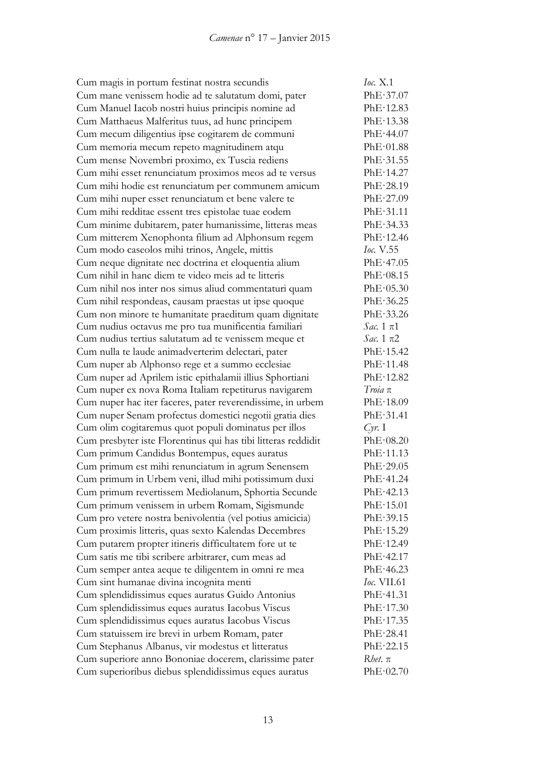| | |
|---|---|
| Cum magis in portum festinat nostra secundis | *Ioc.* X.1 |
| Cum mane venissem hodie ad te salutatum domi, pater | PhE·37.07 |
| Cum Manuel Iacob nostri huius principis nomine ad | PhE·12.83 |
| Cum Matthaeus Malferitus tuus, ad hunc principem | PhE·13.38 |
| Cum mecum diligentius ipse cogitarem de communi | PhE·44.07 |
| Cum memoria mecum repeto magnitudinem atqu | PhE·01.88 |
| Cum mense Novembri proximo, ex Tuscia rediens | PhE·31.55 |
| Cum mihi esset renunciatum proximos meos ad te versus | PhE·14.27 |
| Cum mihi hodie est renunciatum per communem amicum | PhE·28.19 |
| Cum mihi nuper esset renunciatum et bene valere te | PhE·27.09 |
| Cum mihi redditae essent tres epistolae tuae eodem | PhE·31.11 |
| Cum minime dubitarem, pater humanissime, litteras meas | PhE·34.33 |
| Cum mitterem Xenophonta filium ad Alphonsum regem | PhE·12.46 |
| Cum modo caseolos mihi trinos, Angele, mittis | *Ioc.* V.55 |
| Cum neque dignitate nec doctrina et eloquentia alium | PhE·47.05 |
| Cum nihil in hanc diem te video meis ad te litteris | PhE·08.15 |
| Cum nihil nos inter nos simus aliud commentaturi quam | PhE·05.30 |
| Cum nihil respondeas, causam praestas ut ipse quoque | PhE·36.25 |
| Cum non minore te humanitate praeditum quam dignitate | PhE·33.26 |
| Cum nudius octavus me pro tua munificentia familiari | *Sac.* 1 π1 |
| Cum nudius tertius salutatum ad te venissem meque et | *Sac.* 1 π2 |
| Cum nulla te laude animadverterim delectari, pater | PhE·15.42 |
| Cum nuper ab Alphonso rege et a summo ecclesiae | PhE·11.48 |
| Cum nuper ad Aprilem istic epithalamii illius Sphortiani | PhE·12.82 |
| Cum nuper ex nova Roma Italiam repetiturus navigarem | *Troia* π |
| Cum nuper hac iter faceres, pater reverendissime, in urbem | PhE·18.09 |
| Cum nuper Senam profectus domestici negotii gratia dies | PhE·31.41 |
| Cum olim cogitaremus quot populi dominatus per illos | *Cyr.* I |
| Cum presbyter iste Florentinus qui has tibi litteras reddidit | PhE·08.20 |
| Cum primum Candidus Bontempus, eques auratus | PhE·11.13 |
| Cum primum est mihi renunciatum in agrum Senensem | PhE·29.05 |
| Cum primum in Urbem veni, illud mihi potissimum duxi | PhE·41.24 |
| Cum primum revertissem Mediolanum, Sphortia Secunde | PhE·42.13 |
| Cum primum venissem in urbem Romam, Sigismunde | PhE·15.01 |
| Cum pro vetere nostra benivolentia (vel potius amicicia) | PhE·39.15 |
| Cum proximis litteris, quas sexto Kalendas Decembres | PhE·15.29 |
| Cum putarem propter itineris difficultatem fore ut te | PhE·12.49 |
| Cum satis me tibi scribere arbitrarer, cum meas ad | PhE·42.17 |
| Cum semper antea aeque te diligentem in omni re mea | PhE·46.23 |
| Cum sint humanae divina incognita menti | *Ioc.* VII.61 |
| Cum splendidissimus eques auratus Guido Antonius | PhE·41.31 |
| Cum splendidissimus eques auratus Iacobus Viscus | PhE·17.30 |
| Cum splendidissimus eques auratus Iacobus Viscus | PhE·17.35 |
| Cum statuissem ire brevi in urbem Romam, pater | PhE·28.41 |
| Cum Stephanus Albanus, vir modestus et litteratus | PhE·22.15 |
| Cum superiore anno Bononiae docerem, clarissime pater | *Rhet.* π |
| Cum superioribus diebus splendidissimus eques auratus | PhE·02.70 |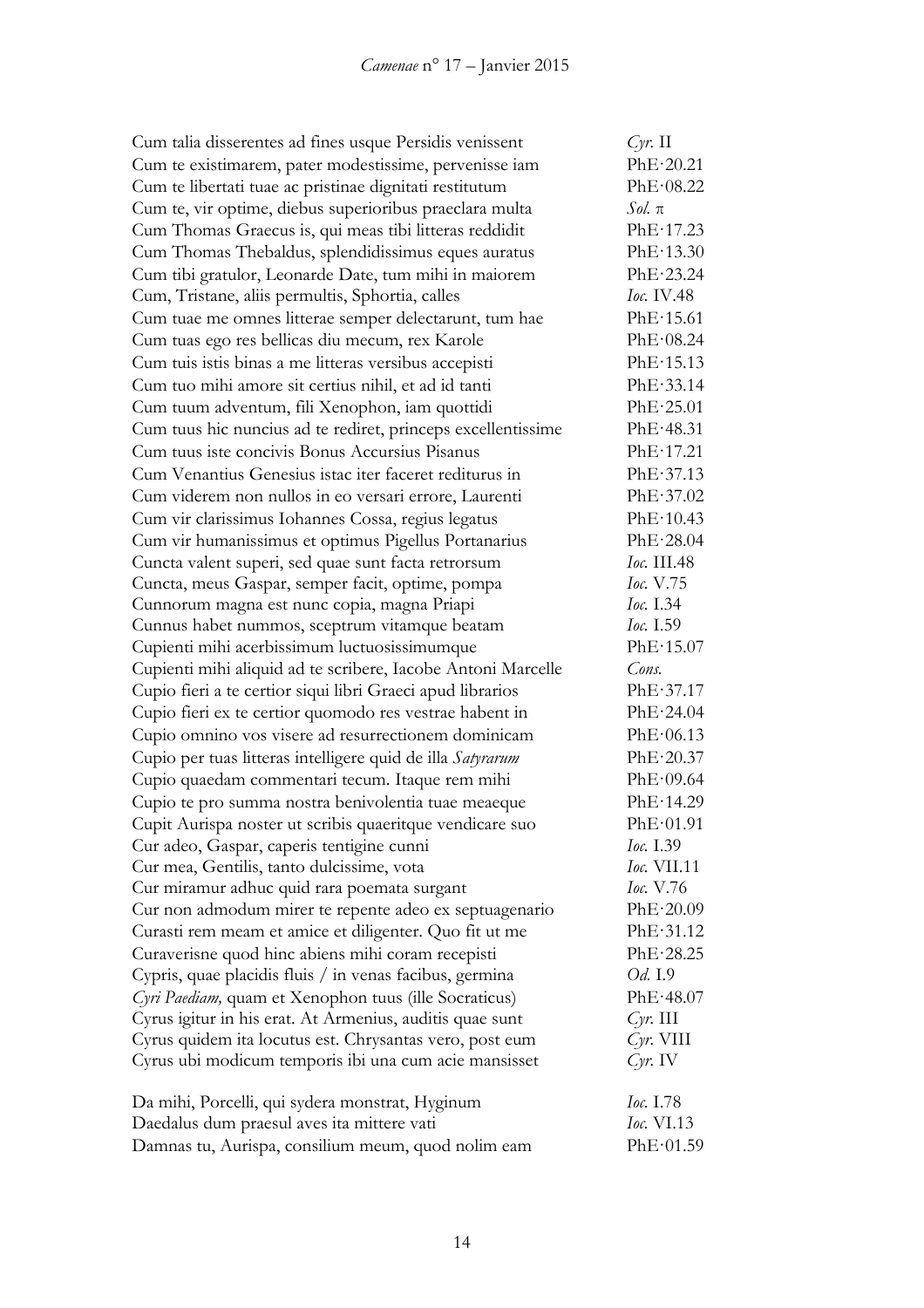| | |
|---|---|
| Cum talia disserentes ad fines usque Persidis venissent | *Cyr.* II |
| Cum te existimarem, pater modestissime, pervenisse iam | PhE·20.21 |
| Cum te libertati tuae ac pristinae dignitati restitutum | PhE·08.22 |
| Cum te, vir optime, diebus superioribus praeclara multa | *Sol.* π |
| Cum Thomas Graecus is, qui meas tibi litteras reddidit | PhE·17.23 |
| Cum Thomas Thebaldus, splendidissimus eques auratus | PhE·13.30 |
| Cum tibi gratulor, Leonarde Date, tum mihi in maiorem | PhE·23.24 |
| Cum, Tristane, aliis permultis, Sphortia, calles | *Ioc.* IV.48 |
| Cum tuae me omnes litterae semper delectarunt, tum hae | PhE·15.61 |
| Cum tuas ego res bellicas diu mecum, rex Karole | PhE·08.24 |
| Cum tuis istis binas a me litteras versibus accepisti | PhE·15.13 |
| Cum tuo mihi amore sit certius nihil, et ad id tanti | PhE·33.14 |
| Cum tuum adventum, fili Xenophon, iam quottidi | PhE·25.01 |
| Cum tuus hic nuncius ad te rediret, princeps excellentissime | PhE·48.31 |
| Cum tuus iste concivis Bonus Accursius Pisanus | PhE·17.21 |
| Cum Venantius Genesius istac iter faceret rediturus in | PhE·37.13 |
| Cum viderem non nullos in eo versari errore, Laurenti | PhE·37.02 |
| Cum vir clarissimus Iohannes Cossa, regius legatus | PhE·10.43 |
| Cum vir humanissimus et optimus Pigellus Portanarius | PhE·28.04 |
| Cuncta valent superi, sed quae sunt facta retrorsum | *Ioc.* III.48 |
| Cuncta, meus Gaspar, semper facit, optime, pompa | *Ioc.* V.75 |
| Cunnorum magna est nunc copia, magna Priapi | *Ioc.* I.34 |
| Cunnus habet nummos, sceptrum vitamque beatam | *Ioc.* I.59 |
| Cupienti mihi acerbissimum luctuosissimumque | PhE·15.07 |
| Cupienti mihi aliquid ad te scribere, Iacobe Antoni Marcelle | *Cons.* |
| Cupio fieri a te certior siqui libri Graeci apud librarios | PhE·37.17 |
| Cupio fieri ex te certior quomodo res vestrae habent in | PhE·24.04 |
| Cupio omnino vos visere ad resurrectionem dominicam | PhE·06.13 |
| Cupio per tuas litteras intelligere quid de illa *Satyrarum* | PhE·20.37 |
| Cupio quaedam commentari tecum. Itaque rem mihi | PhE·09.64 |
| Cupio te pro summa nostra benivolentia tuae meaeque | PhE·14.29 |
| Cupit Aurispa noster ut scribis quaeritque vendicare suo | PhE·01.91 |
| Cur adeo, Gaspar, caperis tentigine cunni | *Ioc.* I.39 |
| Cur mea, Gentilis, tanto dulcissime, vota | *Ioc.* VII.11 |
| Cur miramur adhuc quid rara poemata surgant | *Ioc.* V.76 |
| Cur non admodum mirer te repente adeo ex septuagenario | PhE·20.09 |
| Curasti rem meam et amice et diligenter. Quo fit ut me | PhE·31.12 |
| Curaverisne quod hinc abiens mihi coram recepisti | PhE·28.25 |
| Cypris, quae placidis fluis / in venas facibus, germina | *Od.* I.9 |
| *Cyri Paediam,* quam et Xenophon tuus (ille Socraticus) | PhE·48.07 |
| Cyrus igitur in his erat. At Armenius, auditis quae sunt | *Cyr.* III |
| Cyrus quidem ita locutus est. Chrysantas vero, post eum | *Cyr.* VIII |
| Cyrus ubi modicum temporis ibi una cum acie mansisset | *Cyr.* IV |
| | |
| Da mihi, Porcelli, qui sydera monstrat, Hyginum | *Ioc.* I.78 |
| Daedalus dum praesul aves ita mittere vati | *Ioc.* VI.13 |
| Damnas tu, Aurispa, consilium meum, quod nolim eam | PhE·01.59 |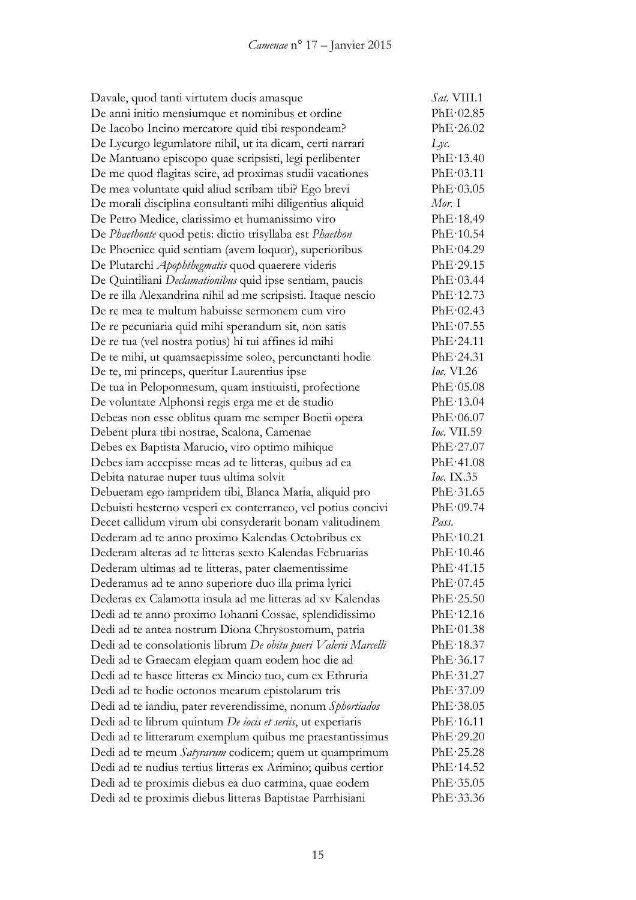| | |
|---|---|
| Davale, quod tanti virtutem ducis amasque | *Sat.* VIII.1 |
| De anni initio mensiumque et nominibus et ordine | PhE·02.85 |
| De Iacobo Incino mercatore quid tibi respondeam? | PhE·26.02 |
| De Lycurgo legumlatore nihil, ut ita dicam, certi narrari | *Lyc.* |
| De Mantuano episcopo quae scripsisti, legi perlibenter | PhE·13.40 |
| De me quod flagitas scire, ad proximas studii vacationes | PhE·03.11 |
| De mea voluntate quid aliud scribam tibi? Ego brevi | PhE·03.05 |
| De morali disciplina consultanti mihi diligentius aliquid | *Mor.* I |
| De Petro Medice, clarissimo et humanissimo viro | PhE·18.49 |
| De *Phaethonte* quod petis: dictio trisyllaba est *Phaethon* | PhE·10.54 |
| De Phoenice quid sentiam (avem loquor), superioribus | PhE·04.29 |
| De Plutarchi *Apophthegmatis* quod quaerere videris | PhE·29.15 |
| De Quintiliani *Declamationibus* quid ipse sentiam, paucis | PhE·03.44 |
| De re illa Alexandrina nihil ad me scripsisti. Itaque nescio | PhE·12.73 |
| De re mea te multum habuisse sermonem cum viro | PhE·02.43 |
| De re pecuniaria quid mihi sperandum sit, non satis | PhE·07.55 |
| De re tua (vel nostra potius) hi tui affines id mihi | PhE·24.11 |
| De te mihi, ut quamsaepissime soleo, percunctanti hodie | PhE·24.31 |
| De te, mi princeps, queritur Laurentius ipse | *Ioc.* VI.26 |
| De tua in Peloponnesum, quam instituisti, profectione | PhE·05.08 |
| De voluntate Alphonsi regis erga me et de studio | PhE·13.04 |
| Debeas non esse oblitus quam me semper Boetii opera | PhE·06.07 |
| Debent plura tibi nostrae, Scalona, Camenae | *Ioc.* VII.59 |
| Debes ex Baptista Marucio, viro optimo mihique | PhE·27.07 |
| Debes iam accepisse meas ad te litteras, quibus ad ea | PhE·41.08 |
| Debita naturae nuper tuus ultima solvit | *Ioc.* IX.35 |
| Debueram ego iampridem tibi, Blanca Maria, aliquid pro | PhE·31.65 |
| Debuisti hesterno vesperi ex conterraneo, vel potius concivi | PhE·09.74 |
| Decet callidum virum ubi consyderarit bonam valitudinem | *Pass.* |
| Dederam ad te anno proximo Kalendas Octobribus ex | PhE·10.21 |
| Dederam alteras ad te litteras sexto Kalendas Februarias | PhE·10.46 |
| Dederam ultimas ad te litteras, pater claementissime | PhE·41.15 |
| Dederamus ad te anno superiore duo illa prima lyrici | PhE·07.45 |
| Dederas ex Calamotta insula ad me litteras ad xv Kalendas | PhE·25.50 |
| Dedi ad te anno proximo Iohanni Cossae, splendidissimo | PhE·12.16 |
| Dedi ad te antea nostrum Diona Chrysostomum, patria | PhE·01.38 |
| Dedi ad te consolationis librum *De obitu pueri Valerii Marcelli* | PhE·18.37 |
| Dedi ad te Graecam elegiam quam eodem hoc die ad | PhE·36.17 |
| Dedi ad te hasce litteras ex Mincio tuo, cum ex Ethruria | PhE·31.27 |
| Dedi ad te hodie octonos mearum epistolarum tris | PhE·37.09 |
| Dedi ad te iandiu, pater reverendissime, nonum *Sphortiados* | PhE·38.05 |
| Dedi ad te librum quintum *De iocis et seriis*, ut experiaris | PhE·16.11 |
| Dedi ad te litterarum exemplum quibus me praestantissimus | PhE·29.20 |
| Dedi ad te meum *Satyrarum* codicem; quem ut quamprimum | PhE·25.28 |
| Dedi ad te nudius tertius litteras ex Arimino; quibus certior | PhE·14.52 |
| Dedi ad te proximis diebus ea duo carmina, quae eodem | PhE·35.05 |
| Dedi ad te proximis diebus litteras Baptistae Parrhisiani | PhE·33.36 |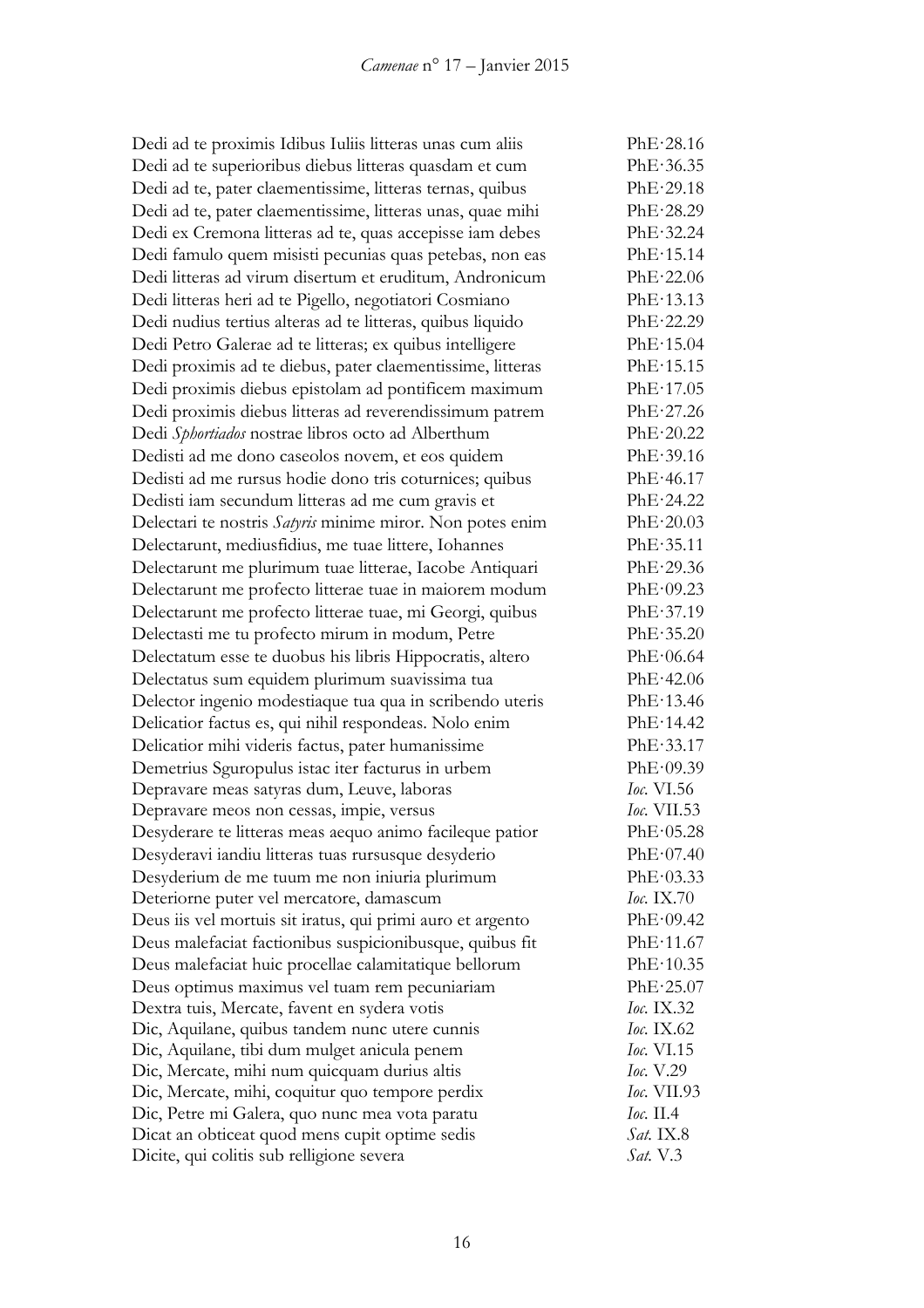| | |
|---|---|
| Dedi ad te proximis Idibus Iuliis litteras unas cum aliis | PhE·28.16 |
| Dedi ad te superioribus diebus litteras quasdam et cum | PhE·36.35 |
| Dedi ad te, pater claementissime, litteras ternas, quibus | PhE·29.18 |
| Dedi ad te, pater claementissime, litteras unas, quae mihi | PhE·28.29 |
| Dedi ex Cremona litteras ad te, quas accepisse iam debes | PhE·32.24 |
| Dedi famulo quem misisti pecunias quas petebas, non eas | PhE·15.14 |
| Dedi litteras ad virum disertum et eruditum, Andronicum | PhE·22.06 |
| Dedi litteras heri ad te Pigello, negotiatori Cosmiano | PhE·13.13 |
| Dedi nudius tertius alteras ad te litteras, quibus liquido | PhE·22.29 |
| Dedi Petro Galerae ad te litteras; ex quibus intelligere | PhE·15.04 |
| Dedi proximis ad te diebus, pater claementissime, litteras | PhE·15.15 |
| Dedi proximis diebus epistolam ad pontificem maximum | PhE·17.05 |
| Dedi proximis diebus litteras ad reverendissimum patrem | PhE·27.26 |
| Dedi *Sphortiados* nostrae libros octo ad Alberthum | PhE·20.22 |
| Dedisti ad me dono caseolos novem, et eos quidem | PhE·39.16 |
| Dedisti ad me rursus hodie dono tris coturnices; quibus | PhE·46.17 |
| Dedisti iam secundum litteras ad me cum gravis et | PhE·24.22 |
| Delectari te nostris *Satyris* minime miror. Non potes enim | PhE·20.03 |
| Delectarunt, mediusfidius, me tuae littere, Iohannes | PhE·35.11 |
| Delectarunt me plurimum tuae litterae, Iacobe Antiquari | PhE·29.36 |
| Delectarunt me profecto litterae tuae in maiorem modum | PhE·09.23 |
| Delectarunt me profecto litterae tuae, mi Georgi, quibus | PhE·37.19 |
| Delectasti me tu profecto mirum in modum, Petre | PhE·35.20 |
| Delectatum esse te duobus his libris Hippocratis, altero | PhE·06.64 |
| Delectatus sum equidem plurimum suavissima tua | PhE·42.06 |
| Delector ingenio modestiaque tua qua in scribendo uteris | PhE·13.46 |
| Delicatior factus es, qui nihil respondeas. Nolo enim | PhE·14.42 |
| Delicatior mihi videris factus, pater humanissime | PhE·33.17 |
| Demetrius Sguropulus istac iter facturus in urbem | PhE·09.39 |
| Depravare meas satyras dum, Leuve, laboras | *Ioc.* VI.56 |
| Depravare meos non cessas, impie, versus | *Ioc.* VII.53 |
| Desyderare te litteras meas aequo animo facileque patior | PhE·05.28 |
| Desyderavi iandiu litteras tuas rursusque desyderio | PhE·07.40 |
| Desyderium de me tuum me non iniuria plurimum | PhE·03.33 |
| Deteriorne puter vel mercatore, damascum | *Ioc.* IX.70 |
| Deus iis vel mortuis sit iratus, qui primi auro et argento | PhE·09.42 |
| Deus malefaciat factionibus suspicionibusque, quibus fit | PhE·11.67 |
| Deus malefaciat huic procellae calamitatique bellorum | PhE·10.35 |
| Deus optimus maximus vel tuam rem pecuniariam | PhE·25.07 |
| Dextra tuis, Mercate, favent en sydera votis | *Ioc.* IX.32 |
| Dic, Aquilane, quibus tandem nunc utere cunnis | *Ioc.* IX.62 |
| Dic, Aquilane, tibi dum mulget anicula penem | *Ioc.* VI.15 |
| Dic, Mercate, mihi num quicquam durius altis | *Ioc.* V.29 |
| Dic, Mercate, mihi, coquitur quo tempore perdix | *Ioc.* VII.93 |
| Dic, Petre mi Galera, quo nunc mea vota paratu | *Ioc.* II.4 |
| Dicat an obticeat quod mens cupit optime sedis | *Sat.* IX.8 |
| Dicite, qui colitis sub relligione severa | *Sat.* V.3 |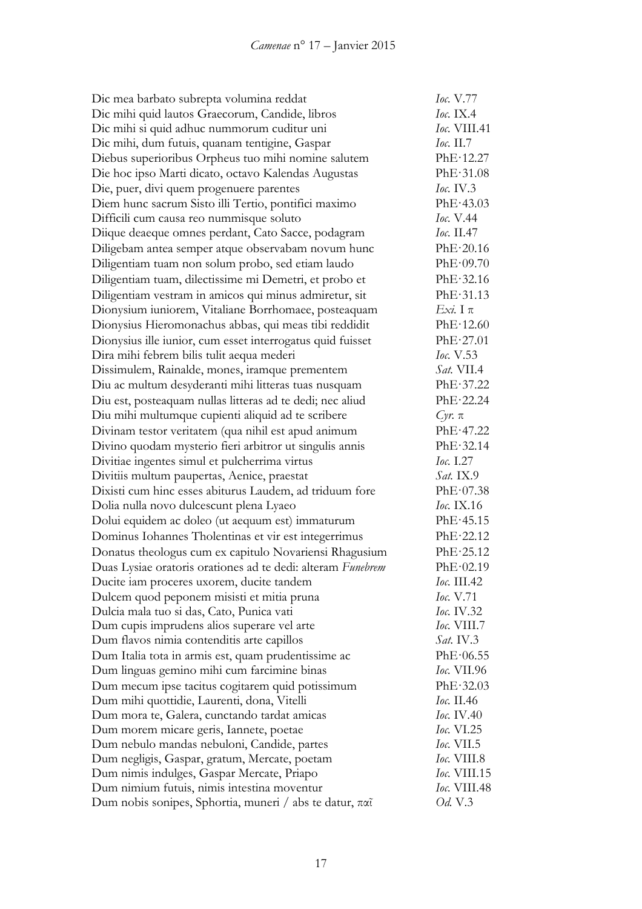| | |
|---|---|
| Dic mea barbato subrepta volumina reddat | *Ioc.* V.77 |
| Dic mihi quid lautos Graecorum, Candide, libros | *Ioc.* IX.4 |
| Dic mihi si quid adhuc nummorum cuditur uni | *Ioc.* VIII.41 |
| Dic mihi, dum futuis, quanam tentigine, Gaspar | *Ioc.* II.7 |
| Diebus superioribus Orpheus tuo mihi nomine salutem | PhE·12.27 |
| Die hoc ipso Marti dicato, octavo Kalendas Augustas | PhE·31.08 |
| Die, puer, divi quem progenuere parentes | *Ioc.* IV.3 |
| Diem hunc sacrum Sisto illi Tertio, pontifici maximo | PhE·43.03 |
| Difficili cum causa reo nummisque soluto | *Ioc.* V.44 |
| Diique deaeque omnes perdant, Cato Sacce, podagram | *Ioc.* II.47 |
| Diligebam antea semper atque observabam novum hunc | PhE·20.16 |
| Diligentiam tuam non solum probo, sed etiam laudo | PhE·09.70 |
| Diligentiam tuam, dilectissime mi Demetri, et probo et | PhE·32.16 |
| Diligentiam vestram in amicos qui minus admiretur, sit | PhE·31.13 |
| Dionysium iuniorem, Vitaliane Borrhomaee, posteaquam | *Exi.* I π |
| Dionysius Hieromonachus abbas, qui meas tibi reddidit | PhE·12.60 |
| Dionysius ille iunior, cum esset interrogatus quid fuisset | PhE·27.01 |
| Dira mihi febrem bilis tulit aequa mederi | *Ioc.* V.53 |
| Dissimulem, Rainalde, mones, iramque prementem | *Sat.* VII.4 |
| Diu ac multum desyderanti mihi litteras tuas nusquam | PhE·37.22 |
| Diu est, posteaquam nullas litteras ad te dedi; nec aliud | PhE·22.24 |
| Diu mihi multumque cupienti aliquid ad te scribere | *Cyr.* π |
| Divinam testor veritatem (qua nihil est apud animum | PhE·47.22 |
| Divino quodam mysterio fieri arbitror ut singulis annis | PhE·32.14 |
| Divitiae ingentes simul et pulcherrima virtus | *Ioc.* I.27 |
| Divitiis multum paupertas, Aenice, praestat | *Sat.* IX.9 |
| Dixisti cum hinc esses abiturus Laudem, ad triduum fore | PhE·07.38 |
| Dolia nulla novo dulcescunt plena Lyaeo | *Ioc.* IX.16 |
| Dolui equidem ac doleo (ut aequum est) immaturum | PhE·45.15 |
| Dominus Iohannes Tholentinas et vir est integerrimus | PhE·22.12 |
| Donatus theologus cum ex capitulo Novariensi Rhagusium | PhE·25.12 |
| Duas Lysiae oratoris orationes ad te dedi: alteram *Funebrem* | PhE·02.19 |
| Ducite iam proceres uxorem, ducite tandem | *Ioc.* III.42 |
| Dulcem quod peponem misisti et mitia pruna | *Ioc.* V.71 |
| Dulcia mala tuo si das, Cato, Punica vati | *Ioc.* IV.32 |
| Dum cupis imprudens alios superare vel arte | *Ioc.* VIII.7 |
| Dum flavos nimia contenditis arte capillos | *Sat.* IV.3 |
| Dum Italia tota in armis est, quam prudentissime ac | PhE·06.55 |
| Dum linguas gemino mihi cum farcimine binas | *Ioc.* VII.96 |
| Dum mecum ipse tacitus cogitarem quid potissimum | PhE·32.03 |
| Dum mihi quottidie, Laurenti, dona, Vitelli | *Ioc.* II.46 |
| Dum mora te, Galera, cunctando tardat amicas | *Ioc.* IV.40 |
| Dum morem micare geris, Iannete, poetae | *Ioc.* VI.25 |
| Dum nebulo mandas nebuloni, Candide, partes | *Ioc.* VII.5 |
| Dum negligis, Gaspar, gratum, Mercate, poetam | *Ioc.* VIII.8 |
| Dum nimis indulges, Gaspar Mercate, Priapo | *Ioc.* VIII.15 |
| Dum nimium futuis, nimis intestina moventur | *Ioc.* VIII.48 |
| Dum nobis sonipes, Sphortia, muneri / abs te datur, παῖ | *Od.* V.3 |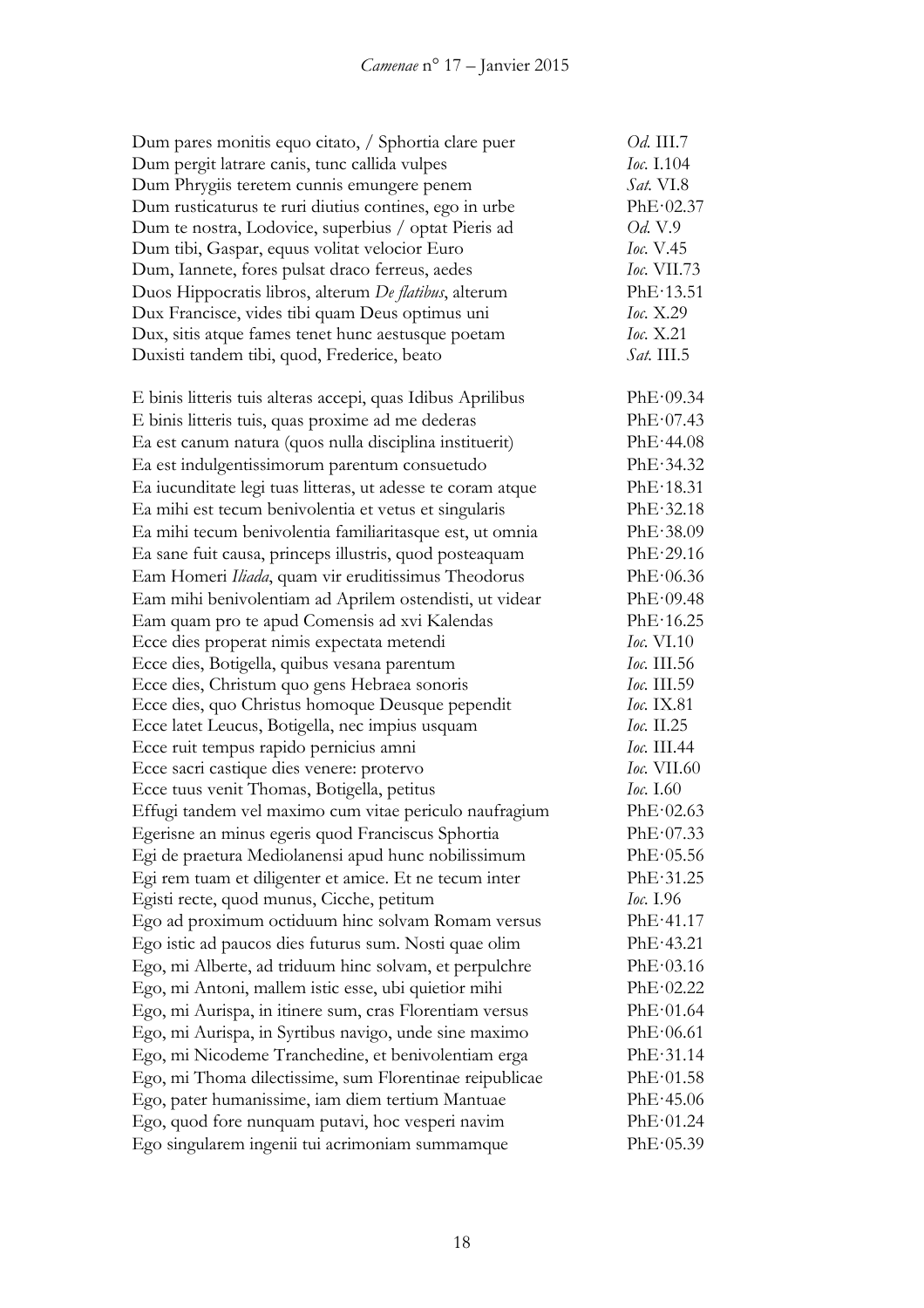| | |
|---|---|
| Dum pares monitis equo citato, / Sphortia clare puer | *Od.* III.7 |
| Dum pergit latrare canis, tunc callida vulpes | *Ioc.* I.104 |
| Dum Phrygiis teretem cunnis emungere penem | *Sat.* VI.8 |
| Dum rusticaturus te ruri diutius contines, ego in urbe | PhE·02.37 |
| Dum te nostra, Lodovice, superbius / optat Pieris ad | *Od.* V.9 |
| Dum tibi, Gaspar, equus volitat velocior Euro | *Ioc.* V.45 |
| Dum, Iannete, fores pulsat draco ferreus, aedes | *Ioc.* VII.73 |
| Duos Hippocratis libros, alterum *De flatibus*, alterum | PhE·13.51 |
| Dux Francisce, vides tibi quam Deus optimus uni | *Ioc.* X.29 |
| Dux, sitis atque fames tenet hunc aestusque poetam | *Ioc.* X.21 |
| Duxisti tandem tibi, quod, Frederice, beato | *Sat.* III.5 |
| | |
| E binis litteris tuis alteras accepi, quas Idibus Aprilibus | PhE·09.34 |
| E binis litteris tuis, quas proxime ad me dederas | PhE·07.43 |
| Ea est canum natura (quos nulla disciplina instituerit) | PhE·44.08 |
| Ea est indulgentissimorum parentum consuetudo | PhE·34.32 |
| Ea iucunditate legi tuas litteras, ut adesse te coram atque | PhE·18.31 |
| Ea mihi est tecum benivolentia et vetus et singularis | PhE·32.18 |
| Ea mihi tecum benivolentia familiaritasque est, ut omnia | PhE·38.09 |
| Ea sane fuit causa, princeps illustris, quod posteaquam | PhE·29.16 |
| Eam Homeri *Iliada*, quam vir eruditissimus Theodorus | PhE·06.36 |
| Eam mihi benivolentiam ad Aprilem ostendisti, ut videar | PhE·09.48 |
| Eam quam pro te apud Comensis ad xvi Kalendas | PhE·16.25 |
| Ecce dies properat nimis expectata metendi | *Ioc.* VI.10 |
| Ecce dies, Botigella, quibus vesana parentum | *Ioc.* III.56 |
| Ecce dies, Christum quo gens Hebraea sonoris | *Ioc.* III.59 |
| Ecce dies, quo Christus homoque Deusque pependit | *Ioc.* IX.81 |
| Ecce latet Leucus, Botigella, nec impius usquam | *Ioc.* II.25 |
| Ecce ruit tempus rapido pernicius amni | *Ioc.* III.44 |
| Ecce sacri castique dies venere: protervo | *Ioc.* VII.60 |
| Ecce tuus venit Thomas, Botigella, petitus | *Ioc.* I.60 |
| Effugi tandem vel maximo cum vitae periculo naufragium | PhE·02.63 |
| Egerisne an minus egeris quod Franciscus Sphortia | PhE·07.33 |
| Egi de praetura Mediolanensi apud hunc nobilissimum | PhE·05.56 |
| Egi rem tuam et diligenter et amice. Et ne tecum inter | PhE·31.25 |
| Egisti recte, quod munus, Cicche, petitum | *Ioc.* I.96 |
| Ego ad proximum octiduum hinc solvam Romam versus | PhE·41.17 |
| Ego istic ad paucos dies futurus sum. Nosti quae olim | PhE·43.21 |
| Ego, mi Alberte, ad triduum hinc solvam, et perpulchre | PhE·03.16 |
| Ego, mi Antoni, mallem istic esse, ubi quietior mihi | PhE·02.22 |
| Ego, mi Aurispa, in itinere sum, cras Florentiam versus | PhE·01.64 |
| Ego, mi Aurispa, in Syrtibus navigo, unde sine maximo | PhE·06.61 |
| Ego, mi Nicodeme Tranchedine, et benivolentiam erga | PhE·31.14 |
| Ego, mi Thoma dilectissime, sum Florentinae reipublicae | PhE·01.58 |
| Ego, pater humanissime, iam diem tertium Mantuae | PhE·45.06 |
| Ego, quod fore nunquam putavi, hoc vesperi navim | PhE·01.24 |
| Ego singularem ingenii tui acrimoniam summamque | PhE·05.39 |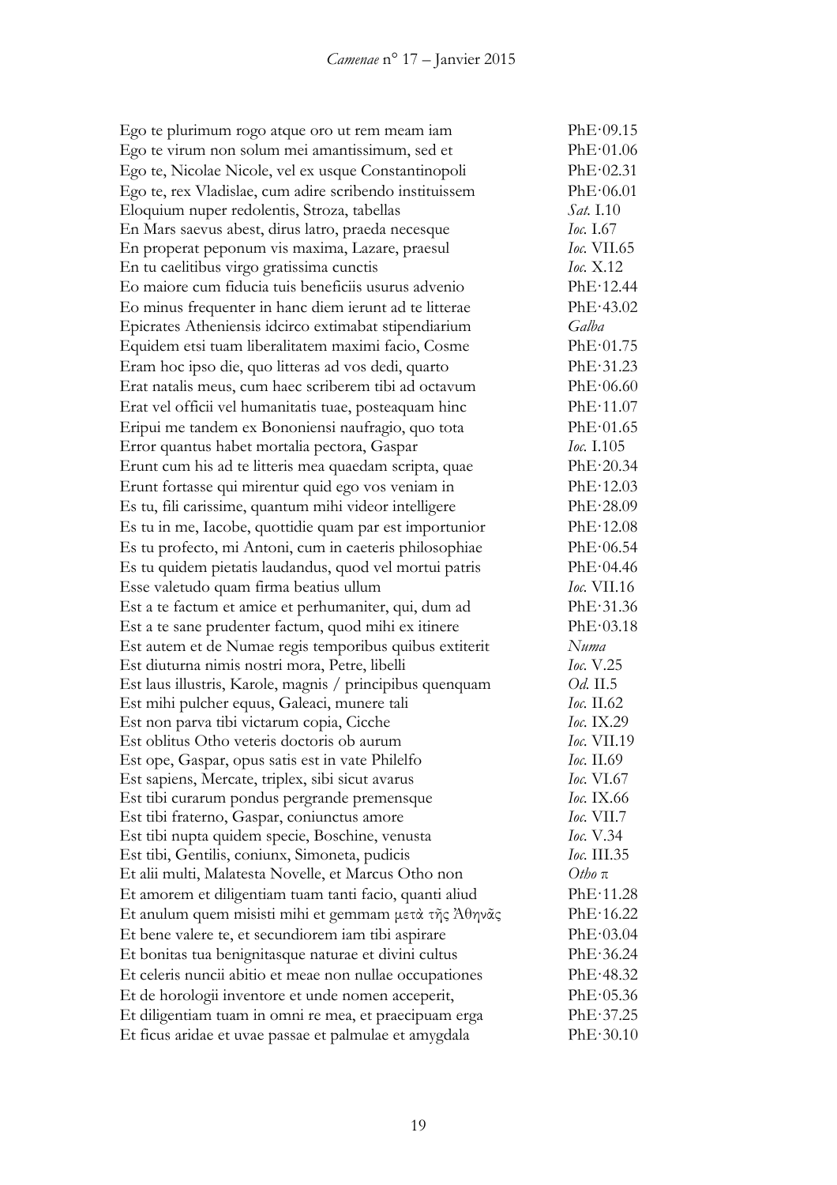| | |
|---|---|
| Ego te plurimum rogo atque oro ut rem meam iam | PhE·09.15 |
| Ego te virum non solum mei amantissimum, sed et | PhE·01.06 |
| Ego te, Nicolae Nicole, vel ex usque Constantinopoli | PhE·02.31 |
| Ego te, rex Vladislae, cum adire scribendo instituissem | PhE·06.01 |
| Eloquium nuper redolentis, Stroza, tabellas | *Sat.* I.10 |
| En Mars saevus abest, dirus latro, praeda necesque | *Ioc.* I.67 |
| En properat peponum vis maxima, Lazare, praesul | *Ioc.* VII.65 |
| En tu caelitibus virgo gratissima cunctis | *Ioc.* X.12 |
| Eo maiore cum fiducia tuis beneficiis usurus advenio | PhE·12.44 |
| Eo minus frequenter in hanc diem ierunt ad te litterae | PhE·43.02 |
| Epicrates Atheniensis idcirco extimabat stipendiarium | *Galba* |
| Equidem etsi tuam liberalitatem maximi facio, Cosme | PhE·01.75 |
| Eram hoc ipso die, quo litteras ad vos dedi, quarto | PhE·31.23 |
| Erat natalis meus, cum haec scriberem tibi ad octavum | PhE·06.60 |
| Erat vel officii vel humanitatis tuae, posteaquam hinc | PhE·11.07 |
| Eripui me tandem ex Bononiensi naufragio, quo tota | PhE·01.65 |
| Error quantus habet mortalia pectora, Gaspar | *Ioc.* I.105 |
| Erunt cum his ad te litteris mea quaedam scripta, quae | PhE·20.34 |
| Erunt fortasse qui mirentur quid ego vos veniam in | PhE·12.03 |
| Es tu, fili carissime, quantum mihi videor intelligere | PhE·28.09 |
| Es tu in me, Iacobe, quottidie quam par est importunior | PhE·12.08 |
| Es tu profecto, mi Antoni, cum in caeteris philosophiae | PhE·06.54 |
| Es tu quidem pietatis laudandus, quod vel mortui patris | PhE·04.46 |
| Esse valetudo quam firma beatius ullum | *Ioc.* VII.16 |
| Est a te factum et amice et perhumaniter, qui, dum ad | PhE·31.36 |
| Est a te sane prudenter factum, quod mihi ex itinere | PhE·03.18 |
| Est autem et de Numae regis temporibus quibus extiterit | *Numa* |
| Est diuturna nimis nostri mora, Petre, libelli | *Ioc.* V.25 |
| Est laus illustris, Karole, magnis / principibus quenquam | *Od.* II.5 |
| Est mihi pulcher equus, Galeaci, munere tali | *Ioc.* II.62 |
| Est non parva tibi victarum copia, Cicche | *Ioc.* IX.29 |
| Est oblitus Otho veteris doctoris ob aurum | *Ioc.* VII.19 |
| Est ope, Gaspar, opus satis est in vate Philelfo | *Ioc.* II.69 |
| Est sapiens, Mercate, triplex, sibi sicut avarus | *Ioc.* VI.67 |
| Est tibi curarum pondus pergrande premensque | *Ioc.* IX.66 |
| Est tibi fraterno, Gaspar, coniunctus amore | *Ioc.* VII.7 |
| Est tibi nupta quidem specie, Boschine, venusta | *Ioc.* V.34 |
| Est tibi, Gentilis, coniunx, Simoneta, pudicis | *Ioc.* III.35 |
| Et alii multi, Malatesta Novelle, et Marcus Otho non | *Otho* π |
| Et amorem et diligentiam tuam tanti facio, quanti aliud | PhE·11.28 |
| Et anulum quem misisti mihi et gemmam μετὰ τῆς Ἀθηνᾶς | PhE·16.22 |
| Et bene valere te, et secundiorem iam tibi aspirare | PhE·03.04 |
| Et bonitas tua benignitasque naturae et divini cultus | PhE·36.24 |
| Et celeris nuncii abitio et meae non nullae occupationes | PhE·48.32 |
| Et de horologii inventore et unde nomen acceperit, | PhE·05.36 |
| Et diligentiam tuam in omni re mea, et praecipuam erga | PhE·37.25 |
| Et ficus aridae et uvae passae et palmulae et amygdala | PhE·30.10 |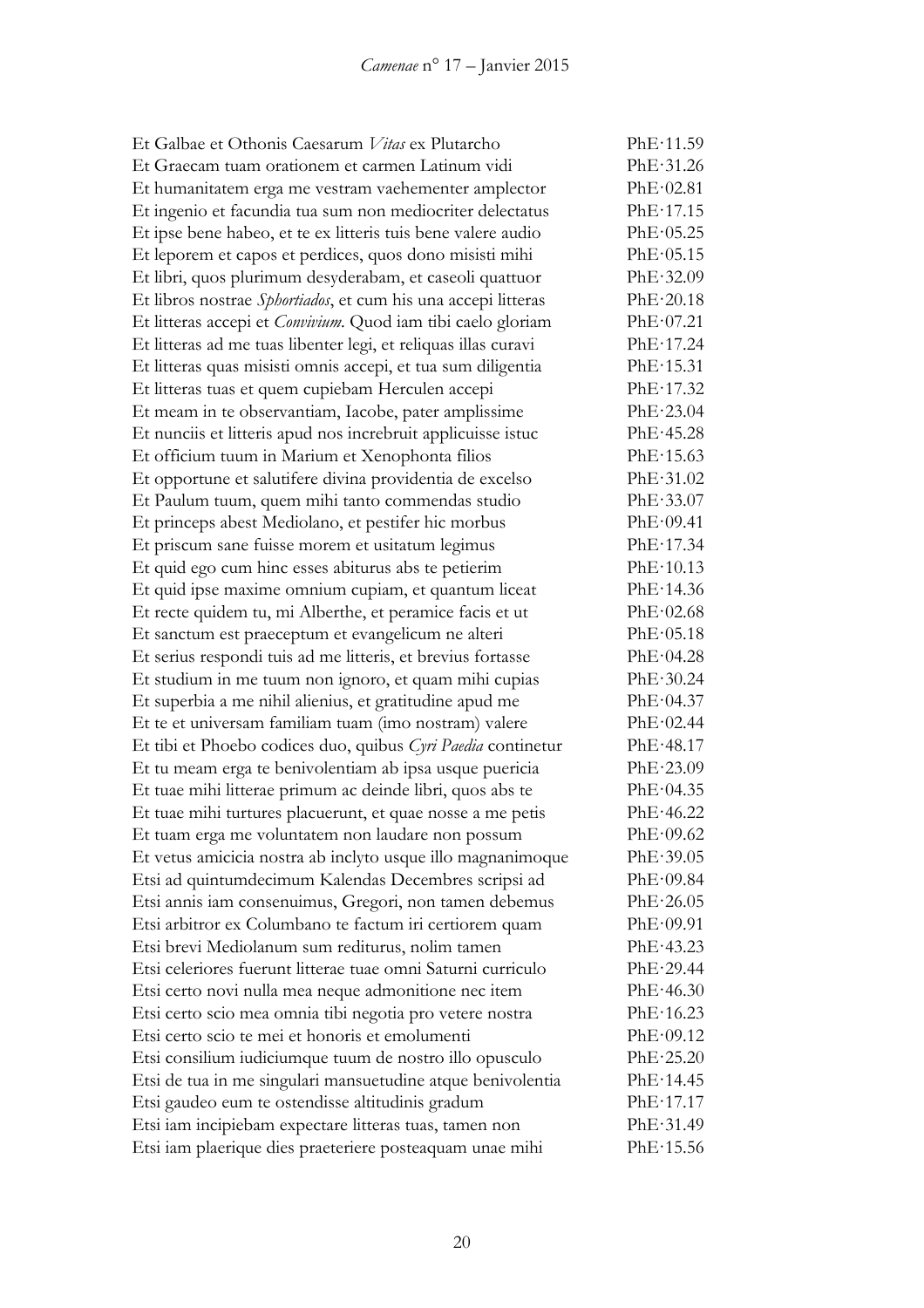| | |
|---|---|
| Et Galbae et Othonis Caesarum *Vitas* ex Plutarcho | PhE·11.59 |
| Et Graecam tuam orationem et carmen Latinum vidi | PhE·31.26 |
| Et humanitatem erga me vestram vaehementer amplector | PhE·02.81 |
| Et ingenio et facundia tua sum non mediocriter delectatus | PhE·17.15 |
| Et ipse bene habeo, et te ex litteris tuis bene valere audio | PhE·05.25 |
| Et leporem et capos et perdices, quos dono misisti mihi | PhE·05.15 |
| Et libri, quos plurimum desyderabam, et caseoli quattuor | PhE·32.09 |
| Et libros nostrae *Sphortiados*, et cum his una accepi litteras | PhE·20.18 |
| Et litteras accepi et *Convivium.* Quod iam tibi caelo gloriam | PhE·07.21 |
| Et litteras ad me tuas libenter legi, et reliquas illas curavi | PhE·17.24 |
| Et litteras quas misisti omnis accepi, et tua sum diligentia | PhE·15.31 |
| Et litteras tuas et quem cupiebam Herculen accepi | PhE·17.32 |
| Et meam in te observantiam, Iacobe, pater amplissime | PhE·23.04 |
| Et nunciis et litteris apud nos increbruit applicuisse istuc | PhE·45.28 |
| Et officium tuum in Marium et Xenophonta filios | PhE·15.63 |
| Et opportune et salutifere divina providentia de excelso | PhE·31.02 |
| Et Paulum tuum, quem mihi tanto commendas studio | PhE·33.07 |
| Et princeps abest Mediolano, et pestifer hic morbus | PhE·09.41 |
| Et priscum sane fuisse morem et usitatum legimus | PhE·17.34 |
| Et quid ego cum hinc esses abiturus abs te petierim | PhE·10.13 |
| Et quid ipse maxime omnium cupiam, et quantum liceat | PhE·14.36 |
| Et recte quidem tu, mi Alberthe, et peramice facis et ut | PhE·02.68 |
| Et sanctum est praeceptum et evangelicum ne alteri | PhE·05.18 |
| Et serius respondi tuis ad me litteris, et brevius fortasse | PhE·04.28 |
| Et studium in me tuum non ignoro, et quam mihi cupias | PhE·30.24 |
| Et superbia a me nihil alienius, et gratitudine apud me | PhE·04.37 |
| Et te et universam familiam tuam (imo nostram) valere | PhE·02.44 |
| Et tibi et Phoebo codices duo, quibus *Cyri Paedia* continetur | PhE·48.17 |
| Et tu meam erga te benivolentiam ab ipsa usque puericia | PhE·23.09 |
| Et tuae mihi litterae primum ac deinde libri, quos abs te | PhE·04.35 |
| Et tuae mihi turtures placuerunt, et quae nosse a me petis | PhE·46.22 |
| Et tuam erga me voluntatem non laudare non possum | PhE·09.62 |
| Et vetus amicicia nostra ab inclyto usque illo magnanimoque | PhE·39.05 |
| Etsi ad quintumdecimum Kalendas Decembres scripsi ad | PhE·09.84 |
| Etsi annis iam consenuimus, Gregori, non tamen debemus | PhE·26.05 |
| Etsi arbitror ex Columbano te factum iri certiorem quam | PhE·09.91 |
| Etsi brevi Mediolanum sum rediturus, nolim tamen | PhE·43.23 |
| Etsi celeriores fuerunt litterae tuae omni Saturni curriculo | PhE·29.44 |
| Etsi certo novi nulla mea neque admonitione nec item | PhE·46.30 |
| Etsi certo scio mea omnia tibi negotia pro vetere nostra | PhE·16.23 |
| Etsi certo scio te mei et honoris et emolumenti | PhE·09.12 |
| Etsi consilium iudiciumque tuum de nostro illo opusculo | PhE·25.20 |
| Etsi de tua in me singulari mansuetudine atque benivolentia | PhE·14.45 |
| Etsi gaudeo eum te ostendisse altitudinis gradum | PhE·17.17 |
| Etsi iam incipiebam expectare litteras tuas, tamen non | PhE·31.49 |
| Etsi iam plaerique dies praeteriere posteaquam unae mihi | PhE·15.56 |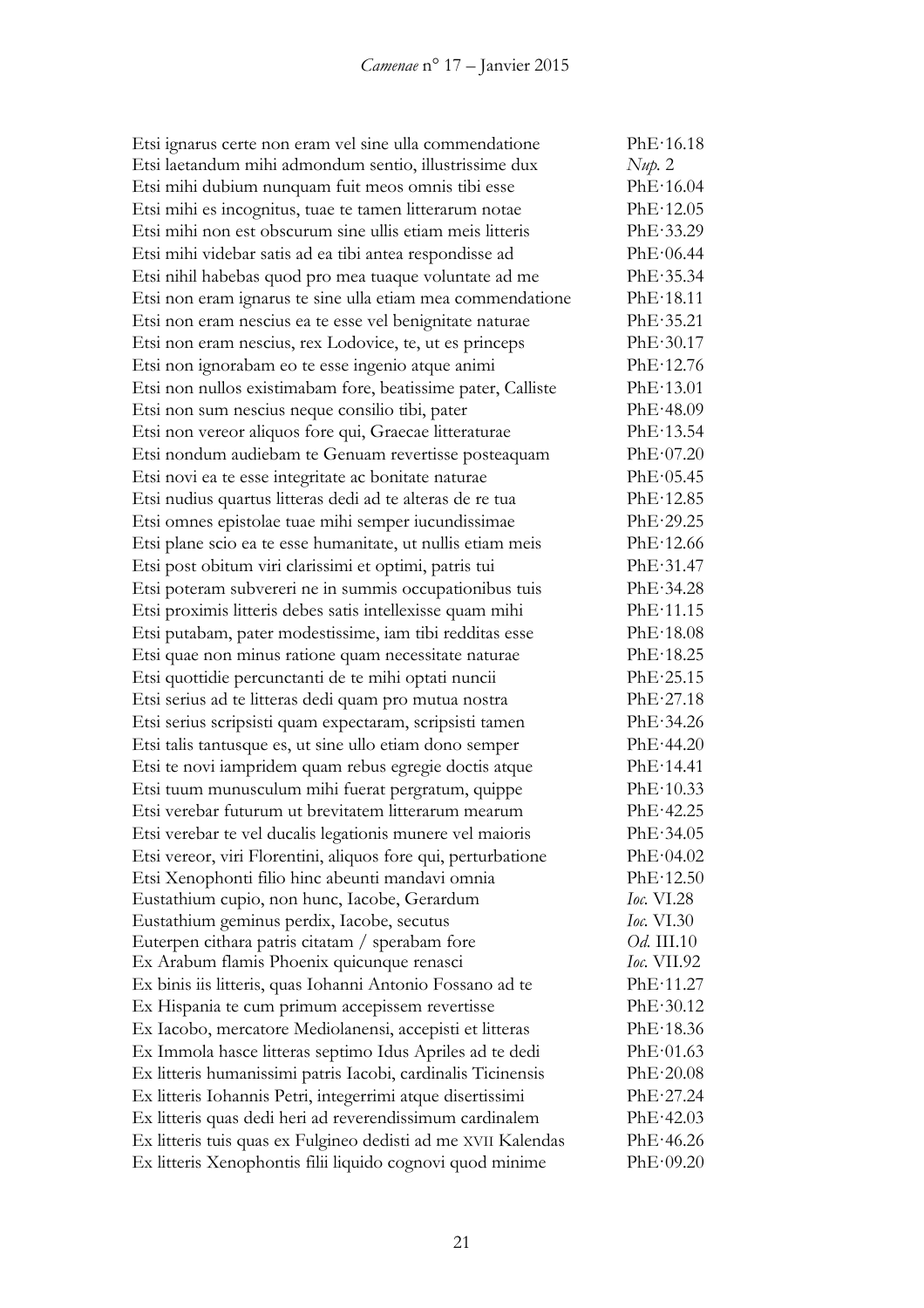| | |
|---|---|
| Etsi ignarus certe non eram vel sine ulla commendatione | PhE·16.18 |
| Etsi laetandum mihi admondum sentio, illustrissime dux | *Nup.* 2 |
| Etsi mihi dubium nunquam fuit meos omnis tibi esse | PhE·16.04 |
| Etsi mihi es incognitus, tuae te tamen litterarum notae | PhE·12.05 |
| Etsi mihi non est obscurum sine ullis etiam meis litteris | PhE·33.29 |
| Etsi mihi videbar satis ad ea tibi antea respondisse ad | PhE·06.44 |
| Etsi nihil habebas quod pro mea tuaque voluntate ad me | PhE·35.34 |
| Etsi non eram ignarus te sine ulla etiam mea commendatione | PhE·18.11 |
| Etsi non eram nescius ea te esse vel benignitate naturae | PhE·35.21 |
| Etsi non eram nescius, rex Lodovice, te, ut es princeps | PhE·30.17 |
| Etsi non ignorabam eo te esse ingenio atque animi | PhE·12.76 |
| Etsi non nullos existimabam fore, beatissime pater, Calliste | PhE·13.01 |
| Etsi non sum nescius neque consilio tibi, pater | PhE·48.09 |
| Etsi non vereor aliquos fore qui, Graecae litteraturae | PhE·13.54 |
| Etsi nondum audiebam te Genuam revertisse posteaquam | PhE·07.20 |
| Etsi novi ea te esse integritate ac bonitate naturae | PhE·05.45 |
| Etsi nudius quartus litteras dedi ad te alteras de re tua | PhE·12.85 |
| Etsi omnes epistolae tuae mihi semper iucundissimae | PhE·29.25 |
| Etsi plane scio ea te esse humanitate, ut nullis etiam meis | PhE·12.66 |
| Etsi post obitum viri clarissimi et optimi, patris tui | PhE·31.47 |
| Etsi poteram subvereri ne in summis occupationibus tuis | PhE·34.28 |
| Etsi proximis litteris debes satis intellexisse quam mihi | PhE·11.15 |
| Etsi putabam, pater modestissime, iam tibi redditas esse | PhE·18.08 |
| Etsi quae non minus ratione quam necessitate naturae | PhE·18.25 |
| Etsi quottidie percunctanti de te mihi optati nuncii | PhE·25.15 |
| Etsi serius ad te litteras dedi quam pro mutua nostra | PhE·27.18 |
| Etsi serius scripsisti quam expectaram, scripsisti tamen | PhE·34.26 |
| Etsi talis tantusque es, ut sine ullo etiam dono semper | PhE·44.20 |
| Etsi te novi iampridem quam rebus egregie doctis atque | PhE·14.41 |
| Etsi tuum munusculum mihi fuerat pergratum, quippe | PhE·10.33 |
| Etsi verebar futurum ut brevitatem litterarum mearum | PhE·42.25 |
| Etsi verebar te vel ducalis legationis munere vel maioris | PhE·34.05 |
| Etsi vereor, viri Florentini, aliquos fore qui, perturbatione | PhE·04.02 |
| Etsi Xenophonti filio hinc abeunti mandavi omnia | PhE·12.50 |
| Eustathium cupio, non hunc, Iacobe, Gerardum | *Ioc.* VI.28 |
| Eustathium geminus perdix, Iacobe, secutus | *Ioc.* VI.30 |
| Euterpen cithara patris citatam / sperabam fore | *Od.* III.10 |
| Ex Arabum flamis Phoenix quicunque renasci | *Ioc.* VII.92 |
| Ex binis iis litteris, quas Iohanni Antonio Fossano ad te | PhE·11.27 |
| Ex Hispania te cum primum accepissem revertisse | PhE·30.12 |
| Ex Iacobo, mercatore Mediolanensi, accepisti et litteras | PhE·18.36 |
| Ex Immola hasce litteras septimo Idus Apriles ad te dedi | PhE·01.63 |
| Ex litteris humanissimi patris Iacobi, cardinalis Ticinensis | PhE·20.08 |
| Ex litteris Iohannis Petri, integerrimi atque disertissimi | PhE·27.24 |
| Ex litteris quas dedi heri ad reverendissimum cardinalem | PhE·42.03 |
| Ex litteris tuis quas ex Fulgineo dedisti ad me XVII Kalendas | PhE·46.26 |
| Ex litteris Xenophontis filii liquido cognovi quod minime | PhE·09.20 |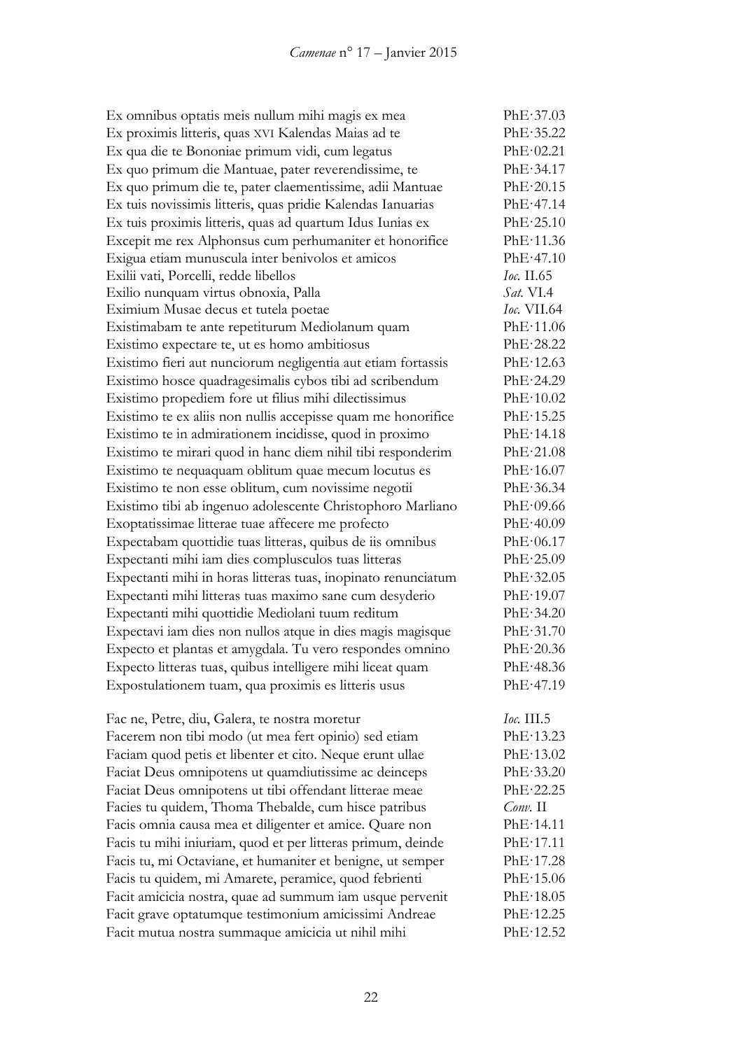| | |
|---|---|
| Ex omnibus optatis meis nullum mihi magis ex mea | PhE·37.03 |
| Ex proximis litteris, quas XVI Kalendas Maias ad te | PhE·35.22 |
| Ex qua die te Bononiae primum vidi, cum legatus | PhE·02.21 |
| Ex quo primum die Mantuae, pater reverendissime, te | PhE·34.17 |
| Ex quo primum die te, pater claementissime, adii Mantuae | PhE·20.15 |
| Ex tuis novissimis litteris, quas pridie Kalendas Ianuarias | PhE·47.14 |
| Ex tuis proximis litteris, quas ad quartum Idus Iunias ex | PhE·25.10 |
| Excepit me rex Alphonsus cum perhumaniter et honorifice | PhE·11.36 |
| Exigua etiam munuscula inter benivolos et amicos | PhE·47.10 |
| Exilii vati, Porcelli, redde libellos | *Ioc.* II.65 |
| Exilio nunquam virtus obnoxia, Palla | *Sat.* VI.4 |
| Eximium Musae decus et tutela poetae | *Ioc.* VII.64 |
| Existimabam te ante repetiturum Mediolanum quam | PhE·11.06 |
| Existimo expectare te, ut es homo ambitiosus | PhE·28.22 |
| Existimo fieri aut nunciorum negligentia aut etiam fortassis | PhE·12.63 |
| Existimo hosce quadragesimalis cybos tibi ad scribendum | PhE·24.29 |
| Existimo propediem fore ut filius mihi dilectissimus | PhE·10.02 |
| Existimo te ex aliis non nullis accepisse quam me honorifice | PhE·15.25 |
| Existimo te in admirationem incidisse, quod in proximo | PhE·14.18 |
| Existimo te mirari quod in hanc diem nihil tibi responderim | PhE·21.08 |
| Existimo te nequaquam oblitum quae mecum locutus es | PhE·16.07 |
| Existimo te non esse oblitum, cum novissime negotii | PhE·36.34 |
| Existimo tibi ab ingenuo adolescente Christophoro Marliano | PhE·09.66 |
| Exoptatissimae litterae tuae affecere me profecto | PhE·40.09 |
| Expectabam quottidie tuas litteras, quibus de iis omnibus | PhE·06.17 |
| Expectanti mihi iam dies complusculos tuas litteras | PhE·25.09 |
| Expectanti mihi in horas litteras tuas, inopinato renunciatum | PhE·32.05 |
| Expectanti mihi litteras tuas maximo sane cum desyderio | PhE·19.07 |
| Expectanti mihi quottidie Mediolani tuum reditum | PhE·34.20 |
| Expectavi iam dies non nullos atque in dies magis magisque | PhE·31.70 |
| Expecto et plantas et amygdala. Tu vero respondes omnino | PhE·20.36 |
| Expecto litteras tuas, quibus intelligere mihi liceat quam | PhE·48.36 |
| Expostulationem tuam, qua proximis es litteris usus | PhE·47.19 |
| | |
| Fac ne, Petre, diu, Galera, te nostra moretur | *Ioc.* III.5 |
| Facerem non tibi modo (ut mea fert opinio) sed etiam | PhE·13.23 |
| Faciam quod petis et libenter et cito. Neque erunt ullae | PhE·13.02 |
| Faciat Deus omnipotens ut quamdiutissime ac deinceps | PhE·33.20 |
| Faciat Deus omnipotens ut tibi offendant litterae meae | PhE·22.25 |
| Facies tu quidem, Thoma Thebalde, cum hisce patribus | *Conv.* II |
| Facis omnia causa mea et diligenter et amice. Quare non | PhE·14.11 |
| Facis tu mihi iniuriam, quod et per litteras primum, deinde | PhE·17.11 |
| Facis tu, mi Octaviane, et humaniter et benigne, ut semper | PhE·17.28 |
| Facis tu quidem, mi Amarete, peramice, quod febrienti | PhE·15.06 |
| Facit amicicia nostra, quae ad summum iam usque pervenit | PhE·18.05 |
| Facit grave optatumque testimonium amicissimi Andreae | PhE·12.25 |
| Facit mutua nostra summaque amicicia ut nihil mihi | PhE·12.52 |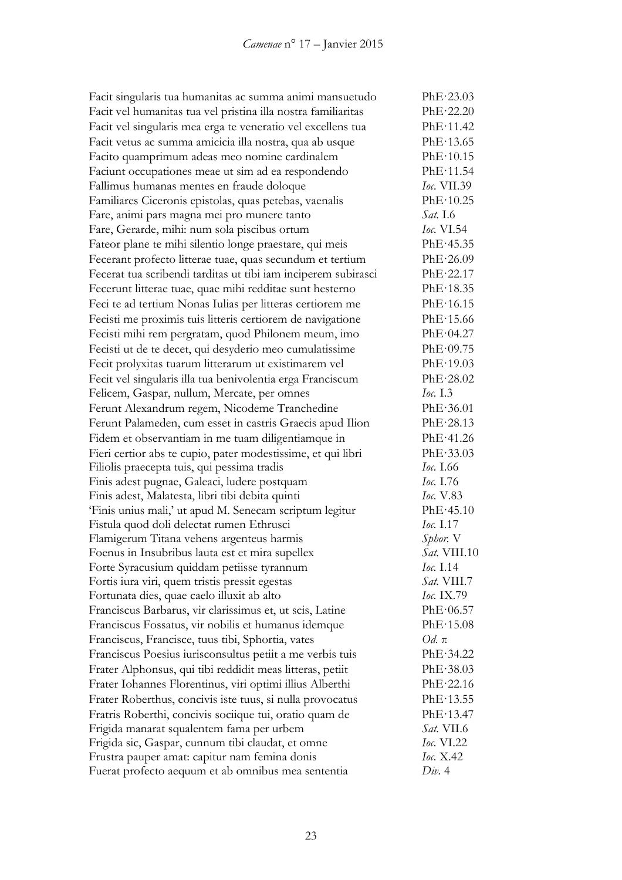| | |
|---|---|
| Facit singularis tua humanitas ac summa animi mansuetudo | PhE·23.03 |
| Facit vel humanitas tua vel pristina illa nostra familiaritas | PhE·22.20 |
| Facit vel singularis mea erga te veneratio vel excellens tua | PhE·11.42 |
| Facit vetus ac summa amicicia illa nostra, qua ab usque | PhE·13.65 |
| Facito quamprimum adeas meo nomine cardinalem | PhE·10.15 |
| Faciunt occupationes meae ut sim ad ea respondendo | PhE·11.54 |
| Fallimus humanas mentes en fraude doloque | *Ioc.* VII.39 |
| Familiares Ciceronis epistolas, quas petebas, vaenalis | PhE·10.25 |
| Fare, animi pars magna mei pro munere tanto | *Sat.* I.6 |
| Fare, Gerarde, mihi: num sola piscibus ortum | *Ioc.* VI.54 |
| Fateor plane te mihi silentio longe praestare, qui meis | PhE·45.35 |
| Fecerant profecto litterae tuae, quas secundum et tertium | PhE·26.09 |
| Fecerat tua scribendi tarditas ut tibi iam inciperem subirasci | PhE·22.17 |
| Fecerunt litterae tuae, quae mihi redditae sunt hesterno | PhE·18.35 |
| Feci te ad tertium Nonas Iulias per litteras certiorem me | PhE·16.15 |
| Fecisti me proximis tuis litteris certiorem de navigatione | PhE·15.66 |
| Fecisti mihi rem pergratam, quod Philonem meum, imo | PhE·04.27 |
| Fecisti ut de te decet, qui desyderio meo cumulatissime | PhE·09.75 |
| Fecit prolyxitas tuarum litterarum ut existimarem vel | PhE·19.03 |
| Fecit vel singularis illa tua benivolentia erga Franciscum | PhE·28.02 |
| Felicem, Gaspar, nullum, Mercate, per omnes | *Ioc.* I.3 |
| Ferunt Alexandrum regem, Nicodeme Tranchedine | PhE·36.01 |
| Ferunt Palameden, cum esset in castris Graecis apud Ilion | PhE·28.13 |
| Fidem et observantiam in me tuam diligentiamque in | PhE·41.26 |
| Fieri certior abs te cupio, pater modestissime, et qui libri | PhE·33.03 |
| Filiolis praecepta tuis, qui pessima tradis | *Ioc.* I.66 |
| Finis adest pugnae, Galeaci, ludere postquam | *Ioc.* I.76 |
| Finis adest, Malatesta, libri tibi debita quinti | *Ioc.* V.83 |
| 'Finis unius mali,' ut apud M. Senecam scriptum legitur | PhE·45.10 |
| Fistula quod doli delectat rumen Ethrusci | *Ioc.* I.17 |
| Flamigerum Titana vehens argenteus harmis | *Sphor.* V |
| Foenus in Insubribus lauta est et mira supellex | *Sat.* VIII.10 |
| Forte Syracusium quiddam petiisse tyrannum | *Ioc.* I.14 |
| Fortis iura viri, quem tristis pressit egestas | *Sat.* VIII.7 |
| Fortunata dies, quae caelo illuxit ab alto | *Ioc.* IX.79 |
| Franciscus Barbarus, vir clarissimus et, ut scis, Latine | PhE·06.57 |
| Franciscus Fossatus, vir nobilis et humanus idemque | PhE·15.08 |
| Franciscus, Francisce, tuus tibi, Sphortia, vates | *Od.* π |
| Franciscus Poesius iurisconsultus petiit a me verbis tuis | PhE·34.22 |
| Frater Alphonsus, qui tibi reddidit meas litteras, petiit | PhE·38.03 |
| Frater Iohannes Florentinus, viri optimi illius Alberthi | PhE·22.16 |
| Frater Roberthus, concivis iste tuus, si nulla provocatus | PhE·13.55 |
| Fratris Roberthi, concivis sociique tui, oratio quam de | PhE·13.47 |
| Frigida manarat squalentem fama per urbem | *Sat.* VII.6 |
| Frigida sic, Gaspar, cunnum tibi claudat, et omne | *Ioc.* VI.22 |
| Frustra pauper amat: capitur nam femina donis | *Ioc.* X.42 |
| Fuerat profecto aequum et ab omnibus mea sententia | *Div.* 4 |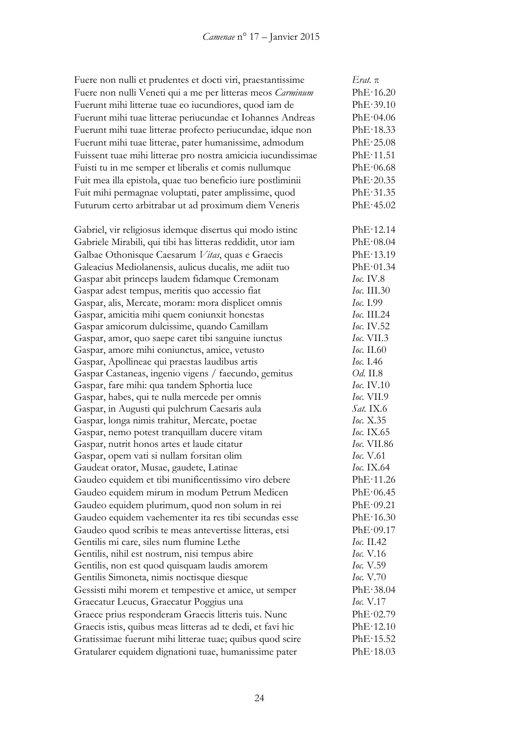| | |
|---|---|
| Fuere non nulli et prudentes et docti viri, praestantissime | *Erat.* π |
| Fuere non nulli Veneti qui a me per litteras meos *Carminum* | PhE·16.20 |
| Fuerunt mihi litterae tuae eo iucundiores, quod iam de | PhE·39.10 |
| Fuerunt mihi tuae litterae periucundae et Iohannes Andreas | PhE·04.06 |
| Fuerunt mihi tuae litterae profecto periucundae, idque non | PhE·18.33 |
| Fuerunt mihi tuae litterae, pater humanissime, admodum | PhE·25.08 |
| Fuissent tuae mihi litterae pro nostra amicicia iucundissimae | PhE·11.51 |
| Fuisti tu in me semper et liberalis et comis nullumque | PhE·06.68 |
| Fuit mea illa epistola, quae tuo beneficio iure postliminii | PhE·20.35 |
| Fuit mihi permagnae voluptati, pater amplissime, quod | PhE·31.35 |
| Futurum certo arbitrabar ut ad proximum diem Veneris | PhE·45.02 |
| | |
| Gabriel, vir religiosus idemque disertus qui modo istinc | PhE·12.14 |
| Gabriele Mirabili, qui tibi has litteras reddidit, utor iam | PhE·08.04 |
| Galbae Othonisque Caesarum *Vitas*, quas e Graecis | PhE·13.19 |
| Galeacius Mediolanensis, aulicus ducalis, me adiit tuo | PhE·01.34 |
| Gaspar abit princeps laudem fidamque Cremonam | *Ioc.* IV.8 |
| Gaspar adest tempus, meritis quo accessio fiat | *Ioc.* III.30 |
| Gaspar, alis, Mercate, moram: mora displicet omnis | *Ioc.* I.99 |
| Gaspar, amicitia mihi quem coniunxit honestas | *Ioc.* III.24 |
| Gaspar amicorum dulcissime, quando Camillam | *Ioc.* IV.52 |
| Gaspar, amor, quo saepe caret tibi sanguine iunctus | *Ioc.* VII.3 |
| Gaspar, amore mihi coniunctus, amice, vetusto | *Ioc.* II.60 |
| Gaspar, Apollineae qui praestas laudibus artis | *Ioc.* I.46 |
| Gaspar Castaneas, ingenio vigens / faecundo, gemitus | *Od.* II.8 |
| Gaspar, fare mihi: qua tandem Sphortia luce | *Ioc.* IV.10 |
| Gaspar, habes, qui te nulla mercede per omnis | *Ioc.* VII.9 |
| Gaspar, in Augusti qui pulchrum Caesaris aula | *Sat.* IX.6 |
| Gaspar, longa nimis trahitur, Mercate, poetae | *Ioc.* X.35 |
| Gaspar, nemo potest tranquillam ducere vitam | *Ioc.* IX.65 |
| Gaspar, nutrit honos artes et laude citatur | *Ioc.* VII.86 |
| Gaspar, opem vati si nullam forsitan olim | *Ioc.* V.61 |
| Gaudeat orator, Musae, gaudete, Latinae | *Ioc.* IX.64 |
| Gaudeo equidem et tibi munificentissimo viro debere | PhE·11.26 |
| Gaudeo equidem mirum in modum Petrum Medicen | PhE·06.45 |
| Gaudeo equidem plurimum, quod non solum in rei | PhE·09.21 |
| Gaudeo equidem vaehementer ita res tibi secundas esse | PhE·16.30 |
| Gaudeo quod scribis te meas antevertisse litteras, etsi | PhE·09.17 |
| Gentilis mi care, siles num flumine Lethe | *Ioc.* II.42 |
| Gentilis, nihil est nostrum, nisi tempus abire | *Ioc.* V.16 |
| Gentilis, non est quod quisquam laudis amorem | *Ioc.* V.59 |
| Gentilis Simoneta, nimis noctisque diesque | *Ioc.* V.70 |
| Gessisti mihi morem et tempestive et amice, ut semper | PhE·38.04 |
| Graecatur Leucus, Graecatur Poggius una | *Ioc.* V.17 |
| Graece prius responderam Graecis litteris tuis. Nunc | PhE·02.79 |
| Graecis istis, quibus meas litteras ad te dedi, et favi hic | PhE·12.10 |
| Gratissimae fuerunt mihi litterae tuae; quibus quod scire | PhE·15.52 |
| Gratularer equidem dignationi tuae, humanissime pater | PhE·18.03 |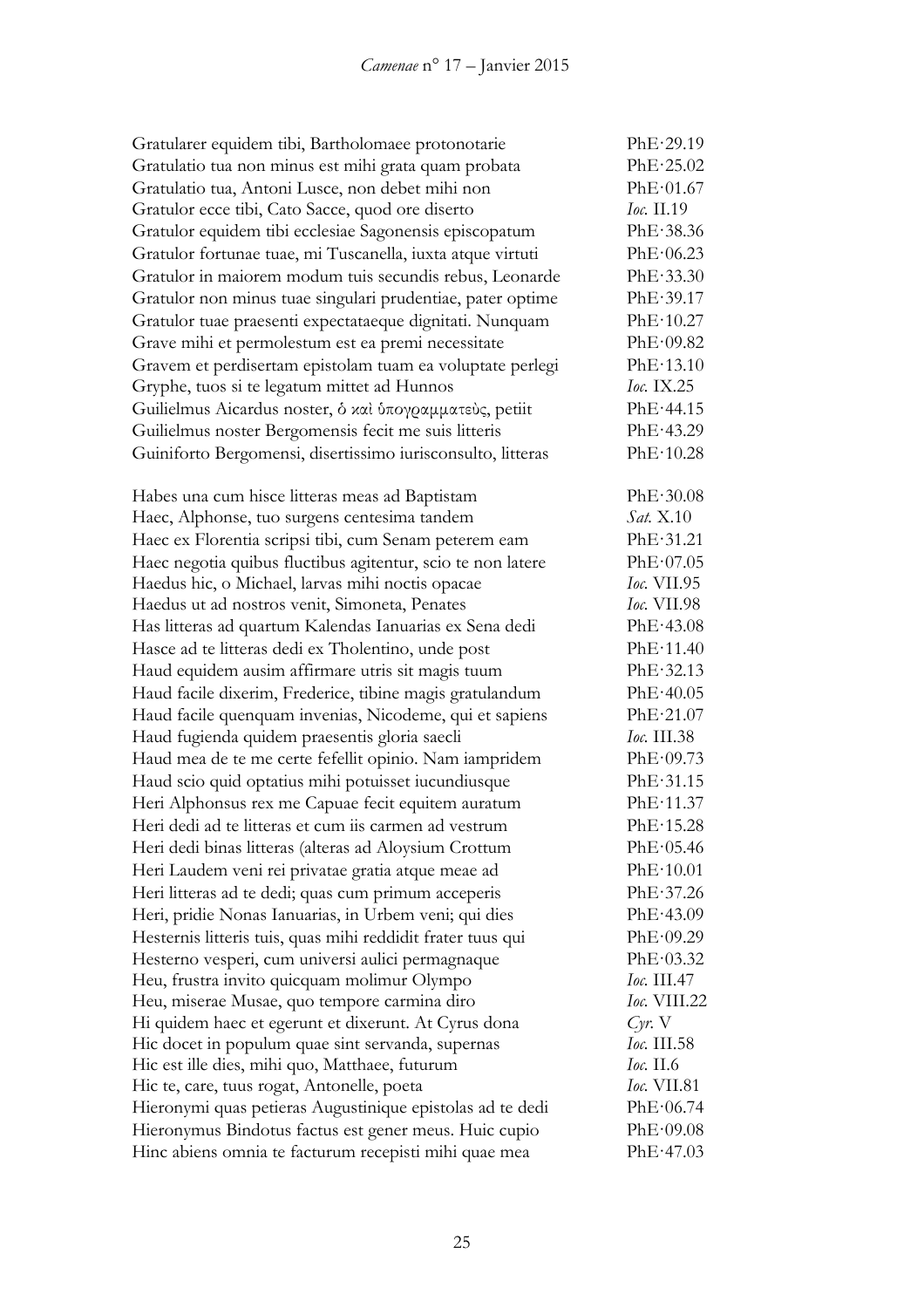| | |
|---|---|
| Gratularer equidem tibi, Bartholomaee protonotarie | PhE·29.19 |
| Gratulatio tua non minus est mihi grata quam probata | PhE·25.02 |
| Gratulatio tua, Antoni Lusce, non debet mihi non | PhE·01.67 |
| Gratulor ecce tibi, Cato Sacce, quod ore diserto | *Ioc.* II.19 |
| Gratulor equidem tibi ecclesiae Sagonensis episcopatum | PhE·38.36 |
| Gratulor fortunae tuae, mi Tuscanella, iuxta atque virtuti | PhE·06.23 |
| Gratulor in maiorem modum tuis secundis rebus, Leonarde | PhE·33.30 |
| Gratulor non minus tuae singulari prudentiae, pater optime | PhE·39.17 |
| Gratulor tuae praesenti expectataeque dignitati. Nunquam | PhE·10.27 |
| Grave mihi et permolestum est ea premi necessitate | PhE·09.82 |
| Gravem et perdisertam epistolam tuam ea voluptate perlegi | PhE·13.10 |
| Gryphe, tuos si te legatum mittet ad Hunnos | *Ioc.* IX.25 |
| Guilielmus Aicardus noster, ὁ καὶ ὑπογραμματεὺς, petiit | PhE·44.15 |
| Guilielmus noster Bergomensis fecit me suis litteris | PhE·43.29 |
| Guiniforto Bergomensi, disertissimo iurisconsulto, litteras | PhE·10.28 |
| | |
| Habes una cum hisce litteras meas ad Baptistam | PhE·30.08 |
| Haec, Alphonse, tuo surgens centesima tandem | *Sat.* X.10 |
| Haec ex Florentia scripsi tibi, cum Senam peterem eam | PhE·31.21 |
| Haec negotia quibus fluctibus agitentur, scio te non latere | PhE·07.05 |
| Haedus hic, o Michael, larvas mihi noctis opacae | *Ioc.* VII.95 |
| Haedus ut ad nostros venit, Simoneta, Penates | *Ioc.* VII.98 |
| Has litteras ad quartum Kalendas Ianuarias ex Sena dedi | PhE·43.08 |
| Hasce ad te litteras dedi ex Tholentino, unde post | PhE·11.40 |
| Haud equidem ausim affirmare utris sit magis tuum | PhE·32.13 |
| Haud facile dixerim, Frederice, tibine magis gratulandum | PhE·40.05 |
| Haud facile quenquam invenias, Nicodeme, qui et sapiens | PhE·21.07 |
| Haud fugienda quidem praesentis gloria saecli | *Ioc.* III.38 |
| Haud mea de te me certe fefellit opinio. Nam iampridem | PhE·09.73 |
| Haud scio quid optatius mihi potuisset iucundiusque | PhE·31.15 |
| Heri Alphonsus rex me Capuae fecit equitem auratum | PhE·11.37 |
| Heri dedi ad te litteras et cum iis carmen ad vestrum | PhE·15.28 |
| Heri dedi binas litteras (alteras ad Aloysium Crottum | PhE·05.46 |
| Heri Laudem veni rei privatae gratia atque meae ad | PhE·10.01 |
| Heri litteras ad te dedi; quas cum primum acceperis | PhE·37.26 |
| Heri, pridie Nonas Ianuarias, in Urbem veni; qui dies | PhE·43.09 |
| Hesternis litteris tuis, quas mihi reddidit frater tuus qui | PhE·09.29 |
| Hesterno vesperi, cum universi aulici permagnaque | PhE·03.32 |
| Heu, frustra invito quicquam molimur Olympo | *Ioc.* III.47 |
| Heu, miserae Musae, quo tempore carmina diro | *Ioc.* VIII.22 |
| Hi quidem haec et egerunt et dixerunt. At Cyrus dona | *Cyr.* V |
| Hic docet in populum quae sint servanda, supernas | *Ioc.* III.58 |
| Hic est ille dies, mihi quo, Matthaee, futurum | *Ioc.* II.6 |
| Hic te, care, tuus rogat, Antonelle, poeta | *Ioc.* VII.81 |
| Hieronymi quas petieras Augustinique epistolas ad te dedi | PhE·06.74 |
| Hieronymus Bindotus factus est gener meus. Huic cupio | PhE·09.08 |
| Hinc abiens omnia te facturum recepisti mihi quae mea | PhE·47.03 |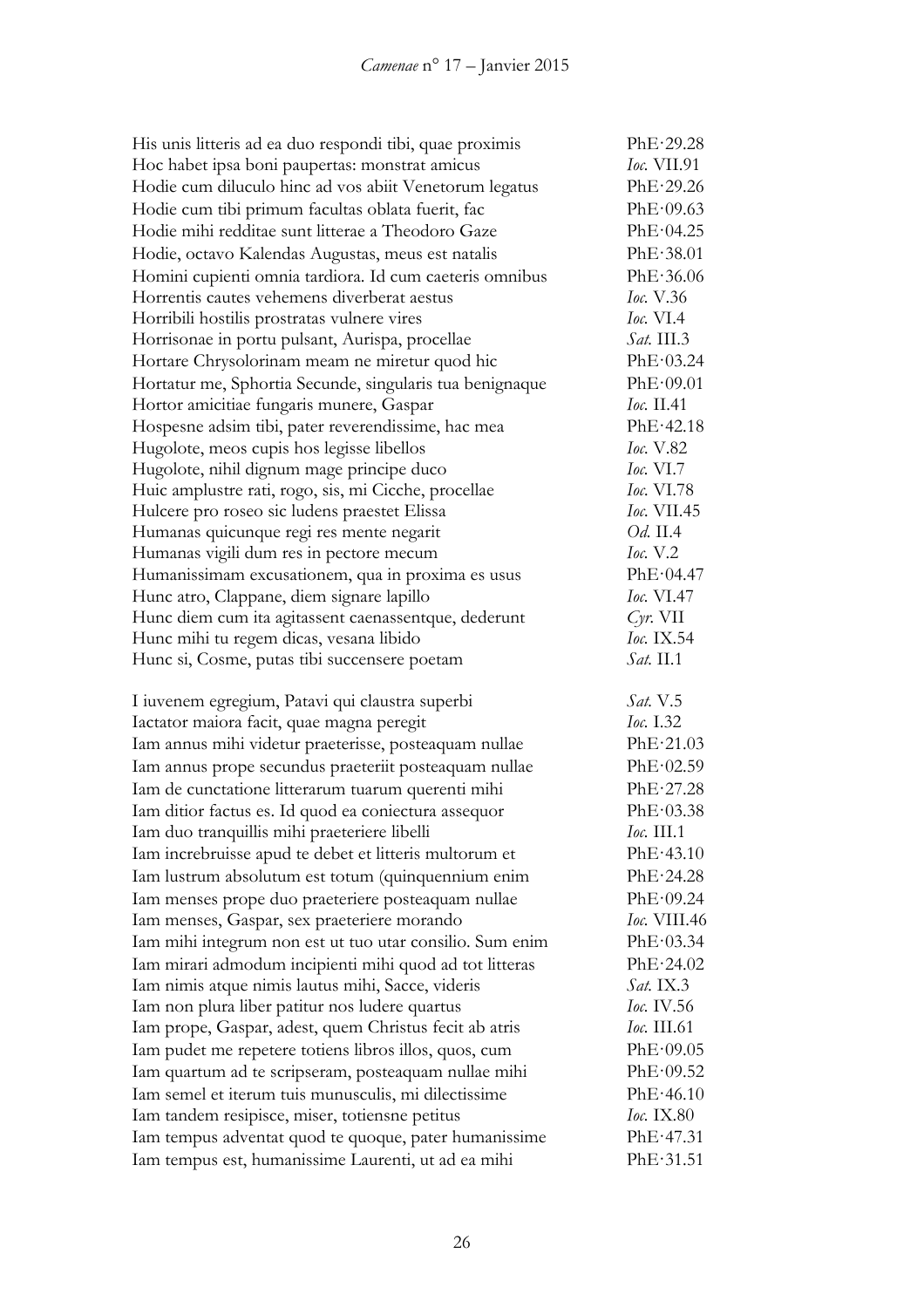| | |
|---|---|
| His unis litteris ad ea duo respondi tibi, quae proximis | PhE·29.28 |
| Hoc habet ipsa boni paupertas: monstrat amicus | *Ioc.* VII.91 |
| Hodie cum diluculo hinc ad vos abiit Venetorum legatus | PhE·29.26 |
| Hodie cum tibi primum facultas oblata fuerit, fac | PhE·09.63 |
| Hodie mihi redditae sunt litterae a Theodoro Gaze | PhE·04.25 |
| Hodie, octavo Kalendas Augustas, meus est natalis | PhE·38.01 |
| Homini cupienti omnia tardiora. Id cum caeteris omnibus | PhE·36.06 |
| Horrentis cautes vehemens diverberat aestus | *Ioc.* V.36 |
| Horribili hostilis prostratas vulnere vires | *Ioc.* VI.4 |
| Horrisonae in portu pulsant, Aurispa, procellae | *Sat.* III.3 |
| Hortare Chrysolorinam meam ne miretur quod hic | PhE·03.24 |
| Hortatur me, Sphortia Secunde, singularis tua benignaque | PhE·09.01 |
| Hortor amicitiae fungaris munere, Gaspar | *Ioc.* II.41 |
| Hospesne adsim tibi, pater reverendissime, hac mea | PhE·42.18 |
| Hugolote, meos cupis hos legisse libellos | *Ioc.* V.82 |
| Hugolote, nihil dignum mage principe duco | *Ioc.* VI.7 |
| Huic amplustre rati, rogo, sis, mi Cicche, procellae | *Ioc.* VI.78 |
| Hulcere pro roseo sic ludens praestet Elissa | *Ioc.* VII.45 |
| Humanas quicunque regi res mente negarit | *Od.* II.4 |
| Humanas vigili dum res in pectore mecum | *Ioc.* V.2 |
| Humanissimam excusationem, qua in proxima es usus | PhE·04.47 |
| Hunc atro, Clappane, diem signare lapillo | *Ioc.* VI.47 |
| Hunc diem cum ita agitassent caenassentque, dederunt | *Cyr.* VII |
| Hunc mihi tu regem dicas, vesana libido | *Ioc.* IX.54 |
| Hunc si, Cosme, putas tibi succensere poetam | *Sat.* II.1 |
| | |
| I iuvenem egregium, Patavi qui claustra superbi | *Sat.* V.5 |
| Iactator maiora facit, quae magna peregit | *Ioc.* I.32 |
| Iam annus mihi videtur praeterisse, posteaquam nullae | PhE·21.03 |
| Iam annus prope secundus praeteriit posteaquam nullae | PhE·02.59 |
| Iam de cunctatione litterarum tuarum querenti mihi | PhE·27.28 |
| Iam ditior factus es. Id quod ea coniectura assequor | PhE·03.38 |
| Iam duo tranquillis mihi praeteriere libelli | *Ioc.* III.1 |
| Iam increbuisse apud te debet et litteris multorum et | PhE·43.10 |
| Iam lustrum absolutum est totum (quinquennium enim | PhE·24.28 |
| Iam menses prope duo praeteriere posteaquam nullae | PhE·09.24 |
| Iam menses, Gaspar, sex praeteriere morando | *Ioc.* VIII.46 |
| Iam mihi integrum non est ut tuo utar consilio. Sum enim | PhE·03.34 |
| Iam mirari admodum incipienti mihi quod ad tot litteras | PhE·24.02 |
| Iam nimis atque nimis lautus mihi, Sacce, videris | *Sat.* IX.3 |
| Iam non plura liber patitur nos ludere quartus | *Ioc.* IV.56 |
| Iam prope, Gaspar, adest, quem Christus fecit ab atris | *Ioc.* III.61 |
| Iam pudet me repetere totiens libros illos, quos, cum | PhE·09.05 |
| Iam quartum ad te scripseram, posteaquam nullae mihi | PhE·09.52 |
| Iam semel et iterum tuis munusculis, mi dilectissime | PhE·46.10 |
| Iam tandem resipisce, miser, totiensne petitus | *Ioc.* IX.80 |
| Iam tempus adventat quod te quoque, pater humanissime | PhE·47.31 |
| Iam tempus est, humanissime Laurenti, ut ad ea mihi | PhE·31.51 |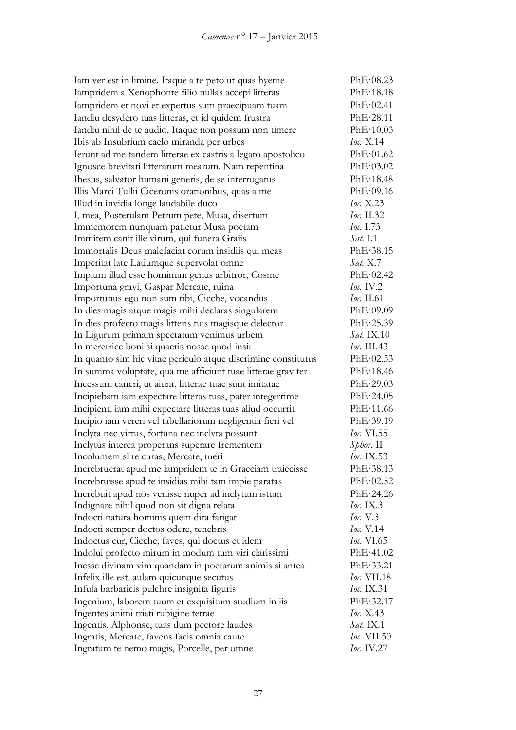| | |
|---|---|
| Iam ver est in limine. Itaque a te peto ut quas hyeme | PhE·08.23 |
| Iampridem a Xenophonte filio nullas accepi litteras | PhE·18.18 |
| Iampridem et novi et expertus sum praecipuam tuam | PhE·02.41 |
| Iandiu desydero tuas litteras, et id quidem frustra | PhE·28.11 |
| Iandiu nihil de te audio. Itaque non possum non timere | PhE·10.03 |
| Ibis ab Insubrium caelo miranda per urbes | *Ioc.* X.14 |
| Ierunt ad me tandem litterae ex castris a legato apostolico | PhE·01.62 |
| Ignosce brevitati litterarum mearum. Nam repentina | PhE·03.02 |
| Ihesus, salvator humani generis, de se interrogatus | PhE·18.48 |
| Illis Marci Tullii Ciceronis orationibus, quas a me | PhE·09.16 |
| Illud in invidia longe laudabile duco | *Ioc.* X.23 |
| I, mea, Posterulam Petrum pete, Musa, disertum | *Ioc.* II.32 |
| Immemorem nunquam patietur Musa poetam | *Ioc.* I.73 |
| Immitem canit ille virum, qui funera Graiis | *Sat.* I.1 |
| Immortalis Deus malefaciat eorum insidiis qui meas | PhE·38.15 |
| Imperitat late Latiumque supervolat omne | *Sat.* X.7 |
| Impium illud esse hominum genus arbitror, Cosme | PhE·02.42 |
| Importuna gravi, Gaspar Mercate, ruina | *Ioc.* IV.2 |
| Importunus ego non sum tibi, Cicche, vocandus | *Ioc.* II.61 |
| In dies magis atque magis mihi declaras singularem | PhE·09.09 |
| In dies profecto magis litteris tuis magisque delector | PhE·25.39 |
| In Ligurum primam spectatum venimus urbem | *Sat.* IX.10 |
| In meretrice boni si quaeris nosse quod insit | *Ioc.* III.43 |
| In quanto sim hic vitae periculo atque discrimine constitutus | PhE·02.53 |
| In summa voluptate, qua me afficiunt tuae litterae graviter | PhE·18.46 |
| Incessum cancri, ut aiunt, litterae tuae sunt imitatae | PhE·29.03 |
| Incipiebam iam expectare litteras tuas, pater integerrime | PhE·24.05 |
| Incipienti iam mihi expectare litteras tuas aliud occurrit | PhE·11.66 |
| Incipio iam vereri vel tabellariorum negligentia fieri vel | PhE·39.19 |
| Inclyta nec virtus, fortuna nec inclyta possunt | *Ioc.* VI.55 |
| Inclytus interea properans superare frementem | *Sphor.* II |
| Incolumem si te curas, Mercate, tueri | *Ioc.* IX.53 |
| Increbruerat apud me iampridem te in Graeciam traiecisse | PhE·38.13 |
| Increbruisse apud te insidias mihi tam impie paratas | PhE·02.52 |
| Increbuit apud nos venisse nuper ad inclytum istum | PhE·24.26 |
| Indignare nihil quod non sit digna relata | *Ioc.* IX.3 |
| Indocti natura hominis quem dira fatigat | *Ioc.* V.3 |
| Indocti semper doctos odere, tenebris | *Ioc.* V.14 |
| Indoctus cur, Cicche, faves, qui doctus et idem | *Ioc.* VI.65 |
| Indolui profecto mirum in modum tum viri clarissimi | PhE·41.02 |
| Inesse divinam vim quandam in poetarum animis si antea | PhE·33.21 |
| Infelix ille est, aulam quicunque secutus | *Ioc.* VII.18 |
| Infula barbaricis pulchre insignita figuris | *Ioc.* IX.31 |
| Ingenium, laborem tuum et exquisitum studium in iis | PhE·32.17 |
| Ingentes animi tristi rubigine tetrae | *Ioc.* X.43 |
| Ingentis, Alphonse, tuas dum pectore laudes | *Sat.* IX.1 |
| Ingratis, Mercate, favens facis omnia caute | *Ioc.* VII.50 |
| Ingratum te nemo magis, Porcelle, per omne | *Ioc.* IV.27 |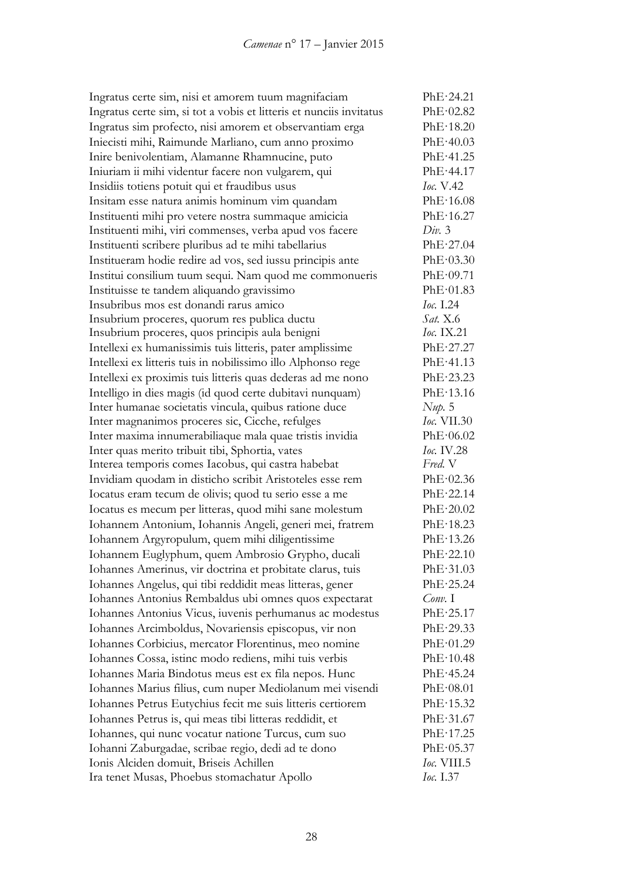| | |
|---|---|
| Ingratus certe sim, nisi et amorem tuum magnifaciam | PhE·24.21 |
| Ingratus certe sim, si tot a vobis et litteris et nunciis invitatus | PhE·02.82 |
| Ingratus sim profecto, nisi amorem et observantiam erga | PhE·18.20 |
| Iniecisti mihi, Raimunde Marliano, cum anno proximo | PhE·40.03 |
| Inire benivolentiam, Alamanne Rhamnucine, puto | PhE·41.25 |
| Iniuriam ii mihi videntur facere non vulgarem, qui | PhE·44.17 |
| Insidiis totiens potuit qui et fraudibus usus | *Ioc.* V.42 |
| Insitam esse natura animis hominum vim quandam | PhE·16.08 |
| Instituenti mihi pro vetere nostra summaque amicicia | PhE·16.27 |
| Instituenti mihi, viri commenses, verba apud vos facere | *Div.* 3 |
| Instituenti scribere pluribus ad te mihi tabellarius | PhE·27.04 |
| Institueram hodie redire ad vos, sed iussu principis ante | PhE·03.30 |
| Institui consilium tuum sequi. Nam quod me commonueris | PhE·09.71 |
| Instituisse te tandem aliquando gravissimo | PhE·01.83 |
| Insubribus mos est donandi rarus amico | *Ioc.* I.24 |
| Insubrium proceres, quorum res publica ductu | *Sat.* X.6 |
| Insubrium proceres, quos principis aula benigni | *Ioc.* IX.21 |
| Intellexi ex humanissimis tuis litteris, pater amplissime | PhE·27.27 |
| Intellexi ex litteris tuis in nobilissimo illo Alphonso rege | PhE·41.13 |
| Intellexi ex proximis tuis litteris quas dederas ad me nono | PhE·23.23 |
| Intelligo in dies magis (id quod certe dubitavi nunquam) | PhE·13.16 |
| Inter humanae societatis vincula, quibus ratione duce | *Nup.* 5 |
| Inter magnanimos proceres sic, Cicche, refulges | *Ioc.* VII.30 |
| Inter maxima innumerabiliaque mala quae tristis invidia | PhE·06.02 |
| Inter quas merito tribuit tibi, Sphortia, vates | *Ioc.* IV.28 |
| Interea temporis comes Iacobus, qui castra habebat | *Fred.* V |
| Invidiam quodam in disticho scribit Aristoteles esse rem | PhE·02.36 |
| Iocatus eram tecum de olivis; quod tu serio esse a me | PhE·22.14 |
| Iocatus es mecum per litteras, quod mihi sane molestum | PhE·20.02 |
| Iohannem Antonium, Iohannis Angeli, generi mei, fratrem | PhE·18.23 |
| Iohannem Argyropulum, quem mihi diligentissime | PhE·13.26 |
| Iohannem Euglyphum, quem Ambrosio Grypho, ducali | PhE·22.10 |
| Iohannes Amerinus, vir doctrina et probitate clarus, tuis | PhE·31.03 |
| Iohannes Angelus, qui tibi reddidit meas litteras, gener | PhE·25.24 |
| Iohannes Antonius Rembaldus ubi omnes quos expectarat | *Conv.* I |
| Iohannes Antonius Vicus, iuvenis perhumanus ac modestus | PhE·25.17 |
| Iohannes Arcimboldus, Novariensis episcopus, vir non | PhE·29.33 |
| Iohannes Corbicius, mercator Florentinus, meo nomine | PhE·01.29 |
| Iohannes Cossa, istinc modo rediens, mihi tuis verbis | PhE·10.48 |
| Iohannes Maria Bindotus meus est ex fila nepos. Hunc | PhE·45.24 |
| Iohannes Marius filius, cum nuper Mediolanum mei visendi | PhE·08.01 |
| Iohannes Petrus Eutychius fecit me suis litteris certiorem | PhE·15.32 |
| Iohannes Petrus is, qui meas tibi litteras reddidit, et | PhE·31.67 |
| Iohannes, qui nunc vocatur natione Turcus, cum suo | PhE·17.25 |
| Iohanni Zaburgadae, scribae regio, dedi ad te dono | PhE·05.37 |
| Ionis Alciden domuit, Briseis Achillen | *Ioc.* VIII.5 |
| Ira tenet Musas, Phoebus stomachatur Apollo | *Ioc.* I.37 |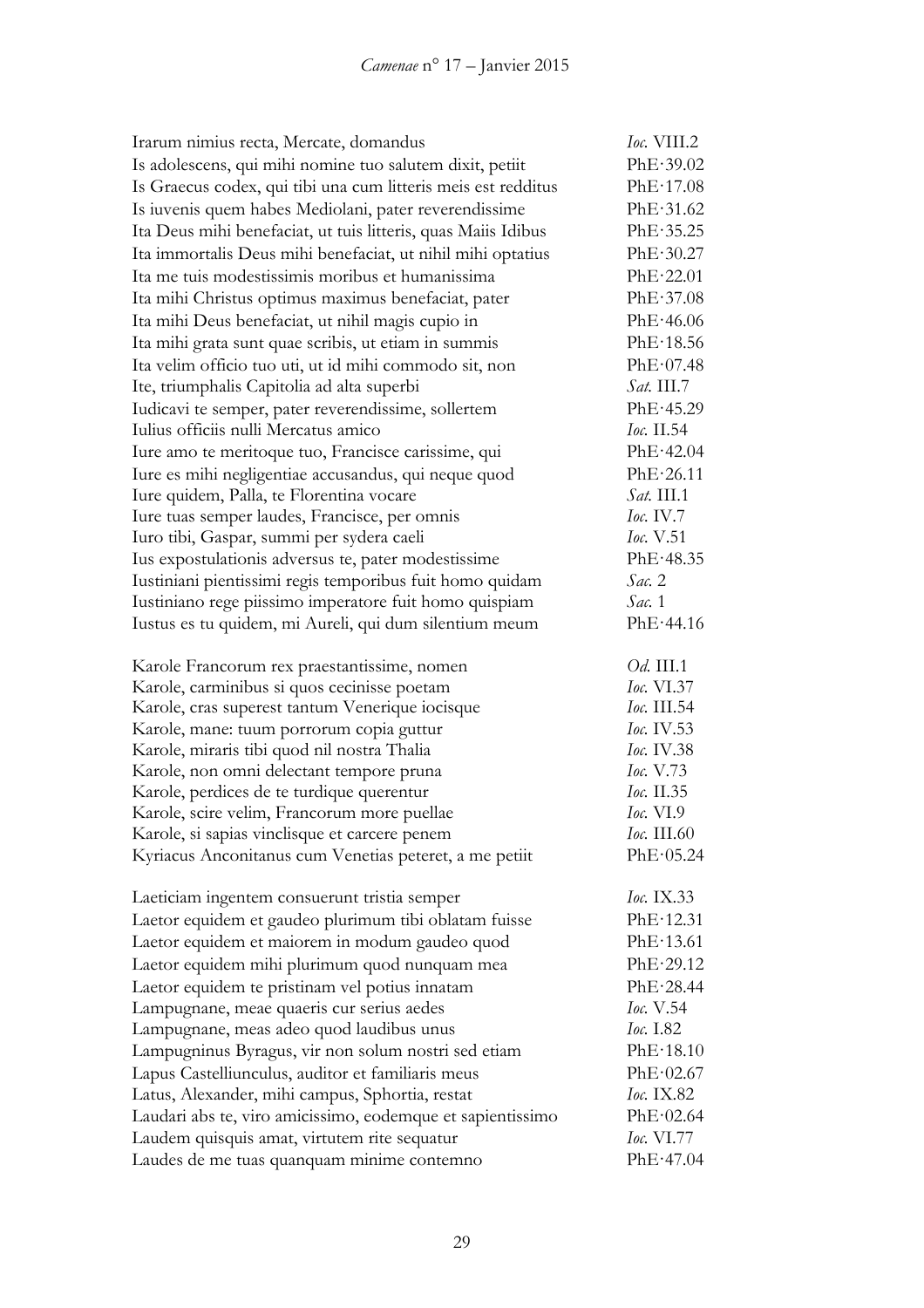| | |
|---|---|
| Irarum nimius recta, Mercate, domandus | *Ioc.* VIII.2 |
| Is adolescens, qui mihi nomine tuo salutem dixit, petiit | PhE·39.02 |
| Is Graecus codex, qui tibi una cum litteris meis est redditus | PhE·17.08 |
| Is iuvenis quem habes Mediolani, pater reverendissime | PhE·31.62 |
| Ita Deus mihi benefaciat, ut tuis litteris, quas Maiis Idibus | PhE·35.25 |
| Ita immortalis Deus mihi benefaciat, ut nihil mihi optatius | PhE·30.27 |
| Ita me tuis modestissimis moribus et humanissima | PhE·22.01 |
| Ita mihi Christus optimus maximus benefaciat, pater | PhE·37.08 |
| Ita mihi Deus benefaciat, ut nihil magis cupio in | PhE·46.06 |
| Ita mihi grata sunt quae scribis, ut etiam in summis | PhE·18.56 |
| Ita velim officio tuo uti, ut id mihi commodo sit, non | PhE·07.48 |
| Ite, triumphalis Capitolia ad alta superbi | *Sat.* III.7 |
| Iudicavi te semper, pater reverendissime, sollertem | PhE·45.29 |
| Iulius officiis nulli Mercatus amico | *Ioc.* II.54 |
| Iure amo te meritoque tuo, Francisce carissime, qui | PhE·42.04 |
| Iure es mihi negligentiae accusandus, qui neque quod | PhE·26.11 |
| Iure quidem, Palla, te Florentina vocare | *Sat.* III.1 |
| Iure tuas semper laudes, Francisce, per omnis | *Ioc.* IV.7 |
| Iuro tibi, Gaspar, summi per sydera caeli | *Ioc.* V.51 |
| Ius expostulationis adversus te, pater modestissime | PhE·48.35 |
| Iustiniani pientissimi regis temporibus fuit homo quidam | *Sac.* 2 |
| Iustiniano rege piissimo imperatore fuit homo quispiam | *Sac.* 1 |
| Iustus es tu quidem, mi Aureli, qui dum silentium meum | PhE·44.16 |
| | |
| Karole Francorum rex praestantissime, nomen | *Od.* III.1 |
| Karole, carminibus si quos cecinisse poetam | *Ioc.* VI.37 |
| Karole, cras superest tantum Venerique iocisque | *Ioc.* III.54 |
| Karole, mane: tuum porrorum copia guttur | *Ioc.* IV.53 |
| Karole, miraris tibi quod nil nostra Thalia | *Ioc.* IV.38 |
| Karole, non omni delectant tempore pruna | *Ioc.* V.73 |
| Karole, perdices de te turdique querentur | *Ioc.* II.35 |
| Karole, scire velim, Francorum more puellae | *Ioc.* VI.9 |
| Karole, si sapias vinclisque et carcere penem | *Ioc.* III.60 |
| Kyriacus Anconitanus cum Venetias peteret, a me petiit | PhE·05.24 |
| | |
| Laeticiam ingentem consuerunt tristia semper | *Ioc.* IX.33 |
| Laetor equidem et gaudeo plurimum tibi oblatam fuisse | PhE·12.31 |
| Laetor equidem et maiorem in modum gaudeo quod | PhE·13.61 |
| Laetor equidem mihi plurimum quod nunquam mea | PhE·29.12 |
| Laetor equidem te pristinam vel potius innatam | PhE·28.44 |
| Lampugnane, meae quaeris cur serius aedes | *Ioc.* V.54 |
| Lampugnane, meas adeo quod laudibus unus | *Ioc.* I.82 |
| Lampugninus Byragus, vir non solum nostri sed etiam | PhE·18.10 |
| Lapus Castelliunculus, auditor et familiaris meus | PhE·02.67 |
| Latus, Alexander, mihi campus, Sphortia, restat | *Ioc.* IX.82 |
| Laudari abs te, viro amicissimo, eodemque et sapientissimo | PhE·02.64 |
| Laudem quisquis amat, virtutem rite sequatur | *Ioc.* VI.77 |
| Laudes de me tuas quanquam minime contemno | PhE·47.04 |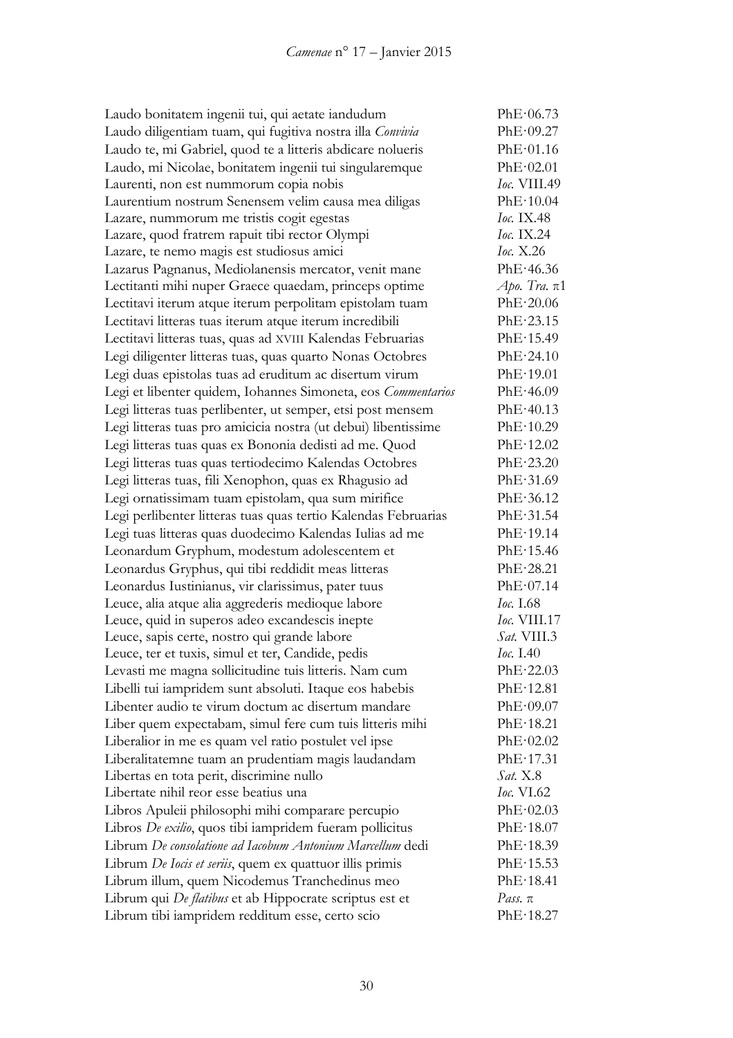| | |
|---|---|
| Laudo bonitatem ingenii tui, qui aetate iandudum | PhE·06.73 |
| Laudo diligentiam tuam, qui fugitiva nostra illa *Convivia* | PhE·09.27 |
| Laudo te, mi Gabriel, quod te a litteris abdicare nolueris | PhE·01.16 |
| Laudo, mi Nicolae, bonitatem ingenii tui singularemque | PhE·02.01 |
| Laurenti, non est nummorum copia nobis | *Ioc.* VIII.49 |
| Laurentium nostrum Senensem velim causa mea diligas | PhE·10.04 |
| Lazare, nummorum me tristis cogit egestas | *Ioc.* IX.48 |
| Lazare, quod fratrem rapuit tibi rector Olympi | *Ioc.* IX.24 |
| Lazare, te nemo magis est studiosus amici | *Ioc.* X.26 |
| Lazarus Pagnanus, Mediolanensis mercator, venit mane | PhE·46.36 |
| Lectitanti mihi nuper Graece quaedam, princeps optime | *Apo. Tra.* π1 |
| Lectitavi iterum atque iterum perpolitam epistolam tuam | PhE·20.06 |
| Lectitavi litteras tuas iterum atque iterum incredibili | PhE·23.15 |
| Lectitavi litteras tuas, quas ad XVIII Kalendas Februarias | PhE·15.49 |
| Legi diligenter litteras tuas, quas quarto Nonas Octobres | PhE·24.10 |
| Legi duas epistolas tuas ad eruditum ac disertum virum | PhE·19.01 |
| Legi et libenter quidem, Iohannes Simoneta, eos *Commentarios* | PhE·46.09 |
| Legi litteras tuas perlibenter, ut semper, etsi post mensem | PhE·40.13 |
| Legi litteras tuas pro amicicia nostra (ut debui) libentissime | PhE·10.29 |
| Legi litteras tuas quas ex Bononia dedisti ad me. Quod | PhE·12.02 |
| Legi litteras tuas quas tertiodecimo Kalendas Octobres | PhE·23.20 |
| Legi litteras tuas, fili Xenophon, quas ex Rhagusio ad | PhE·31.69 |
| Legi ornatissimam tuam epistolam, qua sum mirifice | PhE·36.12 |
| Legi perlibenter litteras tuas quas tertio Kalendas Februarias | PhE·31.54 |
| Legi tuas litteras quas duodecimo Kalendas Iulias ad me | PhE·19.14 |
| Leonardum Gryphum, modestum adolescentem et | PhE·15.46 |
| Leonardus Gryphus, qui tibi reddidit meas litteras | PhE·28.21 |
| Leonardus Iustinianus, vir clarissimus, pater tuus | PhE·07.14 |
| Leuce, alia atque alia aggrederis medioque labore | *Ioc.* I.68 |
| Leuce, quid in superos adeo excandescis inepte | *Ioc.* VIII.17 |
| Leuce, sapis certe, nostro qui grande labore | *Sat.* VIII.3 |
| Leuce, ter et tuxis, simul et ter, Candide, pedis | *Ioc.* I.40 |
| Levasti me magna sollicitudine tuis litteris. Nam cum | PhE·22.03 |
| Libelli tui iampridem sunt absoluti. Itaque eos habebis | PhE·12.81 |
| Libenter audio te virum doctum ac disertum mandare | PhE·09.07 |
| Liber quem expectabam, simul fere cum tuis litteris mihi | PhE·18.21 |
| Liberalior in me es quam vel ratio postulet vel ipse | PhE·02.02 |
| Liberalitatemne tuam an prudentiam magis laudandam | PhE·17.31 |
| Libertas en tota perit, discrimine nullo | *Sat.* X.8 |
| Libertate nihil reor esse beatius una | *Ioc.* VI.62 |
| Libros Apuleii philosophi mihi comparare percupio | PhE·02.03 |
| Libros *De exilio*, quos tibi iampridem fueram pollicitus | PhE·18.07 |
| Librum *De consolatione ad Iacobum Antonium Marcellum* dedi | PhE·18.39 |
| Librum *De Iocis et seriis*, quem ex quattuor illis primis | PhE·15.53 |
| Librum illum, quem Nicodemus Tranchedinus meo | PhE·18.41 |
| Librum qui *De flatibus* et ab Hippocrate scriptus est et | *Pass.* π |
| Librum tibi iampridem redditum esse, certo scio | PhE·18.27 |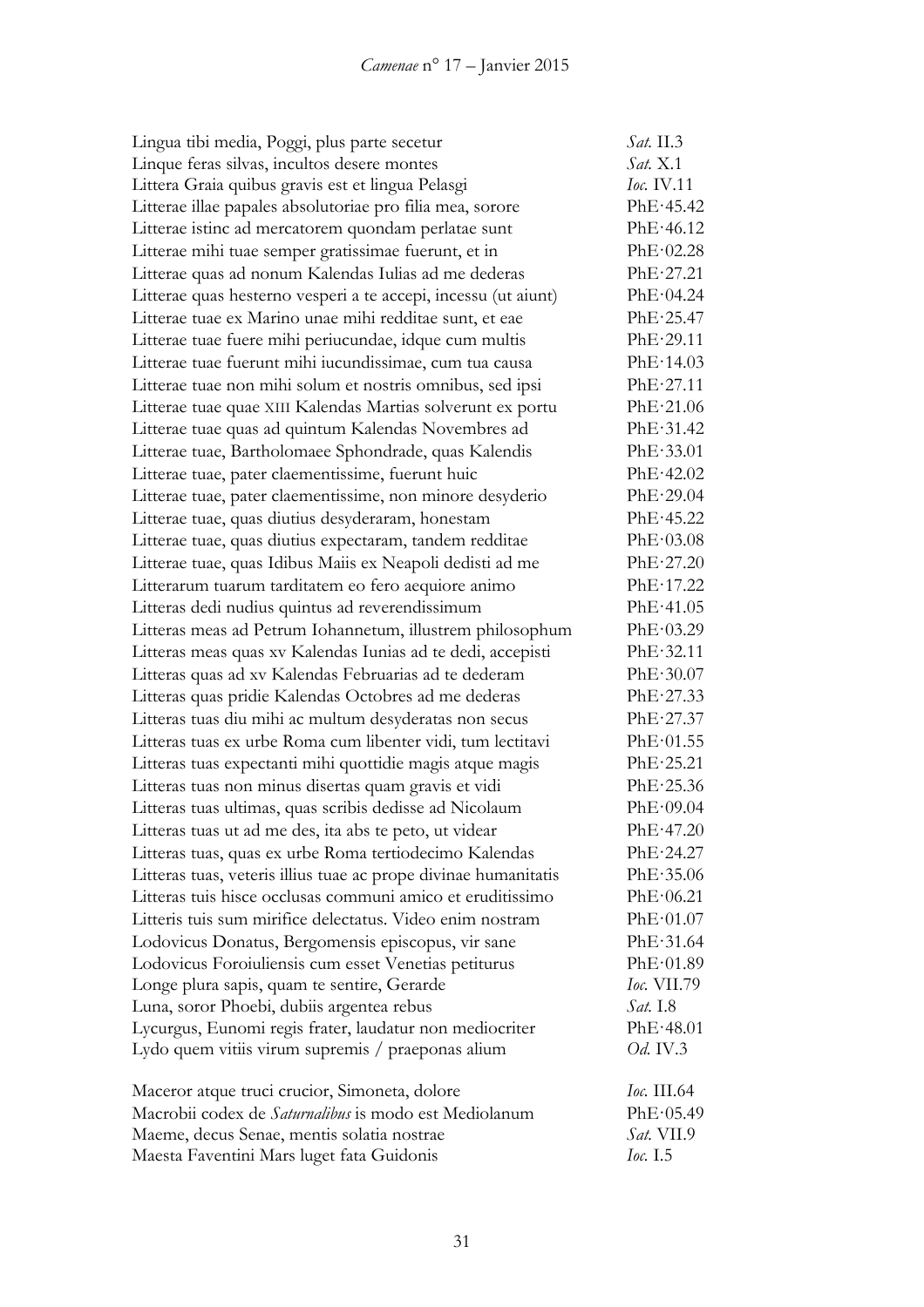| | |
|---|---|
| Lingua tibi media, Poggi, plus parte secetur | *Sat.* II.3 |
| Linque feras silvas, incultos desere montes | *Sat.* X.1 |
| Littera Graia quibus gravis est et lingua Pelasgi | *Ioc.* IV.11 |
| Litterae illae papales absolutoriae pro filia mea, sorore | PhE·45.42 |
| Litterae istinc ad mercatorem quondam perlatae sunt | PhE·46.12 |
| Litterae mihi tuae semper gratissimae fuerunt, et in | PhE·02.28 |
| Litterae quas ad nonum Kalendas Iulias ad me dederas | PhE·27.21 |
| Litterae quas hesterno vesperi a te accepi, incessu (ut aiunt) | PhE·04.24 |
| Litterae tuae ex Marino unae mihi redditae sunt, et eae | PhE·25.47 |
| Litterae tuae fuere mihi periucundae, idque cum multis | PhE·29.11 |
| Litterae tuae fuerunt mihi iucundissimae, cum tua causa | PhE·14.03 |
| Litterae tuae non mihi solum et nostris omnibus, sed ipsi | PhE·27.11 |
| Litterae tuae quae XIII Kalendas Martias solverunt ex portu | PhE·21.06 |
| Litterae tuae quas ad quintum Kalendas Novembres ad | PhE·31.42 |
| Litterae tuae, Bartholomaee Sphondrade, quas Kalendis | PhE·33.01 |
| Litterae tuae, pater claementissime, fuerunt huic | PhE·42.02 |
| Litterae tuae, pater claementissime, non minore desyderio | PhE·29.04 |
| Litterae tuae, quas diutius desyderaram, honestam | PhE·45.22 |
| Litterae tuae, quas diutius expectaram, tandem redditae | PhE·03.08 |
| Litterae tuae, quas Idibus Maiis ex Neapoli dedisti ad me | PhE·27.20 |
| Litterarum tuarum tarditatem eo fero aequiore animo | PhE·17.22 |
| Litteras dedi nudius quintus ad reverendissimum | PhE·41.05 |
| Litteras meas ad Petrum Iohannetum, illustrem philosophum | PhE·03.29 |
| Litteras meas quas XV Kalendas Iunias ad te dedi, accepisti | PhE·32.11 |
| Litteras quas ad XV Kalendas Februarias ad te dederam | PhE·30.07 |
| Litteras quas pridie Kalendas Octobres ad me dederas | PhE·27.33 |
| Litteras tuas diu mihi ac multum desyderatas non secus | PhE·27.37 |
| Litteras tuas ex urbe Roma cum libenter vidi, tum lectitavi | PhE·01.55 |
| Litteras tuas expectanti mihi quottidie magis atque magis | PhE·25.21 |
| Litteras tuas non minus disertas quam gravis et vidi | PhE·25.36 |
| Litteras tuas ultimas, quas scribis dedisse ad Nicolaum | PhE·09.04 |
| Litteras tuas ut ad me des, ita abs te peto, ut videar | PhE·47.20 |
| Litteras tuas, quas ex urbe Roma tertiodecimo Kalendas | PhE·24.27 |
| Litteras tuas, veteris illius tuae ac prope divinae humanitatis | PhE·35.06 |
| Litteras tuis hisce occlusas communi amico et eruditissimo | PhE·06.21 |
| Litteris tuis sum mirifice delectatus. Video enim nostram | PhE·01.07 |
| Lodovicus Donatus, Bergomensis episcopus, vir sane | PhE·31.64 |
| Lodovicus Foroiuliensis cum esset Venetias petiturus | PhE·01.89 |
| Longe plura sapis, quam te sentire, Gerarde | *Ioc.* VII.79 |
| Luna, soror Phoebi, dubiis argentea rebus | *Sat.* I.8 |
| Lycurgus, Eunomi regis frater, laudatur non mediocriter | PhE·48.01 |
| Lydo quem vitiis virum supremis / praeponas alium | *Od.* IV.3 |
| | |
| Maceror atque truci crucior, Simoneta, dolore | *Ioc.* III.64 |
| Macrobii codex de *Saturnalibus* is modo est Mediolanum | PhE·05.49 |
| Maeme, decus Senae, mentis solatia nostrae | *Sat.* VII.9 |
| Maesta Faventini Mars luget fata Guidonis | *Ioc.* I.5 |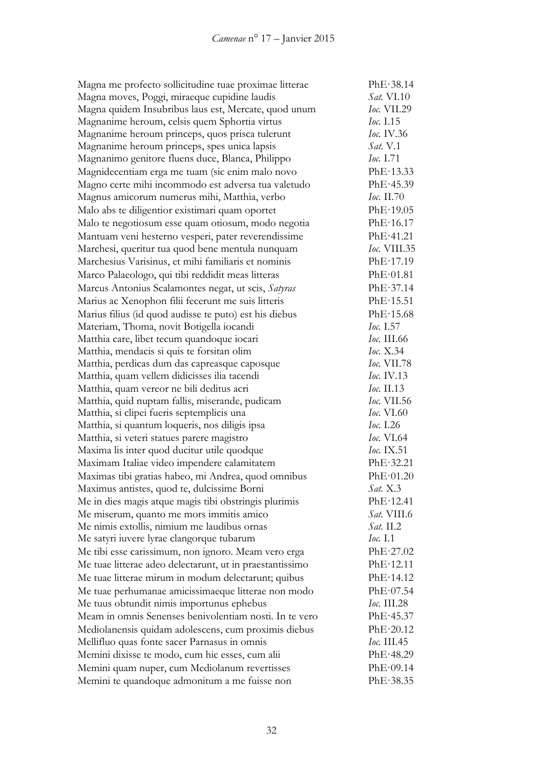| | |
|---|---|
| Magna me profecto sollicitudine tuae proximae litterae | PhE·38.14 |
| Magna moves, Poggi, miraeque cupidine laudis | *Sat.* VI.10 |
| Magna quidem Insubribus laus est, Mercate, quod unum | *Ioc.* VII.29 |
| Magnanime heroum, celsis quem Sphortia virtus | *Ioc.* I.15 |
| Magnanime heroum princeps, quos prisca tulerunt | *Ioc.* IV.36 |
| Magnanime heroum princeps, spes unica lapsis | *Sat.* V.1 |
| Magnanimo genitore fluens duce, Blanca, Philippo | *Ioc.* I.71 |
| Magnidecentiam erga me tuam (sic enim malo novo | PhE·13.33 |
| Magno certe mihi incommodo est adversa tua valetudo | PhE·45.39 |
| Magnus amicorum numerus mihi, Matthia, verbo | *Ioc.* II.70 |
| Malo abs te diligentior existimari quam oportet | PhE·19.05 |
| Malo te negotiosum esse quam otiosum, modo negotia | PhE·16.17 |
| Mantuam veni hesterno vesperi, pater reverendissime | PhE·41.21 |
| Marchesi, queritur tua quod bene mentula nunquam | *Ioc.* VIII.35 |
| Marchesius Varisinus, et mihi familiaris et nominis | PhE·17.19 |
| Marco Palaeologo, qui tibi reddidit meas litteras | PhE·01.81 |
| Marcus Antonius Scalamontes negat, ut scis, *Satyras* | PhE·37.14 |
| Marius ac Xenophon filii fecerunt me suis litteris | PhE·15.51 |
| Marius filius (id quod audisse te puto) est his diebus | PhE·15.68 |
| Materiam, Thoma, novit Botigella iocandi | *Ioc.* I.57 |
| Matthia care, libet tecum quandoque iocari | *Ioc.* III.66 |
| Matthia, mendacis si quis te forsitan olim | *Ioc.* X.34 |
| Matthia, perdicas dum das capreasque caposque | *Ioc.* VII.78 |
| Matthia, quam vellem didicisses ilia tacendi | *Ioc.* IV.13 |
| Matthia, quam vereor ne bili deditus acri | *Ioc.* II.13 |
| Matthia, quid nuptam fallis, miserande, pudicam | *Ioc.* VII.56 |
| Matthia, si clipei fueris septemplicis una | *Ioc.* VI.60 |
| Matthia, si quantum loqueris, nos diligis ipsa | *Ioc.* I.26 |
| Matthia, si veteri statues parere magistro | *Ioc.* VI.64 |
| Maxima lis inter quod ducitur utile quodque | *Ioc.* IX.51 |
| Maximam Italiae video impendere calamitatem | PhE·32.21 |
| Maximas tibi gratias habeo, mi Andrea, quod omnibus | PhE·01.20 |
| Maximus antistes, quod te, dulcissime Borni | *Sat.* X.3 |
| Me in dies magis atque magis tibi obstringis plurimis | PhE·12.41 |
| Me miserum, quanto me mors immitis amico | *Sat.* VIII.6 |
| Me nimis extollis, nimium me laudibus ornas | *Sat.* II.2 |
| Me satyri iuvere lyrae clangorque tubarum | *Ioc.* I.1 |
| Me tibi esse carissimum, non ignoro. Meam vero erga | PhE·27.02 |
| Me tuae litterae adeo delectarunt, ut in praestantissimo | PhE·12.11 |
| Me tuae litterae mirum in modum delectarunt; quibus | PhE·14.12 |
| Me tuae perhumanae amicissimaeque litterae non modo | PhE·07.54 |
| Me tuus obtundit nimis importunus ephebus | *Ioc.* III.28 |
| Meam in omnis Senenses benivolentiam nosti. In te vero | PhE·45.37 |
| Mediolanensis quidam adolescens, cum proximis diebus | PhE·20.12 |
| Mellifluo quas fonte sacer Parnasus in omnis | *Ioc.* III.45 |
| Memini dixisse te modo, cum hic esses, cum alii | PhE·48.29 |
| Memini quam nuper, cum Mediolanum revertisses | PhE·09.14 |
| Memini te quandoque admonitum a me fuisse non | PhE·38.35 |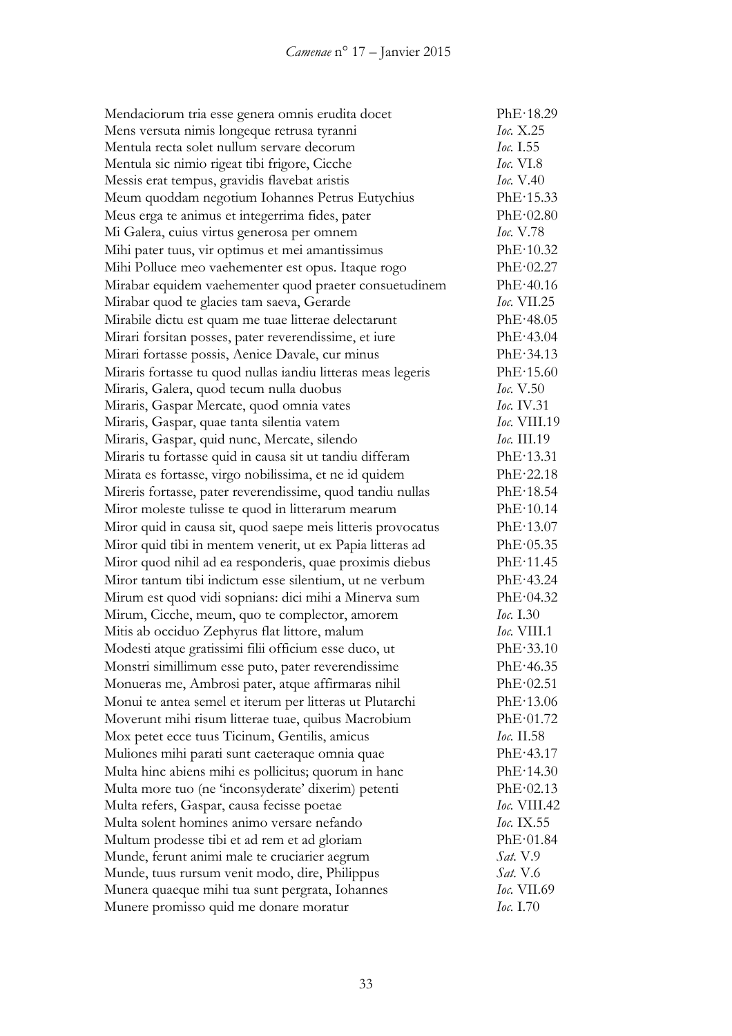| | |
|---|---|
| Mendaciorum tria esse genera omnis erudita docet | PhE·18.29 |
| Mens versuta nimis longeque retrusa tyranni | *Ioc.* X.25 |
| Mentula recta solet nullum servare decorum | *Ioc.* I.55 |
| Mentula sic nimio rigeat tibi frigore, Cicche | *Ioc.* VI.8 |
| Messis erat tempus, gravidis flavebat aristis | *Ioc.* V.40 |
| Meum quoddam negotium Iohannes Petrus Eutychius | PhE·15.33 |
| Meus erga te animus et integerrima fides, pater | PhE·02.80 |
| Mi Galera, cuius virtus generosa per omnem | *Ioc.* V.78 |
| Mihi pater tuus, vir optimus et mei amantissimus | PhE·10.32 |
| Mihi Polluce meo vaehementer est opus. Itaque rogo | PhE·02.27 |
| Mirabar equidem vaehementer quod praeter consuetudinem | PhE·40.16 |
| Mirabar quod te glacies tam saeva, Gerarde | *Ioc.* VII.25 |
| Mirabile dictu est quam me tuae litterae delectarunt | PhE·48.05 |
| Mirari forsitan posses, pater reverendissime, et iure | PhE·43.04 |
| Mirari fortasse possis, Aenice Davale, cur minus | PhE·34.13 |
| Miraris fortasse tu quod nullas iandiu litteras meas legeris | PhE·15.60 |
| Miraris, Galera, quod tecum nulla duobus | *Ioc.* V.50 |
| Miraris, Gaspar Mercate, quod omnia vates | *Ioc.* IV.31 |
| Miraris, Gaspar, quae tanta silentia vatem | *Ioc.* VIII.19 |
| Miraris, Gaspar, quid nunc, Mercate, silendo | *Ioc.* III.19 |
| Miraris tu fortasse quid in causa sit ut tandiu differam | PhE·13.31 |
| Mirata es fortasse, virgo nobilissima, et ne id quidem | PhE·22.18 |
| Mireris fortasse, pater reverendissime, quod tandiu nullas | PhE·18.54 |
| Miror moleste tulisse te quod in litterarum mearum | PhE·10.14 |
| Miror quid in causa sit, quod saepe meis litteris provocatus | PhE·13.07 |
| Miror quid tibi in mentem venerit, ut ex Papia litteras ad | PhE·05.35 |
| Miror quod nihil ad ea responderis, quae proximis diebus | PhE·11.45 |
| Miror tantum tibi indictum esse silentium, ut ne verbum | PhE·43.24 |
| Mirum est quod vidi sopnians: dici mihi a Minerva sum | PhE·04.32 |
| Mirum, Cicche, meum, quo te complector, amorem | *Ioc.* I.30 |
| Mitis ab occiduo Zephyrus flat littore, malum | *Ioc.* VIII.1 |
| Modesti atque gratissimi filii officium esse duco, ut | PhE·33.10 |
| Monstri simillimum esse puto, pater reverendissime | PhE·46.35 |
| Monueras me, Ambrosi pater, atque affirmaras nihil | PhE·02.51 |
| Monui te antea semel et iterum per litteras ut Plutarchi | PhE·13.06 |
| Moverunt mihi risum litterae tuae, quibus Macrobium | PhE·01.72 |
| Mox petet ecce tuus Ticinum, Gentilis, amicus | *Ioc.* II.58 |
| Muliones mihi parati sunt caeteraque omnia quae | PhE·43.17 |
| Multa hinc abiens mihi es pollicitus; quorum in hanc | PhE·14.30 |
| Multa more tuo (ne 'inconsyderate' dixerim) petenti | PhE·02.13 |
| Multa refers, Gaspar, causa fecisse poetae | *Ioc.* VIII.42 |
| Multa solent homines animo versare nefando | *Ioc.* IX.55 |
| Multum prodesse tibi et ad rem et ad gloriam | PhE·01.84 |
| Munde, ferunt animi male te cruciarier aegrum | *Sat.* V.9 |
| Munde, tuus rursum venit modo, dire, Philippus | *Sat.* V.6 |
| Munera quaeque mihi tua sunt pergrata, Iohannes | *Ioc.* VII.69 |
| Munere promisso quid me donare moratur | *Ioc.* I.70 |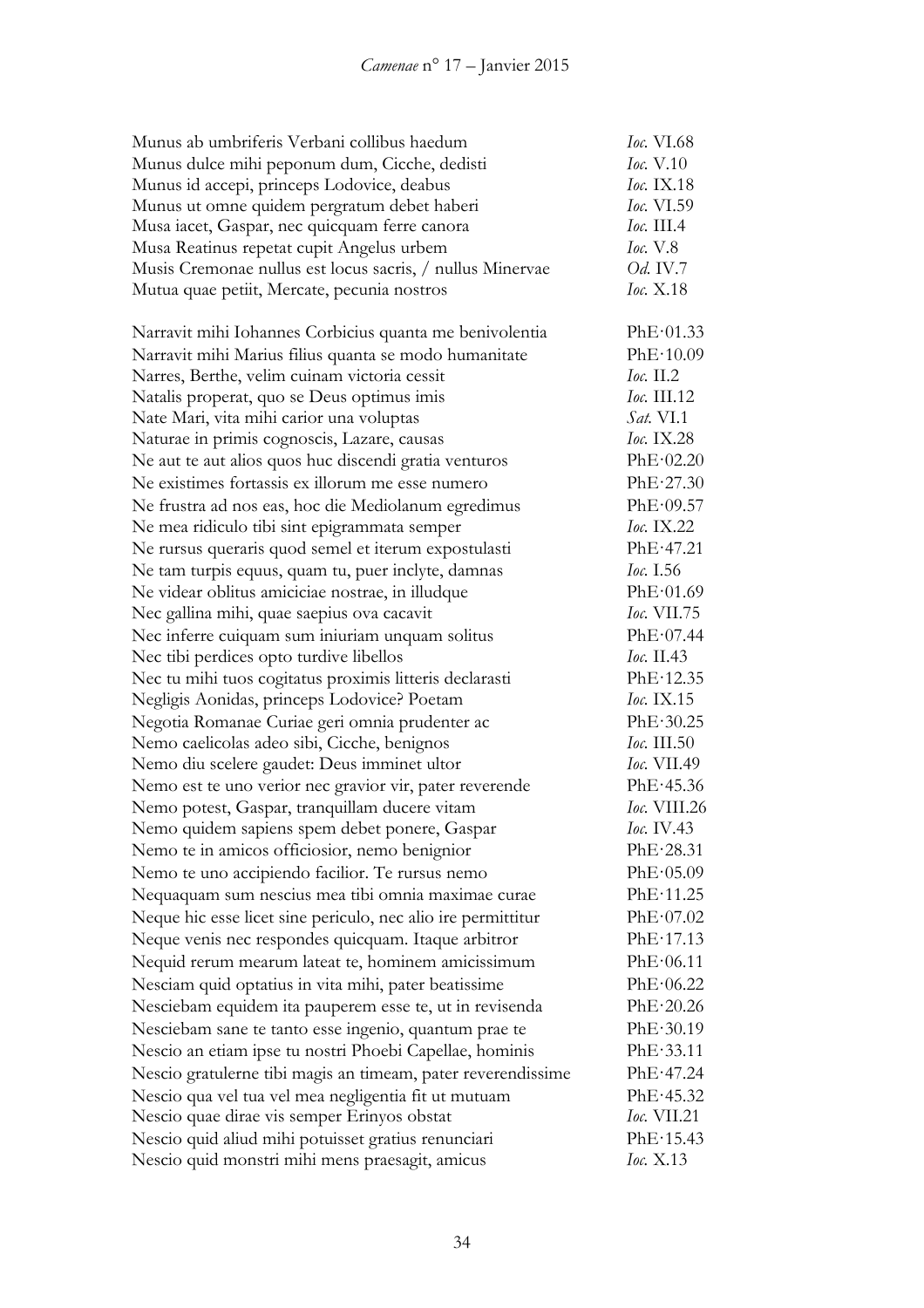| | |
|---|---|
| Munus ab umbriferis Verbani collibus haedum | *Ioc.* VI.68 |
| Munus dulce mihi peponum dum, Cicche, dedisti | *Ioc.* V.10 |
| Munus id accepi, princeps Lodovice, deabus | *Ioc.* IX.18 |
| Munus ut omne quidem pergratum debet haberi | *Ioc.* VI.59 |
| Musa iacet, Gaspar, nec quicquam ferre canora | *Ioc.* III.4 |
| Musa Reatinus repetat cupit Angelus urbem | *Ioc.* V.8 |
| Musis Cremonae nullus est locus sacris, / nullus Minervae | *Od.* IV.7 |
| Mutua quae petiit, Mercate, pecunia nostros | *Ioc.* X.18 |
| | |
| Narravit mihi Iohannes Corbicius quanta me benivolentia | PhE·01.33 |
| Narravit mihi Marius filius quanta se modo humanitate | PhE·10.09 |
| Narres, Berthe, velim cuinam victoria cessit | *Ioc.* II.2 |
| Natalis properat, quo se Deus optimus imis | *Ioc.* III.12 |
| Nate Mari, vita mihi carior una voluptas | *Sat.* VI.1 |
| Naturae in primis cognoscis, Lazare, causas | *Ioc.* IX.28 |
| Ne aut te aut alios quos huc discendi gratia venturos | PhE·02.20 |
| Ne existimes fortassis ex illorum me esse numero | PhE·27.30 |
| Ne frustra ad nos eas, hoc die Mediolanum egredimus | PhE·09.57 |
| Ne mea ridiculo tibi sint epigrammata semper | *Ioc.* IX.22 |
| Ne rursus queraris quod semel et iterum expostulasti | PhE·47.21 |
| Ne tam turpis equus, quam tu, puer inclyte, damnas | *Ioc.* I.56 |
| Ne videar oblitus amiciciae nostrae, in illudque | PhE·01.69 |
| Nec gallina mihi, quae saepius ova cacavit | *Ioc.* VII.75 |
| Nec inferre cuiquam sum iniuriam unquam solitus | PhE·07.44 |
| Nec tibi perdices opto turdive libellos | *Ioc.* II.43 |
| Nec tu mihi tuos cogitatus proximis litteris declarasti | PhE·12.35 |
| Negligis Aonidas, princeps Lodovice? Poetam | *Ioc.* IX.15 |
| Negotia Romanae Curiae geri omnia prudenter ac | PhE·30.25 |
| Nemo caelicolas adeo sibi, Cicche, benignos | *Ioc.* III.50 |
| Nemo diu scelere gaudet: Deus imminet ultor | *Ioc.* VII.49 |
| Nemo est te uno verior nec gravior vir, pater reverende | PhE·45.36 |
| Nemo potest, Gaspar, tranquillam ducere vitam | *Ioc.* VIII.26 |
| Nemo quidem sapiens spem debet ponere, Gaspar | *Ioc.* IV.43 |
| Nemo te in amicos officiosior, nemo benignior | PhE·28.31 |
| Nemo te uno accipiendo facilior. Te rursus nemo | PhE·05.09 |
| Nequaquam sum nescius mea tibi omnia maximae curae | PhE·11.25 |
| Neque hic esse licet sine periculo, nec alio ire permittitur | PhE·07.02 |
| Neque venis nec respondes quicquam. Itaque arbitror | PhE·17.13 |
| Nequid rerum mearum lateat te, hominem amicissimum | PhE·06.11 |
| Nesciam quid optatius in vita mihi, pater beatissime | PhE·06.22 |
| Nesciebam equidem ita pauperem esse te, ut in revisenda | PhE·20.26 |
| Nesciebam sane te tanto esse ingenio, quantum prae te | PhE·30.19 |
| Nescio an etiam ipse tu nostri Phoebi Capellae, hominis | PhE·33.11 |
| Nescio gratulerne tibi magis an timeam, pater reverendissime | PhE·47.24 |
| Nescio qua vel tua vel mea negligentia fit ut mutuam | PhE·45.32 |
| Nescio quae dirae vis semper Erinyos obstat | *Ioc.* VII.21 |
| Nescio quid aliud mihi potuisset gratius renunciari | PhE·15.43 |
| Nescio quid monstri mihi mens praesagit, amicus | *Ioc.* X.13 |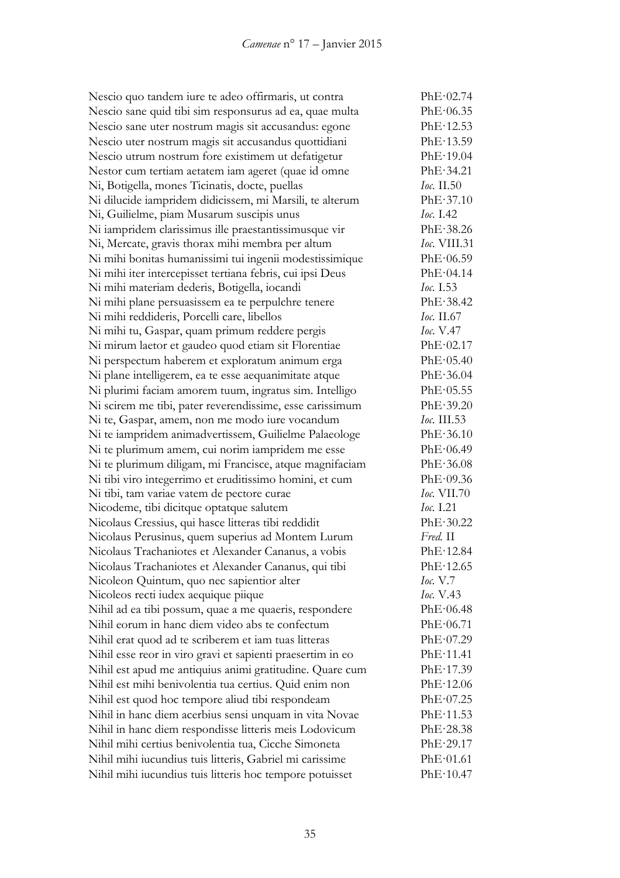| | |
|---|---|
| Nescio quo tandem iure te adeo offirmaris, ut contra | PhE·02.74 |
| Nescio sane quid tibi sim responsurus ad ea, quae multa | PhE·06.35 |
| Nescio sane uter nostrum magis sit accusandus: egone | PhE·12.53 |
| Nescio uter nostrum magis sit accusandus quottidiani | PhE·13.59 |
| Nescio utrum nostrum fore existimem ut defatigetur | PhE·19.04 |
| Nestor cum tertiam aetatem iam ageret (quae id omne | PhE·34.21 |
| Ni, Botigella, mones Ticinatis, docte, puellas | *Ioc.* II.50 |
| Ni dilucide iampridem didicissem, mi Marsili, te alterum | PhE·37.10 |
| Ni, Guilielme, piam Musarum suscipis unus | *Ioc.* I.42 |
| Ni iampridem clarissimus ille praestantissimusque vir | PhE·38.26 |
| Ni, Mercate, gravis thorax mihi membra per altum | *Ioc.* VIII.31 |
| Ni mihi bonitas humanissimi tui ingenii modestissimique | PhE·06.59 |
| Ni mihi iter intercepisset tertiana febris, cui ipsi Deus | PhE·04.14 |
| Ni mihi materiam dederis, Botigella, iocandi | *Ioc.* I.53 |
| Ni mihi plane persuasissem ea te perpulchre tenere | PhE·38.42 |
| Ni mihi reddideris, Porcelli care, libellos | *Ioc.* II.67 |
| Ni mihi tu, Gaspar, quam primum reddere pergis | *Ioc.* V.47 |
| Ni mirum laetor et gaudeo quod etiam sit Florentiae | PhE·02.17 |
| Ni perspectum haberem et exploratum animum erga | PhE·05.40 |
| Ni plane intelligerem, ea te esse aequanimitate atque | PhE·36.04 |
| Ni plurimi faciam amorem tuum, ingratus sim. Intelligo | PhE·05.55 |
| Ni scirem me tibi, pater reverendissime, esse carissimum | PhE·39.20 |
| Ni te, Gaspar, amem, non me modo iure vocandum | *Ioc.* III.53 |
| Ni te iampridem animadvertissem, Guilielme Palaeologe | PhE·36.10 |
| Ni te plurimum amem, cui norim iampridem me esse | PhE·06.49 |
| Ni te plurimum diligam, mi Francisce, atque magnifaciam | PhE·36.08 |
| Ni tibi viro integerrimo et eruditissimo homini, et cum | PhE·09.36 |
| Ni tibi, tam variae vatem de pectore curae | *Ioc.* VII.70 |
| Nicodeme, tibi dicitque optatque salutem | *Ioc.* I.21 |
| Nicolaus Cressius, qui hasce litteras tibi reddidit | PhE·30.22 |
| Nicolaus Perusinus, quem superius ad Montem Lurum | *Fred.* II |
| Nicolaus Trachaniotes et Alexander Cananus, a vobis | PhE·12.84 |
| Nicolaus Trachaniotes et Alexander Cananus, qui tibi | PhE·12.65 |
| Nicoleon Quintum, quo nec sapientior alter | *Ioc.* V.7 |
| Nicoleos recti iudex aequique piique | *Ioc.* V.43 |
| Nihil ad ea tibi possum, quae a me quaeris, respondere | PhE·06.48 |
| Nihil eorum in hanc diem video abs te confectum | PhE·06.71 |
| Nihil erat quod ad te scriberem et iam tuas litteras | PhE·07.29 |
| Nihil esse reor in viro gravi et sapienti praesertim in eo | PhE·11.41 |
| Nihil est apud me antiquius animi gratitudine. Quare cum | PhE·17.39 |
| Nihil est mihi benivolentia tua certius. Quid enim non | PhE·12.06 |
| Nihil est quod hoc tempore aliud tibi respondeam | PhE·07.25 |
| Nihil in hanc diem acerbius sensi unquam in vita Novae | PhE·11.53 |
| Nihil in hanc diem respondisse litteris meis Lodovicum | PhE·28.38 |
| Nihil mihi certius benivolentia tua, Cicche Simoneta | PhE·29.17 |
| Nihil mihi iucundius tuis litteris, Gabriel mi carissime | PhE·01.61 |
| Nihil mihi iucundius tuis litteris hoc tempore potuisset | PhE·10.47 |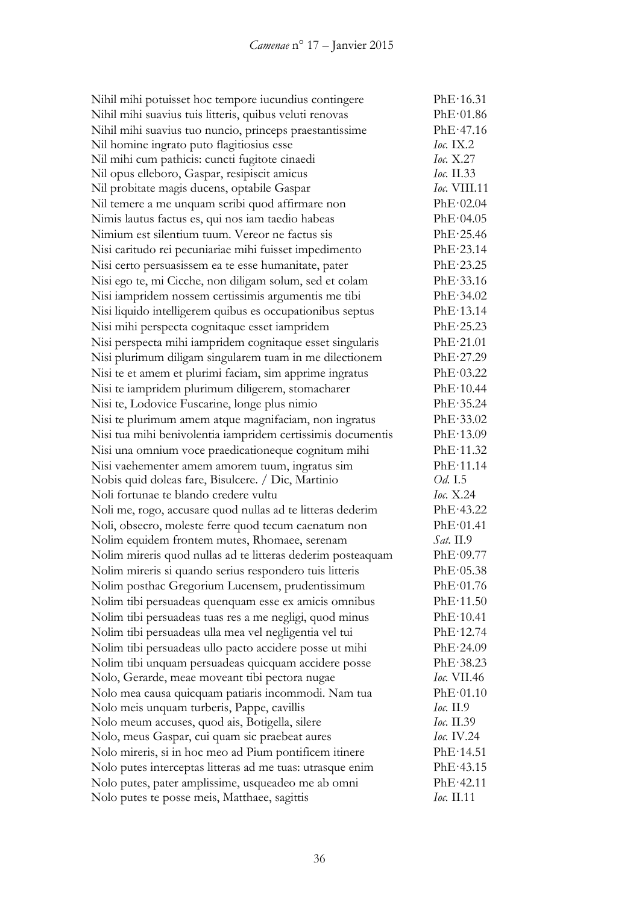| | |
|---|---|
| Nihil mihi potuisset hoc tempore iucundius contingere | PhE·16.31 |
| Nihil mihi suavius tuis litteris, quibus veluti renovas | PhE·01.86 |
| Nihil mihi suavius tuo nuncio, princeps praestantissime | PhE·47.16 |
| Nil homine ingrato puto flagitiosius esse | *Ioc.* IX.2 |
| Nil mihi cum pathicis: cuncti fugitote cinaedi | *Ioc.* X.27 |
| Nil opus elleboro, Gaspar, resipiscit amicus | *Ioc.* II.33 |
| Nil probitate magis ducens, optabile Gaspar | *Ioc.* VIII.11 |
| Nil temere a me unquam scribi quod affirmare non | PhE·02.04 |
| Nimis lautus factus es, qui nos iam taedio habeas | PhE·04.05 |
| Nimium est silentium tuum. Vereor ne factus sis | PhE·25.46 |
| Nisi caritudo rei pecuniariae mihi fuisset impedimento | PhE·23.14 |
| Nisi certo persuasissem ea te esse humanitate, pater | PhE·23.25 |
| Nisi ego te, mi Cicche, non diligam solum, sed et colam | PhE·33.16 |
| Nisi iampridem nossem certissimis argumentis me tibi | PhE·34.02 |
| Nisi liquido intelligerem quibus es occupationibus septus | PhE·13.14 |
| Nisi mihi perspecta cognitaque esset iampridem | PhE·25.23 |
| Nisi perspecta mihi iampridem cognitaque esset singularis | PhE·21.01 |
| Nisi plurimum diligam singularem tuam in me dilectionem | PhE·27.29 |
| Nisi te et amem et plurimi faciam, sim apprime ingratus | PhE·03.22 |
| Nisi te iampridem plurimum diligerem, stomacharer | PhE·10.44 |
| Nisi te, Lodovice Fuscarine, longe plus nimio | PhE·35.24 |
| Nisi te plurimum amem atque magnifaciam, non ingratus | PhE·33.02 |
| Nisi tua mihi benivolentia iampridem certissimis documentis | PhE·13.09 |
| Nisi una omnium voce praedicationeque cognitum mihi | PhE·11.32 |
| Nisi vaehementer amem amorem tuum, ingratus sim | PhE·11.14 |
| Nobis quid doleas fare, Bisulcere. / Dic, Martinio | *Od.* I.5 |
| Noli fortunae te blando credere vultu | *Ioc.* X.24 |
| Noli me, rogo, accusare quod nullas ad te litteras dederim | PhE·43.22 |
| Noli, obsecro, moleste ferre quod tecum caenatum non | PhE·01.41 |
| Nolim equidem frontem mutes, Rhomaee, serenam | *Sat.* II.9 |
| Nolim mireris quod nullas ad te litteras dederim posteaquam | PhE·09.77 |
| Nolim mireris si quando serius respondero tuis litteris | PhE·05.38 |
| Nolim posthac Gregorium Lucensem, prudentissimum | PhE·01.76 |
| Nolim tibi persuadeas quenquam esse ex amicis omnibus | PhE·11.50 |
| Nolim tibi persuadeas tuas res a me negligi, quod minus | PhE·10.41 |
| Nolim tibi persuadeas ulla mea vel negligentia vel tui | PhE·12.74 |
| Nolim tibi persuadeas ullo pacto accidere posse ut mihi | PhE·24.09 |
| Nolim tibi unquam persuadeas quicquam accidere posse | PhE·38.23 |
| Nolo, Gerarde, meae moveant tibi pectora nugae | *Ioc.* VII.46 |
| Nolo mea causa quicquam patiaris incommodi. Nam tua | PhE·01.10 |
| Nolo meis unquam turberis, Pappe, cavillis | *Ioc.* II.9 |
| Nolo meum accuses, quod ais, Botigella, silere | *Ioc.* II.39 |
| Nolo, meus Gaspar, cui quam sic praebeat aures | *Ioc.* IV.24 |
| Nolo mireris, si in hoc meo ad Pium pontificem itinere | PhE·14.51 |
| Nolo putes interceptas litteras ad me tuas: utrasque enim | PhE·43.15 |
| Nolo putes, pater amplissime, usqueadeo me ab omni | PhE·42.11 |
| Nolo putes te posse meis, Matthaee, sagittis | *Ioc.* II.11 |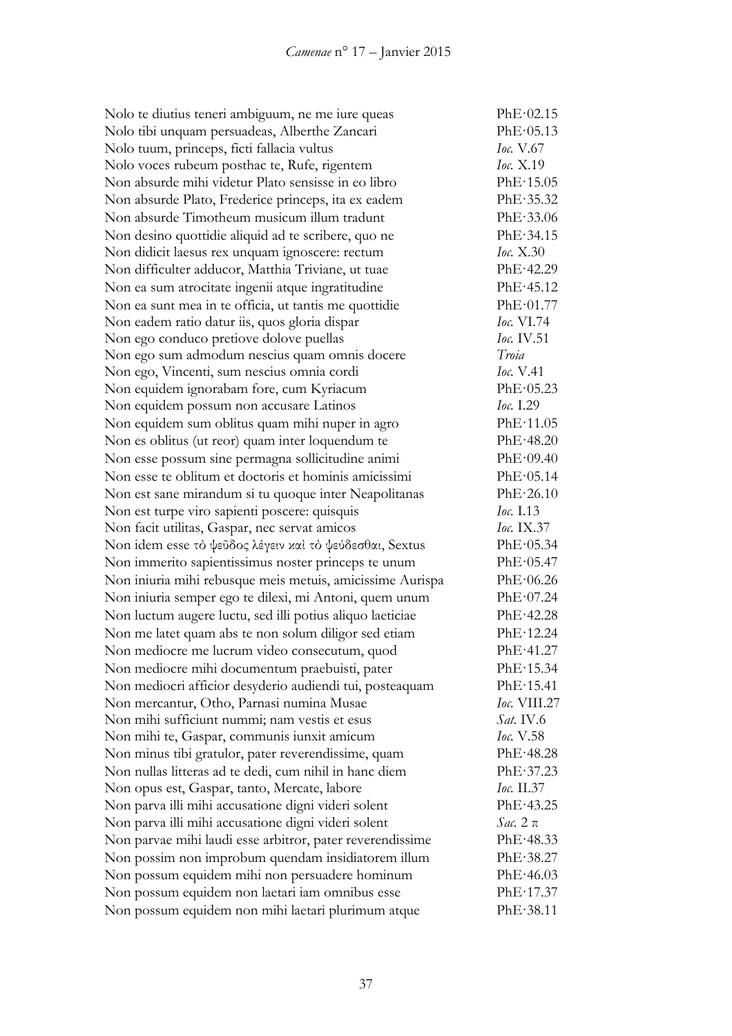| | |
|---|---|
| Nolo te diutius teneri ambiguum, ne me iure queas | PhE·02.15 |
| Nolo tibi unquam persuadeas, Alberthe Zancari | PhE·05.13 |
| Nolo tuum, princeps, ficti fallacia vultus | *Ioc.* V.67 |
| Nolo voces rubeum posthac te, Rufe, rigentem | *Ioc.* X.19 |
| Non absurde mihi videtur Plato sensisse in eo libro | PhE·15.05 |
| Non absurde Plato, Frederice princeps, ita ex eadem | PhE·35.32 |
| Non absurde Timotheum musicum illum tradunt | PhE·33.06 |
| Non desino quottidie aliquid ad te scribere, quo ne | PhE·34.15 |
| Non didicit laesus rex unquam ignoscere: rectum | *Ioc.* X.30 |
| Non difficulter adducor, Matthia Triviane, ut tuae | PhE·42.29 |
| Non ea sum atrocitate ingenii atque ingratitudine | PhE·45.12 |
| Non ea sunt mea in te officia, ut tantis me quottidie | PhE·01.77 |
| Non eadem ratio datur iis, quos gloria dispar | *Ioc.* VI.74 |
| Non ego conduco pretiove dolove puellas | *Ioc.* IV.51 |
| Non ego sum admodum nescius quam omnis docere | *Troia* |
| Non ego, Vincenti, sum nescius omnia cordi | *Ioc.* V.41 |
| Non equidem ignorabam fore, cum Kyriacum | PhE·05.23 |
| Non equidem possum non accusare Latinos | *Ioc.* I.29 |
| Non equidem sum oblitus quam mihi nuper in agro | PhE·11.05 |
| Non es oblitus (ut reor) quam inter loquendum te | PhE·48.20 |
| Non esse possum sine permagna sollicitudine animi | PhE·09.40 |
| Non esse te oblitum et doctoris et hominis amicissimi | PhE·05.14 |
| Non est sane mirandum si tu quoque inter Neapolitanas | PhE·26.10 |
| Non est turpe viro sapienti poscere: quisquis | *Ioc.* I.13 |
| Non facit utilitas, Gaspar, nec servat amicos | *Ioc.* IX.37 |
| Non idem esse τὸ ψεῦδος λέγειν καὶ τὸ ψεύδεσθαι, Sextus | PhE·05.34 |
| Non immerito sapientissimus noster princeps te unum | PhE·05.47 |
| Non iniuria mihi rebusque meis metuis, amicissime Aurispa | PhE·06.26 |
| Non iniuria semper ego te dilexi, mi Antoni, quem unum | PhE·07.24 |
| Non luctum augere luctu, sed illi potius aliquo laeticiae | PhE·42.28 |
| Non me latet quam abs te non solum diligor sed etiam | PhE·12.24 |
| Non mediocre me lucrum video consecutum, quod | PhE·41.27 |
| Non mediocre mihi documentum praebuisti, pater | PhE·15.34 |
| Non mediocri afficior desyderio audiendi tui, posteaquam | PhE·15.41 |
| Non mercantur, Otho, Parnasi numina Musae | *Ioc.* VIII.27 |
| Non mihi sufficiunt nummi; nam vestis et esus | *Sat.* IV.6 |
| Non mihi te, Gaspar, communis iunxit amicum | *Ioc.* V.58 |
| Non minus tibi gratulor, pater reverendissime, quam | PhE·48.28 |
| Non nullas litteras ad te dedi, cum nihil in hanc diem | PhE·37.23 |
| Non opus est, Gaspar, tanto, Mercate, labore | *Ioc.* II.37 |
| Non parva illi mihi accusatione digni videri solent | PhE·43.25 |
| Non parva illi mihi accusatione digni videri solent | *Sac.* 2 π |
| Non parvae mihi laudi esse arbitror, pater reverendissime | PhE·48.33 |
| Non possim non improbum quendam insidiatorem illum | PhE·38.27 |
| Non possum equidem mihi non persuadere hominum | PhE·46.03 |
| Non possum equidem non laetari iam omnibus esse | PhE·17.37 |
| Non possum equidem non mihi laetari plurimum atque | PhE·38.11 |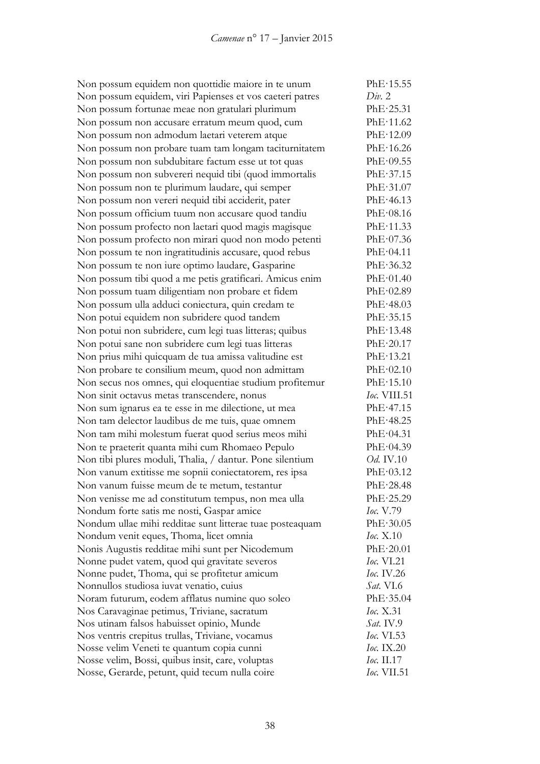| | |
|---|---|
| Non possum equidem non quottidie maiore in te unum | PhE·15.55 |
| Non possum equidem, viri Papienses et vos caeteri patres | *Div.* 2 |
| Non possum fortunae meae non gratulari plurimum | PhE·25.31 |
| Non possum non accusare erratum meum quod, cum | PhE·11.62 |
| Non possum non admodum laetari veterem atque | PhE·12.09 |
| Non possum non probare tuam tam longam taciturnitatem | PhE·16.26 |
| Non possum non subdubitare factum esse ut tot quas | PhE·09.55 |
| Non possum non subvereri nequid tibi (quod immortalis | PhE·37.15 |
| Non possum non te plurimum laudare, qui semper | PhE·31.07 |
| Non possum non vereri nequid tibi acciderit, pater | PhE·46.13 |
| Non possum officium tuum non accusare quod tandiu | PhE·08.16 |
| Non possum profecto non laetari quod magis magisque | PhE·11.33 |
| Non possum profecto non mirari quod non modo petenti | PhE·07.36 |
| Non possum te non ingratitudinis accusare, quod rebus | PhE·04.11 |
| Non possum te non iure optimo laudare, Gasparine | PhE·36.32 |
| Non possum tibi quod a me petis gratificari. Amicus enim | PhE·01.40 |
| Non possum tuam diligentiam non probare et fidem | PhE·02.89 |
| Non possum ulla adduci coniectura, quin credam te | PhE·48.03 |
| Non potui equidem non subridere quod tandem | PhE·35.15 |
| Non potui non subridere, cum legi tuas litteras; quibus | PhE·13.48 |
| Non potui sane non subridere cum legi tuas litteras | PhE·20.17 |
| Non prius mihi quicquam de tua amissa valitudine est | PhE·13.21 |
| Non probare te consilium meum, quod non admittam | PhE·02.10 |
| Non secus nos omnes, qui eloquentiae studium profitemur | PhE·15.10 |
| Non sinit octavus metas transcendere, nonus | *Ioc.* VIII.51 |
| Non sum ignarus ea te esse in me dilectione, ut mea | PhE·47.15 |
| Non tam delector laudibus de me tuis, quae omnem | PhE·48.25 |
| Non tam mihi molestum fuerat quod serius meos mihi | PhE·04.31 |
| Non te praeterit quanta mihi cum Rhomaeo Pepulo | PhE·04.39 |
| Non tibi plures moduli, Thalia, / dantur. Pone silentium | *Od.* IV.10 |
| Non vanum extitisse me sopnii coniectatorem, res ipsa | PhE·03.12 |
| Non vanum fuisse meum de te metum, testantur | PhE·28.48 |
| Non venisse me ad constitutum tempus, non mea ulla | PhE·25.29 |
| Nondum forte satis me nosti, Gaspar amice | *Ioc.* V.79 |
| Nondum ullae mihi redditae sunt litterae tuae posteaquam | PhE·30.05 |
| Nondum venit eques, Thoma, licet omnia | *Ioc.* X.10 |
| Nonis Augustis redditae mihi sunt per Nicodemum | PhE·20.01 |
| Nonne pudet vatem, quod qui gravitate severos | *Ioc.* VI.21 |
| Nonne pudet, Thoma, qui se profitetur amicum | *Ioc.* IV.26 |
| Nonnullos studiosa iuvat venatio, cuius | *Sat.* VI.6 |
| Noram futurum, eodem afflatus numine quo soleo | PhE·35.04 |
| Nos Caravaginae petimus, Triviane, sacratum | *Ioc.* X.31 |
| Nos utinam falsos habuisset opinio, Munde | *Sat.* IV.9 |
| Nos ventris crepitus trullas, Triviane, vocamus | *Ioc.* VI.53 |
| Nosse velim Veneti te quantum copia cunni | *Ioc.* IX.20 |
| Nosse velim, Bossi, quibus insit, care, voluptas | *Ioc.* II.17 |
| Nosse, Gerarde, petunt, quid tecum nulla coire | *Ioc.* VII.51 |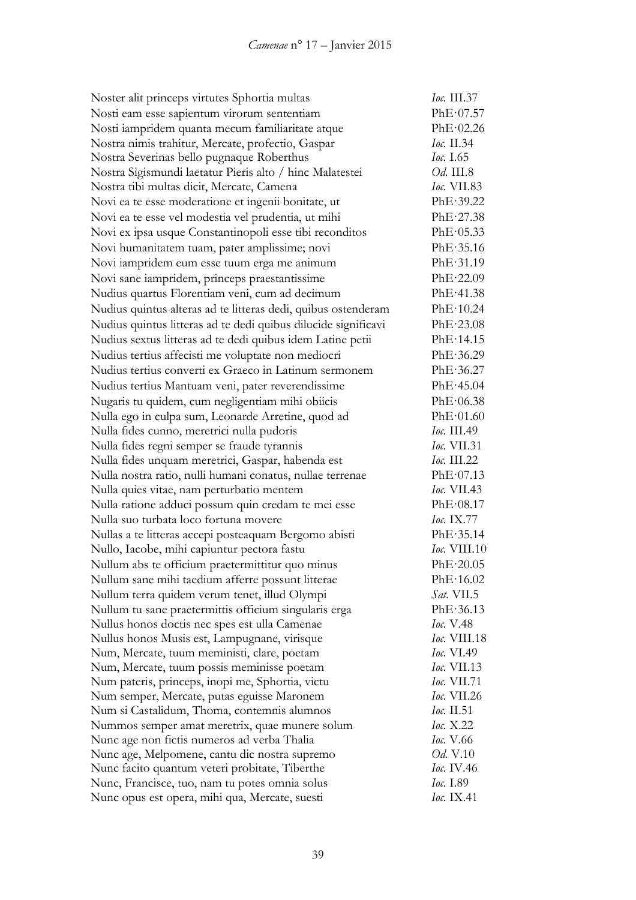| | |
|---|---|
| Noster alit princeps virtutes Sphortia multas | *Ioc.* III.37 |
| Nosti eam esse sapientum virorum sententiam | PhE·07.57 |
| Nosti iampridem quanta mecum familiaritate atque | PhE·02.26 |
| Nostra nimis trahitur, Mercate, profectio, Gaspar | *Ioc.* II.34 |
| Nostra Severinas bello pugnaque Roberthus | *Ioc.* I.65 |
| Nostra Sigismundi laetatur Pieris alto / hinc Malatestei | *Od.* III.8 |
| Nostra tibi multas dicit, Mercate, Camena | *Ioc.* VII.83 |
| Novi ea te esse moderatione et ingenii bonitate, ut | PhE·39.22 |
| Novi ea te esse vel modestia vel prudentia, ut mihi | PhE·27.38 |
| Novi ex ipsa usque Constantinopoli esse tibi reconditos | PhE·05.33 |
| Novi humanitatem tuam, pater amplissime; novi | PhE·35.16 |
| Novi iampridem eum esse tuum erga me animum | PhE·31.19 |
| Novi sane iampridem, princeps praestantissime | PhE·22.09 |
| Nudius quartus Florentiam veni, cum ad decimum | PhE·41.38 |
| Nudius quintus alteras ad te litteras dedi, quibus ostenderam | PhE·10.24 |
| Nudius quintus litteras ad te dedi quibus dilucide significavi | PhE·23.08 |
| Nudius sextus litteras ad te dedi quibus idem Latine petii | PhE·14.15 |
| Nudius tertius affecisti me voluptate non mediocri | PhE·36.29 |
| Nudius tertius converti ex Graeco in Latinum sermonem | PhE·36.27 |
| Nudius tertius Mantuam veni, pater reverendissime | PhE·45.04 |
| Nugaris tu quidem, cum negligentiam mihi obiicis | PhE·06.38 |
| Nulla ego in culpa sum, Leonarde Arretine, quod ad | PhE·01.60 |
| Nulla fides cunno, meretrici nulla pudoris | *Ioc.* III.49 |
| Nulla fides regni semper se fraude tyrannis | *Ioc.* VII.31 |
| Nulla fides unquam meretrici, Gaspar, habenda est | *Ioc.* III.22 |
| Nulla nostra ratio, nulli humani conatus, nullae terrenae | PhE·07.13 |
| Nulla quies vitae, nam perturbatio mentem | *Ioc.* VII.43 |
| Nulla ratione adduci possum quin credam te mei esse | PhE·08.17 |
| Nulla suo turbata loco fortuna movere | *Ioc.* IX.77 |
| Nullas a te litteras accepi posteaquam Bergomo abisti | PhE·35.14 |
| Nullo, Iacobe, mihi capiuntur pectora fastu | *Ioc.* VIII.10 |
| Nullum abs te officium praetermittitur quo minus | PhE·20.05 |
| Nullum sane mihi taedium afferre possunt litterae | PhE·16.02 |
| Nullum terra quidem verum tenet, illud Olympi | *Sat.* VII.5 |
| Nullum tu sane praetermittis officium singularis erga | PhE·36.13 |
| Nullus honos doctis nec spes est ulla Camenae | *Ioc.* V.48 |
| Nullus honos Musis est, Lampugnane, virisque | *Ioc.* VIII.18 |
| Num, Mercate, tuum meministi, clare, poetam | *Ioc.* VI.49 |
| Num, Mercate, tuum possis meminisse poetam | *Ioc.* VII.13 |
| Num pateris, princeps, inopi me, Sphortia, victu | *Ioc.* VII.71 |
| Num semper, Mercate, putas eguisse Maronem | *Ioc.* VII.26 |
| Num si Castalidum, Thoma, contemnis alumnos | *Ioc.* II.51 |
| Nummos semper amat meretrix, quae munere solum | *Ioc.* X.22 |
| Nunc age non fictis numeros ad verba Thalia | *Ioc.* V.66 |
| Nunc age, Melpomene, cantu dic nostra supremo | *Od.* V.10 |
| Nunc facito quantum veteri probitate, Tiberthe | *Ioc.* IV.46 |
| Nunc, Francisce, tuo, nam tu potes omnia solus | *Ioc.* I.89 |
| Nunc opus est opera, mihi qua, Mercate, suesti | *Ioc.* IX.41 |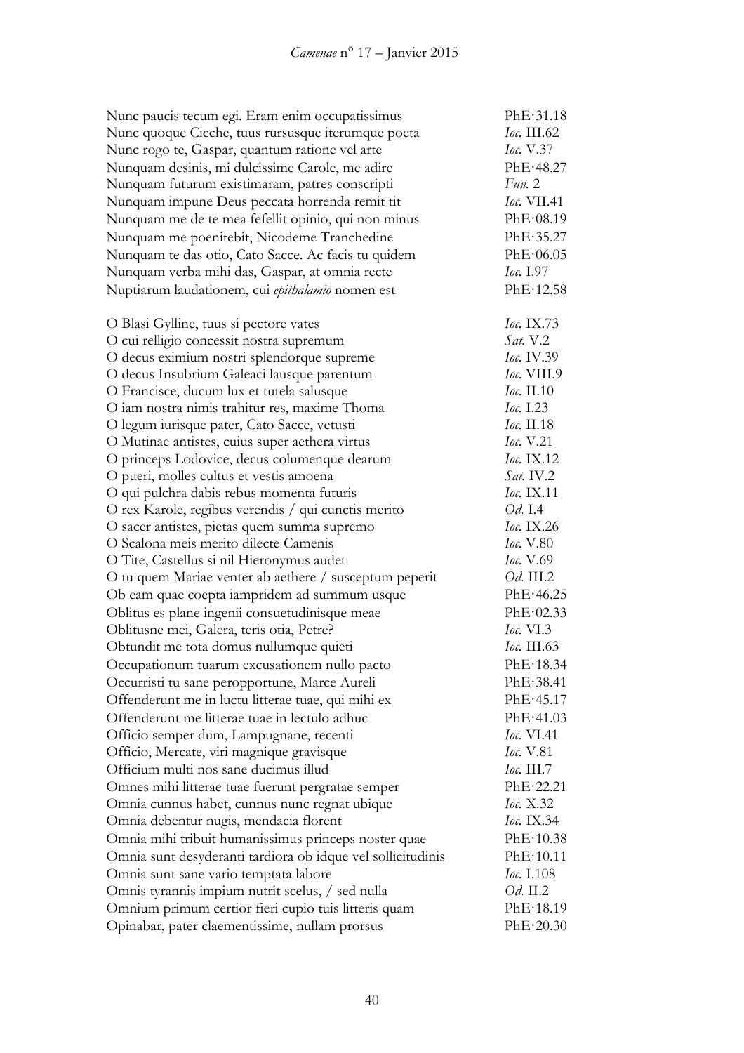| | |
|---|---|
| Nunc paucis tecum egi. Eram enim occupatissimus | PhE·31.18 |
| Nunc quoque Cicche, tuus rursusque iterumque poeta | *Ioc.* III.62 |
| Nunc rogo te, Gaspar, quantum ratione vel arte | *Ioc.* V.37 |
| Nunquam desinis, mi dulcissime Carole, me adire | PhE·48.27 |
| Nunquam futurum existimaram, patres conscripti | *Fun.* 2 |
| Nunquam impune Deus peccata horrenda remit tit | *Ioc.* VII.41 |
| Nunquam me de te mea fefellit opinio, qui non minus | PhE·08.19 |
| Nunquam me poenitebit, Nicodeme Tranchedine | PhE·35.27 |
| Nunquam te das otio, Cato Sacce. Ac facis tu quidem | PhE·06.05 |
| Nunquam verba mihi das, Gaspar, at omnia recte | *Ioc.* I.97 |
| Nuptiarum laudationem, cui *epithalamio* nomen est | PhE·12.58 |
| | |
| O Blasi Gylline, tuus si pectore vates | *Ioc.* IX.73 |
| O cui relligio concessit nostra supremum | *Sat.* V.2 |
| O decus eximium nostri splendorque supreme | *Ioc.* IV.39 |
| O decus Insubrium Galeaci lausque parentum | *Ioc.* VIII.9 |
| O Francisce, ducum lux et tutela salusque | *Ioc.* II.10 |
| O iam nostra nimis trahitur res, maxime Thoma | *Ioc.* I.23 |
| O legum iurisque pater, Cato Sacce, vetusti | *Ioc.* II.18 |
| O Mutinae antistes, cuius super aethera virtus | *Ioc.* V.21 |
| O princeps Lodovice, decus columenque dearum | *Ioc.* IX.12 |
| O pueri, molles cultus et vestis amoena | *Sat.* IV.2 |
| O qui pulchra dabis rebus momenta futuris | *Ioc.* IX.11 |
| O rex Karole, regibus verendis / qui cunctis merito | *Od.* I.4 |
| O sacer antistes, pietas quem summa supremo | *Ioc.* IX.26 |
| O Scalona meis merito dilecte Camenis | *Ioc.* V.80 |
| O Tite, Castellus si nil Hieronymus audet | *Ioc.* V.69 |
| O tu quem Mariae venter ab aethere / susceptum peperit | *Od.* III.2 |
| Ob eam quae coepta iampridem ad summum usque | PhE·46.25 |
| Oblitus es plane ingenii consuetudinisque meae | PhE·02.33 |
| Oblitusne mei, Galera, teris otia, Petre? | *Ioc.* VI.3 |
| Obtundit me tota domus nullumque quieti | *Ioc.* III.63 |
| Occupationum tuarum excusationem nullo pacto | PhE·18.34 |
| Occurristi tu sane peropportune, Marce Aureli | PhE·38.41 |
| Offenderunt me in luctu litterae tuae, qui mihi ex | PhE·45.17 |
| Offenderunt me litterae tuae in lectulo adhuc | PhE·41.03 |
| Officio semper dum, Lampugnane, recenti | *Ioc.* VI.41 |
| Officio, Mercate, viri magnique gravisque | *Ioc.* V.81 |
| Officium multi nos sane ducimus illud | *Ioc.* III.7 |
| Omnes mihi litterae tuae fuerunt pergratae semper | PhE·22.21 |
| Omnia cunnus habet, cunnus nunc regnat ubique | *Ioc.* X.32 |
| Omnia debentur nugis, mendacia florent | *Ioc.* IX.34 |
| Omnia mihi tribuit humanissimus princeps noster quae | PhE·10.38 |
| Omnia sunt desyderanti tardiora ob idque vel sollicitudinis | PhE·10.11 |
| Omnia sunt sane vario temptata labore | *Ioc.* I.108 |
| Omnis tyrannis impium nutrit scelus, / sed nulla | *Od.* II.2 |
| Omnium primum certior fieri cupio tuis litteris quam | PhE·18.19 |
| Opinabar, pater claementissime, nullam prorsus | PhE·20.30 |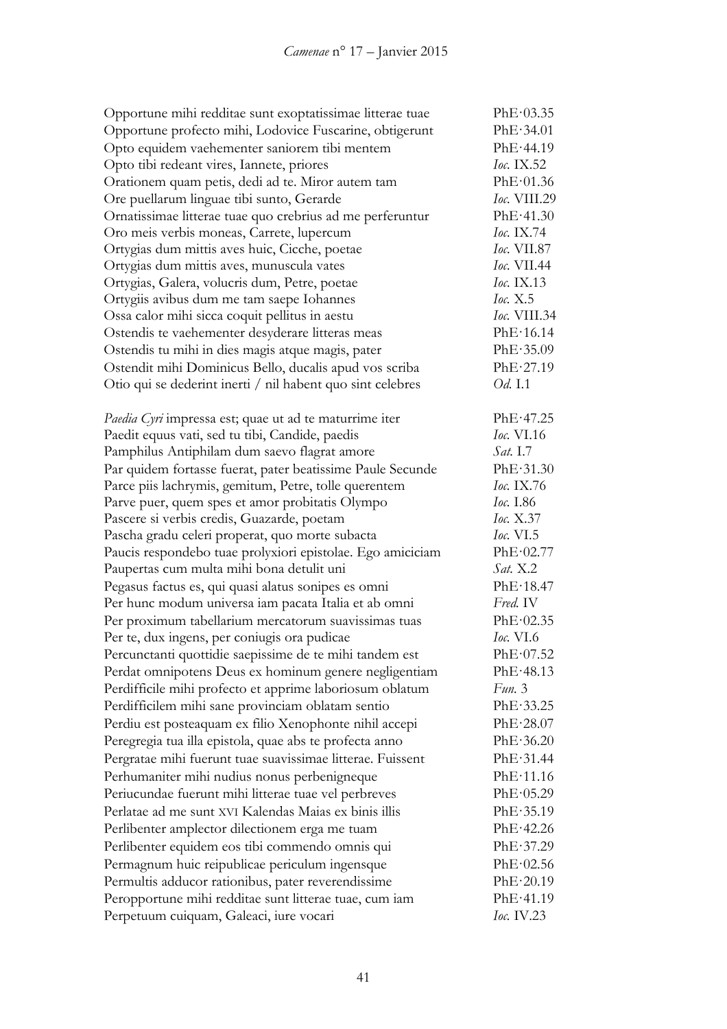| | |
|---|---|
| Opportune mihi redditae sunt exoptatissimae litterae tuae | PhE·03.35 |
| Opportune profecto mihi, Lodovice Fuscarine, obtigerunt | PhE·34.01 |
| Opto equidem vaehementer saniorem tibi mentem | PhE·44.19 |
| Opto tibi redeant vires, Iannete, priores | *Ioc.* IX.52 |
| Orationem quam petis, dedi ad te. Miror autem tam | PhE·01.36 |
| Ore puellarum linguae tibi sunto, Gerarde | *Ioc.* VIII.29 |
| Ornatissimae litterae tuae quo crebrius ad me perferuntur | PhE·41.30 |
| Oro meis verbis moneas, Carrete, lupercum | *Ioc.* IX.74 |
| Ortygias dum mittis aves huic, Cicche, poetae | *Ioc.* VII.87 |
| Ortygias dum mittis aves, munuscula vates | *Ioc.* VII.44 |
| Ortygias, Galera, volucris dum, Petre, poetae | *Ioc.* IX.13 |
| Ortygiis avibus dum me tam saepe Iohannes | *Ioc.* X.5 |
| Ossa calor mihi sicca coquit pellitus in aestu | *Ioc.* VIII.34 |
| Ostendis te vaehementer desyderare litteras meas | PhE·16.14 |
| Ostendis tu mihi in dies magis atque magis, pater | PhE·35.09 |
| Ostendit mihi Dominicus Bello, ducalis apud vos scriba | PhE·27.19 |
| Otio qui se dederint inerti / nil habent quo sint celebres | *Od.* I.1 |
| | |
| *Paedia Cyri* impressa est; quae ut ad te maturrime iter | PhE·47.25 |
| Paedit equus vati, sed tu tibi, Candide, paedis | *Ioc.* VI.16 |
| Pamphilus Antiphilam dum saevo flagrat amore | *Sat.* I.7 |
| Par quidem fortasse fuerat, pater beatissime Paule Secunde | PhE·31.30 |
| Parce piis lachrymis, gemitum, Petre, tolle querentem | *Ioc.* IX.76 |
| Parve puer, quem spes et amor probitatis Olympo | *Ioc.* I.86 |
| Pascere si verbis credis, Guazarde, poetam | *Ioc.* X.37 |
| Pascha gradu celeri properat, quo morte subacta | *Ioc.* VI.5 |
| Paucis respondebo tuae prolyxiori epistolae. Ego amiciciam | PhE·02.77 |
| Paupertas cum multa mihi bona detulit uni | *Sat.* X.2 |
| Pegasus factus es, qui quasi alatus sonipes es omni | PhE·18.47 |
| Per hunc modum universa iam pacata Italia et ab omni | *Fred.* IV |
| Per proximum tabellarium mercatorum suavissimas tuas | PhE·02.35 |
| Per te, dux ingens, per coniugis ora pudicae | *Ioc.* VI.6 |
| Percunctanti quottidie saepissime de te mihi tandem est | PhE·07.52 |
| Perdat omnipotens Deus ex hominum genere negligentiam | PhE·48.13 |
| Perdifficile mihi profecto et apprime laboriosum oblatum | *Fun.* 3 |
| Perdifficilem mihi sane provinciam oblatam sentio | PhE·33.25 |
| Perdiu est posteaquam ex filio Xenophonte nihil accepi | PhE·28.07 |
| Peregregia tua illa epistola, quae abs te profecta anno | PhE·36.20 |
| Pergratae mihi fuerunt tuae suavissimae litterae. Fuissent | PhE·31.44 |
| Perhumaniter mihi nudius nonus perbenigneque | PhE·11.16 |
| Periucundae fuerunt mihi litterae tuae vel perbreves | PhE·05.29 |
| Perlatae ad me sunt XVI Kalendas Maias ex binis illis | PhE·35.19 |
| Perlibenter amplector dilectionem erga me tuam | PhE·42.26 |
| Perlibenter equidem eos tibi commendo omnis qui | PhE·37.29 |
| Permagnum huic reipublicae periculum ingensque | PhE·02.56 |
| Permultis adducor rationibus, pater reverendissime | PhE·20.19 |
| Peropportune mihi redditae sunt litterae tuae, cum iam | PhE·41.19 |
| Perpetuum cuiquam, Galeaci, iure vocari | *Ioc.* IV.23 |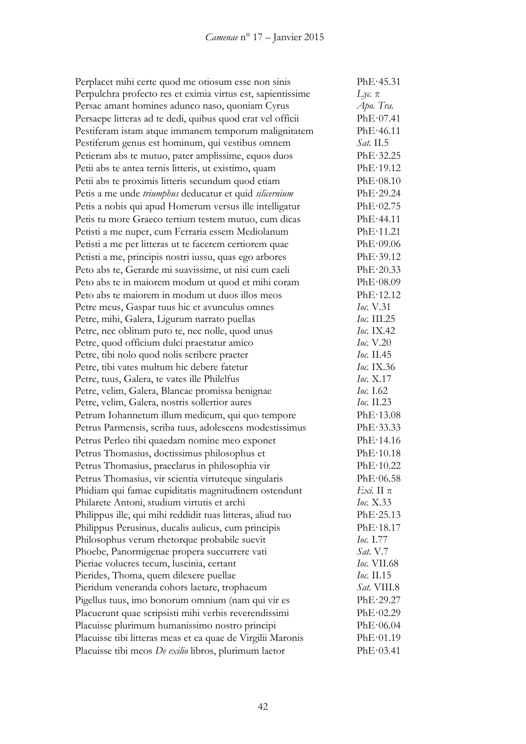| | |
|---|---|
| Perplacet mihi certe quod me otiosum esse non sinis | PhE·45.31 |
| Perpulchra profecto res et eximia virtus est, sapientissime | *Lyc.* π |
| Persae amant homines adunco naso, quoniam Cyrus | *Apo. Tra.* |
| Persaepe litteras ad te dedi, quibus quod erat vel officii | PhE·07.41 |
| Pestiferam istam atque immanem temporum malignitatem | PhE·46.11 |
| Pestiferum genus est hominum, qui vestibus omnem | *Sat.* II.5 |
| Petieram abs te mutuo, pater amplissime, equos duos | PhE·32.25 |
| Petii abs te antea ternis litteris, ut existimo, quam | PhE·19.12 |
| Petii abs te proximis litteris secundum quod etiam | PhE·08.10 |
| Petis a me unde *triumphus* deducatur et quid *silicernium* | PhE·29.24 |
| Petis a nobis qui apud Homerum versus ille intelligatur | PhE·02.75 |
| Petis tu more Graeco tertium testem mutuo, cum dicas | PhE·44.11 |
| Petisti a me nuper, cum Ferraria essem Mediolanum | PhE·11.21 |
| Petisti a me per litteras ut te facerem certiorem quae | PhE·09.06 |
| Petisti a me, principis nostri iussu, quas ego arbores | PhE·39.12 |
| Peto abs te, Gerarde mi suavissime, ut nisi cum caeli | PhE·20.33 |
| Peto abs te in maiorem modum ut quod et mihi coram | PhE·08.09 |
| Peto abs te maiorem in modum ut duos illos meos | PhE·12.12 |
| Petre meus, Gaspar tuus hic et avunculus omnes | *Ioc.* V.31 |
| Petre, mihi, Galera, Ligurum narrato puellas | *Ioc.* III.25 |
| Petre, nec oblitum puto te, nec nolle, quod unus | *Ioc.* IX.42 |
| Petre, quod officium dulci praestatur amico | *Ioc.* V.20 |
| Petre, tibi nolo quod nolis scribere praeter | *Ioc.* II.45 |
| Petre, tibi vates multum hic debere fatetur | *Ioc.* IX.36 |
| Petre, tuus, Galera, te vates ille Philelfus | *Ioc.* X.17 |
| Petre, velim, Galera, Blancae promissa benignae | *Ioc.* I.62 |
| Petre, velim, Galera, nostris sollertior aures | *Ioc.* II.23 |
| Petrum Iohannetum illum medicum, qui quo tempore | PhE·13.08 |
| Petrus Parmensis, scriba tuus, adolescens modestissimus | PhE·33.33 |
| Petrus Perleo tibi quaedam nomine meo exponet | PhE·14.16 |
| Petrus Thomasius, doctissimus philosophus et | PhE·10.18 |
| Petrus Thomasius, praeclarus in philosophia vir | PhE·10.22 |
| Petrus Thomasius, vir scientia virtuteque singularis | PhE·06.58 |
| Phidiam qui famae cupiditatis magnitudinem ostendunt | *Exi.* II π |
| Philarete Antoni, studium virtutis et archi | *Ioc.* X.33 |
| Philippus ille, qui mihi reddidit tuas litteras, aliud tuo | PhE·25.13 |
| Philippus Perusinus, ducalis aulicus, cum principis | PhE·18.17 |
| Philosophus verum rhetorque probabile suevit | *Ioc.* I.77 |
| Phoebe, Panormigenae propera succurrere vati | *Sat.* V.7 |
| Pieriae volucres tecum, luscinia, certant | *Ioc.* VII.68 |
| Pierides, Thoma, quem dilexere puellae | *Ioc.* II.15 |
| Pieridum veneranda cohors laetare, trophaeum | *Sat.* VIII.8 |
| Pigellus tuus, imo bonorum omnium (nam qui vir es | PhE·29.27 |
| Placuerunt quae scripsisti mihi verbis reverendissimi | PhE·02.29 |
| Placuisse plurimum humanissimo nostro principi | PhE·06.04 |
| Placuisse tibi litteras meas et ea quae de Virgilii Maronis | PhE·01.19 |
| Placuisse tibi meos *De exilio* libros, plurimum laetor | PhE·03.41 |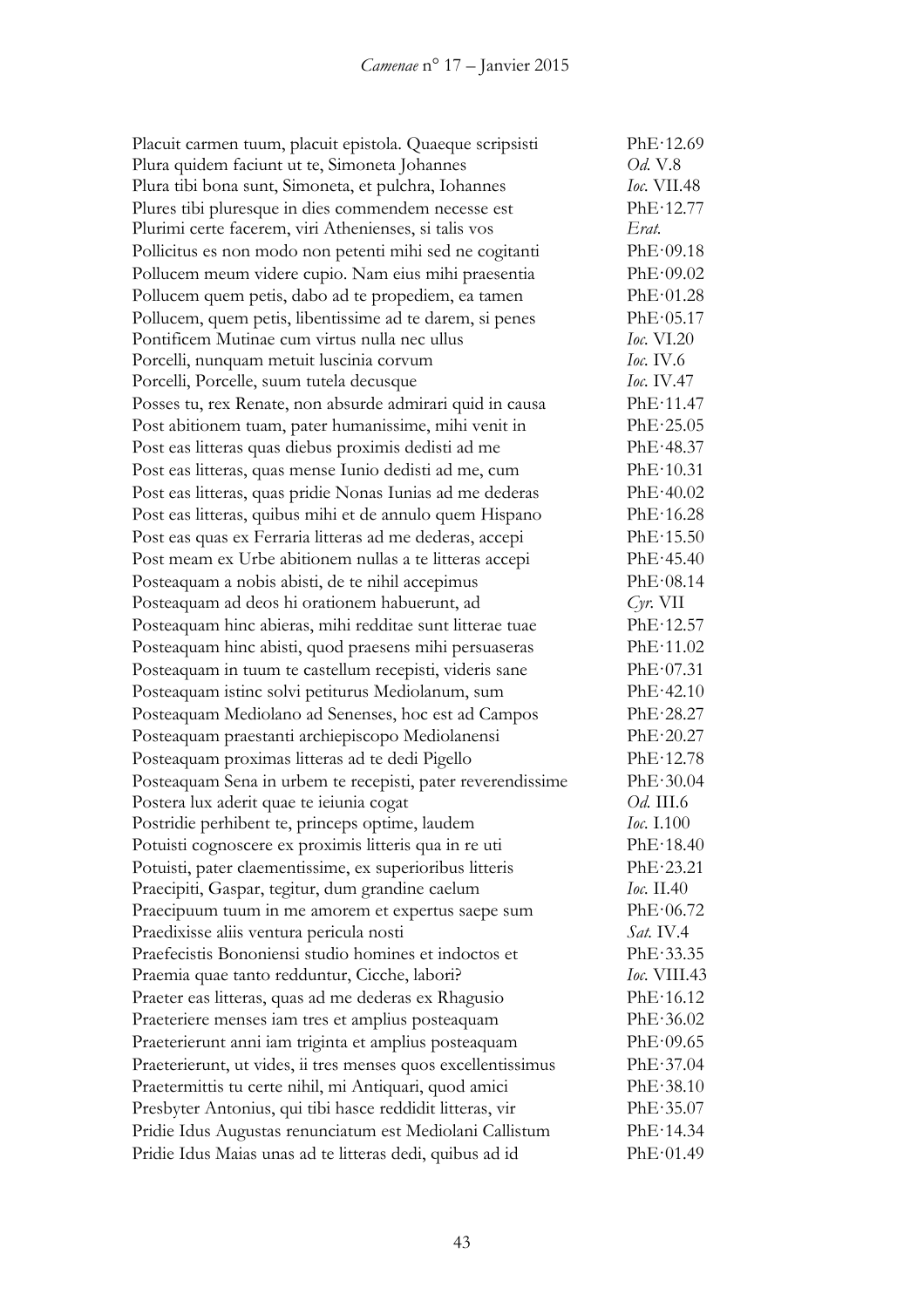| | |
|---|---|
| Placuit carmen tuum, placuit epistola. Quaeque scripsisti | PhE·12.69 |
| Plura quidem faciunt ut te, Simoneta Johannes | *Od.* V.8 |
| Plura tibi bona sunt, Simoneta, et pulchra, Iohannes | *Ioc.* VII.48 |
| Plures tibi pluresque in dies commendem necesse est | PhE·12.77 |
| Plurimi certe facerem, viri Athenienses, si talis vos | *Erat.* |
| Pollicitus es non modo non petenti mihi sed ne cogitanti | PhE·09.18 |
| Pollucem meum videre cupio. Nam eius mihi praesentia | PhE·09.02 |
| Pollucem quem petis, dabo ad te propediem, ea tamen | PhE·01.28 |
| Pollucem, quem petis, libentissime ad te darem, si penes | PhE·05.17 |
| Pontificem Mutinae cum virtus nulla nec ullus | *Ioc.* VI.20 |
| Porcelli, nunquam metuit luscinia corvum | *Ioc.* IV.6 |
| Porcelli, Porcelle, suum tutela decusque | *Ioc.* IV.47 |
| Posses tu, rex Renate, non absurde admirari quid in causa | PhE·11.47 |
| Post abitionem tuam, pater humanissime, mihi venit in | PhE·25.05 |
| Post eas litteras quas diebus proximis dedisti ad me | PhE·48.37 |
| Post eas litteras, quas mense Iunio dedisti ad me, cum | PhE·10.31 |
| Post eas litteras, quas pridie Nonas Iunias ad me dederas | PhE·40.02 |
| Post eas litteras, quibus mihi et de annulo quem Hispano | PhE·16.28 |
| Post eas quas ex Ferraria litteras ad me dederas, accepi | PhE·15.50 |
| Post meam ex Urbe abitionem nullas a te litteras accepi | PhE·45.40 |
| Posteaquam a nobis abisti, de te nihil accepimus | PhE·08.14 |
| Posteaquam ad deos hi orationem habuerunt, ad | *Cyr.* VII |
| Posteaquam hinc abieras, mihi redditae sunt litterae tuae | PhE·12.57 |
| Posteaquam hinc abisti, quod praesens mihi persuaseras | PhE·11.02 |
| Posteaquam in tuum te castellum recepisti, videris sane | PhE·07.31 |
| Posteaquam istinc solvi petiturus Mediolanum, sum | PhE·42.10 |
| Posteaquam Mediolano ad Senenses, hoc est ad Campos | PhE·28.27 |
| Posteaquam praestanti archiepiscopo Mediolanensi | PhE·20.27 |
| Posteaquam proximas litteras ad te dedi Pigello | PhE·12.78 |
| Posteaquam Sena in urbem te recepisti, pater reverendissime | PhE·30.04 |
| Postera lux aderit quae te ieiunia cogat | *Od.* III.6 |
| Postridie perhibent te, princeps optime, laudem | *Ioc.* I.100 |
| Potuisti cognoscere ex proximis litteris qua in re uti | PhE·18.40 |
| Potuisti, pater claementissime, ex superioribus litteris | PhE·23.21 |
| Praecipiti, Gaspar, tegitur, dum grandine caelum | *Ioc.* II.40 |
| Praecipuum tuum in me amorem et expertus saepe sum | PhE·06.72 |
| Praedixisse aliis ventura pericula nosti | *Sat.* IV.4 |
| Praefecistis Bononiensi studio homines et indoctos et | PhE·33.35 |
| Praemia quae tanto redduntur, Cicche, labori? | *Ioc.* VIII.43 |
| Praeter eas litteras, quas ad me dederas ex Rhagusio | PhE·16.12 |
| Praeteriere menses iam tres et amplius posteaquam | PhE·36.02 |
| Praeterierunt anni iam triginta et amplius posteaquam | PhE·09.65 |
| Praeterierunt, ut vides, ii tres menses quos excellentissimus | PhE·37.04 |
| Praetermittis tu certe nihil, mi Antiquari, quod amici | PhE·38.10 |
| Presbyter Antonius, qui tibi hasce reddidit litteras, vir | PhE·35.07 |
| Pridie Idus Augustas renunciatum est Mediolani Callistum | PhE·14.34 |
| Pridie Idus Maias unas ad te litteras dedi, quibus ad id | PhE·01.49 |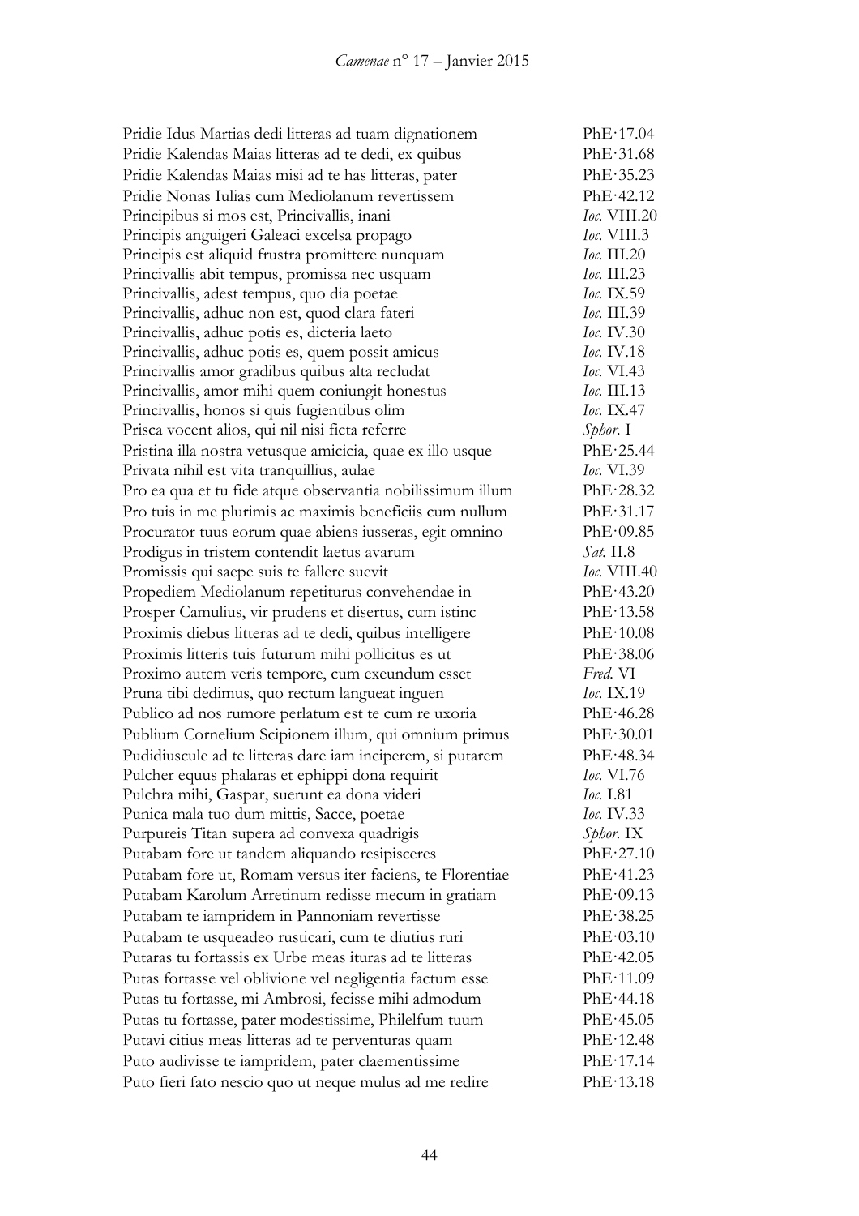| | |
|---|---|
| Pridie Idus Martias dedi litteras ad tuam dignationem | PhE·17.04 |
| Pridie Kalendas Maias litteras ad te dedi, ex quibus | PhE·31.68 |
| Pridie Kalendas Maias misi ad te has litteras, pater | PhE·35.23 |
| Pridie Nonas Iulias cum Mediolanum revertissem | PhE·42.12 |
| Principibus si mos est, Princivallis, inani | *Ioc.* VIII.20 |
| Principis anguigeri Galeaci excelsa propago | *Ioc.* VIII.3 |
| Principis est aliquid frustra promittere nunquam | *Ioc.* III.20 |
| Princivallis abit tempus, promissa nec usquam | *Ioc.* III.23 |
| Princivallis, adest tempus, quo dia poetae | *Ioc.* IX.59 |
| Princivallis, adhuc non est, quod clara fateri | *Ioc.* III.39 |
| Princivallis, adhuc potis es, dicteria laeto | *Ioc.* IV.30 |
| Princivallis, adhuc potis es, quem possit amicus | *Ioc.* IV.18 |
| Princivallis amor gradibus quibus alta recludat | *Ioc.* VI.43 |
| Princivallis, amor mihi quem coniungit honestus | *Ioc.* III.13 |
| Princivallis, honos si quis fugientibus olim | *Ioc.* IX.47 |
| Prisca vocent alios, qui nil nisi ficta referre | *Sphor.* I |
| Pristina illa nostra vetusque amicicia, quae ex illo usque | PhE·25.44 |
| Privata nihil est vita tranquillius, aulae | *Ioc.* VI.39 |
| Pro ea qua et tu fide atque observantia nobilissimum illum | PhE·28.32 |
| Pro tuis in me plurimis ac maximis beneficiis cum nullum | PhE·31.17 |
| Procurator tuus eorum quae abiens iusseras, egit omnino | PhE·09.85 |
| Prodigus in tristem contendit laetus avarum | *Sat.* II.8 |
| Promissis qui saepe suis te fallere suevit | *Ioc.* VIII.40 |
| Propediem Mediolanum repetiturus convehendae in | PhE·43.20 |
| Prosper Camulius, vir prudens et disertus, cum istinc | PhE·13.58 |
| Proximis diebus litteras ad te dedi, quibus intelligere | PhE·10.08 |
| Proximis litteris tuis futurum mihi pollicitus es ut | PhE·38.06 |
| Proximo autem veris tempore, cum exeundum esset | *Fred.* VI |
| Pruna tibi dedimus, quo rectum langueat inguen | *Ioc.* IX.19 |
| Publico ad nos rumore perlatum est te cum re uxoria | PhE·46.28 |
| Publium Cornelium Scipionem illum, qui omnium primus | PhE·30.01 |
| Pudidiuscule ad te litteras dare iam inciperem, si putarem | PhE·48.34 |
| Pulcher equus phalaras et ephippi dona requirit | *Ioc.* VI.76 |
| Pulchra mihi, Gaspar, suerunt ea dona videri | *Ioc.* I.81 |
| Punica mala tuo dum mittis, Sacce, poetae | *Ioc.* IV.33 |
| Purpureis Titan supera ad convexa quadrigis | *Sphor.* IX |
| Putabam fore ut tandem aliquando resipisceres | PhE·27.10 |
| Putabam fore ut, Romam versus iter faciens, te Florentiae | PhE·41.23 |
| Putabam Karolum Arretinum redisse mecum in gratiam | PhE·09.13 |
| Putabam te iampridem in Pannoniam revertisse | PhE·38.25 |
| Putabam te usqueadeo rusticari, cum te diutius ruri | PhE·03.10 |
| Putaras tu fortassis ex Urbe meas ituras ad te litteras | PhE·42.05 |
| Putas fortasse vel oblivione vel negligentia factum esse | PhE·11.09 |
| Putas tu fortasse, mi Ambrosi, fecisse mihi admodum | PhE·44.18 |
| Putas tu fortasse, pater modestissime, Philelfum tuum | PhE·45.05 |
| Putavi citius meas litteras ad te perventuras quam | PhE·12.48 |
| Puto audivisse te iampridem, pater claementissime | PhE·17.14 |
| Puto fieri fato nescio quo ut neque mulus ad me redire | PhE·13.18 |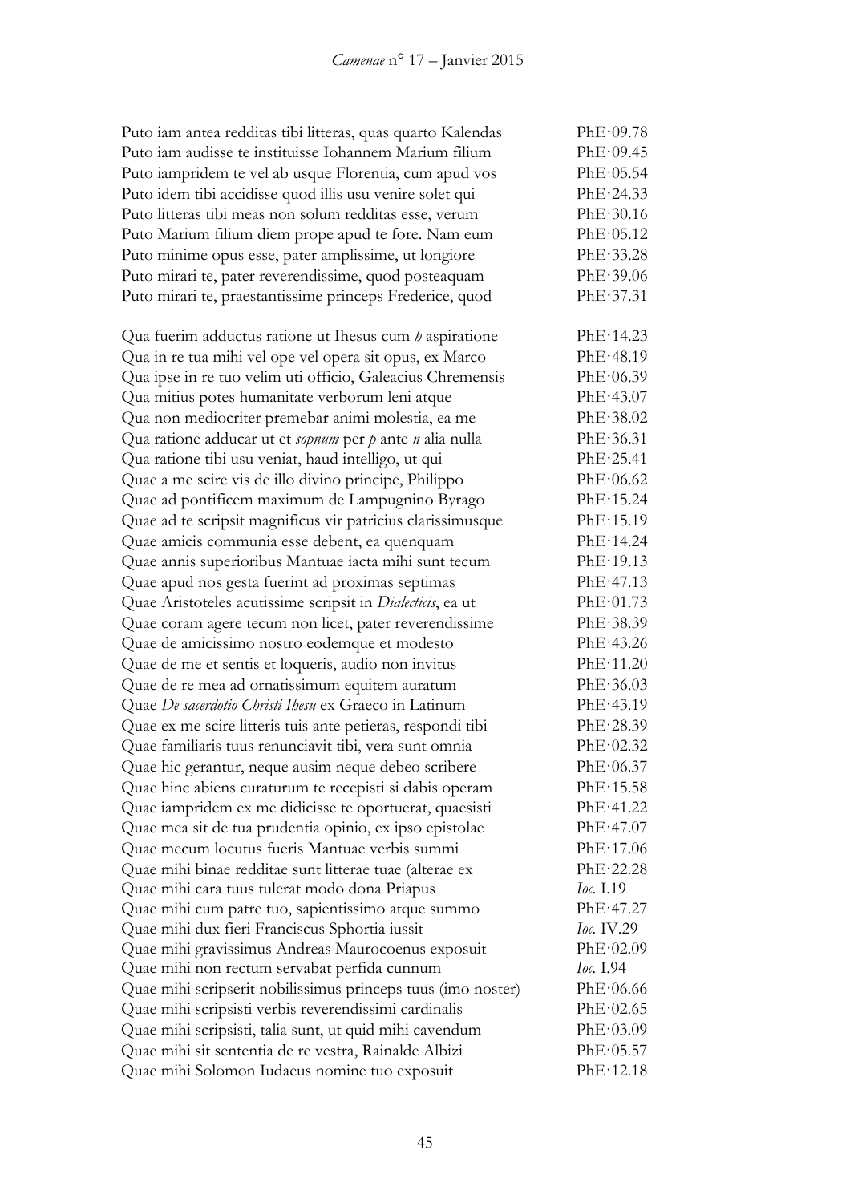| | |
|---|---|
| Puto iam antea redditas tibi litteras, quas quarto Kalendas | PhE·09.78 |
| Puto iam audisse te instituisse Iohannem Marium filium | PhE·09.45 |
| Puto iampridem te vel ab usque Florentia, cum apud vos | PhE·05.54 |
| Puto idem tibi accidisse quod illis usu venire solet qui | PhE·24.33 |
| Puto litteras tibi meas non solum redditas esse, verum | PhE·30.16 |
| Puto Marium filium diem prope apud te fore. Nam eum | PhE·05.12 |
| Puto minime opus esse, pater amplissime, ut longiore | PhE·33.28 |
| Puto mirari te, pater reverendissime, quod posteaquam | PhE·39.06 |
| Puto mirari te, praestantissime princeps Frederice, quod | PhE·37.31 |
| | |
| Qua fuerim adductus ratione ut Ihesus cum *h* aspiratione | PhE·14.23 |
| Qua in re tua mihi vel ope vel opera sit opus, ex Marco | PhE·48.19 |
| Qua ipse in re tuo velim uti officio, Galeacius Chremensis | PhE·06.39 |
| Qua mitius potes humanitate verborum leni atque | PhE·43.07 |
| Qua non mediocriter premebar animi molestia, ea me | PhE·38.02 |
| Qua ratione adducar ut et *sopnum* per *p* ante *n* alia nulla | PhE·36.31 |
| Qua ratione tibi usu veniat, haud intelligo, ut qui | PhE·25.41 |
| Quae a me scire vis de illo divino principe, Philippo | PhE·06.62 |
| Quae ad pontificem maximum de Lampugnino Byrago | PhE·15.24 |
| Quae ad te scripsit magnificus vir patricius clarissimusque | PhE·15.19 |
| Quae amicis communia esse debent, ea quenquam | PhE·14.24 |
| Quae annis superioribus Mantuae iacta mihi sunt tecum | PhE·19.13 |
| Quae apud nos gesta fuerint ad proximas septimas | PhE·47.13 |
| Quae Aristoteles acutissime scripsit in *Dialecticis*, ea ut | PhE·01.73 |
| Quae coram agere tecum non licet, pater reverendissime | PhE·38.39 |
| Quae de amicissimo nostro eodemque et modesto | PhE·43.26 |
| Quae de me et sentis et loqueris, audio non invitus | PhE·11.20 |
| Quae de re mea ad ornatissimum equitem auratum | PhE·36.03 |
| Quae *De sacerdotio Christi Ihesu* ex Graeco in Latinum | PhE·43.19 |
| Quae ex me scire litteris tuis ante petieras, respondi tibi | PhE·28.39 |
| Quae familiaris tuus renunciavit tibi, vera sunt omnia | PhE·02.32 |
| Quae hic gerantur, neque ausim neque debeo scribere | PhE·06.37 |
| Quae hinc abiens curaturum te recepisti si dabis operam | PhE·15.58 |
| Quae iampridem ex me didicisse te oportuerat, quaesisti | PhE·41.22 |
| Quae mea sit de tua prudentia opinio, ex ipso epistolae | PhE·47.07 |
| Quae mecum locutus fueris Mantuae verbis summi | PhE·17.06 |
| Quae mihi binae redditae sunt litterae tuae (alterae ex | PhE·22.28 |
| Quae mihi cara tuus tulerat modo dona Priapus | *Ioc.* I.19 |
| Quae mihi cum patre tuo, sapientissimo atque summo | PhE·47.27 |
| Quae mihi dux fieri Franciscus Sphortia iussit | *Ioc.* IV.29 |
| Quae mihi gravissimus Andreas Maurocoenus exposuit | PhE·02.09 |
| Quae mihi non rectum servabat perfida cunnum | *Ioc.* I.94 |
| Quae mihi scripserit nobilissimus princeps tuus (imo noster) | PhE·06.66 |
| Quae mihi scripsisti verbis reverendissimi cardinalis | PhE·02.65 |
| Quae mihi scripsisti, talia sunt, ut quid mihi cavendum | PhE·03.09 |
| Quae mihi sit sententia de re vestra, Rainalde Albizi | PhE·05.57 |
| Quae mihi Solomon Iudaeus nomine tuo exposuit | PhE·12.18 |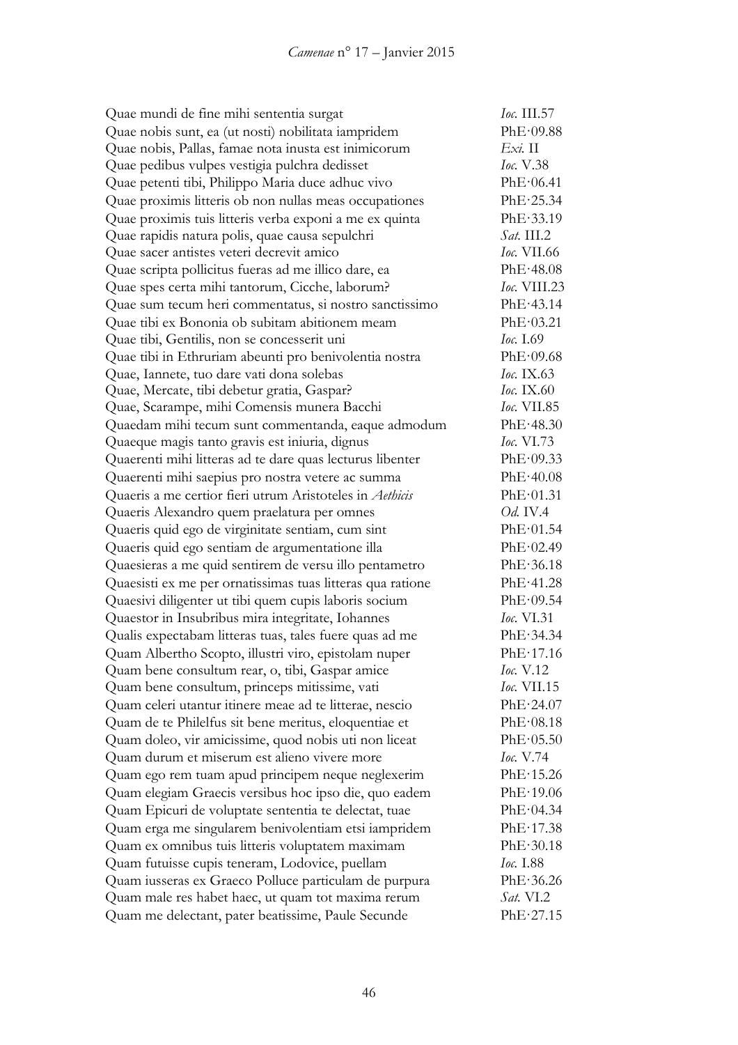| | |
|---|---|
| Quae mundi de fine mihi sententia surgat | *Ioc.* III.57 |
| Quae nobis sunt, ea (ut nosti) nobilitata iampridem | PhE·09.88 |
| Quae nobis, Pallas, famae nota inusta est inimicorum | *Exi.* II |
| Quae pedibus vulpes vestigia pulchra dedisset | *Ioc.* V.38 |
| Quae petenti tibi, Philippo Maria duce adhuc vivo | PhE·06.41 |
| Quae proximis litteris ob non nullas meas occupationes | PhE·25.34 |
| Quae proximis tuis litteris verba exponi a me ex quinta | PhE·33.19 |
| Quae rapidis natura polis, quae causa sepulchri | *Sat.* III.2 |
| Quae sacer antistes veteri decrevit amico | *Ioc.* VII.66 |
| Quae scripta pollicitus fueras ad me illico dare, ea | PhE·48.08 |
| Quae spes certa mihi tantorum, Cicche, laborum? | *Ioc.* VIII.23 |
| Quae sum tecum heri commentatus, si nostro sanctissimo | PhE·43.14 |
| Quae tibi ex Bononia ob subitam abitionem meam | PhE·03.21 |
| Quae tibi, Gentilis, non se concesserit uni | *Ioc.* I.69 |
| Quae tibi in Ethruriam abeunti pro benivolentia nostra | PhE·09.68 |
| Quae, Iannete, tuo dare vati dona solebas | *Ioc.* IX.63 |
| Quae, Mercate, tibi debetur gratia, Gaspar? | *Ioc.* IX.60 |
| Quae, Scarampe, mihi Comensis munera Bacchi | *Ioc.* VII.85 |
| Quaedam mihi tecum sunt commentanda, eaque admodum | PhE·48.30 |
| Quaeque magis tanto gravis est iniuria, dignus | *Ioc.* VI.73 |
| Quaerenti mihi litteras ad te dare quas lecturus libenter | PhE·09.33 |
| Quaerenti mihi saepius pro nostra vetere ac summa | PhE·40.08 |
| Quaeris a me certior fieri utrum Aristoteles in *Aethicis* | PhE·01.31 |
| Quaeris Alexandro quem praelatura per omnes | *Od.* IV.4 |
| Quaeris quid ego de virginitate sentiam, cum sint | PhE·01.54 |
| Quaeris quid ego sentiam de argumentatione illa | PhE·02.49 |
| Quaesieras a me quid sentirem de versu illo pentametro | PhE·36.18 |
| Quaesisti ex me per ornatissimas tuas litteras qua ratione | PhE·41.28 |
| Quaesivi diligenter ut tibi quem cupis laboris socium | PhE·09.54 |
| Quaestor in Insubribus mira integritate, Iohannes | *Ioc.* VI.31 |
| Qualis expectabam litteras tuas, tales fuere quas ad me | PhE·34.34 |
| Quam Albertho Scopto, illustri viro, epistolam nuper | PhE·17.16 |
| Quam bene consultum rear, o, tibi, Gaspar amice | *Ioc.* V.12 |
| Quam bene consultum, princeps mitissime, vati | *Ioc.* VII.15 |
| Quam celeri utantur itinere meae ad te litterae, nescio | PhE·24.07 |
| Quam de te Philelfus sit bene meritus, eloquentiae et | PhE·08.18 |
| Quam doleo, vir amicissime, quod nobis uti non liceat | PhE·05.50 |
| Quam durum et miserum est alieno vivere more | *Ioc.* V.74 |
| Quam ego rem tuam apud principem neque neglexerim | PhE·15.26 |
| Quam elegiam Graecis versibus hoc ipso die, quo eadem | PhE·19.06 |
| Quam Epicuri de voluptate sententia te delectat, tuae | PhE·04.34 |
| Quam erga me singularem benivolentiam etsi iampridem | PhE·17.38 |
| Quam ex omnibus tuis litteris voluptatem maximam | PhE·30.18 |
| Quam futuisse cupis teneram, Lodovice, puellam | *Ioc.* I.88 |
| Quam iusseras ex Graeco Polluce particulam de purpura | PhE·36.26 |
| Quam male res habet haec, ut quam tot maxima rerum | *Sat.* VI.2 |
| Quam me delectant, pater beatissime, Paule Secunde | PhE·27.15 |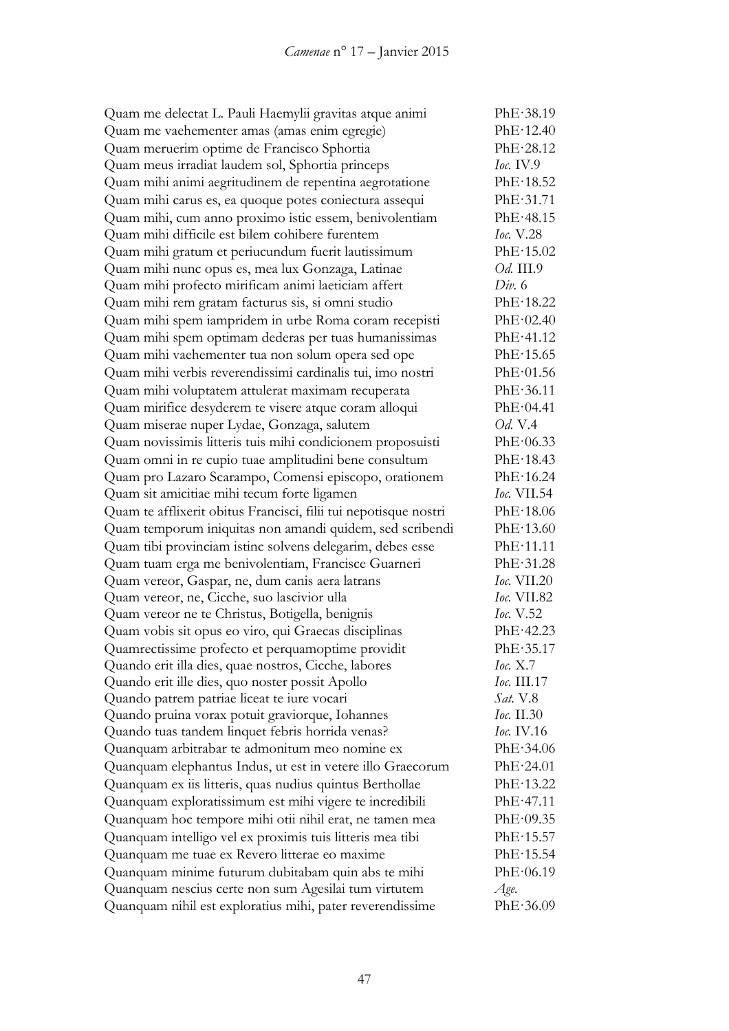| | |
|---|---|
| Quam me delectat L. Pauli Haemylii gravitas atque animi | PhE·38.19 |
| Quam me vaehementer amas (amas enim egregie) | PhE·12.40 |
| Quam meruerim optime de Francisco Sphortia | PhE·28.12 |
| Quam meus irradiat laudem sol, Sphortia princeps | *Ioc.* IV.9 |
| Quam mihi animi aegritudinem de repentina aegrotatione | PhE·18.52 |
| Quam mihi carus es, ea quoque potes coniectura assequi | PhE·31.71 |
| Quam mihi, cum anno proximo istic essem, benivolentiam | PhE·48.15 |
| Quam mihi difficile est bilem cohibere furentem | *Ioc.* V.28 |
| Quam mihi gratum et periucundum fuerit lautissimum | PhE·15.02 |
| Quam mihi nunc opus es, mea lux Gonzaga, Latinae | *Od.* III.9 |
| Quam mihi profecto mirificam animi laeticiam affert | *Div.* 6 |
| Quam mihi rem gratam facturus sis, si omni studio | PhE·18.22 |
| Quam mihi spem iampridem in urbe Roma coram recepisti | PhE·02.40 |
| Quam mihi spem optimam dederas per tuas humanissimas | PhE·41.12 |
| Quam mihi vaehementer tua non solum opera sed ope | PhE·15.65 |
| Quam mihi verbis reverendissimi cardinalis tui, imo nostri | PhE·01.56 |
| Quam mihi voluptatem attulerat maximam recuperata | PhE·36.11 |
| Quam mirifice desyderem te visere atque coram alloqui | PhE·04.41 |
| Quam miserae nuper Lydae, Gonzaga, salutem | *Od.* V.4 |
| Quam novissimis litteris tuis mihi condicionem proposuisti | PhE·06.33 |
| Quam omni in re cupio tuae amplitudini bene consultum | PhE·18.43 |
| Quam pro Lazaro Scarampo, Comensi episcopo, orationem | PhE·16.24 |
| Quam sit amicitiae mihi tecum forte ligamen | *Ioc.* VII.54 |
| Quam te afflixerit obitus Francisci, filii tui nepotisque nostri | PhE·18.06 |
| Quam temporum iniquitas non amandi quidem, sed scribendi | PhE·13.60 |
| Quam tibi provinciam istinc solvens delegarim, debes esse | PhE·11.11 |
| Quam tuam erga me benivolentiam, Francisce Guarneri | PhE·31.28 |
| Quam vereor, Gaspar, ne, dum canis aera latrans | *Ioc.* VII.20 |
| Quam vereor, ne, Cicche, suo lascivior ulla | *Ioc.* VII.82 |
| Quam vereor ne te Christus, Botigella, benignis | *Ioc.* V.52 |
| Quam vobis sit opus eo viro, qui Graecas disciplinas | PhE·42.23 |
| Quamrectissime profecto et perquamoptime providit | PhE·35.17 |
| Quando erit illa dies, quae nostros, Cicche, labores | *Ioc.* X.7 |
| Quando erit ille dies, quo noster possit Apollo | *Ioc.* III.17 |
| Quando patrem patriae liceat te iure vocari | *Sat.* V.8 |
| Quando pruina vorax potuit graviorque, Iohannes | *Ioc.* II.30 |
| Quando tuas tandem linquet febris horrida venas? | *Ioc.* IV.16 |
| Quanquam arbitrabar te admonitum meo nomine ex | PhE·34.06 |
| Quanquam elephantus Indus, ut est in vetere illo Graecorum | PhE·24.01 |
| Quanquam ex iis litteris, quas nudius quintus Berthollae | PhE·13.22 |
| Quanquam exploratissimum est mihi vigere te incredibili | PhE·47.11 |
| Quanquam hoc tempore mihi otii nihil erat, ne tamen mea | PhE·09.35 |
| Quanquam intelligo vel ex proximis tuis litteris mea tibi | PhE·15.57 |
| Quanquam me tuae ex Revero litterae eo maxime | PhE·15.54 |
| Quanquam minime futurum dubitabam quin abs te mihi | PhE·06.19 |
| Quanquam nescius certe non sum Agesilai tum virtutem | *Age.* |
| Quanquam nihil est exploratius mihi, pater reverendissime | PhE·36.09 |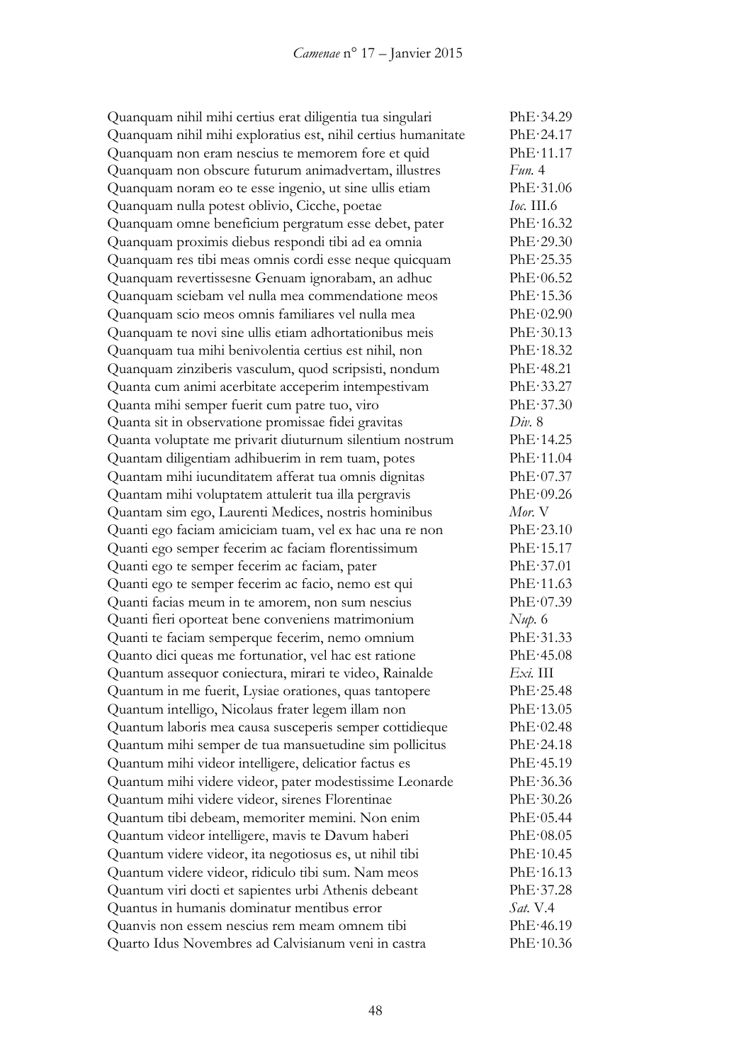| | |
|---|---|
| Quanquam nihil mihi certius erat diligentia tua singulari | PhE·34.29 |
| Quanquam nihil mihi exploratius est, nihil certius humanitate | PhE·24.17 |
| Quanquam non eram nescius te memorem fore et quid | PhE·11.17 |
| Quanquam non obscure futurum animadvertam, illustres | *Fun.* 4 |
| Quanquam noram eo te esse ingenio, ut sine ullis etiam | PhE·31.06 |
| Quanquam nulla potest oblivio, Cicche, poetae | *Ioc.* III.6 |
| Quanquam omne beneficium pergratum esse debet, pater | PhE·16.32 |
| Quanquam proximis diebus respondi tibi ad ea omnia | PhE·29.30 |
| Quanquam res tibi meas omnis cordi esse neque quicquam | PhE·25.35 |
| Quanquam revertissesne Genuam ignorabam, an adhuc | PhE·06.52 |
| Quanquam sciebam vel nulla mea commendatione meos | PhE·15.36 |
| Quanquam scio meos omnis familiares vel nulla mea | PhE·02.90 |
| Quanquam te novi sine ullis etiam adhortationibus meis | PhE·30.13 |
| Quanquam tua mihi benivolentia certius est nihil, non | PhE·18.32 |
| Quanquam zinziberis vasculum, quod scripsisti, nondum | PhE·48.21 |
| Quanta cum animi acerbitate acceperim intempestivam | PhE·33.27 |
| Quanta mihi semper fuerit cum patre tuo, viro | PhE·37.30 |
| Quanta sit in observatione promissae fidei gravitas | *Div.* 8 |
| Quanta voluptate me privarit diuturnum silentium nostrum | PhE·14.25 |
| Quantam diligentiam adhibuerim in rem tuam, potes | PhE·11.04 |
| Quantam mihi iucunditatem afferat tua omnis dignitas | PhE·07.37 |
| Quantam mihi voluptatem attulerit tua illa pergravis | PhE·09.26 |
| Quantam sim ego, Laurenti Medices, nostris hominibus | *Mor.* V |
| Quanti ego faciam amiciciam tuam, vel ex hac una re non | PhE·23.10 |
| Quanti ego semper fecerim ac faciam florentissimum | PhE·15.17 |
| Quanti ego te semper fecerim ac faciam, pater | PhE·37.01 |
| Quanti ego te semper fecerim ac facio, nemo est qui | PhE·11.63 |
| Quanti facias meum in te amorem, non sum nescius | PhE·07.39 |
| Quanti fieri oporteat bene conveniens matrimonium | *Nup.* 6 |
| Quanti te faciam semperque fecerim, nemo omnium | PhE·31.33 |
| Quanto dici queas me fortunatior, vel hac est ratione | PhE·45.08 |
| Quantum assequor coniectura, mirari te video, Rainalde | *Exi.* III |
| Quantum in me fuerit, Lysiae orationes, quas tantopere | PhE·25.48 |
| Quantum intelligo, Nicolaus frater legem illam non | PhE·13.05 |
| Quantum laboris mea causa susceperis semper cottidieque | PhE·02.48 |
| Quantum mihi semper de tua mansuetudine sim pollicitus | PhE·24.18 |
| Quantum mihi videor intelligere, delicatior factus es | PhE·45.19 |
| Quantum mihi videre videor, pater modestissime Leonarde | PhE·36.36 |
| Quantum mihi videre videor, sirenes Florentinae | PhE·30.26 |
| Quantum tibi debeam, memoriter memini. Non enim | PhE·05.44 |
| Quantum videor intelligere, mavis te Davum haberi | PhE·08.05 |
| Quantum videre videor, ita negotiosus es, ut nihil tibi | PhE·10.45 |
| Quantum videre videor, ridiculo tibi sum. Nam meos | PhE·16.13 |
| Quantum viri docti et sapientes urbi Athenis debeant | PhE·37.28 |
| Quantus in humanis dominatur mentibus error | *Sat.* V.4 |
| Quanvis non essem nescius rem meam omnem tibi | PhE·46.19 |
| Quarto Idus Novembres ad Calvisianum veni in castra | PhE·10.36 |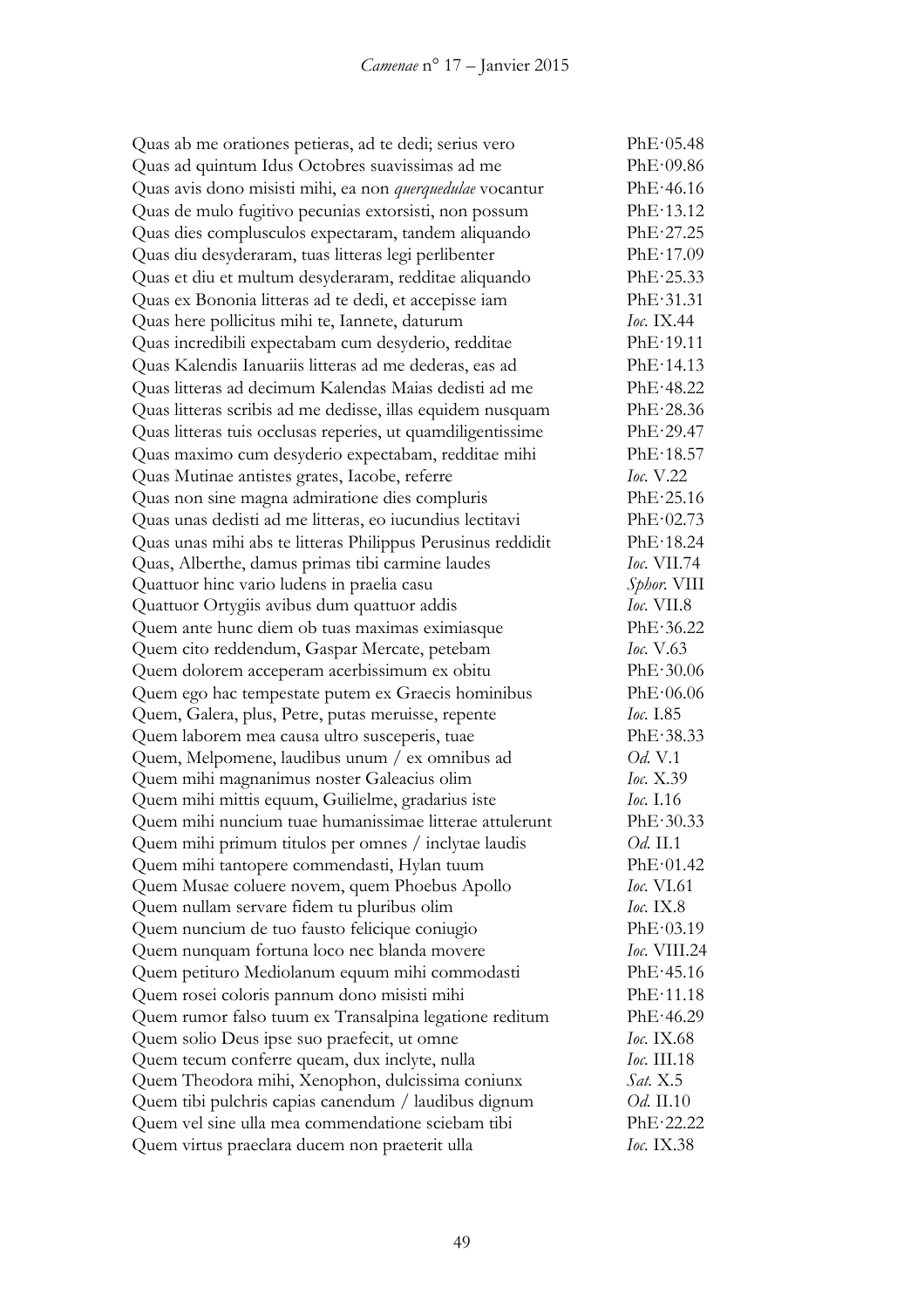| | |
|---|---|
| Quas ab me orationes petieras, ad te dedi; serius vero | PhE·05.48 |
| Quas ad quintum Idus Octobres suavissimas ad me | PhE·09.86 |
| Quas avis dono misisti mihi, ea non *querquedulae* vocantur | PhE·46.16 |
| Quas de mulo fugitivo pecunias extorsisti, non possum | PhE·13.12 |
| Quas dies complusculos expectaram, tandem aliquando | PhE·27.25 |
| Quas diu desyderaram, tuas litteras legi perlibenter | PhE·17.09 |
| Quas et diu et multum desyderaram, redditae aliquando | PhE·25.33 |
| Quas ex Bononia litteras ad te dedi, et accepisse iam | PhE·31.31 |
| Quas here pollicitus mihi te, Iannete, daturum | *Ioc.* IX.44 |
| Quas incredibili expectabam cum desyderio, redditae | PhE·19.11 |
| Quas Kalendis Ianuariis litteras ad me dederas, eas ad | PhE·14.13 |
| Quas litteras ad decimum Kalendas Maias dedisti ad me | PhE·48.22 |
| Quas litteras scribis ad me dedisse, illas equidem nusquam | PhE·28.36 |
| Quas litteras tuis occlusas reperies, ut quamdiligentissime | PhE·29.47 |
| Quas maximo cum desyderio expectabam, redditae mihi | PhE·18.57 |
| Quas Mutinae antistes grates, Iacobe, referre | *Ioc.* V.22 |
| Quas non sine magna admiratione dies compluris | PhE·25.16 |
| Quas unas dedisti ad me litteras, eo iucundius lectitavi | PhE·02.73 |
| Quas unas mihi abs te litteras Philippus Perusinus reddidit | PhE·18.24 |
| Quas, Alberthe, damus primas tibi carmine laudes | *Ioc.* VII.74 |
| Quattuor hinc vario ludens in praelia casu | *Sphor.* VIII |
| Quattuor Ortygiis avibus dum quattuor addis | *Ioc.* VII.8 |
| Quem ante hunc diem ob tuas maximas eximiasque | PhE·36.22 |
| Quem cito reddendum, Gaspar Mercate, petebam | *Ioc.* V.63 |
| Quem dolorem acceperam acerbissimum ex obitu | PhE·30.06 |
| Quem ego hac tempestate putem ex Graecis hominibus | PhE·06.06 |
| Quem, Galera, plus, Petre, putas meruisse, repente | *Ioc.* I.85 |
| Quem laborem mea causa ultro susceperis, tuae | PhE·38.33 |
| Quem, Melpomene, laudibus unum / ex omnibus ad | *Od.* V.1 |
| Quem mihi magnanimus noster Galeacius olim | *Ioc.* X.39 |
| Quem mihi mittis equum, Guilielme, gradarius iste | *Ioc.* I.16 |
| Quem mihi nuncium tuae humanissimae litterae attulerunt | PhE·30.33 |
| Quem mihi primum titulos per omnes / inclytae laudis | *Od.* II.1 |
| Quem mihi tantopere commendasti, Hylan tuum | PhE·01.42 |
| Quem Musae coluere novem, quem Phoebus Apollo | *Ioc.* VI.61 |
| Quem nullam servare fidem tu pluribus olim | *Ioc.* IX.8 |
| Quem nuncium de tuo fausto felicique coniugio | PhE·03.19 |
| Quem nunquam fortuna loco nec blanda movere | *Ioc.* VIII.24 |
| Quem petituro Mediolanum equum mihi commodasti | PhE·45.16 |
| Quem rosei coloris pannum dono misisti mihi | PhE·11.18 |
| Quem rumor falso tuum ex Transalpina legatione reditum | PhE·46.29 |
| Quem solio Deus ipse suo praefecit, ut omne | *Ioc.* IX.68 |
| Quem tecum conferre queam, dux inclyte, nulla | *Ioc.* III.18 |
| Quem Theodora mihi, Xenophon, dulcissima coniunx | *Sat.* X.5 |
| Quem tibi pulchris capias canendum / laudibus dignum | *Od.* II.10 |
| Quem vel sine ulla mea commendatione sciebam tibi | PhE·22.22 |
| Quem virtus praeclara ducem non praeterit ulla | *Ioc.* IX.38 |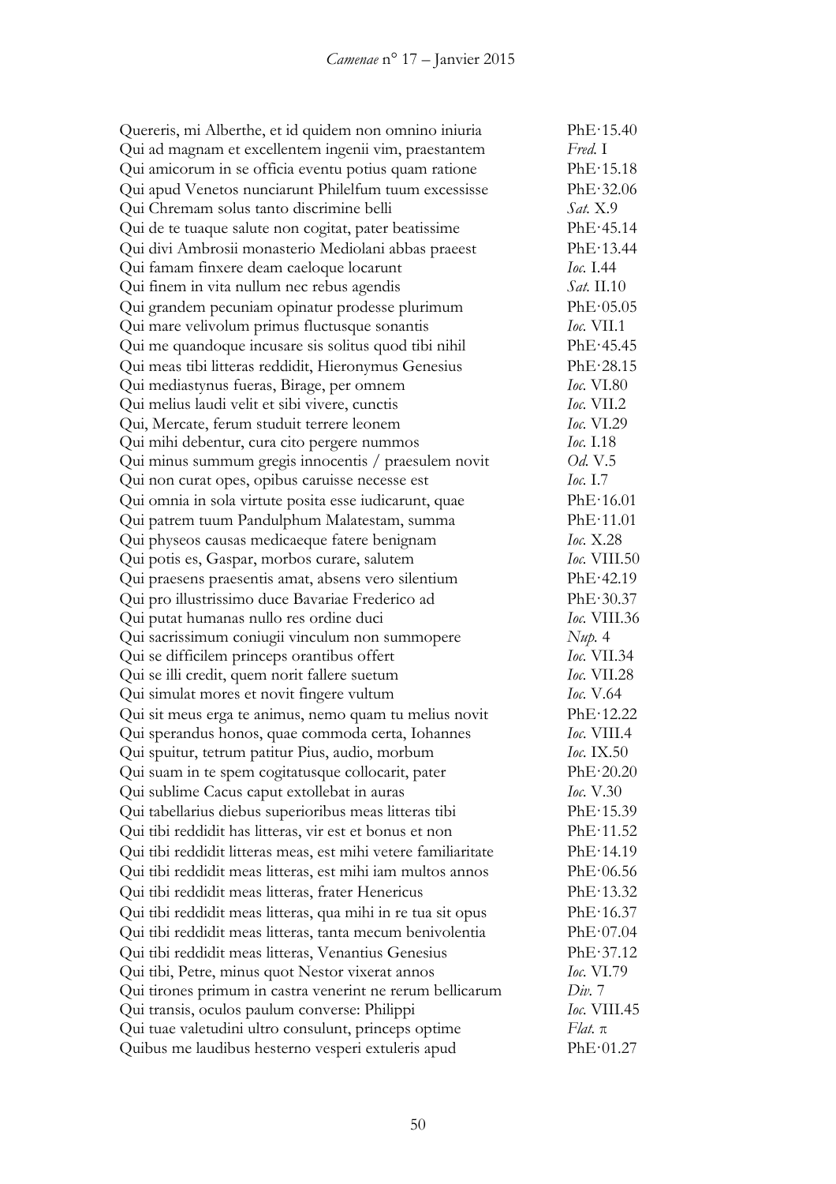| | |
|---|---|
| Querens, mi Alberthe, et id quidem non omnino iniuria | PhE·15.40 |
| Qui ad magnam et excellentem ingenii vim, praestantem | *Fred.* I |
| Qui amicorum in se officia eventu potius quam ratione | PhE·15.18 |
| Qui apud Venetos nunciarunt Philelfum tuum excessisse | PhE·32.06 |
| Qui Chremam solus tanto discrimine belli | *Sat.* X.9 |
| Qui de te tuaque salute non cogitat, pater beatissime | PhE·45.14 |
| Qui divi Ambrosii monasterio Mediolani abbas praeest | PhE·13.44 |
| Qui famam finxere deam caeloque locarunt | *Ioc.* I.44 |
| Qui finem in vita nullum nec rebus agendis | *Sat.* II.10 |
| Qui grandem pecuniam opinatur prodesse plurimum | PhE·05.05 |
| Qui mare velivolum primus fluctusque sonantis | *Ioc.* VII.1 |
| Qui me quandoque incusare sis solitus quod tibi nihil | PhE·45.45 |
| Qui meas tibi litteras reddidit, Hieronymus Genesius | PhE·28.15 |
| Qui mediastynus fueras, Birage, per omnem | *Ioc.* VI.80 |
| Qui melius laudi velit et sibi vivere, cunctis | *Ioc.* VII.2 |
| Qui, Mercate, ferum studuit terrere leonem | *Ioc.* VI.29 |
| Qui mihi debentur, cura cito pergere nummos | *Ioc.* I.18 |
| Qui minus summum gregis innocentis / praesulem novit | *Od.* V.5 |
| Qui non curat opes, opibus caruisse necesse est | *Ioc.* I.7 |
| Qui omnia in sola virtute posita esse iudicarunt, quae | PhE·16.01 |
| Qui patrem tuum Pandulphum Malatestam, summa | PhE·11.01 |
| Qui physeos causas medicaeque fatere benignam | *Ioc.* X.28 |
| Qui potis es, Gaspar, morbos curare, salutem | *Ioc.* VIII.50 |
| Qui praesens praesentis amat, absens vero silentium | PhE·42.19 |
| Qui pro illustrissimo duce Bavariae Frederico ad | PhE·30.37 |
| Qui putat humanas nullo res ordine duci | *Ioc.* VIII.36 |
| Qui sacrissimum coniugii vinculum non summopere | *Nup.* 4 |
| Qui se difficilem princeps orantibus offert | *Ioc.* VII.34 |
| Qui se illi credit, quem norit fallere suetum | *Ioc.* VII.28 |
| Qui simulat mores et novit fingere vultum | *Ioc.* V.64 |
| Qui sit meus erga te animus, nemo quam tu melius novit | PhE·12.22 |
| Qui sperandus honos, quae commoda certa, Iohannes | *Ioc.* VIII.4 |
| Qui spuitur, tetrum patitur Pius, audio, morbum | *Ioc.* IX.50 |
| Qui suam in te spem cogitatusque collocarit, pater | PhE·20.20 |
| Qui sublime Cacus caput extollebat in auras | *Ioc.* V.30 |
| Qui tabellarius diebus superioribus meas litteras tibi | PhE·15.39 |
| Qui tibi reddidit has litteras, vir est et bonus et non | PhE·11.52 |
| Qui tibi reddidit litteras meas, est mihi vetere familiaritate | PhE·14.19 |
| Qui tibi reddidit meas litteras, est mihi iam multos annos | PhE·06.56 |
| Qui tibi reddidit meas litteras, frater Henericus | PhE·13.32 |
| Qui tibi reddidit meas litteras, qua mihi in re tua sit opus | PhE·16.37 |
| Qui tibi reddidit meas litteras, tanta mecum benivolentia | PhE·07.04 |
| Qui tibi reddidit meas litteras, Venantius Genesius | PhE·37.12 |
| Qui tibi, Petre, minus quot Nestor vixerat annos | *Ioc.* VI.79 |
| Qui tirones primum in castra venerint ne rerum bellicarum | *Div.* 7 |
| Qui transis, oculos paulum converse: Philippi | *Ioc.* VIII.45 |
| Qui tuae valetudini ultro consulunt, princeps optime | *Flat.* π |
| Quibus me laudibus hesterno vesperi extuleris apud | PhE·01.27 |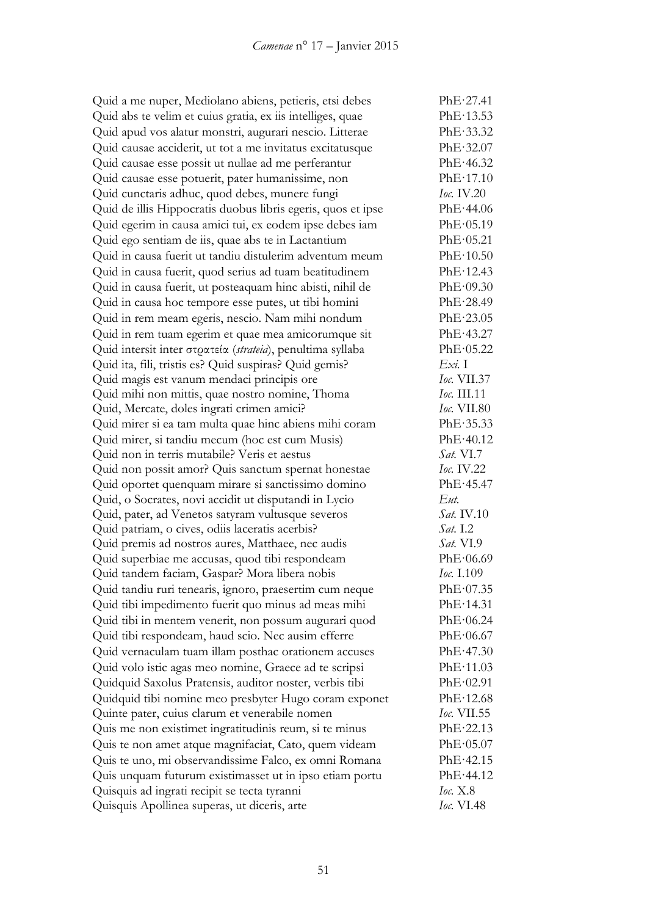| | |
|---|---|
| Quid a me nuper, Mediolano abiens, petieris, etsi debes | PhE·27.41 |
| Quid abs te velim et cuius gratia, ex iis intelliges, quae | PhE·13.53 |
| Quid apud vos alatur monstri, augurari nescio. Litterae | PhE·33.32 |
| Quid causae acciderit, ut tot a me invitatus excitatusque | PhE·32.07 |
| Quid causae esse possit ut nullae ad me perferantur | PhE·46.32 |
| Quid causae esse potuerit, pater humanissime, non | PhE·17.10 |
| Quid cunctaris adhuc, quod debes, munere fungi | *Ioc.* IV.20 |
| Quid de illis Hippocratis duobus libris egeris, quos et ipse | PhE·44.06 |
| Quid egerim in causa amici tui, ex eodem ipse debes iam | PhE·05.19 |
| Quid ego sentiam de iis, quae abs te in Lactantium | PhE·05.21 |
| Quid in causa fuerit ut tandiu distulerim adventum meum | PhE·10.50 |
| Quid in causa fuerit, quod serius ad tuam beatitudinem | PhE·12.43 |
| Quid in causa fuerit, ut posteaquam hinc abisti, nihil de | PhE·09.30 |
| Quid in causa hoc tempore esse putes, ut tibi homini | PhE·28.49 |
| Quid in rem meam egeris, nescio. Nam mihi nondum | PhE·23.05 |
| Quid in rem tuam egerim et quae mea amicorumque sit | PhE·43.27 |
| Quid intersit inter στρατεία (*strateia*), penultima syllaba | PhE·05.22 |
| Quid ita, fili, tristis es? Quid suspiras? Quid gemis? | *Exi.* I |
| Quid magis est vanum mendaci principis ore | *Ioc.* VII.37 |
| Quid mihi non mittis, quae nostro nomine, Thoma | *Ioc.* III.11 |
| Quid, Mercate, doles ingrati crimen amici? | *Ioc.* VII.80 |
| Quid mirer si ea tam multa quae hinc abiens mihi coram | PhE·35.33 |
| Quid mirer, si tandiu mecum (hoc est cum Musis) | PhE·40.12 |
| Quid non in terris mutabile? Veris et aestus | *Sat.* VI.7 |
| Quid non possit amor? Quis sanctum spernat honestae | *Ioc.* IV.22 |
| Quid oportet quenquam mirare si sanctissimo domino | PhE·45.47 |
| Quid, o Socrates, novi accidit ut disputandi in Lycio | *Eut.* |
| Quid, pater, ad Venetos satyram vultusque severos | *Sat.* IV.10 |
| Quid patriam, o cives, odiis laceratis acerbis? | *Sat.* I.2 |
| Quid premis ad nostros aures, Matthaee, nec audis | *Sat.* VI.9 |
| Quid superbiae me accusas, quod tibi respondeam | PhE·06.69 |
| Quid tandem faciam, Gaspar? Mora libera nobis | *Ioc.* I.109 |
| Quid tandiu ruri tenearis, ignoro, praesertim cum neque | PhE·07.35 |
| Quid tibi impedimento fuerit quo minus ad meas mihi | PhE·14.31 |
| Quid tibi in mentem venerit, non possum augurari quod | PhE·06.24 |
| Quid tibi respondeam, haud scio. Nec ausim efferre | PhE·06.67 |
| Quid vernaculam tuam illam posthac orationem accuses | PhE·47.30 |
| Quid volo istic agas meo nomine, Graece ad te scripsi | PhE·11.03 |
| Quidquid Saxolus Pratensis, auditor noster, verbis tibi | PhE·02.91 |
| Quidquid tibi nomine meo presbyter Hugo coram exponet | PhE·12.68 |
| Quinte pater, cuius clarum et venerabile nomen | *Ioc.* VII.55 |
| Quis me non existimet ingratitudinis reum, si te minus | PhE·22.13 |
| Quis te non amet atque magnifaciat, Cato, quem videam | PhE·05.07 |
| Quis te uno, mi observandissime Falco, ex omni Romana | PhE·42.15 |
| Quis unquam futurum existimasset ut in ipso etiam portu | PhE·44.12 |
| Quisquis ad ingrati recipit se tecta tyranni | *Ioc.* X.8 |
| Quisquis Apollinea superas, ut diceris, arte | *Ioc.* VI.48 |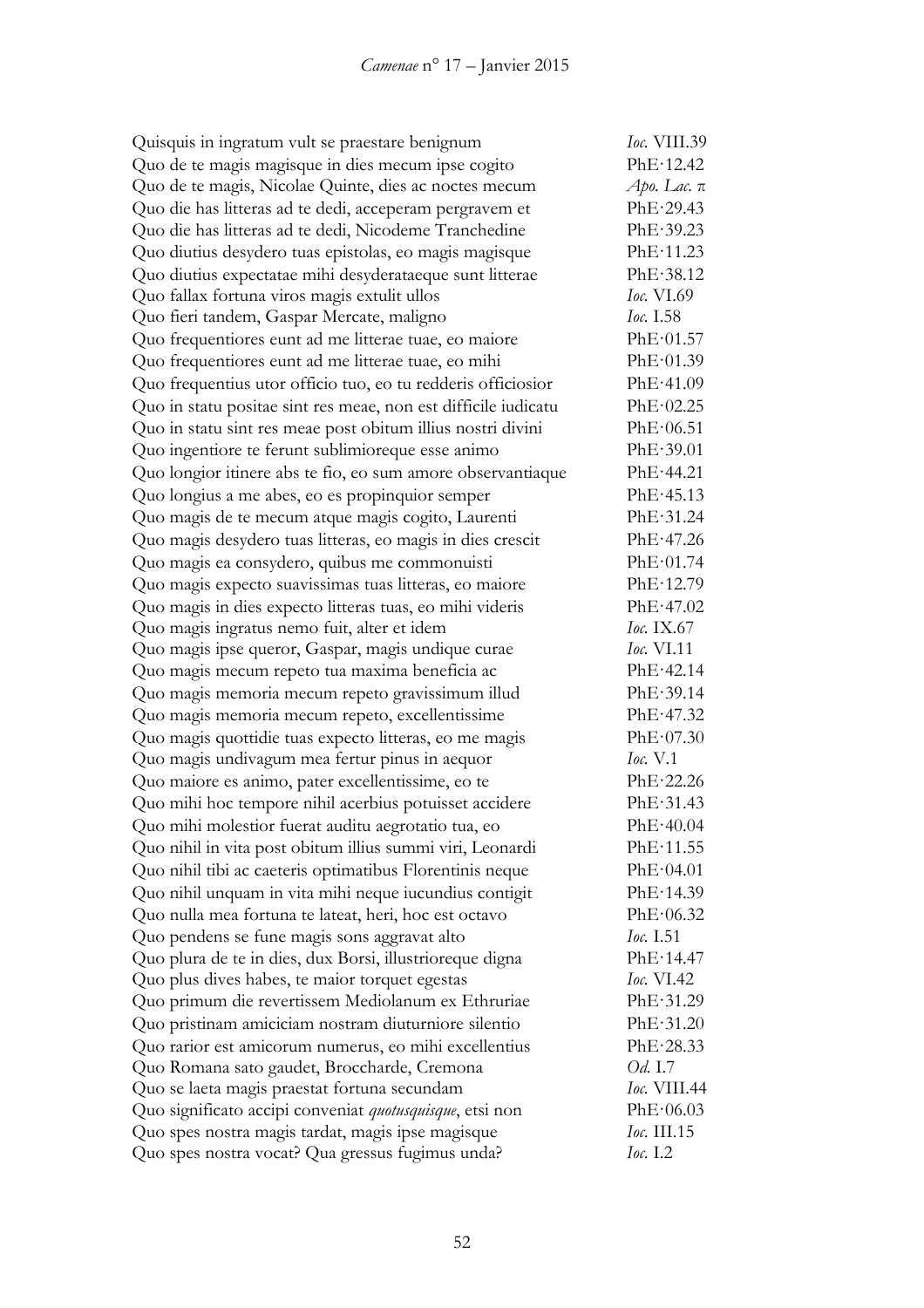| | |
|---|---|
| Quisquis in ingratum vult se praestare benignum | *Ioc.* VIII.39 |
| Quo de te magis magisque in dies mecum ipse cogito | PhE·12.42 |
| Quo de te magis, Nicolae Quinte, dies ac noctes mecum | *Apo. Lac.* π |
| Quo die has litteras ad te dedi, acceperam pergravem et | PhE·29.43 |
| Quo die has litteras ad te dedi, Nicodeme Tranchedine | PhE·39.23 |
| Quo diutius desydero tuas epistolas, eo magis magisque | PhE·11.23 |
| Quo diutius expectatae mihi desyderataeque sunt litterae | PhE·38.12 |
| Quo fallax fortuna viros magis extulit ullos | *Ioc.* VI.69 |
| Quo fieri tandem, Gaspar Mercate, maligno | *Ioc.* I.58 |
| Quo frequentiores eunt ad me litterae tuae, eo maiore | PhE·01.57 |
| Quo frequentiores eunt ad me litterae tuae, eo mihi | PhE·01.39 |
| Quo frequentius utor officio tuo, eo tu redderis officiosior | PhE·41.09 |
| Quo in statu positae sint res meae, non est difficile iudicatu | PhE·02.25 |
| Quo in statu sint res meae post obitum illius nostri divini | PhE·06.51 |
| Quo ingentiore te ferunt sublimioreque esse animo | PhE·39.01 |
| Quo longior itinere abs te fio, eo sum amore observantiaque | PhE·44.21 |
| Quo longius a me abes, eo es propinquior semper | PhE·45.13 |
| Quo magis de te mecum atque magis cogito, Laurenti | PhE·31.24 |
| Quo magis desydero tuas litteras, eo magis in dies crescit | PhE·47.26 |
| Quo magis ea consydero, quibus me commonuisti | PhE·01.74 |
| Quo magis expecto suavissimas tuas litteras, eo maiore | PhE·12.79 |
| Quo magis in dies expecto litteras tuas, eo mihi videris | PhE·47.02 |
| Quo magis ingratus nemo fuit, alter et idem | *Ioc.* IX.67 |
| Quo magis ipse queror, Gaspar, magis undique curae | *Ioc.* VI.11 |
| Quo magis mecum repeto tua maxima beneficia ac | PhE·42.14 |
| Quo magis memoria mecum repeto gravissimum illud | PhE·39.14 |
| Quo magis memoria mecum repeto, excellentissime | PhE·47.32 |
| Quo magis quottidie tuas expecto litteras, eo me magis | PhE·07.30 |
| Quo magis undivagum mea fertur pinus in aequor | *Ioc.* V.1 |
| Quo maiore es animo, pater excellentissime, eo te | PhE·22.26 |
| Quo mihi hoc tempore nihil acerbius potuisset accidere | PhE·31.43 |
| Quo mihi molestior fuerat auditu aegrotatio tua, eo | PhE·40.04 |
| Quo nihil in vita post obitum illius summi viri, Leonardi | PhE·11.55 |
| Quo nihil tibi ac caeteris optimatibus Florentinis neque | PhE·04.01 |
| Quo nihil unquam in vita mihi neque iucundius contigit | PhE·14.39 |
| Quo nulla mea fortuna te lateat, heri, hoc est octavo | PhE·06.32 |
| Quo pendens se fune magis sons aggravat alto | *Ioc.* I.51 |
| Quo plura de te in dies, dux Borsi, illustrioreque digna | PhE·14.47 |
| Quo plus dives habes, te maior torquet egestas | *Ioc.* VI.42 |
| Quo primum die revertissem Mediolanum ex Ethruriae | PhE·31.29 |
| Quo pristinam amiciciam nostram diuturniore silentio | PhE·31.20 |
| Quo rarior est amicorum numerus, eo mihi excellentius | PhE·28.33 |
| Quo Romana sato gaudet, Broccharde, Cremona | *Od.* I.7 |
| Quo se laeta magis praestat fortuna secundam | *Ioc.* VIII.44 |
| Quo significato accipi conveniat *quotusquisque*, etsi non | PhE·06.03 |
| Quo spes nostra magis tardat, magis ipse magisque | *Ioc.* III.15 |
| Quo spes nostra vocat? Qua gressus fugimus unda? | *Ioc.* I.2 |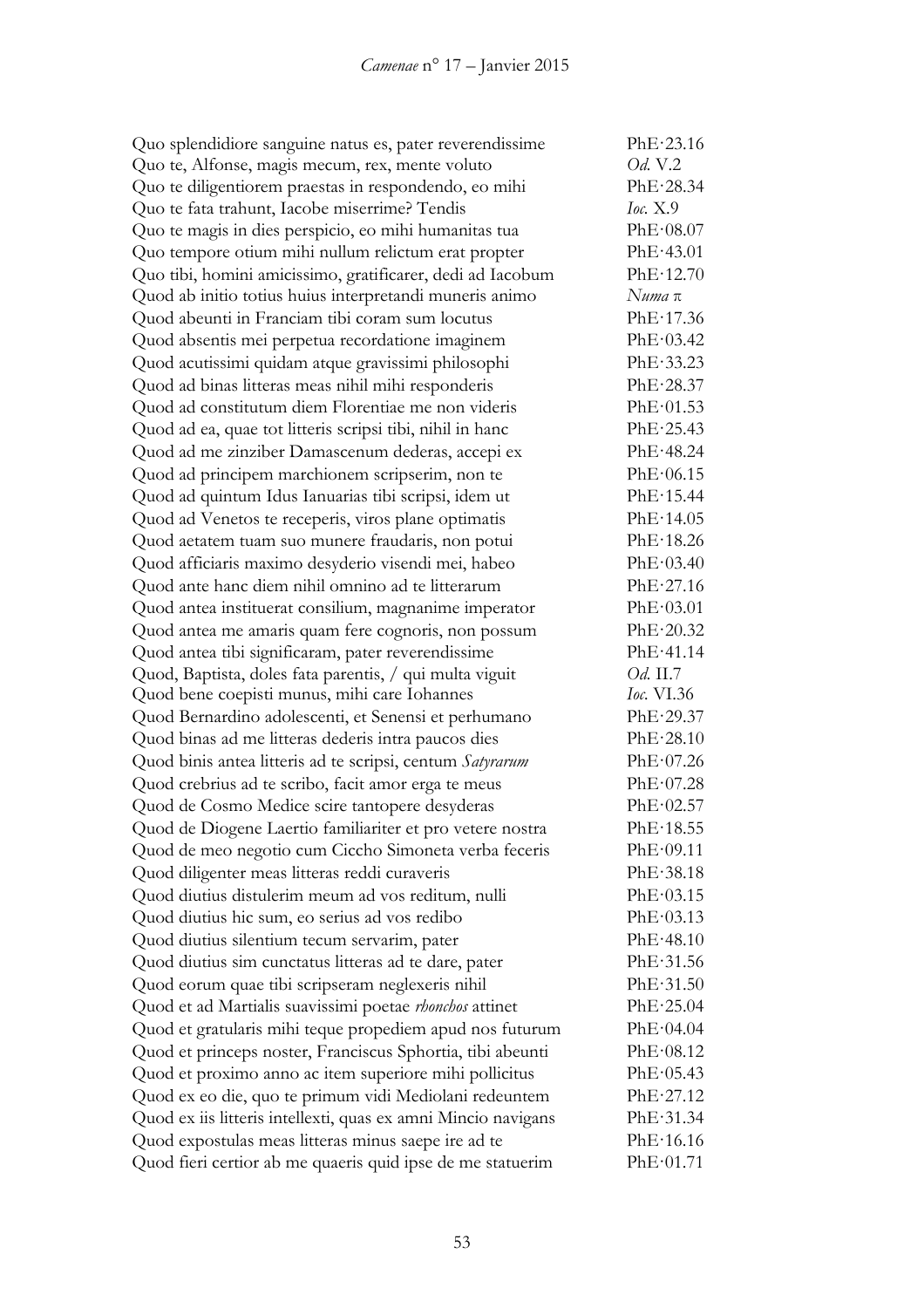| | |
|---|---|
| Quo splendidiore sanguine natus es, pater reverendissime | PhE·23.16 |
| Quo te, Alfonse, magis mecum, rex, mente voluto | *Od.* V.2 |
| Quo te diligentiorem praestas in respondendo, eo mihi | PhE·28.34 |
| Quo te fata trahunt, Iacobe miserrime? Tendis | *Ioc.* X.9 |
| Quo te magis in dies perspicio, eo mihi humanitas tua | PhE·08.07 |
| Quo tempore otium mihi nullum relictum erat propter | PhE·43.01 |
| Quo tibi, homini amicissimo, gratificarer, dedi ad Iacobum | PhE·12.70 |
| Quod ab initio totius huius interpretandi muneris animo | *Numa* π |
| Quod abeunti in Franciam tibi coram sum locutus | PhE·17.36 |
| Quod absentis mei perpetua recordatione imaginem | PhE·03.42 |
| Quod acutissimi quidam atque gravissimi philosophi | PhE·33.23 |
| Quod ad binas litteras meas nihil mihi responderis | PhE·28.37 |
| Quod ad constitutum diem Florentiae me non videris | PhE·01.53 |
| Quod ad ea, quae tot litteris scripsi tibi, nihil in hanc | PhE·25.43 |
| Quod ad me zinziber Damascenum dederas, accepi ex | PhE·48.24 |
| Quod ad principem marchionem scripserim, non te | PhE·06.15 |
| Quod ad quintum Idus Ianuarias tibi scripsi, idem ut | PhE·15.44 |
| Quod ad Venetos te receperis, viros plane optimatis | PhE·14.05 |
| Quod aetatem tuam suo munere fraudaris, non potui | PhE·18.26 |
| Quod afficiaris maximo desyderio visendi mei, habeo | PhE·03.40 |
| Quod ante hanc diem nihil omnino ad te litterarum | PhE·27.16 |
| Quod antea instituerat consilium, magnanime imperator | PhE·03.01 |
| Quod antea me amaris quam fere cognoris, non possum | PhE·20.32 |
| Quod antea tibi significaram, pater reverendissime | PhE·41.14 |
| Quod, Baptista, doles fata parentis, / qui multa viguit | *Od.* II.7 |
| Quod bene coepisti munus, mihi care Iohannes | *Ioc.* VI.36 |
| Quod Bernardino adolescenti, et Senensi et perhumano | PhE·29.37 |
| Quod binas ad me litteras dederis intra paucos dies | PhE·28.10 |
| Quod binis antea litteris ad te scripsi, centum *Satyrarum* | PhE·07.26 |
| Quod crebrius ad te scribo, facit amor erga te meus | PhE·07.28 |
| Quod de Cosmo Medice scire tantopere desyderas | PhE·02.57 |
| Quod de Diogene Laertio familiariter et pro vetere nostra | PhE·18.55 |
| Quod de meo negotio cum Ciccho Simoneta verba feceris | PhE·09.11 |
| Quod diligenter meas litteras reddi curaveris | PhE·38.18 |
| Quod diutius distulerim meum ad vos reditum, nulli | PhE·03.15 |
| Quod diutius hic sum, eo serius ad vos redibo | PhE·03.13 |
| Quod diutius silentium tecum servarim, pater | PhE·48.10 |
| Quod diutius sim cunctatus litteras ad te dare, pater | PhE·31.56 |
| Quod eorum quae tibi scripseram neglexeris nihil | PhE·31.50 |
| Quod et ad Martialis suavissimi poetae *rhonchos* attinet | PhE·25.04 |
| Quod et gratularis mihi teque propediem apud nos futurum | PhE·04.04 |
| Quod et princeps noster, Franciscus Sphortia, tibi abeunti | PhE·08.12 |
| Quod et proximo anno ac item superiore mihi pollicitus | PhE·05.43 |
| Quod ex eo die, quo te primum vidi Mediolani redeuntem | PhE·27.12 |
| Quod ex iis litteris intellexti, quas ex amni Mincio navigans | PhE·31.34 |
| Quod expostulas meas litteras minus saepe ire ad te | PhE·16.16 |
| Quod fieri certior ab me quaeris quid ipse de me statuerim | PhE·01.71 |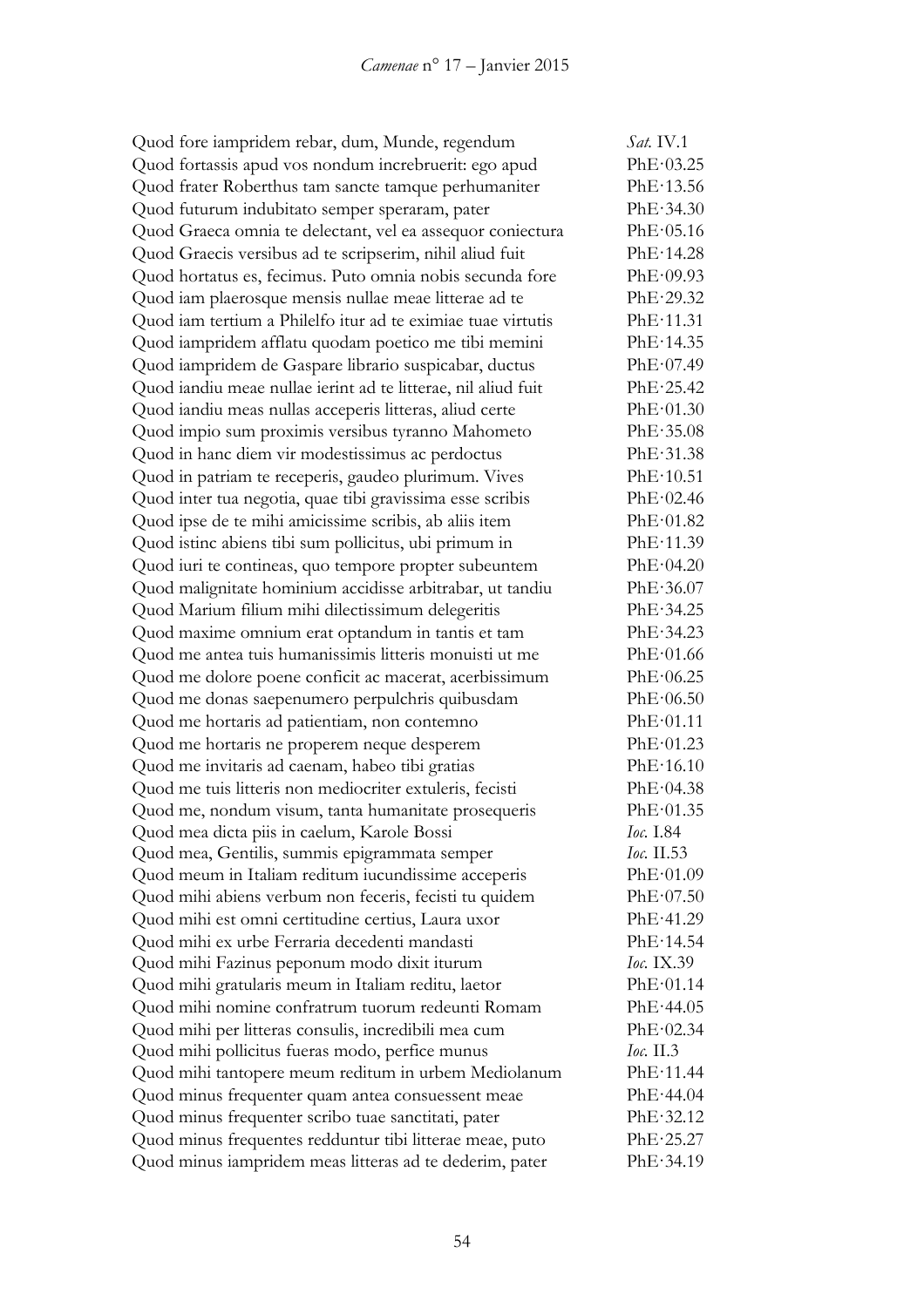| | |
|---|---|
| Quod fore iampridem rebar, dum, Munde, regendum | *Sat.* IV.1 |
| Quod fortassis apud vos nondum increbruerit: ego apud | PhE·03.25 |
| Quod frater Roberthus tam sancte tamque perhumaniter | PhE·13.56 |
| Quod futurum indubitato semper speraram, pater | PhE·34.30 |
| Quod Graeca omnia te delectant, vel ea assequor coniectura | PhE·05.16 |
| Quod Graecis versibus ad te scripserim, nihil aliud fuit | PhE·14.28 |
| Quod hortatus es, fecimus. Puto omnia nobis secunda fore | PhE·09.93 |
| Quod iam plaerosque mensis nullae meae litterae ad te | PhE·29.32 |
| Quod iam tertium a Philelfo itur ad te eximiae tuae virtutis | PhE·11.31 |
| Quod iampridem afflatu quodam poetico me tibi memini | PhE·14.35 |
| Quod iampridem de Gaspare librario suspicabar, ductus | PhE·07.49 |
| Quod iandiu meae nullae ierint ad te litterae, nil aliud fuit | PhE·25.42 |
| Quod iandiu meas nullas acceperis litteras, aliud certe | PhE·01.30 |
| Quod impio sum proximis versibus tyranno Mahometo | PhE·35.08 |
| Quod in hanc diem vir modestissimus ac perdoctus | PhE·31.38 |
| Quod in patriam te receperis, gaudeo plurimum. Vives | PhE·10.51 |
| Quod inter tua negotia, quae tibi gravissima esse scribis | PhE·02.46 |
| Quod ipse de te mihi amicissime scribis, ab aliis item | PhE·01.82 |
| Quod istinc abiens tibi sum pollicitus, ubi primum in | PhE·11.39 |
| Quod iuri te contineas, quo tempore propter subeuntem | PhE·04.20 |
| Quod malignitate hominium accidisse arbitrabar, ut tandiu | PhE·36.07 |
| Quod Marium filium mihi dilectissimum delegeritis | PhE·34.25 |
| Quod maxime omnium erat optandum in tantis et tam | PhE·34.23 |
| Quod me antea tuis humanissimis litteris monuisti ut me | PhE·01.66 |
| Quod me dolore poene conficit ac macerat, acerbissimum | PhE·06.25 |
| Quod me donas saepenumero perpulchris quibusdam | PhE·06.50 |
| Quod me hortaris ad patientiam, non contemno | PhE·01.11 |
| Quod me hortaris ne properem neque desperem | PhE·01.23 |
| Quod me invitaris ad caenam, habeo tibi gratias | PhE·16.10 |
| Quod me tuis litteris non mediocriter extuleris, fecisti | PhE·04.38 |
| Quod me, nondum visum, tanta humanitate prosequeris | PhE·01.35 |
| Quod mea dicta piis in caelum, Karole Bossi | *Ioc.* I.84 |
| Quod mea, Gentilis, summis epigrammata semper | *Ioc.* II.53 |
| Quod meum in Italiam reditum iucundissime acceperis | PhE·01.09 |
| Quod mihi abiens verbum non feceris, fecisti tu quidem | PhE·07.50 |
| Quod mihi est omni certitudine certius, Laura uxor | PhE·41.29 |
| Quod mihi ex urbe Ferraria decedenti mandasti | PhE·14.54 |
| Quod mihi Fazinus peponum modo dixit iturum | *Ioc.* IX.39 |
| Quod mihi gratularis meum in Italiam reditu, laetor | PhE·01.14 |
| Quod mihi nomine confratrum tuorum redeunti Romam | PhE·44.05 |
| Quod mihi per litteras consulis, incredibili mea cum | PhE·02.34 |
| Quod mihi pollicitus fueras modo, perfice munus | *Ioc.* II.3 |
| Quod mihi tantopere meum reditum in urbem Mediolanum | PhE·11.44 |
| Quod minus frequenter quam antea consuessent meae | PhE·44.04 |
| Quod minus frequenter scribo tuae sanctitati, pater | PhE·32.12 |
| Quod minus frequentes redduntur tibi litterae meae, puto | PhE·25.27 |
| Quod minus iampridem meas litteras ad te dederim, pater | PhE·34.19 |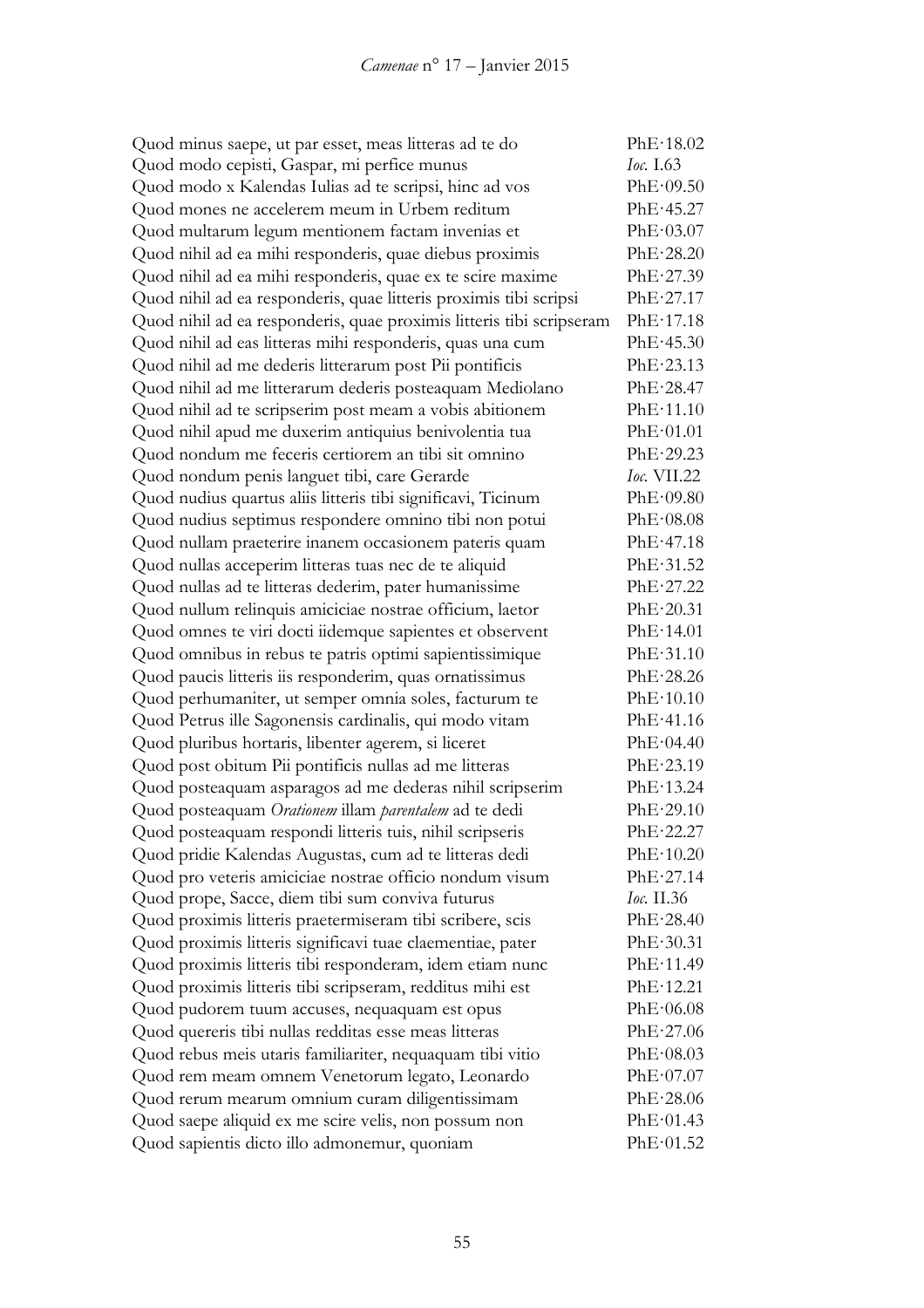| | |
|---|---|
| Quod minus saepe, ut par esset, meas litteras ad te do | PhE·18.02 |
| Quod modo cepisti, Gaspar, mi perfice munus | *Ioc.* I.63 |
| Quod modo x Kalendas Iulias ad te scripsi, hinc ad vos | PhE·09.50 |
| Quod mones ne accelerem meum in Urbem reditum | PhE·45.27 |
| Quod multarum legum mentionem factam invenias et | PhE·03.07 |
| Quod nihil ad ea mihi responderis, quae diebus proximis | PhE·28.20 |
| Quod nihil ad ea mihi responderis, quae ex te scire maxime | PhE·27.39 |
| Quod nihil ad ea responderis, quae litteris proximis tibi scripsi | PhE·27.17 |
| Quod nihil ad ea responderis, quae proximis litteris tibi scripseram | PhE·17.18 |
| Quod nihil ad eas litteras mihi responderis, quas una cum | PhE·45.30 |
| Quod nihil ad me dederis litterarum post Pii pontificis | PhE·23.13 |
| Quod nihil ad me litterarum dederis posteaquam Mediolano | PhE·28.47 |
| Quod nihil ad te scripserim post meam a vobis abitionem | PhE·11.10 |
| Quod nihil apud me duxerim antiquius benivolentia tua | PhE·01.01 |
| Quod nondum me feceris certiorem an tibi sit omnino | PhE·29.23 |
| Quod nondum penis languet tibi, care Gerarde | *Ioc.* VII.22 |
| Quod nudius quartus aliis litteris tibi significavi, Ticinum | PhE·09.80 |
| Quod nudius septimus respondere omnino tibi non potui | PhE·08.08 |
| Quod nullam praeterire inanem occasionem pateris quam | PhE·47.18 |
| Quod nullas acceperim litteras tuas nec de te aliquid | PhE·31.52 |
| Quod nullas ad te litteras dederim, pater humanissime | PhE·27.22 |
| Quod nullum relinquis amiciciae nostrae officium, laetor | PhE·20.31 |
| Quod omnes te viri docti iidemque sapientes et observent | PhE·14.01 |
| Quod omnibus in rebus te patris optimi sapientissimique | PhE·31.10 |
| Quod paucis litteris iis responderim, quas ornatissimus | PhE·28.26 |
| Quod perhumaniter, ut semper omnia soles, facturum te | PhE·10.10 |
| Quod Petrus ille Sagonensis cardinalis, qui modo vitam | PhE·41.16 |
| Quod pluribus hortaris, libenter agerem, si liceret | PhE·04.40 |
| Quod post obitum Pii pontificis nullas ad me litteras | PhE·23.19 |
| Quod posteaquam asparagos ad me dederas nihil scripserim | PhE·13.24 |
| Quod posteaquam *Orationem* illam *parentalem* ad te dedi | PhE·29.10 |
| Quod posteaquam respondi litteris tuis, nihil scripseris | PhE·22.27 |
| Quod pridie Kalendas Augustas, cum ad te litteras dedi | PhE·10.20 |
| Quod pro veteris amiciciae nostrae officio nondum visum | PhE·27.14 |
| Quod prope, Sacce, diem tibi sum conviva futurus | *Ioc.* II.36 |
| Quod proximis litteris praetermiseram tibi scribere, scis | PhE·28.40 |
| Quod proximis litteris significavi tuae claementiae, pater | PhE·30.31 |
| Quod proximis litteris tibi responderam, idem etiam nunc | PhE·11.49 |
| Quod proximis litteris tibi scripseram, redditus mihi est | PhE·12.21 |
| Quod pudorem tuum accuses, nequaquam est opus | PhE·06.08 |
| Quod quereris tibi nullas redditas esse meas litteras | PhE·27.06 |
| Quod rebus meis utaris familiariter, nequaquam tibi vitio | PhE·08.03 |
| Quod rem meam omnem Venetorum legato, Leonardo | PhE·07.07 |
| Quod rerum mearum omnium curam diligentissimam | PhE·28.06 |
| Quod saepe aliquid ex me scire velis, non possum non | PhE·01.43 |
| Quod sapientis dicto illo admonemur, quoniam | PhE·01.52 |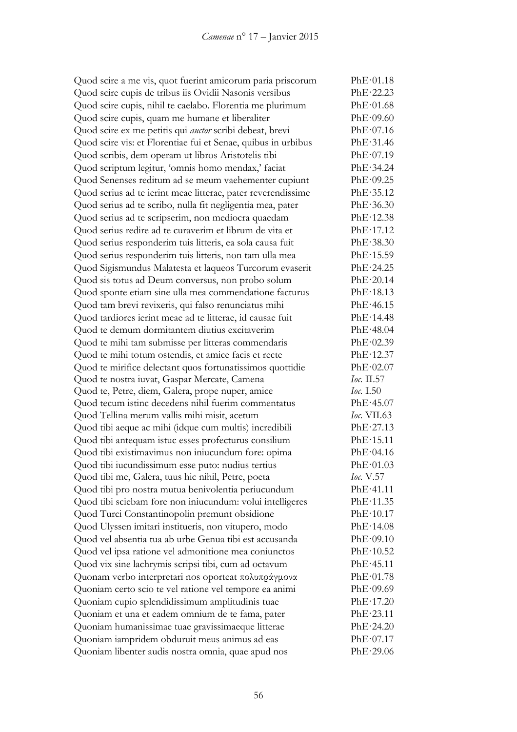| | |
|---|---|
| Quod scire a me vis, quot fuerint amicorum paria priscorum | PhE·01.18 |
| Quod scire cupis de tribus iis Ovidii Nasonis versibus | PhE·22.23 |
| Quod scire cupis, nihil te caelabo. Florentia me plurimum | PhE·01.68 |
| Quod scire cupis, quam me humane et liberaliter | PhE·09.60 |
| Quod scire ex me petitis qui *auctor* scribi debeat, brevi | PhE·07.16 |
| Quod scire vis: et Florentiae fui et Senae, quibus in urbibus | PhE·31.46 |
| Quod scribis, dem operam ut libros Aristotelis tibi | PhE·07.19 |
| Quod scriptum legitur, 'omnis homo mendax,' faciat | PhE·34.24 |
| Quod Senenses reditum ad se meum vaehementer cupiunt | PhE·09.25 |
| Quod serius ad te ierint meae litterae, pater reverendissime | PhE·35.12 |
| Quod serius ad te scribo, nulla fit negligentia mea, pater | PhE·36.30 |
| Quod serius ad te scripserim, non mediocra quaedam | PhE·12.38 |
| Quod serius redire ad te curaverim et librum de vita et | PhE·17.12 |
| Quod serius responderim tuis litteris, ea sola causa fuit | PhE·38.30 |
| Quod serius responderim tuis litteris, non tam ulla mea | PhE·15.59 |
| Quod Sigismundus Malatesta et laqueos Turcorum evaserit | PhE·24.25 |
| Quod sis totus ad Deum conversus, non probo solum | PhE·20.14 |
| Quod sponte etiam sine ulla mea commendatione facturus | PhE·18.13 |
| Quod tam brevi revixeris, qui falso renunciatus mihi | PhE·46.15 |
| Quod tardiores ierint meae ad te litterae, id causae fuit | PhE·14.48 |
| Quod te demum dormitantem diutius excitaverim | PhE·48.04 |
| Quod te mihi tam submisse per litteras commendaris | PhE·02.39 |
| Quod te mihi totum ostendis, et amice facis et recte | PhE·12.37 |
| Quod te mirifice delectant quos fortunatissimos quottidie | PhE·02.07 |
| Quod te nostra iuvat, Gaspar Mercate, Camena | *Ioc.* II.57 |
| Quod te, Petre, diem, Galera, prope nuper, amice | *Ioc.* I.50 |
| Quod tecum istinc decedens nihil fuerim commentatus | PhE·45.07 |
| Quod Tellina merum vallis mihi misit, acetum | *Ioc.* VII.63 |
| Quod tibi aeque ac mihi (idque cum multis) incredibili | PhE·27.13 |
| Quod tibi antequam istuc esses profecturus consilium | PhE·15.11 |
| Quod tibi existimavimus non iniucundum fore: opima | PhE·04.16 |
| Quod tibi iucundissimum esse puto: nudius tertius | PhE·01.03 |
| Quod tibi me, Galera, tuus hic nihil, Petre, poeta | *Ioc.* V.57 |
| Quod tibi pro nostra mutua benivolentia periucundum | PhE·41.11 |
| Quod tibi sciebam fore non iniucundum: volui intelligeres | PhE·11.35 |
| Quod Turci Constantinopolin premunt obsidione | PhE·10.17 |
| Quod Ulyssen imitari institueris, non vitupero, modo | PhE·14.08 |
| Quod vel absentia tua ab urbe Genua tibi est accusanda | PhE·09.10 |
| Quod vel ipsa ratione vel admonitione mea coniunctos | PhE·10.52 |
| Quod vix sine lachrymis scripsi tibi, cum ad octavum | PhE·45.11 |
| Quonam verbo interpretari nos oporteat πολυπράγμονα | PhE·01.78 |
| Quoniam certo scio te vel ratione vel tempore ea animi | PhE·09.69 |
| Quoniam cupio splendidissimum amplitudinis tuae | PhE·17.20 |
| Quoniam et una et eadem omnium de te fama, pater | PhE·23.11 |
| Quoniam humanissimae tuae gravissimaeque litterae | PhE·24.20 |
| Quoniam iampridem obduruit meus animus ad eas | PhE·07.17 |
| Quoniam libenter audis nostra omnia, quae apud nos | PhE·29.06 |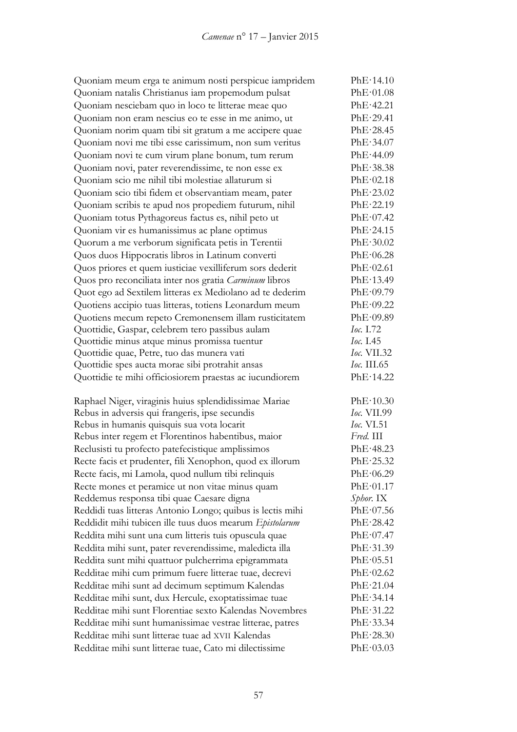| | |
|---|---|
| Quoniam meum erga te animum nosti perspicue iampridem | PhE·14.10 |
| Quoniam natalis Christianus iam propemodum pulsat | PhE·01.08 |
| Quoniam nesciebam quo in loco te litterae meae quo | PhE·42.21 |
| Quoniam non eram nescius eo te esse in me animo, ut | PhE·29.41 |
| Quoniam norim quam tibi sit gratum a me accipere quae | PhE·28.45 |
| Quoniam novi me tibi esse carissimum, non sum veritus | PhE·34.07 |
| Quoniam novi te cum virum plane bonum, tum rerum | PhE·44.09 |
| Quoniam novi, pater reverendissime, te non esse ex | PhE·38.38 |
| Quoniam scio me nihil tibi molestiae allaturum si | PhE·02.18 |
| Quoniam scio tibi fidem et observantiam meam, pater | PhE·23.02 |
| Quoniam scribis te apud nos propediem futurum, nihil | PhE·22.19 |
| Quoniam totus Pythagoreus factus es, nihil peto ut | PhE·07.42 |
| Quoniam vir es humanissimus ac plane optimus | PhE·24.15 |
| Quorum a me verborum significata petis in Terentii | PhE·30.02 |
| Quos duos Hippocratis libros in Latinum converti | PhE·06.28 |
| Quos priores et quem iusticiae vexilliferum sors dederit | PhE·02.61 |
| Quos pro reconciliata inter nos gratia *Carminum* libros | PhE·13.49 |
| Quot ego ad Sextilem litteras ex Mediolano ad te dederim | PhE·09.79 |
| Quotiens accipio tuas litteras, totiens Leonardum meum | PhE·09.22 |
| Quotiens mecum repeto Cremonensem illam rusticitatem | PhE·09.89 |
| Quottidie, Gaspar, celebrem tero passibus aulam | *Ioc.* I.72 |
| Quottidie minus atque minus promissa tuentur | *Ioc.* I.45 |
| Quottidie quae, Petre, tuo das munera vati | *Ioc.* VII.32 |
| Quottidie spes aucta morae sibi protrahit ansas | *Ioc.* III.65 |
| Quottidie te mihi officiosiorem praestas ac iucundiorem | PhE·14.22 |
| | |
| Raphael Niger, viraginis huius splendidissimae Mariae | PhE·10.30 |
| Rebus in adversis qui frangeris, ipse secundis | *Ioc.* VII.99 |
| Rebus in humanis quisquis sua vota locarit | *Ioc.* VI.51 |
| Rebus inter regem et Florentinos habentibus, maior | *Fred.* III |
| Reclusisti tu profecto patefecistique amplissimos | PhE·48.23 |
| Recte facis et prudenter, fili Xenophon, quod ex illorum | PhE·25.32 |
| Recte facis, mi Lamola, quod nullum tibi relinquis | PhE·06.29 |
| Recte mones et peramice ut non vitae minus quam | PhE·01.17 |
| Reddemus responsa tibi quae Caesare digna | *Sphor.* IX |
| Reddidi tuas litteras Antonio Longo; quibus is lectis mihi | PhE·07.56 |
| Reddidit mihi tubicen ille tuus duos mearum *Epistolarum* | PhE·28.42 |
| Reddita mihi sunt una cum litteris tuis opuscula quae | PhE·07.47 |
| Reddita mihi sunt, pater reverendissime, maledicta illa | PhE·31.39 |
| Reddita sunt mihi quattuor pulcherrima epigrammata | PhE·05.51 |
| Redditae mihi cum primum fuere litterae tuae, decrevi | PhE·02.62 |
| Redditae mihi sunt ad decimum septimum Kalendas | PhE·21.04 |
| Redditae mihi sunt, dux Hercule, exoptatissimae tuae | PhE·34.14 |
| Redditae mihi sunt Florentiae sexto Kalendas Novembres | PhE·31.22 |
| Redditae mihi sunt humanissimae vestrae litterae, patres | PhE·33.34 |
| Redditae mihi sunt litterae tuae ad XVII Kalendas | PhE·28.30 |
| Redditae mihi sunt litterae tuae, Cato mi dilectissime | PhE·03.03 |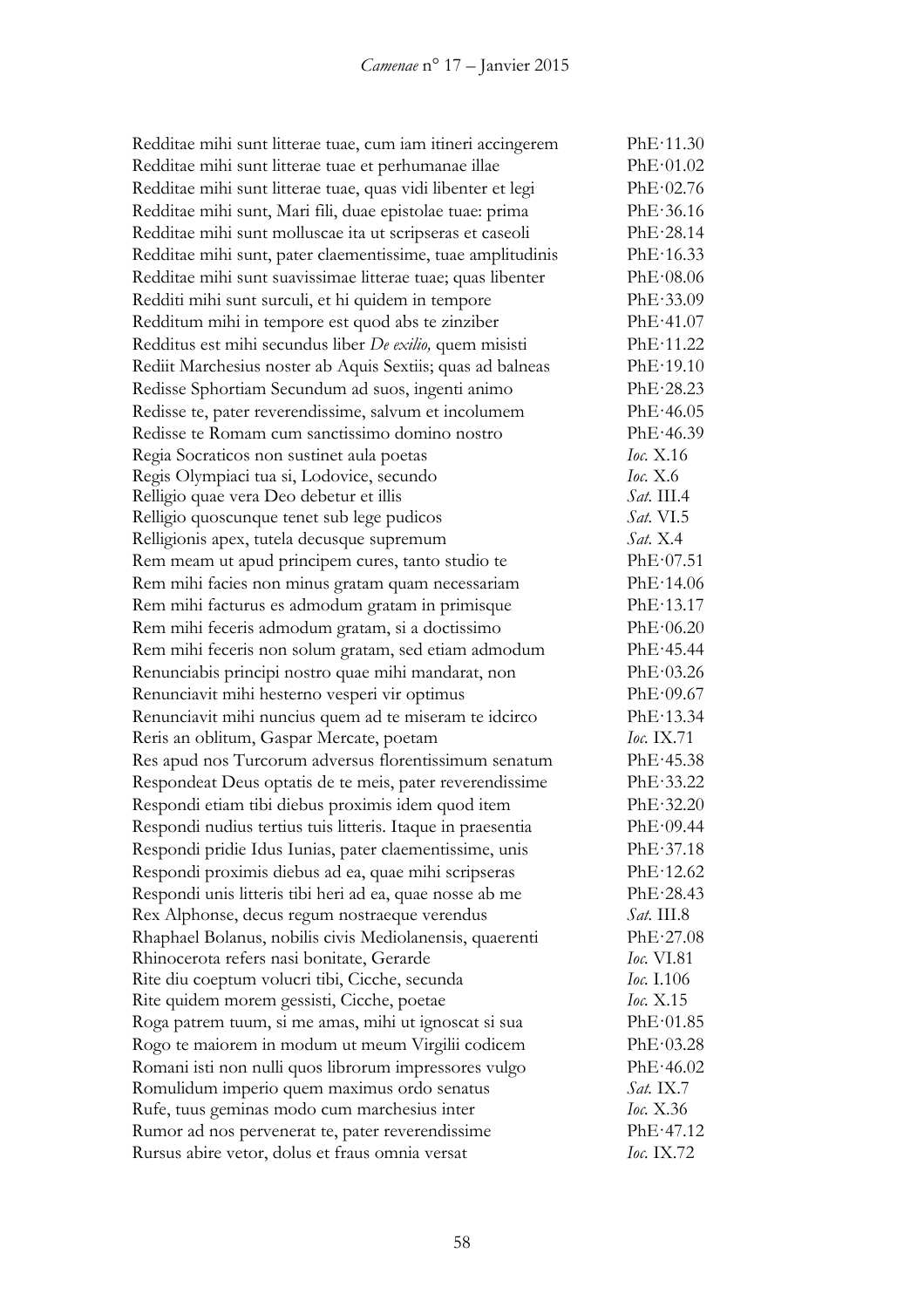| | |
|---|---|
| Redditae mihi sunt litterae tuae, cum iam itineri accingerem | PhE·11.30 |
| Redditae mihi sunt litterae tuae et perhumanae illae | PhE·01.02 |
| Redditae mihi sunt litterae tuae, quas vidi libenter et legi | PhE·02.76 |
| Redditae mihi sunt, Mari fili, duae epistolae tuae: prima | PhE·36.16 |
| Redditae mihi sunt molluscae ita ut scripseras et caseoli | PhE·28.14 |
| Redditae mihi sunt, pater claementissime, tuae amplitudinis | PhE·16.33 |
| Redditae mihi sunt suavissimae litterae tuae; quas libenter | PhE·08.06 |
| Redditi mihi sunt surculi, et hi quidem in tempore | PhE·33.09 |
| Redditum mihi in tempore est quod abs te zinziber | PhE·41.07 |
| Redditus est mihi secundus liber *De exilio,* quem misisti | PhE·11.22 |
| Rediit Marchesius noster ab Aquis Sextiis; quas ad balneas | PhE·19.10 |
| Redisse Sphortiam Secundum ad suos, ingenti animo | PhE·28.23 |
| Redisse te, pater reverendissime, salvum et incolumem | PhE·46.05 |
| Redisse te Romam cum sanctissimo domino nostro | PhE·46.39 |
| Regia Socraticos non sustinet aula poetas | *Ioc.* X.16 |
| Regis Olympiaci tua si, Lodovice, secundo | *Ioc.* X.6 |
| Relligio quae vera Deo debetur et illis | *Sat.* III.4 |
| Relligio quoscunque tenet sub lege pudicos | *Sat.* VI.5 |
| Relligionis apex, tutela decusque supremum | *Sat.* X.4 |
| Rem meam ut apud principem cures, tanto studio te | PhE·07.51 |
| Rem mihi facies non minus gratam quam necessariam | PhE·14.06 |
| Rem mihi facturus es admodum gratam in primisque | PhE·13.17 |
| Rem mihi feceris admodum gratam, si a doctissimo | PhE·06.20 |
| Rem mihi feceris non solum gratam, sed etiam admodum | PhE·45.44 |
| Renunciabis principi nostro quae mihi mandarat, non | PhE·03.26 |
| Renunciavit mihi hesterno vesperi vir optimus | PhE·09.67 |
| Renunciavit mihi nuncius quem ad te miseram te idcirco | PhE·13.34 |
| Reris an oblitum, Gaspar Mercate, poetam | *Ioc.* IX.71 |
| Res apud nos Turcorum adversus florentissimum senatum | PhE·45.38 |
| Respondeat Deus optatis de te meis, pater reverendissime | PhE·33.22 |
| Respondi etiam tibi diebus proximis idem quod item | PhE·32.20 |
| Respondi nudius tertius tuis litteris. Itaque in praesentia | PhE·09.44 |
| Respondi pridie Idus Iunias, pater claementissime, unis | PhE·37.18 |
| Respondi proximis diebus ad ea, quae mihi scripseras | PhE·12.62 |
| Respondi unis litteris tibi heri ad ea, quae nosse ab me | PhE·28.43 |
| Rex Alphonse, decus regum nostraeque verendus | *Sat.* III.8 |
| Rhaphael Bolanus, nobilis civis Mediolanensis, quaerenti | PhE·27.08 |
| Rhinocerota refers nasi bonitate, Gerarde | *Ioc.* VI.81 |
| Rite diu coeptum volucri tibi, Cicche, secunda | *Ioc.* I.106 |
| Rite quidem morem gessisti, Cicche, poetae | *Ioc.* X.15 |
| Roga patrem tuum, si me amas, mihi ut ignoscat si sua | PhE·01.85 |
| Rogo te maiorem in modum ut meum Virgilii codicem | PhE·03.28 |
| Romani isti non nulli quos librorum impressores vulgo | PhE·46.02 |
| Romulidum imperio quem maximus ordo senatus | *Sat.* IX.7 |
| Rufe, tuus geminas modo cum marchesius inter | *Ioc.* X.36 |
| Rumor ad nos pervenerat te, pater reverendissime | PhE·47.12 |
| Rursus abire vetor, dolus et fraus omnia versat | *Ioc.* IX.72 |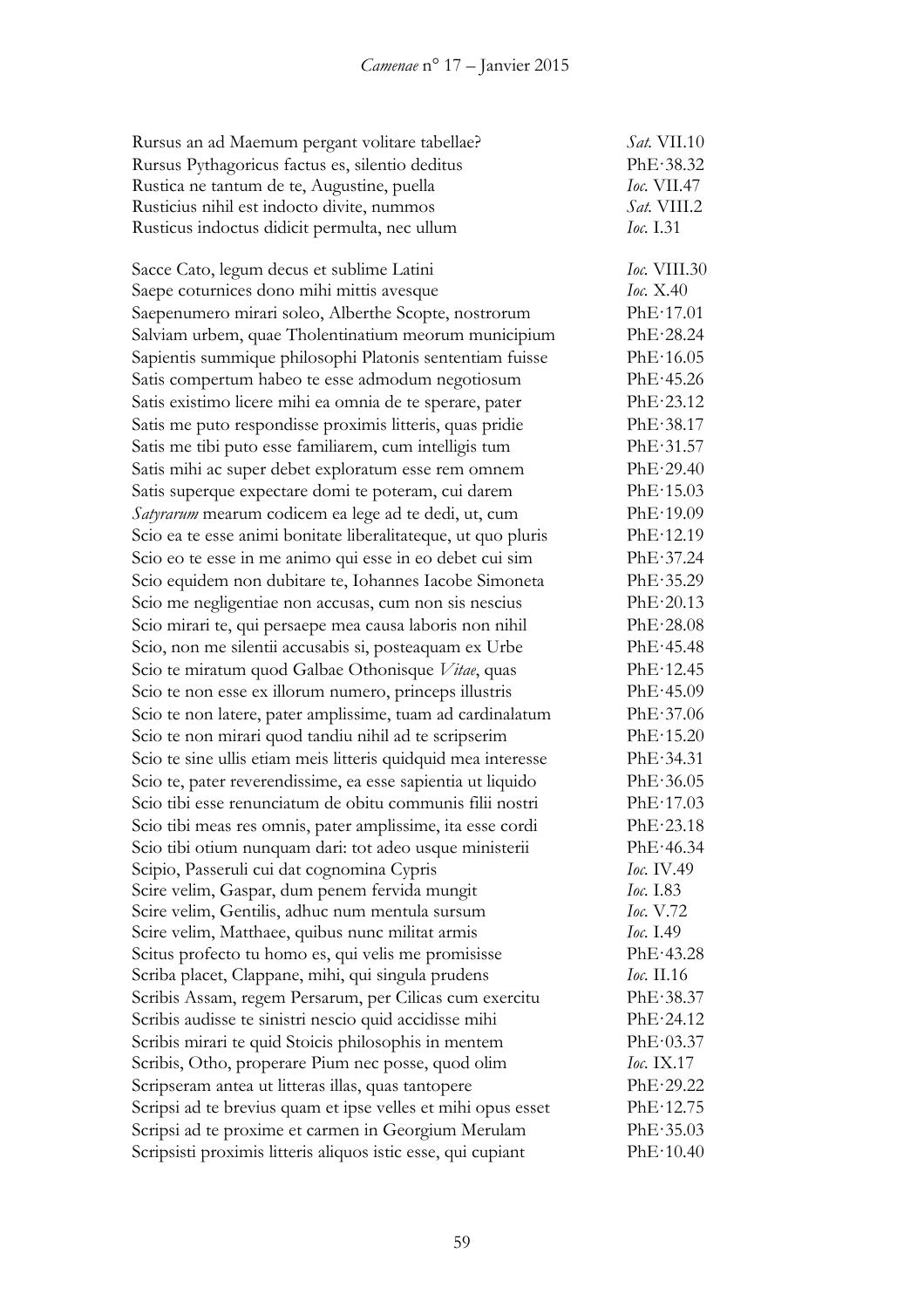| | |
|---|---|
| Rursus an ad Maemum pergant volitare tabellae? | *Sat.* VII.10 |
| Rursus Pythagoricus factus es, silentio deditus | PhE·38.32 |
| Rustica ne tantum de te, Augustine, puella | *Ioc.* VII.47 |
| Rusticius nihil est indocto divite, nummos | *Sat.* VIII.2 |
| Rusticus indoctus didicit permulta, nec ullum | *Ioc.* I.31 |
| | |
| Sacce Cato, legum decus et sublime Latini | *Ioc.* VIII.30 |
| Saepe coturnices dono mihi mittis avesque | *Ioc.* X.40 |
| Saepenumero mirari soleo, Alberthe Scopte, nostrorum | PhE·17.01 |
| Salviam urbem, quae Tholentinatium meorum municipium | PhE·28.24 |
| Sapientis summique philosophi Platonis sententiam fuisse | PhE·16.05 |
| Satis compertum habeo te esse admodum negotiosum | PhE·45.26 |
| Satis existimo licere mihi ea omnia de te sperare, pater | PhE·23.12 |
| Satis me puto respondisse proximis litteris, quas pridie | PhE·38.17 |
| Satis me tibi puto esse familiarem, cum intelligis tum | PhE·31.57 |
| Satis mihi ac super debet exploratum esse rem omnem | PhE·29.40 |
| Satis superque expectare domi te poteram, cui darem | PhE·15.03 |
| *Satyrarum* mearum codicem ea lege ad te dedi, ut, cum | PhE·19.09 |
| Scio ea te esse animi bonitate liberalitateque, ut quo pluris | PhE·12.19 |
| Scio eo te esse in me animo qui esse in eo debet cui sim | PhE·37.24 |
| Scio equidem non dubitare te, Iohannes Iacobe Simoneta | PhE·35.29 |
| Scio me negligentiae non accusas, cum non sis nescius | PhE·20.13 |
| Scio mirari te, qui persaepe mea causa laboris non nihil | PhE·28.08 |
| Scio, non me silentii accusabis si, posteaquam ex Urbe | PhE·45.48 |
| Scio te miratum quod Galbae Othonisque *Vitae*, quas | PhE·12.45 |
| Scio te non esse ex illorum numero, princeps illustris | PhE·45.09 |
| Scio te non latere, pater amplissime, tuam ad cardinalatum | PhE·37.06 |
| Scio te non mirari quod tandiu nihil ad te scripserim | PhE·15.20 |
| Scio te sine ullis etiam meis litteris quidquid mea interesse | PhE·34.31 |
| Scio te, pater reverendissime, ea esse sapientia ut liquido | PhE·36.05 |
| Scio tibi esse renunciatum de obitu communis filii nostri | PhE·17.03 |
| Scio tibi meas res omnis, pater amplissime, ita esse cordi | PhE·23.18 |
| Scio tibi otium nunquam dari: tot adeo usque ministerii | PhE·46.34 |
| Scipio, Passeruli cui dat cognomina Cypris | *Ioc.* IV.49 |
| Scire velim, Gaspar, dum penem fervida mungit | *Ioc.* I.83 |
| Scire velim, Gentilis, adhuc num mentula sursum | *Ioc.* V.72 |
| Scire velim, Matthaee, quibus nunc militat armis | *Ioc.* I.49 |
| Scitus profecto tu homo es, qui velis me promisisse | PhE·43.28 |
| Scriba placet, Clappane, mihi, qui singula prudens | *Ioc.* II.16 |
| Scribis Assam, regem Persarum, per Cilicas cum exercitu | PhE·38.37 |
| Scribis audisse te sinistri nescio quid accidisse mihi | PhE·24.12 |
| Scribis mirari te quid Stoicis philosophis in mentem | PhE·03.37 |
| Scribis, Otho, properare Pium nec posse, quod olim | *Ioc.* IX.17 |
| Scripseram antea ut litteras illas, quas tantopere | PhE·29.22 |
| Scripsi ad te brevius quam et ipse velles et mihi opus esset | PhE·12.75 |
| Scripsi ad te proxime et carmen in Georgium Merulam | PhE·35.03 |
| Scripsisti proximis litteris aliquos istic esse, qui cupiant | PhE·10.40 |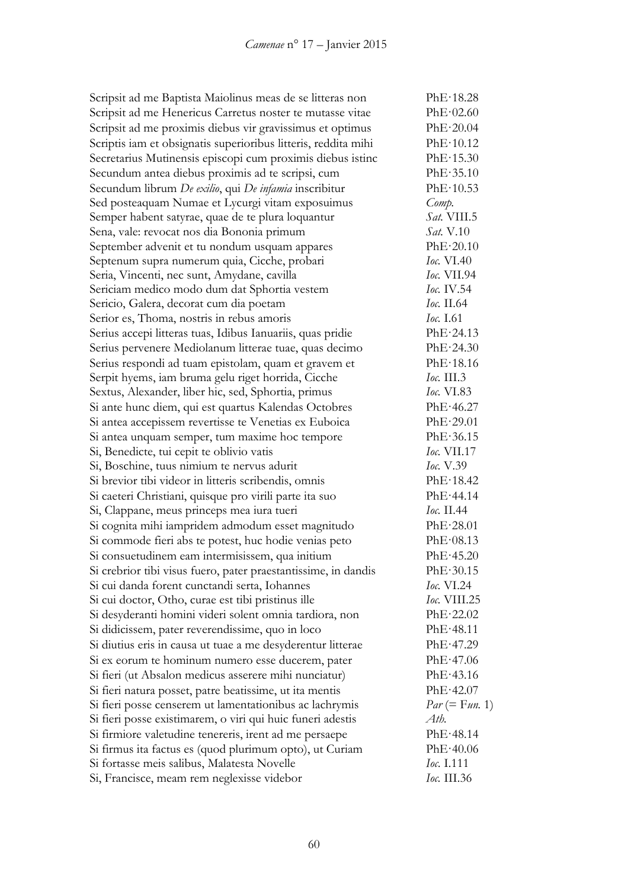| | |
|---|---|
| Scripsit ad me Baptista Maiolinus meas de se litteras non | PhE·18.28 |
| Scripsit ad me Henericus Carretus noster te mutasse vitae | PhE·02.60 |
| Scripsit ad me proximis diebus vir gravissimus et optimus | PhE·20.04 |
| Scriptis iam et obsignatis superioribus litteris, reddita mihi | PhE·10.12 |
| Secretarius Mutinensis episcopi cum proximis diebus istinc | PhE·15.30 |
| Secundum antea diebus proximis ad te scripsi, cum | PhE·35.10 |
| Secundum librum *De exilio*, qui *De infamia* inscribitur | PhE·10.53 |
| Sed posteaquam Numae et Lycurgi vitam exposuimus | *Comp.* |
| Semper habent satyrae, quae de te plura loquantur | *Sat.* VIII.5 |
| Sena, vale: revocat nos dia Bononia primum | *Sat.* V.10 |
| September advenit et tu nondum usquam appares | PhE·20.10 |
| Septenum supra numerum quia, Cicche, probari | *Ioc.* VI.40 |
| Seria, Vincenti, nec sunt, Amydane, cavilla | *Ioc.* VII.94 |
| Sericiam medico modo dum dat Sphortia vestem | *Ioc.* IV.54 |
| Sericio, Galera, decorat cum dia poetam | *Ioc.* II.64 |
| Serior es, Thoma, nostris in rebus amoris | *Ioc.* I.61 |
| Serius accepi litteras tuas, Idibus Ianuariis, quas pridie | PhE·24.13 |
| Serius pervenere Mediolanum litterae tuae, quas decimo | PhE·24.30 |
| Serius respondi ad tuam epistolam, quam et gravem et | PhE·18.16 |
| Serpit hyems, iam bruma gelu riget horrida, Cicche | *Ioc.* III.3 |
| Sextus, Alexander, liber hic, sed, Sphortia, primus | *Ioc.* VI.83 |
| Si ante hunc diem, qui est quartus Kalendas Octobres | PhE·46.27 |
| Si antea accepissem revertisse te Venetias ex Euboica | PhE·29.01 |
| Si antea unquam semper, tum maxime hoc tempore | PhE·36.15 |
| Si, Benedicte, tui cepit te oblivio vatis | *Ioc.* VII.17 |
| Si, Boschine, tuus nimium te nervus adurit | *Ioc.* V.39 |
| Si brevior tibi videor in litteris scribendis, omnis | PhE·18.42 |
| Si caeteri Christiani, quisque pro virili parte ita suo | PhE·44.14 |
| Si, Clappane, meus princeps mea iura tueri | *Ioc.* II.44 |
| Si cognita mihi iampridem admodum esset magnitudo | PhE·28.01 |
| Si commode fieri abs te potest, huc hodie venias peto | PhE·08.13 |
| Si consuetudinem eam intermisissem, qua initium | PhE·45.20 |
| Si crebrior tibi visus fuero, pater praestantissime, in dandis | PhE·30.15 |
| Si cui danda forent cunctandi serta, Iohannes | *Ioc.* VI.24 |
| Si cui doctor, Otho, curae est tibi pristinus ille | *Ioc.* VIII.25 |
| Si desyderanti homini videri solent omnia tardiora, non | PhE·22.02 |
| Si didicissem, pater reverendissime, quo in loco | PhE·48.11 |
| Si diutius eris in causa ut tuae a me desyderentur litterae | PhE·47.29 |
| Si ex eorum te hominum numero esse ducerem, pater | PhE·47.06 |
| Si fieri (ut Absalon medicus asserere mihi nunciatur) | PhE·43.16 |
| Si fieri natura posset, patre beatissime, ut ita mentis | PhE·42.07 |
| Si fieri posse censerem ut lamentationibus ac lachrymis | *Par* (= F*un.* 1) |
| Si fieri posse existimarem, o viri qui huic funeri adestis | *Ath.* |
| Si firmiore valetudine tenereris, irent ad me persaepe | PhE·48.14 |
| Si firmus ita factus es (quod plurimum opto), ut Curiam | PhE·40.06 |
| Si fortasse meis salibus, Malatesta Novelle | *Ioc.* I.111 |
| Si, Francisce, meam rem neglexisse videbor | *Ioc.* III.36 |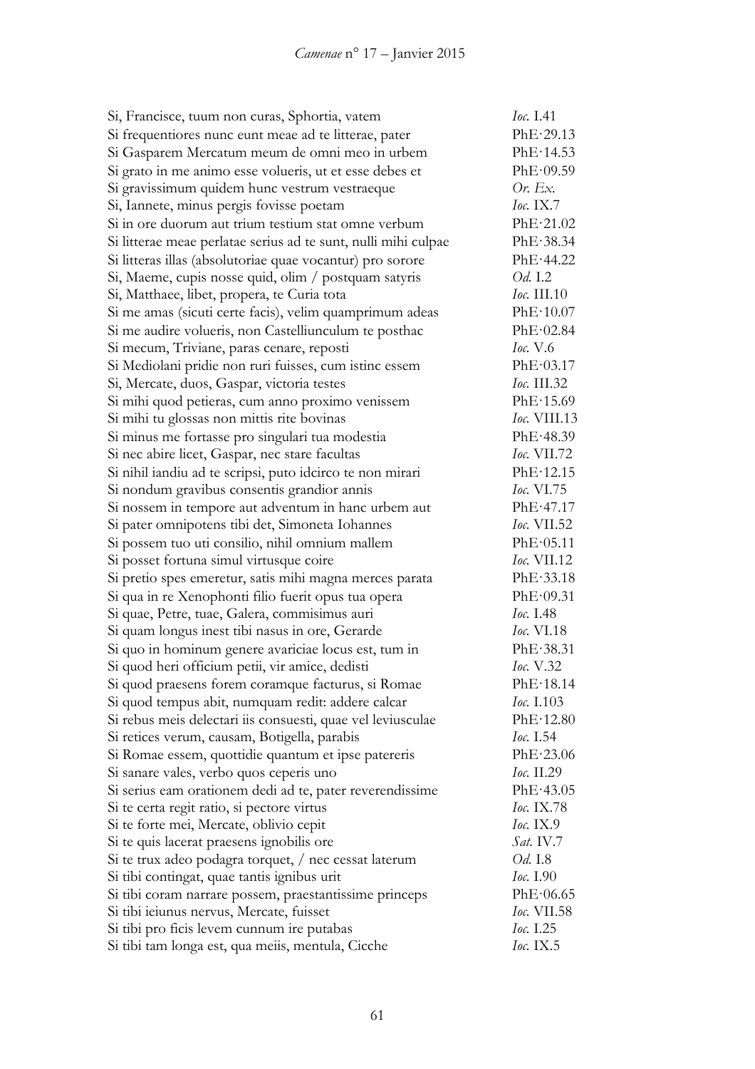| | |
|---|---|
| Si, Francisce, tuum non curas, Sphortia, vatem | *Ioc.* I.41 |
| Si frequentiores nunc eunt meae ad te litterae, pater | PhE·29.13 |
| Si Gasparem Mercatum meum de omni meo in urbem | PhE·14.53 |
| Si grato in me animo esse volueris, ut et esse debes et | PhE·09.59 |
| Si gravissimum quidem hunc vestrum vestraeque | *Or. Ex.* |
| Si, Iannete, minus pergis fovisse poetam | *Ioc.* IX.7 |
| Si in ore duorum aut trium testium stat omne verbum | PhE·21.02 |
| Si litterae meae perlatae serius ad te sunt, nulli mihi culpae | PhE·38.34 |
| Si litteras illas (absolutoriae quae vocantur) pro sorore | PhE·44.22 |
| Si, Maeme, cupis nosse quid, olim / postquam satyris | *Od.* I.2 |
| Si, Matthaee, libet, propera, te Curia tota | *Ioc.* III.10 |
| Si me amas (sicuti certe facis), velim quamprimum adeas | PhE·10.07 |
| Si me audire volueris, non Castelliunculum te posthac | PhE·02.84 |
| Si mecum, Triviane, paras cenare, reposti | *Ioc.* V.6 |
| Si Mediolani pridie non ruri fuisses, cum istinc essem | PhE·03.17 |
| Si, Mercate, duos, Gaspar, victoria testes | *Ioc.* III.32 |
| Si mihi quod petieras, cum anno proximo venissem | PhE·15.69 |
| Si mihi tu glossas non mittis rite bovinas | *Ioc.* VIII.13 |
| Si minus me fortasse pro singulari tua modestia | PhE·48.39 |
| Si nec abire licet, Gaspar, nec stare facultas | *Ioc.* VII.72 |
| Si nihil iandiu ad te scripsi, puto idcirco te non mirari | PhE·12.15 |
| Si nondum gravibus consentis grandior annis | *Ioc.* VI.75 |
| Si nossem in tempore aut adventum in hanc urbem aut | PhE·47.17 |
| Si pater omnipotens tibi det, Simoneta Iohannes | *Ioc.* VII.52 |
| Si possem tuo uti consilio, nihil omnium mallem | PhE·05.11 |
| Si posset fortuna simul virtusque coire | *Ioc.* VII.12 |
| Si pretio spes emeretur, satis mihi magna merces parata | PhE·33.18 |
| Si qua in re Xenophonti filio fuerit opus tua opera | PhE·09.31 |
| Si quae, Petre, tuae, Galera, commisimus auri | *Ioc.* I.48 |
| Si quam longus inest tibi nasus in ore, Gerarde | *Ioc.* VI.18 |
| Si quo in hominum genere avariciae locus est, tum in | PhE·38.31 |
| Si quod heri officium petii, vir amice, dedisti | *Ioc.* V.32 |
| Si quod praesens forem coramque facturus, si Romae | PhE·18.14 |
| Si quod tempus abit, numquam redit: addere calcar | *Ioc.* I.103 |
| Si rebus meis delectari iis consuesti, quae vel leviusculae | PhE·12.80 |
| Si retices verum, causam, Botigella, parabis | *Ioc.* I.54 |
| Si Romae essem, quottidie quantum et ipse patereris | PhE·23.06 |
| Si sanare vales, verbo quos ceperis uno | *Ioc.* II.29 |
| Si serius eam orationem dedi ad te, pater reverendissime | PhE·43.05 |
| Si te certa regit ratio, si pectore virtus | *Ioc.* IX.78 |
| Si te forte mei, Mercate, oblivio cepit | *Ioc.* IX.9 |
| Si te quis lacerat praesens ignobilis ore | *Sat.* IV.7 |
| Si te trux adeo podagra torquet, / nec cessat laterum | *Od.* I.8 |
| Si tibi contingat, quae tantis ignibus urit | *Ioc.* I.90 |
| Si tibi coram narrare possem, praestantissime princeps | PhE·06.65 |
| Si tibi ieiunus nervus, Mercate, fuisset | *Ioc.* VII.58 |
| Si tibi pro ficis levem cunnum ire putabas | *Ioc.* I.25 |
| Si tibi tam longa est, qua meiis, mentula, Cicche | *Ioc.* IX.5 |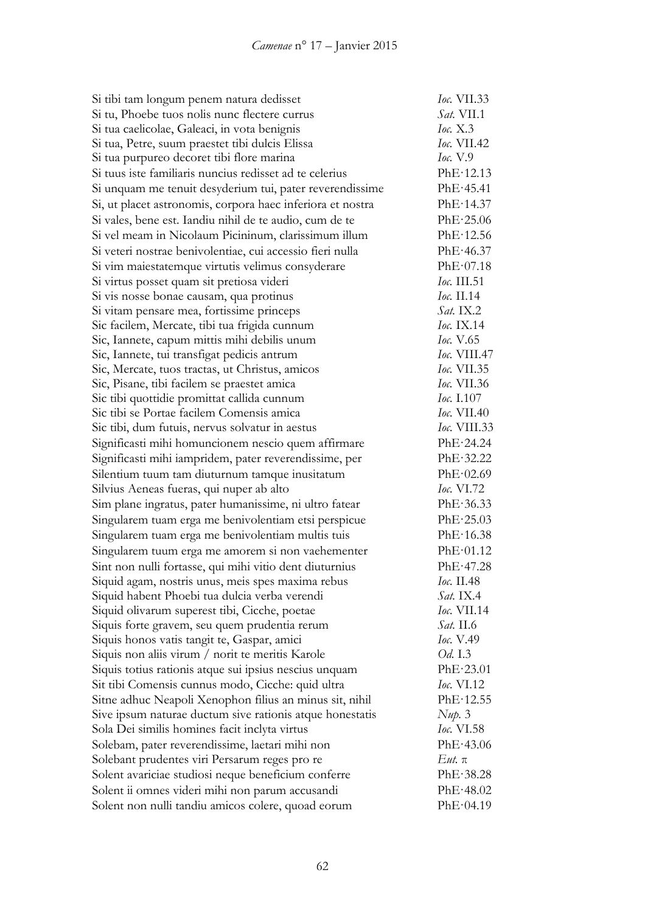| | |
|---|---|
| Si tibi tam longum penem natura dedisset | *Ioc.* VII.33 |
| Si tu, Phoebe tuos nolis nunc flectere currus | *Sat.* VII.1 |
| Si tua caelicolae, Galeaci, in vota benignis | *Ioc.* X.3 |
| Si tua, Petre, suum praestet tibi dulcis Elissa | *Ioc.* VII.42 |
| Si tua purpureo decoret tibi flore marina | *Ioc.* V.9 |
| Si tuus iste familiaris nuncius redisset ad te celerius | PhE·12.13 |
| Si unquam me tenuit desyderium tui, pater reverendissime | PhE·45.41 |
| Si, ut placet astronomis, corpora haec inferiora et nostra | PhE·14.37 |
| Si vales, bene est. Iandiu nihil de te audio, cum de te | PhE·25.06 |
| Si vel meam in Nicolaum Picininum, clarissimum illum | PhE·12.56 |
| Si veteri nostrae benivolentiae, cui accessio fieri nulla | PhE·46.37 |
| Si vim maiestatemque virtutis velimus consyderare | PhE·07.18 |
| Si virtus posset quam sit pretiosa videri | *Ioc.* III.51 |
| Si vis nosse bonae causam, qua protinus | *Ioc.* II.14 |
| Si vitam pensare mea, fortissime princeps | *Sat.* IX.2 |
| Sic facilem, Mercate, tibi tua frigida cunnum | *Ioc.* IX.14 |
| Sic, Iannete, capum mittis mihi debilis unum | *Ioc.* V.65 |
| Sic, Iannete, tui transfigat pedicis antrum | *Ioc.* VIII.47 |
| Sic, Mercate, tuos tractas, ut Christus, amicos | *Ioc.* VII.35 |
| Sic, Pisane, tibi facilem se praestet amica | *Ioc.* VII.36 |
| Sic tibi quottidie promittat callida cunnum | *Ioc.* I.107 |
| Sic tibi se Portae facilem Comensis amica | *Ioc.* VII.40 |
| Sic tibi, dum futuis, nervus solvatur in aestus | *Ioc.* VIII.33 |
| Significasti mihi homuncionem nescio quem affirmare | PhE·24.24 |
| Significasti mihi iampridem, pater reverendissime, per | PhE·32.22 |
| Silentium tuum tam diuturnum tamque inusitatum | PhE·02.69 |
| Silvius Aeneas fueras, qui nuper ab alto | *Ioc.* VI.72 |
| Sim plane ingratus, pater humanissime, ni ultro fatear | PhE·36.33 |
| Singularem tuam erga me benivolentiam etsi perspicue | PhE·25.03 |
| Singularem tuam erga me benivolentiam multis tuis | PhE·16.38 |
| Singularem tuum erga me amorem si non vaehementer | PhE·01.12 |
| Sint non nulli fortasse, qui mihi vitio dent diuturnius | PhE·47.28 |
| Siquid agam, nostris unus, meis spes maxima rebus | *Ioc.* II.48 |
| Siquid habent Phoebi tua dulcia verba verendi | *Sat.* IX.4 |
| Siquid olivarum superest tibi, Cicche, poetae | *Ioc.* VII.14 |
| Siquis forte gravem, seu quem prudentia rerum | *Sat.* II.6 |
| Siquis honos vatis tangit te, Gaspar, amici | *Ioc.* V.49 |
| Siquis non aliis virum / norit te meritis Karole | *Od.* I.3 |
| Siquis totius rationis atque sui ipsius nescius unquam | PhE·23.01 |
| Sit tibi Comensis cunnus modo, Cicche: quid ultra | *Ioc.* VI.12 |
| Sitne adhuc Neapoli Xenophon filius an minus sit, nihil | PhE·12.55 |
| Sive ipsum naturae ductum sive rationis atque honestatis | *Nup.* 3 |
| Sola Dei similis homines facit inclyta virtus | *Ioc.* VI.58 |
| Solebam, pater reverendissime, laetari mihi non | PhE·43.06 |
| Solebant prudentes viri Persarum reges pro re | *Eut.* π |
| Solent avariciae studiosi neque beneficium conferre | PhE·38.28 |
| Solent ii omnes videri mihi non parum accusandi | PhE·48.02 |
| Solent non nulli tandiu amicos colere, quoad eorum | PhE·04.19 |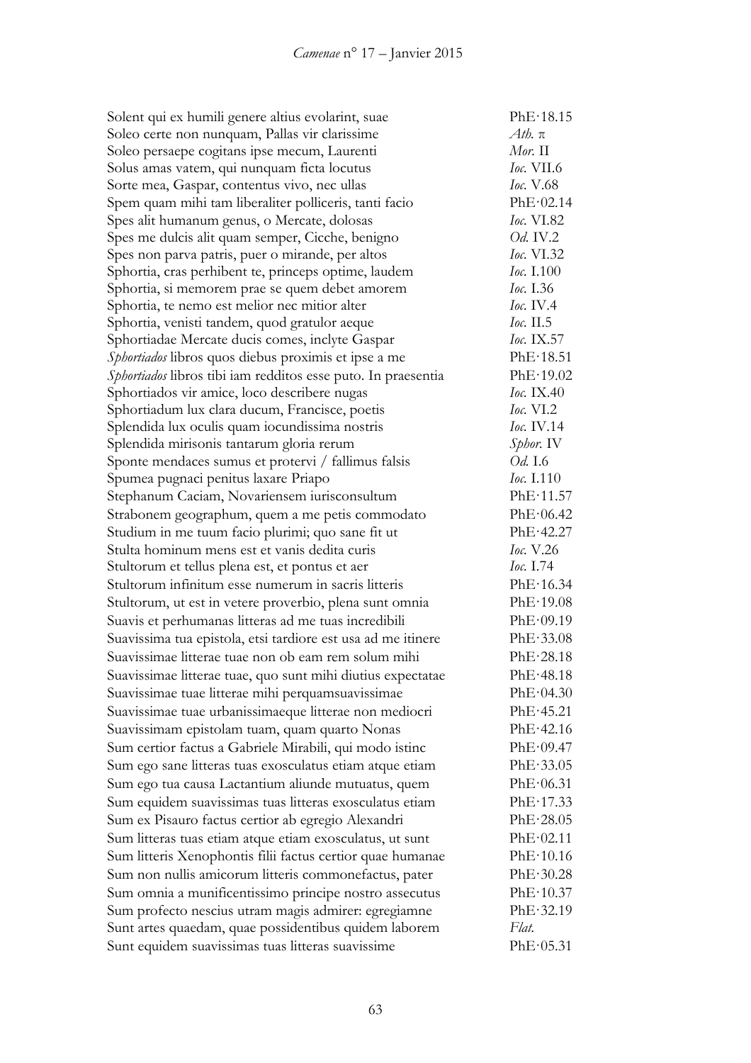| | |
|---|---|
| Solent qui ex humili genere altius evolarint, suae | PhE·18.15 |
| Soleo certe non nunquam, Pallas vir clarissime | *Ath.* π |
| Soleo persaepe cogitans ipse mecum, Laurenti | *Mor.* II |
| Solus amas vatem, qui nunquam ficta locutus | *Ioc.* VII.6 |
| Sorte mea, Gaspar, contentus vivo, nec ullas | *Ioc.* V.68 |
| Spem quam mihi tam liberaliter polliceris, tanti facio | PhE·02.14 |
| Spes alit humanum genus, o Mercate, dolosas | *Ioc.* VI.82 |
| Spes me dulcis alit quam semper, Cicche, benigno | *Od.* IV.2 |
| Spes non parva patris, puer o mirande, per altos | *Ioc.* VI.32 |
| Sphortia, cras perhibent te, princeps optime, laudem | *Ioc.* I.100 |
| Sphortia, si memorem prae se quem debet amorem | *Ioc.* I.36 |
| Sphortia, te nemo est melior nec mitior alter | *Ioc.* IV.4 |
| Sphortia, venisti tandem, quod gratulor aeque | *Ioc.* II.5 |
| Sphortiadae Mercate ducis comes, inclyte Gaspar | *Ioc.* IX.57 |
| *Sphortiados* libros quos diebus proximis et ipse a me | PhE·18.51 |
| *Sphortiados* libros tibi iam redditos esse puto. In praesentia | PhE·19.02 |
| Sphortiados vir amice, loco describere nugas | *Ioc.* IX.40 |
| Sphortiadum lux clara ducum, Francisce, poetis | *Ioc.* VI.2 |
| Splendida lux oculis quam iocundissima nostris | *Ioc.* IV.14 |
| Splendida mirisonis tantarum gloria rerum | *Sphor.* IV |
| Sponte mendaces sumus et protervi / fallimus falsis | *Od.* I.6 |
| Spumea pugnaci penitus laxare Priapo | *Ioc.* I.110 |
| Stephanum Caciam, Novariensem iurisconsultum | PhE·11.57 |
| Strabonem geographum, quem a me petis commodato | PhE·06.42 |
| Studium in me tuum facio plurimi; quo sane fit ut | PhE·42.27 |
| Stulta hominum mens est et vanis dedita curis | *Ioc.* V.26 |
| Stultorum et tellus plena est, et pontus et aer | *Ioc.* I.74 |
| Stultorum infinitum esse numerum in sacris litteris | PhE·16.34 |
| Stultorum, ut est in vetere proverbio, plena sunt omnia | PhE·19.08 |
| Suavis et perhumanas litteras ad me tuas incredibili | PhE·09.19 |
| Suavissima tua epistola, etsi tardiore est usa ad me itinere | PhE·33.08 |
| Suavissimae litterae tuae non ob eam rem solum mihi | PhE·28.18 |
| Suavissimae litterae tuae, quo sunt mihi diutius expectatae | PhE·48.18 |
| Suavissimae tuae litterae mihi perquamsuavissimae | PhE·04.30 |
| Suavissimae tuae urbanissimaeque litterae non mediocri | PhE·45.21 |
| Suavissimam epistolam tuam, quam quarto Nonas | PhE·42.16 |
| Sum certior factus a Gabriele Mirabili, qui modo istinc | PhE·09.47 |
| Sum ego sane litteras tuas exosculatus etiam atque etiam | PhE·33.05 |
| Sum ego tua causa Lactantium aliunde mutuatus, quem | PhE·06.31 |
| Sum equidem suavissimas tuas litteras exosculatus etiam | PhE·17.33 |
| Sum ex Pisauro factus certior ab egregio Alexandri | PhE·28.05 |
| Sum litteras tuas etiam atque etiam exosculatus, ut sunt | PhE·02.11 |
| Sum litteris Xenophontis filii factus certior quae humanae | PhE·10.16 |
| Sum non nullis amicorum litteris commonefactus, pater | PhE·30.28 |
| Sum omnia a munificentissimo principe nostro assecutus | PhE·10.37 |
| Sum profecto nescius utram magis admirer: egregiamne | PhE·32.19 |
| Sunt artes quaedam, quae possidentibus quidem laborem | *Flat.* |
| Sunt equidem suavissimas tuas litteras suavissime | PhE·05.31 |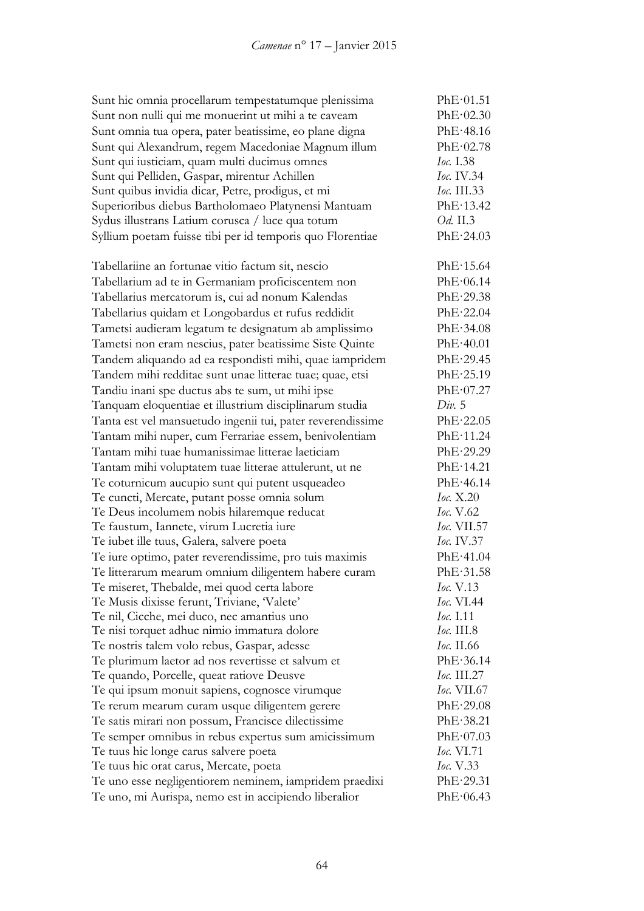| | |
|---|---|
| Sunt hic omnia procellarum tempestatumque plenissima | PhE·01.51 |
| Sunt non nulli qui me monuerint ut mihi a te caveam | PhE·02.30 |
| Sunt omnia tua opera, pater beatissime, eo plane digna | PhE·48.16 |
| Sunt qui Alexandrum, regem Macedoniae Magnum illum | PhE·02.78 |
| Sunt qui iusticiam, quam multi ducimus omnes | *Ioc.* I.38 |
| Sunt qui Pelliden, Gaspar, mirentur Achillen | *Ioc.* IV.34 |
| Sunt quibus invidia dicar, Petre, prodigus, et mi | *Ioc.* III.33 |
| Superioribus diebus Bartholomaeo Platynensi Mantuam | PhE·13.42 |
| Sydus illustrans Latium corusca / luce qua totum | *Od.* II.3 |
| Syllium poetam fuisse tibi per id temporis quo Florentiae | PhE·24.03 |
| | |
| Tabellariine an fortunae vitio factum sit, nescio | PhE·15.64 |
| Tabellarium ad te in Germaniam proficiscentem non | PhE·06.14 |
| Tabellarius mercatorum is, cui ad nonum Kalendas | PhE·29.38 |
| Tabellarius quidam et Longobardus et rufus reddidit | PhE·22.04 |
| Tametsi audieram legatum te designatum ab amplissimo | PhE·34.08 |
| Tametsi non eram nescius, pater beatissime Siste Quinte | PhE·40.01 |
| Tandem aliquando ad ea respondisti mihi, quae iampridem | PhE·29.45 |
| Tandem mihi redditae sunt unae litterae tuae; quae, etsi | PhE·25.19 |
| Tandiu inani spe ductus abs te sum, ut mihi ipse | PhE·07.27 |
| Tanquam eloquentiae et illustrium disciplinarum studia | *Div.* 5 |
| Tanta est vel mansuetudo ingenii tui, pater reverendissime | PhE·22.05 |
| Tantam mihi nuper, cum Ferrariae essem, benivolentiam | PhE·11.24 |
| Tantam mihi tuae humanissimae litterae laeticiam | PhE·29.29 |
| Tantam mihi voluptatem tuae litterae attulerunt, ut ne | PhE·14.21 |
| Te coturnicum aucupio sunt qui putent usqueadeo | PhE·46.14 |
| Te cuncti, Mercate, putant posse omnia solum | *Ioc.* X.20 |
| Te Deus incolumem nobis hilaremque reducat | *Ioc.* V.62 |
| Te faustum, Iannete, virum Lucretia iure | *Ioc.* VII.57 |
| Te iubet ille tuus, Galera, salvere poeta | *Ioc.* IV.37 |
| Te iure optimo, pater reverendissime, pro tuis maximis | PhE·41.04 |
| Te litterarum mearum omnium diligentem habere curam | PhE·31.58 |
| Te miseret, Thebalde, mei quod certa labore | *Ioc.* V.13 |
| Te Musis dixisse ferunt, Triviane, 'Valete' | *Ioc.* VI.44 |
| Te nil, Cicche, mei duco, nec amantius uno | *Ioc.* I.11 |
| Te nisi torquet adhuc nimio immatura dolore | *Ioc.* III.8 |
| Te nostris talem volo rebus, Gaspar, adesse | *Ioc.* II.66 |
| Te plurimum laetor ad nos revertisse et salvum et | PhE·36.14 |
| Te quando, Porcelle, queat ratiove Deusve | *Ioc.* III.27 |
| Te qui ipsum monuit sapiens, cognosce virumque | *Ioc.* VII.67 |
| Te rerum mearum curam usque diligentem gerere | PhE·29.08 |
| Te satis mirari non possum, Francisce dilectissime | PhE·38.21 |
| Te semper omnibus in rebus expertus sum amicissimum | PhE·07.03 |
| Te tuus hic longe carus salvere poeta | *Ioc.* VI.71 |
| Te tuus hic orat carus, Mercate, poeta | *Ioc.* V.33 |
| Te uno esse negligentiorem neminem, iampridem praedixi | PhE·29.31 |
| Te uno, mi Aurispa, nemo est in accipiendo liberalior | PhE·06.43 |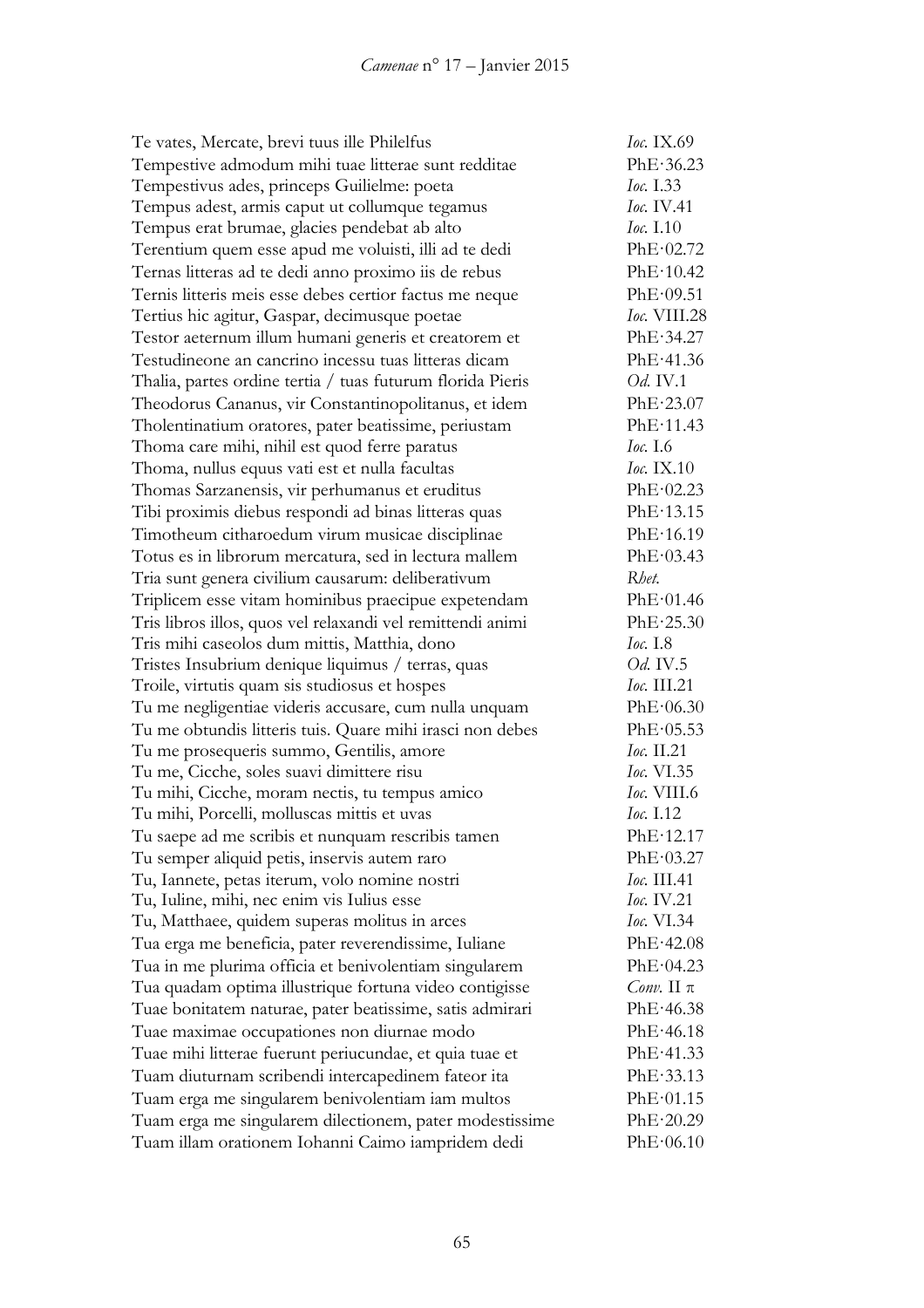| | |
|---|---|
| Te vates, Mercate, brevi tuus ille Philelfus | *Ioc.* IX.69 |
| Tempestive admodum mihi tuae litterae sunt redditae | PhE·36.23 |
| Tempestivus ades, princeps Guilielme: poeta | *Ioc.* I.33 |
| Tempus adest, armis caput ut collumque tegamus | *Ioc.* IV.41 |
| Tempus erat brumae, glacies pendebat ab alto | *Ioc.* I.10 |
| Terentium quem esse apud me voluisti, illi ad te dedi | PhE·02.72 |
| Ternas litteras ad te dedi anno proximo iis de rebus | PhE·10.42 |
| Ternis litteris meis esse debes certior factus me neque | PhE·09.51 |
| Tertius hic agitur, Gaspar, decimusque poetae | *Ioc.* VIII.28 |
| Testor aeternum illum humani generis et creatorem et | PhE·34.27 |
| Testudineone an cancrino incessu tuas litteras dicam | PhE·41.36 |
| Thalia, partes ordine tertia / tuas futurum florida Pieris | *Od.* IV.1 |
| Theodorus Cananus, vir Constantinopolitanus, et idem | PhE·23.07 |
| Tholentinatium oratores, pater beatissime, periustam | PhE·11.43 |
| Thoma care mihi, nihil est quod ferre paratus | *Ioc.* I.6 |
| Thoma, nullus equus vati est et nulla facultas | *Ioc.* IX.10 |
| Thomas Sarzanensis, vir perhumanus et eruditus | PhE·02.23 |
| Tibi proximis diebus respondi ad binas litteras quas | PhE·13.15 |
| Timotheum citharoedum virum musicae disciplinae | PhE·16.19 |
| Totus es in librorum mercatura, sed in lectura mallem | PhE·03.43 |
| Tria sunt genera civilium causarum: deliberativum | *Rhet.* |
| Triplicem esse vitam hominibus praecipue expetendam | PhE·01.46 |
| Tris libros illos, quos vel relaxandi vel remittendi animi | PhE·25.30 |
| Tris mihi caseolos dum mittis, Matthia, dono | *Ioc.* I.8 |
| Tristes Insubrium denique liquimus / terras, quas | *Od.* IV.5 |
| Troile, virtutis quam sis studiosus et hospes | *Ioc.* III.21 |
| Tu me negligentiae videris accusare, cum nulla unquam | PhE·06.30 |
| Tu me obtundis litteris tuis. Quare mihi irasci non debes | PhE·05.53 |
| Tu me prosequeris summo, Gentilis, amore | *Ioc.* II.21 |
| Tu me, Cicche, soles suavi dimittere risu | *Ioc.* VI.35 |
| Tu mihi, Cicche, moram nectis, tu tempus amico | *Ioc.* VIII.6 |
| Tu mihi, Porcelli, molluscas mittis et uvas | *Ioc.* I.12 |
| Tu saepe ad me scribis et nunquam rescribis tamen | PhE·12.17 |
| Tu semper aliquid petis, inservis autem raro | PhE·03.27 |
| Tu, Iannete, petas iterum, volo nomine nostri | *Ioc.* III.41 |
| Tu, Iuline, mihi, nec enim vis Iulius esse | *Ioc.* IV.21 |
| Tu, Matthaee, quidem superas molitus in arces | *Ioc.* VI.34 |
| Tua erga me beneficia, pater reverendissime, Iuliane | PhE·42.08 |
| Tua in me plurima officia et benivolentiam singularem | PhE·04.23 |
| Tua quadam optima illustrique fortuna video contigisse | *Conv.* II π |
| Tuae bonitatem naturae, pater beatissime, satis admirari | PhE·46.38 |
| Tuae maximae occupationes non diurnae modo | PhE·46.18 |
| Tuae mihi litterae fuerunt periucundae, et quia tuae et | PhE·41.33 |
| Tuam diuturnam scribendi intercapedinem fateor ita | PhE·33.13 |
| Tuam erga me singularem benivolentiam iam multos | PhE·01.15 |
| Tuam erga me singularem dilectionem, pater modestissime | PhE·20.29 |
| Tuam illam orationem Iohanni Caimo iampridem dedi | PhE·06.10 |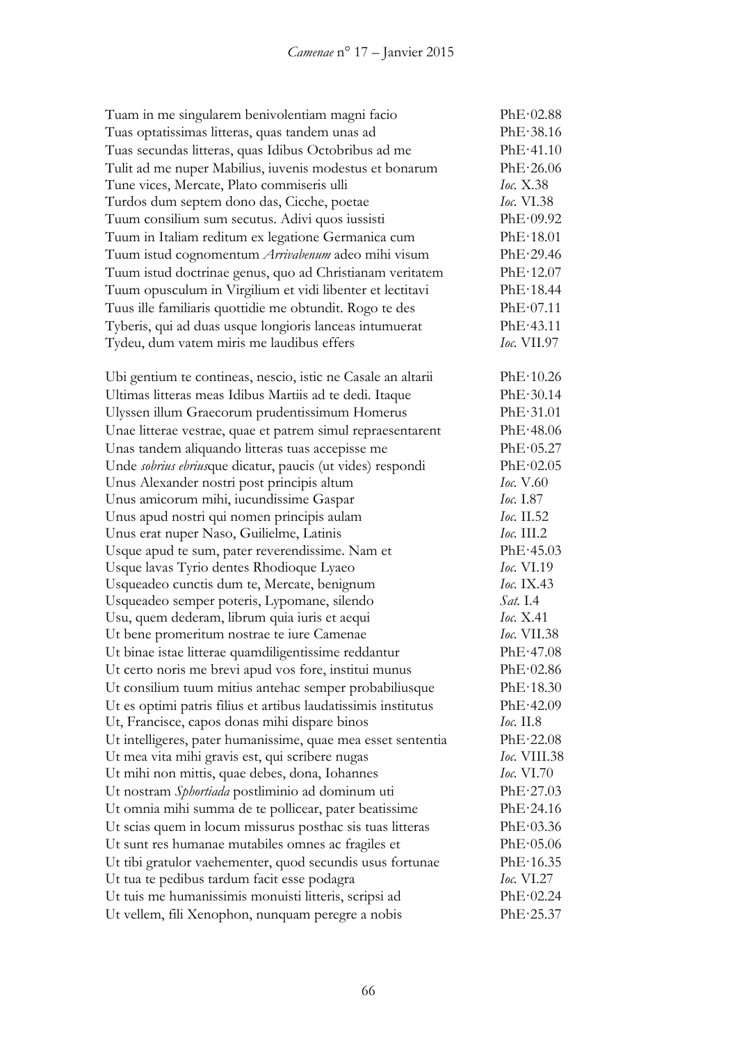| | |
|---|---|
| Tuam in me singularem benivolentiam magni facio | PhE·02.88 |
| Tuas optatissimas litteras, quas tandem unas ad | PhE·38.16 |
| Tuas secundas litteras, quas Idibus Octobribus ad me | PhE·41.10 |
| Tulit ad me nuper Mabilius, iuvenis modestus et bonarum | PhE·26.06 |
| Tune vices, Mercate, Plato commiseris ulli | *Ioc.* X.38 |
| Turdos dum septem dono das, Cicche, poetae | *Ioc.* VI.38 |
| Tuum consilium sum secutus. Adivi quos iussisti | PhE·09.92 |
| Tuum in Italiam reditum ex legatione Germanica cum | PhE·18.01 |
| Tuum istud cognomentum *Arrivabenum* adeo mihi visum | PhE·29.46 |
| Tuum istud doctrinae genus, quo ad Christianam veritatem | PhE·12.07 |
| Tuum opusculum in Virgilium et vidi libenter et lectitavi | PhE·18.44 |
| Tuus ille familiaris quottidie me obtundit. Rogo te des | PhE·07.11 |
| Tyberis, qui ad duas usque longioris lanceas intumuerat | PhE·43.11 |
| Tydeu, dum vatem miris me laudibus effers | *Ioc.* VII.97 |
| | |
| Ubi gentium te contineas, nescio, istic ne Casale an altarii | PhE·10.26 |
| Ultimas litteras meas Idibus Martiis ad te dedi. Itaque | PhE·30.14 |
| Ulyssen illum Graecorum prudentissimum Homerus | PhE·31.01 |
| Unae litterae vestrae, quae et patrem simul repraesentarent | PhE·48.06 |
| Unas tandem aliquando litteras tuas accepisse me | PhE·05.27 |
| Unde *sobrius ebrius*que dicatur, paucis (ut vides) respondi | PhE·02.05 |
| Unus Alexander nostri post principis altum | *Ioc.* V.60 |
| Unus amicorum mihi, iucundissime Gaspar | *Ioc.* I.87 |
| Unus apud nostri qui nomen principis aulam | *Ioc.* II.52 |
| Unus erat nuper Naso, Guilielme, Latinis | *Ioc.* III.2 |
| Usque apud te sum, pater reverendissime. Nam et | PhE·45.03 |
| Usque lavas Tyrio dentes Rhodioque Lyaeo | *Ioc.* VI.19 |
| Usqueadeo cunctis dum te, Mercate, benignum | *Ioc.* IX.43 |
| Usqueadeo semper poteris, Lypomane, silendo | *Sat.* I.4 |
| Usu, quem dederam, librum quia iuris et aequi | *Ioc.* X.41 |
| Ut bene promeritum nostrae te iure Camenae | *Ioc.* VII.38 |
| Ut binae istae litterae quamdiligentissime reddantur | PhE·47.08 |
| Ut certo noris me brevi apud vos fore, institui munus | PhE·02.86 |
| Ut consilium tuum mitius antehac semper probabiliusque | PhE·18.30 |
| Ut es optimi patris filius et artibus laudatissimis institutus | PhE·42.09 |
| Ut, Francisce, capos donas mihi dispare binos | *Ioc.* II.8 |
| Ut intelligeres, pater humanissime, quae mea esset sententia | PhE·22.08 |
| Ut mea vita mihi gravis est, qui scribere nugas | *Ioc.* VIII.38 |
| Ut mihi non mittis, quae debes, dona, Iohannes | *Ioc.* VI.70 |
| Ut nostram *Sphortiada* postliminio ad dominum uti | PhE·27.03 |
| Ut omnia mihi summa de te pollicear, pater beatissime | PhE·24.16 |
| Ut scias quem in locum missurus posthac sis tuas litteras | PhE·03.36 |
| Ut sunt res humanae mutabiles omnes ac fragiles et | PhE·05.06 |
| Ut tibi gratulor vaehementer, quod secundis usus fortunae | PhE·16.35 |
| Ut tua te pedibus tardum facit esse podagra | *Ioc.* VI.27 |
| Ut tuis me humanissimis monuisti litteris, scripsi ad | PhE·02.24 |
| Ut vellem, fili Xenophon, nunquam peregre a nobis | PhE·25.37 |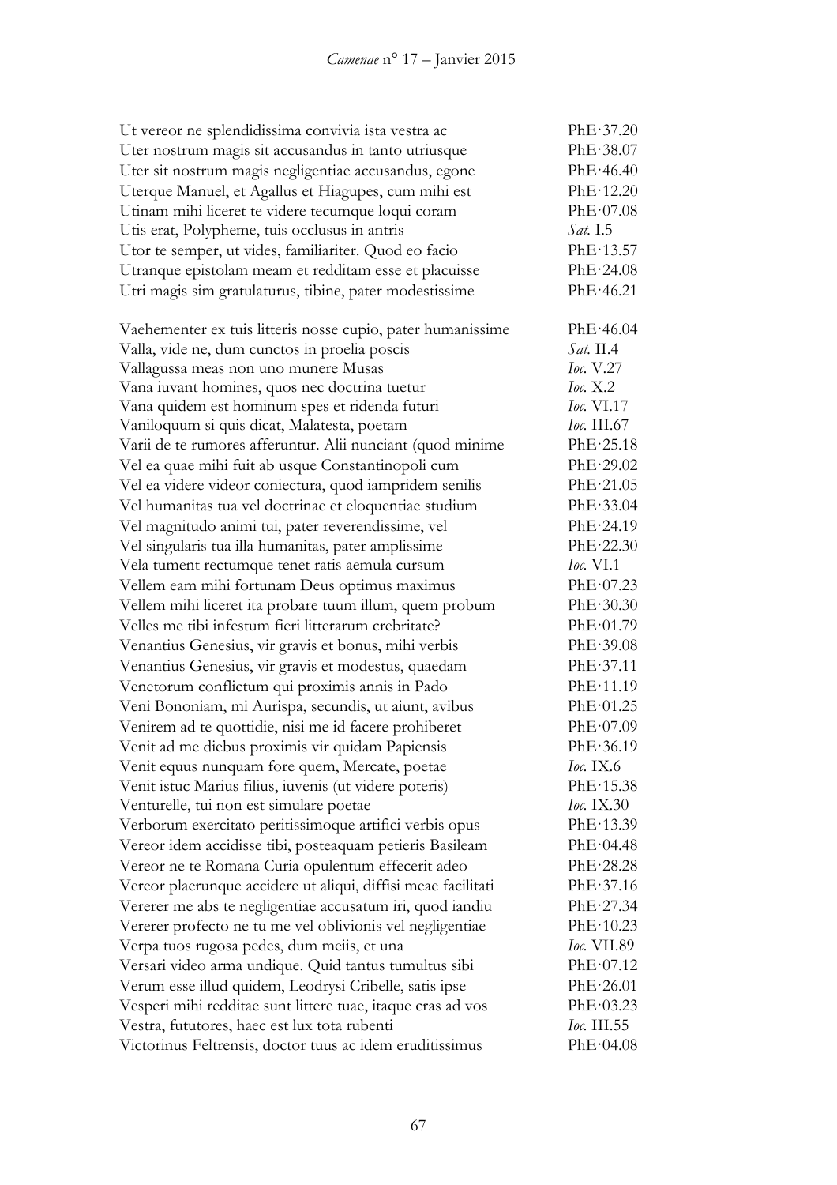| | |
|---|---|
| Ut vereor ne splendidissima convivia ista vestra ac | PhE·37.20 |
| Uter nostrum magis sit accusandus in tanto utriusque | PhE·38.07 |
| Uter sit nostrum magis negligentiae accusandus, egone | PhE·46.40 |
| Uterque Manuel, et Agallus et Hiagupes, cum mihi est | PhE·12.20 |
| Utinam mihi liceret te videre tecumque loqui coram | PhE·07.08 |
| Utis erat, Polypheme, tuis occlusus in antris | *Sat.* I.5 |
| Utor te semper, ut vides, familiariter. Quod eo facio | PhE·13.57 |
| Utranque epistolam meam et redditam esse et placuisse | PhE·24.08 |
| Utri magis sim gratulaturus, tibine, pater modestissime | PhE·46.21 |
| | |
| Vaehementer ex tuis litteris nosse cupio, pater humanissime | PhE·46.04 |
| Valla, vide ne, dum cunctos in proelia poscis | *Sat.* II.4 |
| Vallagussa meas non uno munere Musas | *Ioc.* V.27 |
| Vana iuvant homines, quos nec doctrina tuetur | *Ioc.* X.2 |
| Vana quidem est hominum spes et ridenda futuri | *Ioc.* VI.17 |
| Vaniloquum si quis dicat, Malatesta, poetam | *Ioc.* III.67 |
| Varii de te rumores afferuntur. Alii nunciant (quod minime | PhE·25.18 |
| Vel ea quae mihi fuit ab usque Constantinopoli cum | PhE·29.02 |
| Vel ea videre videor coniectura, quod iampridem senilis | PhE·21.05 |
| Vel humanitas tua vel doctrinae et eloquentiae studium | PhE·33.04 |
| Vel magnitudo animi tui, pater reverendissime, vel | PhE·24.19 |
| Vel singularis tua illa humanitas, pater amplissime | PhE·22.30 |
| Vela tument rectumque tenet ratis aemula cursum | *Ioc.* VI.1 |
| Vellem eam mihi fortunam Deus optimus maximus | PhE·07.23 |
| Vellem mihi liceret ita probare tuum illum, quem probum | PhE·30.30 |
| Velles me tibi infestum fieri litterarum crebritate? | PhE·01.79 |
| Venantius Genesius, vir gravis et bonus, mihi verbis | PhE·39.08 |
| Venantius Genesius, vir gravis et modestus, quaedam | PhE·37.11 |
| Venetorum conflictum qui proximis annis in Pado | PhE·11.19 |
| Veni Bononiam, mi Aurispa, secundis, ut aiunt, avibus | PhE·01.25 |
| Venirem ad te quottidie, nisi me id facere prohiberet | PhE·07.09 |
| Venit ad me diebus proximis vir quidam Papiensis | PhE·36.19 |
| Venit equus nunquam fore quem, Mercate, poetae | *Ioc.* IX.6 |
| Venit istuc Marius filius, iuvenis (ut videre poteris) | PhE·15.38 |
| Venturelle, tui non est simulare poetae | *Ioc.* IX.30 |
| Verborum exercitato peritissimoque artifici verbis opus | PhE·13.39 |
| Vereor idem accidisse tibi, posteaquam petieris Basileam | PhE·04.48 |
| Vereor ne te Romana Curia opulentum effecerit adeo | PhE·28.28 |
| Vereor plaerunque accidere ut aliqui, diffisi meae facilitati | PhE·37.16 |
| Vererer me abs te negligentiae accusatum iri, quod iandiu | PhE·27.34 |
| Vererer profecto ne tu me vel oblivionis vel negligentiae | PhE·10.23 |
| Verpa tuos rugosa pedes, dum meiis, et una | *Ioc.* VII.89 |
| Versari video arma undique. Quid tantus tumultus sibi | PhE·07.12 |
| Verum esse illud quidem, Leodrysi Cribelle, satis ipse | PhE·26.01 |
| Vesperi mihi redditae sunt littere tuae, itaque cras ad vos | PhE·03.23 |
| Vestra, fututores, haec est lux tota rubenti | *Ioc.* III.55 |
| Victorinus Feltrensis, doctor tuus ac idem eruditissimus | PhE·04.08 |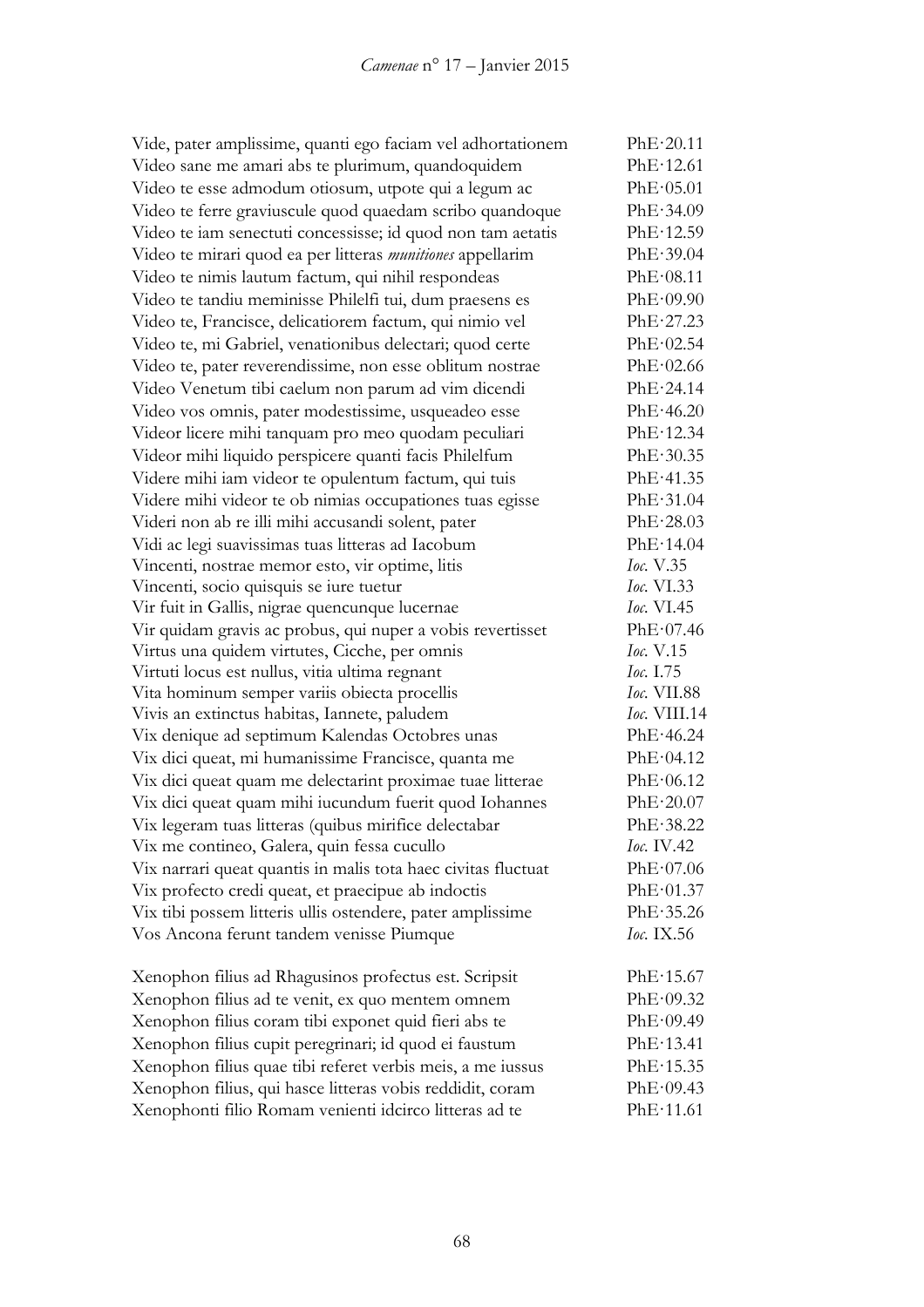| | |
|---|---|
| Vide, pater amplissime, quanti ego faciam vel adhortationem | PhE·20.11 |
| Video sane me amari abs te plurimum, quandoquidem | PhE·12.61 |
| Video te esse admodum otiosum, utpote qui a legum ac | PhE·05.01 |
| Video te ferre graviuscule quod quaedam scribo quandoque | PhE·34.09 |
| Video te iam senectuti concessisse; id quod non tam aetatis | PhE·12.59 |
| Video te mirari quod ea per litteras *munitiones* appellarim | PhE·39.04 |
| Video te nimis lautum factum, qui nihil respondeas | PhE·08.11 |
| Video te tandiu meminisse Philelfi tui, dum praesens es | PhE·09.90 |
| Video te, Francisce, delicatiorem factum, qui nimio vel | PhE·27.23 |
| Video te, mi Gabriel, venationibus delectari; quod certe | PhE·02.54 |
| Video te, pater reverendissime, non esse oblitum nostrae | PhE·02.66 |
| Video Venetum tibi caelum non parum ad vim dicendi | PhE·24.14 |
| Video vos omnis, pater modestissime, usqueadeo esse | PhE·46.20 |
| Videor licere mihi tanquam pro meo quodam peculiari | PhE·12.34 |
| Videor mihi liquido perspicere quanti facis Philelfum | PhE·30.35 |
| Videre mihi iam videor te opulentum factum, qui tuis | PhE·41.35 |
| Videre mihi videor te ob nimias occupationes tuas egisse | PhE·31.04 |
| Videri non ab re illi mihi accusandi solent, pater | PhE·28.03 |
| Vidi ac legi suavissimas tuas litteras ad Iacobum | PhE·14.04 |
| Vincenti, nostrae memor esto, vir optime, litis | *Ioc.* V.35 |
| Vincenti, socio quisquis se iure tuetur | *Ioc.* VI.33 |
| Vir fuit in Gallis, nigrae quencunque lucernae | *Ioc.* VI.45 |
| Vir quidam gravis ac probus, qui nuper a vobis revertisset | PhE·07.46 |
| Virtus una quidem virtutes, Cicche, per omnis | *Ioc.* V.15 |
| Virtuti locus est nullus, vitia ultima regnant | *Ioc.* I.75 |
| Vita hominum semper variis obiecta procellis | *Ioc.* VII.88 |
| Vivis an extinctus habitas, Iannete, paludem | *Ioc.* VIII.14 |
| Vix denique ad septimum Kalendas Octobres unas | PhE·46.24 |
| Vix dici queat, mi humanissime Francisce, quanta me | PhE·04.12 |
| Vix dici queat quam me delectarint proximae tuae litterae | PhE·06.12 |
| Vix dici queat quam mihi iucundum fuerit quod Iohannes | PhE·20.07 |
| Vix legeram tuas litteras (quibus mirifice delectabar | PhE·38.22 |
| Vix me contineo, Galera, quin fessa cucullo | *Ioc.* IV.42 |
| Vix narrari queat quantis in malis tota haec civitas fluctuat | PhE·07.06 |
| Vix profecto credi queat, et praecipue ab indoctis | PhE·01.37 |
| Vix tibi possem litteris ullis ostendere, pater amplissime | PhE·35.26 |
| Vos Ancona ferunt tandem venisse Piumque | *Ioc.* IX.56 |
| | |
| Xenophon filius ad Rhagusinos profectus est. Scripsit | PhE·15.67 |
| Xenophon filius ad te venit, ex quo mentem omnem | PhE·09.32 |
| Xenophon filius coram tibi exponet quid fieri abs te | PhE·09.49 |
| Xenophon filius cupit peregrinari; id quod ei faustum | PhE·13.41 |
| Xenophon filius quae tibi referet verbis meis, a me iussus | PhE·15.35 |
| Xenophon filius, qui hasce litteras vobis reddidit, coram | PhE·09.43 |
| Xenophonti filio Romam venienti idcirco litteras ad te | PhE·11.61 |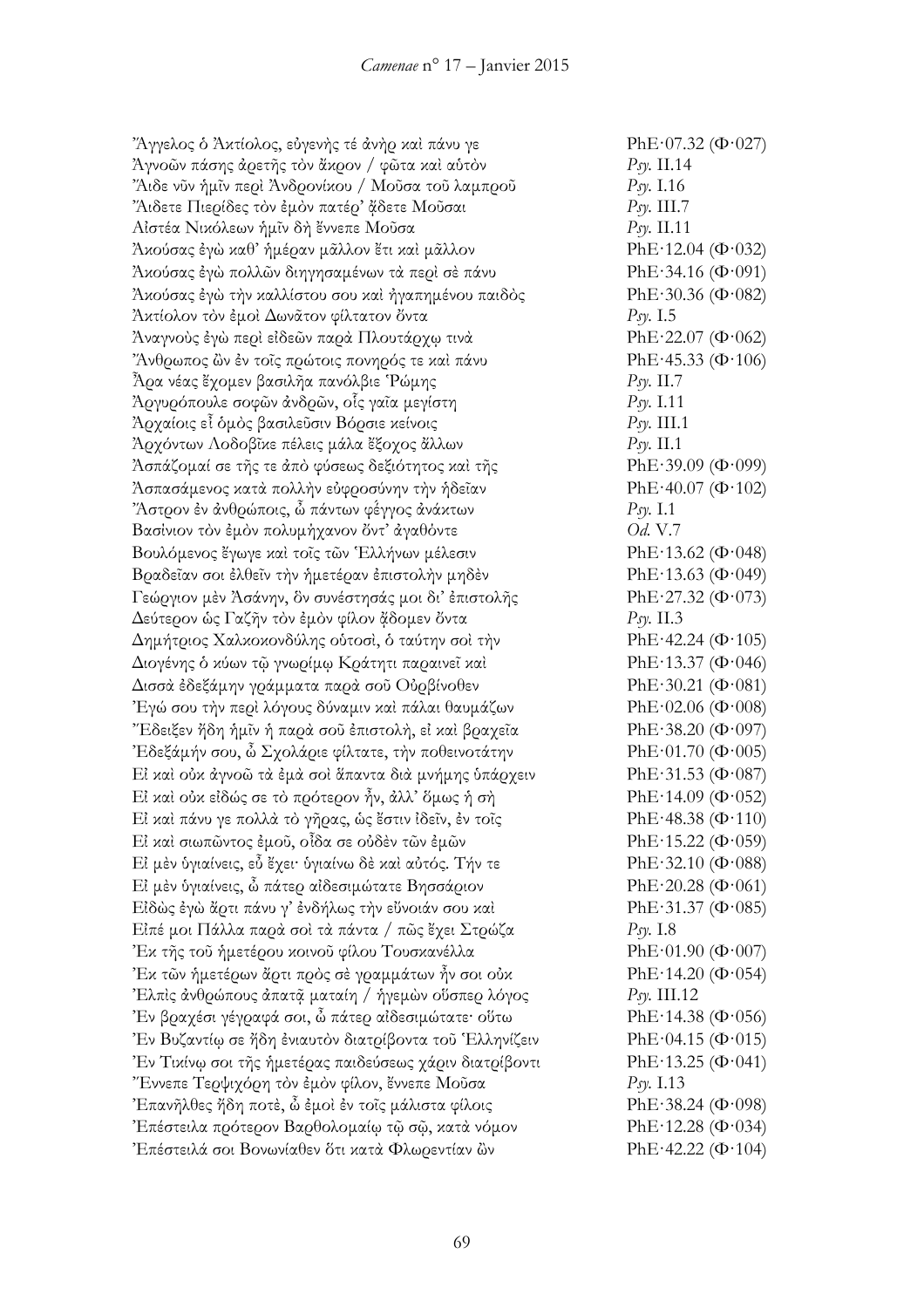| | |
|---|---|
| Ἄγγελος ὁ Ἀκτίολος, εὐγενής τέ ἀνὴρ καὶ πάνυ γε | PhE·07.32 (Φ·027) |
| Ἀγνοῶν πάσης ἀρετῆς τὸν ἄκρον / φῶτα καὶ αὐτὸν | *Psy.* II.14 |
| Ἄιδε νῦν ἡμῖν περὶ Ἀνδρονίκου / Μοῦσα τοῦ λαμπροῦ | *Psy.* I.16 |
| Ἄιδετε Πιερίδες τὸν ἐμὸν πατέρ' ἄδετε Μοῦσαι | *Psy.* III.7 |
| Αἰστέα Νικόλεων ἡμῖν δὴ ἔννεπε Μοῦσα | *Psy.* II.11 |
| Ἀκούσας ἐγὼ καθ' ἡμέραν μᾶλλον ἔτι καὶ μᾶλλον | PhE·12.04 (Φ·032) |
| Ἀκούσας ἐγὼ πολλῶν διηγησαμένων τὰ περὶ σὲ πάνυ | PhE·34.16 (Φ·091) |
| Ἀκούσας ἐγὼ τὴν καλλίστου σου καὶ ἠγαπημένου παιδὸς | PhE·30.36 (Φ·082) |
| Ἀκτίολον τὸν ἐμοὶ Δωνᾶτον φίλτατον ὄντα | *Psy.* I.5 |
| Ἀναγνοὺς ἐγὼ περὶ εἰδεῶν παρὰ Πλουτάρχῳ τινὰ | PhE·22.07 (Φ·062) |
| Ἄνθρωπος ὢν ἐν τοῖς πρώτοις πονηρός τε καὶ πάνυ | PhE·45.33 (Φ·106) |
| Ἆρα νέας ἔχομεν βασιλῆα πανόλβιε Ῥώμης | *Psy.* II.7 |
| Ἀργυρόπουλε σοφῶν ἀνδρῶν, οἷς γαῖα μεγίστη | *Psy.* I.11 |
| Ἀρχαίοις εἶ ὁμὸς βασιλεῦσιν Βόρσιε κεῖνοις | *Psy.* III.1 |
| Ἀρχόντων Λοδοβῖκε πέλεις μάλα ἔξοχος ἄλλων | *Psy.* II.1 |
| Ἀσπάζομαί σε τῆς τε ἀπὸ φύσεως δεξιότητος καὶ τῆς | PhE·39.09 (Φ·099) |
| Ἀσπασάμενος κατὰ πολλὴν εὐφροσύνην τὴν ἡδεῖαν | PhE·40.07 (Φ·102) |
| Ἄστρον ἐν ἀνθρώποις, ὦ πάντων φέγγος ἀνάκτων | *Psy.* I.1 |
| Βασίνιον τὸν ἐμὸν πολυμήχανον ὄντ' ἀγαθόντε | *Od.* V.7 |
| Βουλόμενος ἔγωγε καὶ τοῖς τῶν Ἑλλήνων μέλεσιν | PhE·13.62 (Φ·048) |
| Βραδεῖαν σοι ἐλθεῖν τὴν ἡμετέραν ἐπιστολὴν μηδὲν | PhE·13.63 (Φ·049) |
| Γεώργιον μὲν Ἀσάνην, ὃν συνέστησάς μοι δι' ἐπιστολῆς | PhE·27.32 (Φ·073) |
| Δεύτερον ὡς Γαζῆν τὸν ἐμὸν φίλον ἄδομεν ὄντα | *Psy.* II.3 |
| Δημήτριος Χαλκοκονδύλης οὑτοσί, ὁ ταύτην σοὶ τὴν | PhE·42.24 (Φ·105) |
| Διογένης ὁ κύων τῷ γνωρίμῳ Κράτητι παραινεῖ καὶ | PhE·13.37 (Φ·046) |
| Δισσὰ ἐδεξάμην γράμματα παρὰ σοῦ Οὐρβίνοθεν | PhE·30.21 (Φ·081) |
| Ἐγώ σου τὴν περὶ λόγους δύναμιν καὶ πάλαι θαυμάζων | PhE·02.06 (Φ·008) |
| Ἔδειξεν ἤδη ἡμῖν ἡ παρὰ σοῦ ἐπιστολή, εἰ καὶ βραχεῖα | PhE·38.20 (Φ·097) |
| Ἐδεξάμήν σου, ὦ Σχολάριε φίλτατε, τὴν ποθεινοτάτην | PhE·01.70 (Φ·005) |
| Εἰ καὶ οὐκ ἀγνοῶ τὰ ἐμὰ σοὶ ἅπαντα διὰ μνήμης ὑπάρχειν | PhE·31.53 (Φ·087) |
| Εἰ καὶ οὐκ εἰδώς σε τὸ πρότερον ἦν, ἀλλ' ὅμως ἡ σὴ | PhE·14.09 (Φ·052) |
| Εἰ καὶ πάνυ γε πολλὰ τὸ γῆρας, ὡς ἔστιν ἰδεῖν, ἐν τοῖς | PhE·48.38 (Φ·110) |
| Εἰ καὶ σιωπῶντος ἐμοῦ, οἶδα σε οὐδὲν τῶν ἐμῶν | PhE·15.22 (Φ·059) |
| Εἰ μὲν ὑγιαίνεις, εὖ ἔχει· ὑγιαίνω δὲ καὶ αὐτός. Τήν τε | PhE·32.10 (Φ·088) |
| Εἰ μὲν ὑγιαίνεις, ὦ πάτερ αἰδεσιμώτατε Βησσάριον | PhE·20.28 (Φ·061) |
| Εἰδὼς ἐγὼ ἄρτι πάνυ γ' ἐνδήλως τὴν εὔνοιάν σου καὶ | PhE·31.37 (Φ·085) |
| Εἰπέ μοι Πάλλα παρὰ σοὶ τὰ πάντα / πῶς ἔχει Στρώζα | *Psy.* I.8 |
| Ἐκ τῆς τοῦ ἡμετέρου κοινοῦ φίλου Τουσκανέλλα | PhE·01.90 (Φ·007) |
| Ἐκ τῶν ἡμετέρων ἄρτι πρὸς σὲ γραμμάτων ἦν σοι οὐκ | PhE·14.20 (Φ·054) |
| Ἐλπὶς ἀνθρώπους ἀπατᾷ ματαίη / ἡγεμὼν οὔσπερ λόγος | *Psy.* III.12 |
| Ἐν βραχέσι γέγραφά σοι, ὦ πάτερ αἰδεσιμώτατε· οὕτω | PhE·14.38 (Φ·056) |
| Ἐν Βυζαντίῳ σε ἤδη ἐνιαυτὸν διατρίβοντα τοῦ Ἑλληνίζειν | PhE·04.15 (Φ·015) |
| Ἐν Τικίνῳ σοι τῆς ἡμετέρας παιδεύσεως χάριν διατρίβοντι | PhE·13.25 (Φ·041) |
| Ἔννεπε Τερψιχόρη τὸν ἐμὸν φίλον, ἔννεπε Μοῦσα | *Psy.* I.13 |
| Ἐπανῆλθες ἤδη ποτέ, ὦ ἐμοὶ ἐν τοῖς μάλιστα φίλοις | PhE·38.24 (Φ·098) |
| Ἐπέστειλα πρότερον Βαρθολομαίῳ τῷ σῷ, κατὰ νόμον | PhE·12.28 (Φ·034) |
| Ἐπέστειλά σοι Βονωνίαθεν ὅτι κατὰ Φλωρεντίαν ὢν | PhE·42.22 (Φ·104) |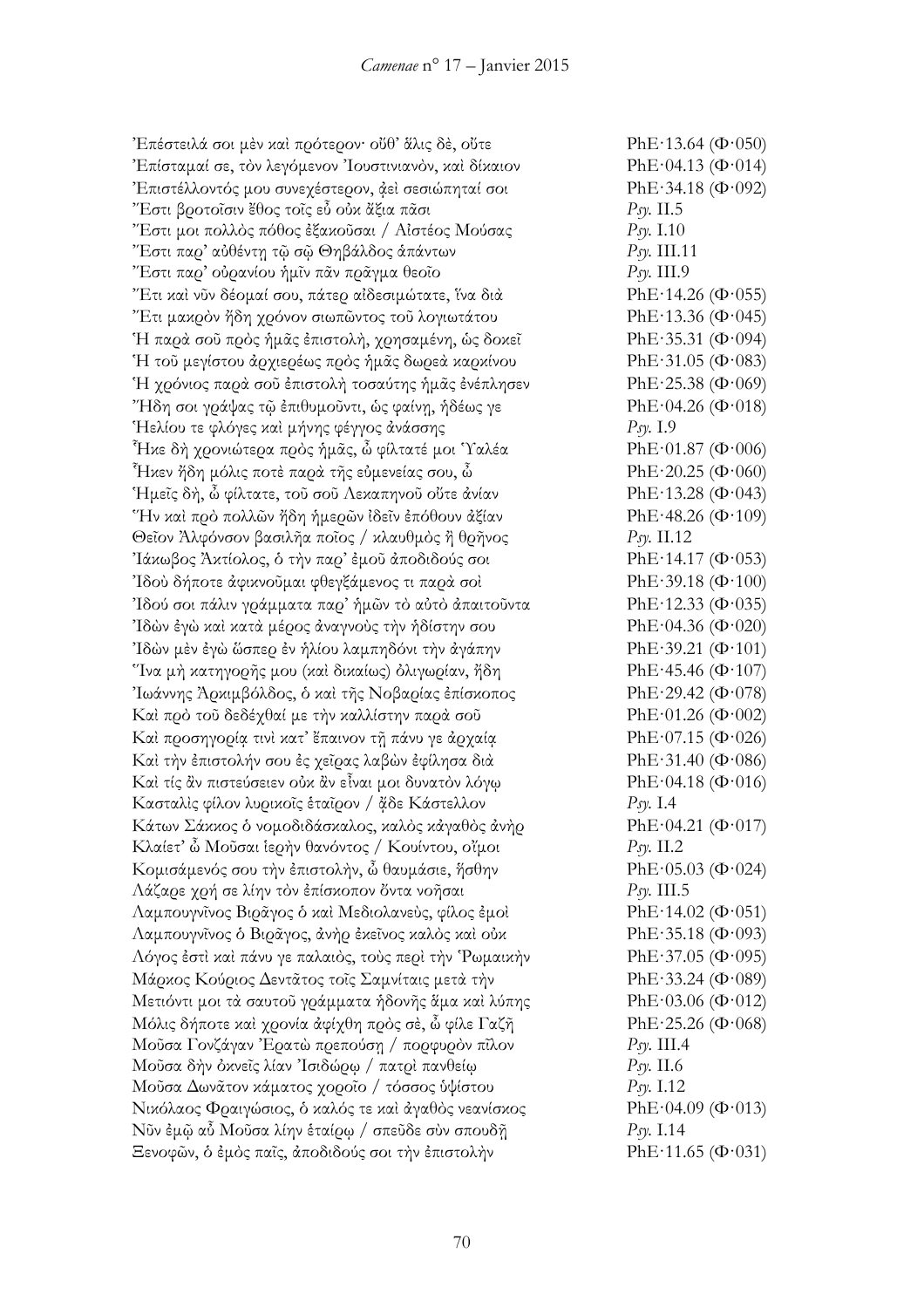| | |
|---|---|
| Ἐπέστειλά σοι μὲν καὶ πρότερον· οὔθ' ἅλις δέ, οὔτε | PhE·13.64 (Φ·050) |
| Ἐπίσταμαί σε, τὸν λεγόμενον Ἰουστινιανὸν, καὶ δίκαιον | PhE·04.13 (Φ·014) |
| Ἐπιστέλλοντός μου συνεχέστερον, ἀεὶ σεσιώπηταί σοι | PhE·34.18 (Φ·092) |
| Ἔστι βροτοῖσιν ἔθος τοῖς εὖ οὐκ ἄξια πᾶσι | *Psy.* II.5 |
| Ἔστι μοι πολλὸς πόθος ἐξακοῦσαι / Αἰστέος Μούσας | *Psy.* I.10 |
| Ἔστι παρ' αὐθέντη τῷ σῷ Θηβάλδος ἁπάντων | *Psy.* III.11 |
| Ἔστι παρ' οὐρανίου ἡμῖν πᾶν πρᾶγμα θεοῖο | *Psy.* III.9 |
| Ἔτι καὶ νῦν δέομαί σου, πάτερ αἰδεσιμώτατε, ἵνα διὰ | PhE·14.26 (Φ·055) |
| Ἔτι μακρὸν ἤδη χρόνον σιωπῶντος τοῦ λογιωτάτου | PhE·13.36 (Φ·045) |
| Ἡ παρὰ σοῦ πρὸς ἡμᾶς ἐπιστολὴ, χρησαμένη, ὡς δοκεῖ | PhE·35.31 (Φ·094) |
| Ἡ τοῦ μεγίστου ἀρχιερέως πρὸς ἡμᾶς δωρεὰ καρκίνου | PhE·31.05 (Φ·083) |
| Ἡ χρόνιος παρὰ σοῦ ἐπιστολὴ τοσαύτης ἡμᾶς ἐνέπλησεν | PhE·25.38 (Φ·069) |
| Ἤδη σοι γράψας τῷ ἐπιθυμοῦντι, ὡς φαίνῃ, ἡδέως γε | PhE·04.26 (Φ·018) |
| Ἠελίου τε φλόγες καὶ μήνης φέγγος ἀνάσσης | *Psy.* I.9 |
| Ἧκε δὴ χρονιώτερα πρὸς ἡμᾶς, ὦ φίλτατέ μοι Ὑαλέα | PhE·01.87 (Φ·006) |
| Ἧκεν ἤδη μόλις ποτὲ παρὰ τῆς εὐμενείας σου, ὦ | PhE·20.25 (Φ·060) |
| Ἡμεῖς δὴ, ὦ φίλτατε, τοῦ σοῦ Λεκαπηνοῦ οὔτε ἀνίαν | PhE·13.28 (Φ·043) |
| Ἣν καὶ πρὸ πολλῶν ἤδη ἡμερῶν ἰδεῖν ἐπόθουν ἀξίαν | PhE·48.26 (Φ·109) |
| Θεῖον Ἀλφόνσον βασιλῆα ποῖος / κλαυθμὸς ἢ θρῆνος | *Psy.* II.12 |
| Ἰάκωβος Ἀκτίολος, ὁ τὴν παρ' ἐμοῦ ἀποδιδούς σοι | PhE·14.17 (Φ·053) |
| Ἰδοὺ δήποτε ἀφικνοῦμαι φθεγξάμενός τι παρὰ σοὶ | PhE·39.18 (Φ·100) |
| Ἰδού σοι πάλιν γράμματα παρ' ἡμῶν τὸ αὐτὸ ἀπαιτοῦντα | PhE·12.33 (Φ·035) |
| Ἰδὼν ἐγὼ καὶ κατὰ μέρος ἀναγνοὺς τὴν ἡδίστην σου | PhE·04.36 (Φ·020) |
| Ἰδὼν μὲν ἐγὼ ὥσπερ ἐν ἡλίου λαμπηδόνι τὴν ἀγάπην | PhE·39.21 (Φ·101) |
| Ἵνα μὴ κατηγορῇς μου (καὶ δικαίως) ὀλιγωρίαν, ἤδη | PhE·45.46 (Φ·107) |
| Ἰωάννης Ἀρκιμβόλδος, ὁ καὶ τῆς Νοβαρίας ἐπίσκοπος | PhE·29.42 (Φ·078) |
| Καὶ πρὸ τοῦ δεδέχθαί με τὴν καλλίστην παρὰ σοῦ | PhE·01.26 (Φ·002) |
| Καὶ προσηγορίᾳ τινὶ κατ' ἔπαινον τῇ πάνυ γε ἀρχαίᾳ | PhE·07.15 (Φ·026) |
| Καὶ τὴν ἐπιστολήν σου ἐς χεῖρας λαβὼν ἐφίλησα διὰ | PhE·31.40 (Φ·086) |
| Καὶ τίς ἂν πιστεύσειεν οὐκ ἂν εἶναι μοι δυνατὸν λόγῳ | PhE·04.18 (Φ·016) |
| Κασταλὶς φίλον λυρικοῖς ἑταῖρον / ᾆδε Κάστελλον | *Psy.* I.4 |
| Κάτων Σάκκος ὁ νομοδιδάσκαλος, καλὸς κἀγαθὸς ἀνὴρ | PhE·04.21 (Φ·017) |
| Κλαίετ' ὦ Μοῦσαι ἱερὴν θανόντος / Κουίντου, οἴμοι | *Psy.* II.2 |
| Κομισάμενός σου τὴν ἐπιστολὴν, ὦ θαυμάσιε, ἥσθην | PhE·05.03 (Φ·024) |
| Λάζαρε χρή σε λίην τὸν ἐπίσκοπον ὄντα νοῆσαι | *Psy.* III.5 |
| Λαμπουγνῖνος Βιρᾶγος ὁ καὶ Μεδιολανεὺς, φίλος ἐμοὶ | PhE·14.02 (Φ·051) |
| Λαμπουγνῖνος ὁ Βιρᾶγος, ἀνὴρ ἐκεῖνος καλὸς καὶ οὐκ | PhE·35.18 (Φ·093) |
| Λόγος ἐστὶ καὶ πάνυ γε παλαιὸς, τοὺς περὶ τὴν Ῥωμαικὴν | PhE·37.05 (Φ·095) |
| Μάρκος Κούριος Δεντᾶτος τοῖς Σαμνίταις μετὰ τὴν | PhE·33.24 (Φ·089) |
| Μετιόντι μοι τὰ σαυτοῦ γράμματα ἡδονῆς ἅμα καὶ λύπης | PhE·03.06 (Φ·012) |
| Μόλις δήποτε καὶ χρονία ἀφίχθη πρὸς σὲ, ὦ φίλε Γαζῆ | PhE·25.26 (Φ·068) |
| Μοῦσα Γονζάγαν Ἐρατὼ πρεπούσῃ / πορφυρὸν πῖλον | *Psy.* III.4 |
| Μοῦσα δὴν ὀκνεῖς λίαν Ἰσιδώρῳ / πατρὶ πανθείῳ | *Psy.* II.6 |
| Μοῦσα Δωνᾶτον κάματος χοροῖο / τόσσος ὑψίστου | *Psy.* I.12 |
| Νικόλαος Φραιγώσιος, ὁ καλός τε καὶ ἀγαθὸς νεανίσκος | PhE·04.09 (Φ·013) |
| Νῦν ἐμῷ αὖ Μοῦσα λίην ἑταίρῳ / σπεῦδε σὺν σπουδῇ | *Psy.* I.14 |
| Ξενοφῶν, ὁ ἐμὸς παῖς, ἀποδιδούς σοι τὴν ἐπιστολὴν | PhE·11.65 (Φ·031) |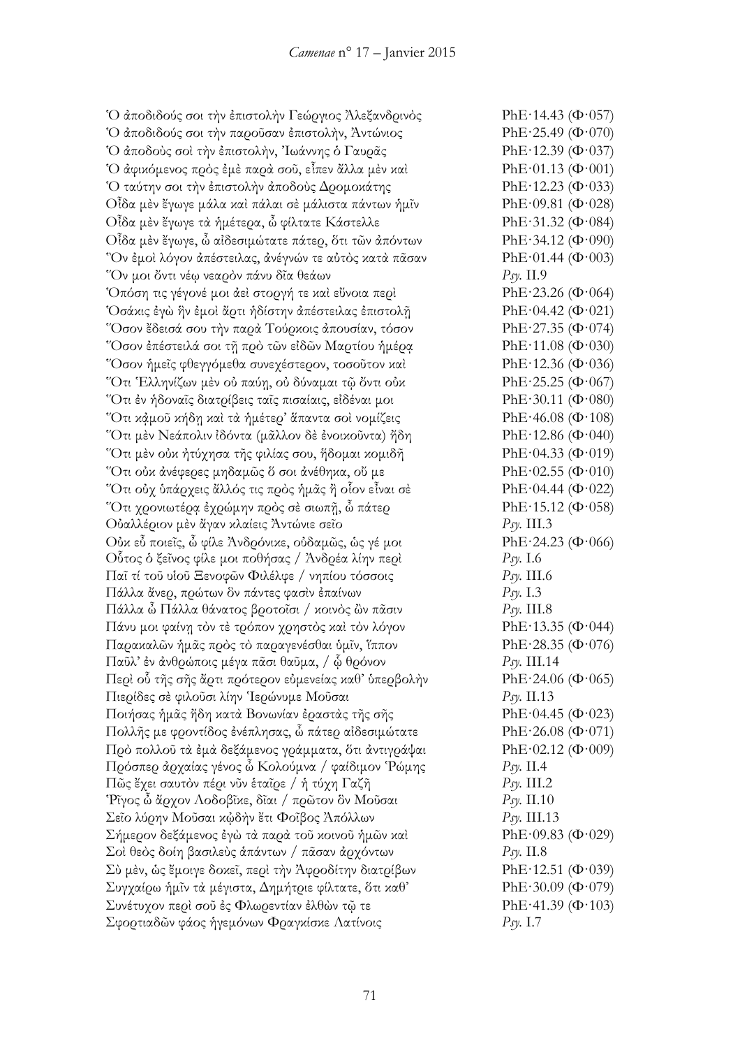| | |
|---|---|
| Ὁ ἀποδιδούς σοι τὴν ἐπιστολὴν Γεώργιος Ἀλεξανδρινὸς | PhE·14.43 (Φ·057) |
| Ὁ ἀποδιδούς σοι τὴν παροῦσαν ἐπιστολὴν, Ἀντώνιος | PhE·25.49 (Φ·070) |
| Ὁ ἀποδοὺς σοὶ τὴν ἐπιστολὴν, Ἰωάννης ὁ Γαυρᾶς | PhE·12.39 (Φ·037) |
| Ὁ ἀφικόμενος πρὸς ἐμὲ παρὰ σοῦ, εἶπεν ἄλλα μὲν καὶ | PhE·01.13 (Φ·001) |
| Ὁ ταύτην σοι τὴν ἐπιστολὴν ἀποδοὺς Δρομοκάτης | PhE·12.23 (Φ·033) |
| Οἶδα μὲν ἔγωγε μάλα καὶ πάλαι σὲ μάλιστα πάντων ἡμῖν | PhE·09.81 (Φ·028) |
| Οἶδα μὲν ἔγωγε τὰ ἡμέτερα, ὦ φίλτατε Κάστελλε | PhE·31.32 (Φ·084) |
| Οἶδα μὲν ἔγωγε, ὦ αἰδεσιμώτατε πάτερ, ὅτι τῶν ἀπόντων | PhE·34.12 (Φ·090) |
| Ὃν ἐμοὶ λόγον ἀπέστειλας, ἀνέγνών τε αὐτὸς κατὰ πᾶσαν | PhE·01.44 (Φ·003) |
| Ὅν μοι ὄντι νέῳ νεαρὸν πάνυ δῖα θεάων | *Psy.* II.9 |
| Ὁπόση τις γέγονέ μοι ἀεὶ στοργή τε καὶ εὔνοια περὶ | PhE·23.26 (Φ·064) |
| Ὁσάκις ἐγὼ ἣν ἐμοὶ ἄρτι ἡδίστην ἀπέστειλας ἐπιστολῇ | PhE·04.42 (Φ·021) |
| Ὅσον ἔδεισά σου τὴν παρὰ Τούρκοις ἀπουσίαν, τόσον | PhE·27.35 (Φ·074) |
| Ὅσον ἐπέστειλά σοι τῇ πρὸ τῶν εἰδῶν Μαρτίου ἡμέρᾳ | PhE·11.08 (Φ·030) |
| Ὅσον ἡμεῖς φθεγγόμεθα συνεχέστερον, τοσοῦτον καὶ | PhE·12.36 (Φ·036) |
| Ὅτι Ἑλληνίζων μὲν οὐ παύῃ, οὐ δύναμαι τῷ ὄντι οὐκ | PhE·25.25 (Φ·067) |
| Ὅτι ἐν ἡδοναῖς διατρίβεις ταῖς πισαίαις, εἰδέναι μοι | PhE·30.11 (Φ·080) |
| Ὅτι κἀμοῦ κήδῃ καὶ τὰ ἡμέτερ' ἅπαντα σοὶ νομίζεις | PhE·46.08 (Φ·108) |
| Ὅτι μὲν Νεάπολιν ἰδόντα (μᾶλλον δὲ ἐνοικοῦντα) ἤδη | PhE·12.86 (Φ·040) |
| Ὅτι μὲν οὐκ ἠτύχησα τῆς φιλίας σου, ἥδομαι κομιδῇ | PhE·04.33 (Φ·019) |
| Ὅτι οὐκ ἀνέφερες μηδαμῶς ὅ σοι ἀνέθηκα, οὔ με | PhE·02.55 (Φ·010) |
| Ὅτι οὐχ ὑπάρχεις ἄλλός τις πρὸς ἡμᾶς ἢ οἷον εἶναι σὲ | PhE·04.44 (Φ·022) |
| Ὅτι χρονιωτέρᾳ ἐχρώμην πρὸς σὲ σιωπῇ, ὦ πάτερ | PhE·15.12 (Φ·058) |
| Οὐαλλέριον μὲν ἄγαν κλαίεις Ἀντώνιε σεῖο | *Psy.* III.3 |
| Οὐκ εὖ ποιεῖς, ὦ φίλε Ἀνδρόνικε, οὐδαμῶς, ὡς γέ μοι | PhE·24.23 (Φ·066) |
| Οὗτος ὁ ξεῖνος φίλε μοι ποθήσας / Ἀνδρέα λίην περὶ | *Psy.* I.6 |
| Παῖ τί τοῦ υἱοῦ Ξενοφῶν Φιλέλφε / νηπίου τόσσοις | *Psy.* III.6 |
| Πάλλα ἄνερ, πρώτων ὃν πάντες φασὶν ἐπαίνων | *Psy.* I.3 |
| Πάλλα ὦ Πάλλα θάνατος βροτοῖσι / κοινὸς ὢν πᾶσιν | *Psy.* III.8 |
| Πάνυ μοι φαίνῃ τόν τε τρόπον χρηστὸς καὶ τὸν λόγον | PhE·13.35 (Φ·044) |
| Παρακαλῶν ἡμᾶς πρὸς τὸ παραγενέσθαι ὑμῖν, ἵππον | PhE·28.35 (Φ·076) |
| Παῦλ' ἐν ἀνθρώποις μέγα πᾶσι θαῦμα, / ᾧ θρόνον | *Psy.* III.14 |
| Περὶ οὗ τῆς σῆς ἄρτι πρότερον εὐμενείας καθ' ὑπερβολὴν | PhE·24.06 (Φ·065) |
| Πιερίδες σὲ φιλοῦσι λίην Ἱερώνυμε Μοῦσαι | *Psy.* II.13 |
| Ποιήσας ἡμᾶς ἤδη κατὰ Βονωνίαν ἐραστὰς τῆς σῆς | PhE·04.45 (Φ·023) |
| Πολλῆς με φροντίδος ἐνέπλησας, ὦ πάτερ αἰδεσιμώτατε | PhE·26.08 (Φ·071) |
| Πρὸ πολλοῦ τὰ ἐμὰ δεξάμενος γράμματα, ὅτι ἀντιγράψαι | PhE·02.12 (Φ·009) |
| Πρόσπερ ἀρχαίας γένος ὦ Κολούμνα / φαίδιμον Ῥώμης | *Psy.* II.4 |
| Πῶς ἔχει σαυτὸν πέρι νῦν ἑταῖρε / ἡ τύχη Γαζῆ | *Psy.* III.2 |
| Ῥῖγος ὦ ἄρχον Λοδοβῖκε, δῖαι / πρῶτον ὃν Μοῦσαι | *Psy.* II.10 |
| Σεῖο λύρην Μοῦσαι κῳδὴν ἔτι Φοῖβος Ἀπόλλων | *Psy.* III.13 |
| Σήμερον δεξάμενος ἐγὼ τὰ παρὰ τοῦ κοινοῦ ἡμῶν καὶ | PhE·09.83 (Φ·029) |
| Σοὶ θεὸς δοίη βασιλεὺς ἁπάντων / πᾶσαν ἀρχόντων | *Psy.* II.8 |
| Σὺ μὲν, ὡς ἔμοιγε δοκεῖ, περὶ τὴν Ἀφροδίτην διατρίβων | PhE·12.51 (Φ·039) |
| Συγχαίρω ἡμῖν τὰ μέγιστα, Δημήτριε φίλτατε, ὅτι καθ' | PhE·30.09 (Φ·079) |
| Συνέτυχον περὶ σοῦ ἐς Φλωρεντίαν ἐλθὼν τῷ τε | PhE·41.39 (Φ·103) |
| Σφορτιαδῶν φάος ἡγεμόνων Φραγκίσκε Λατίνοις | *Psy.* I.7 |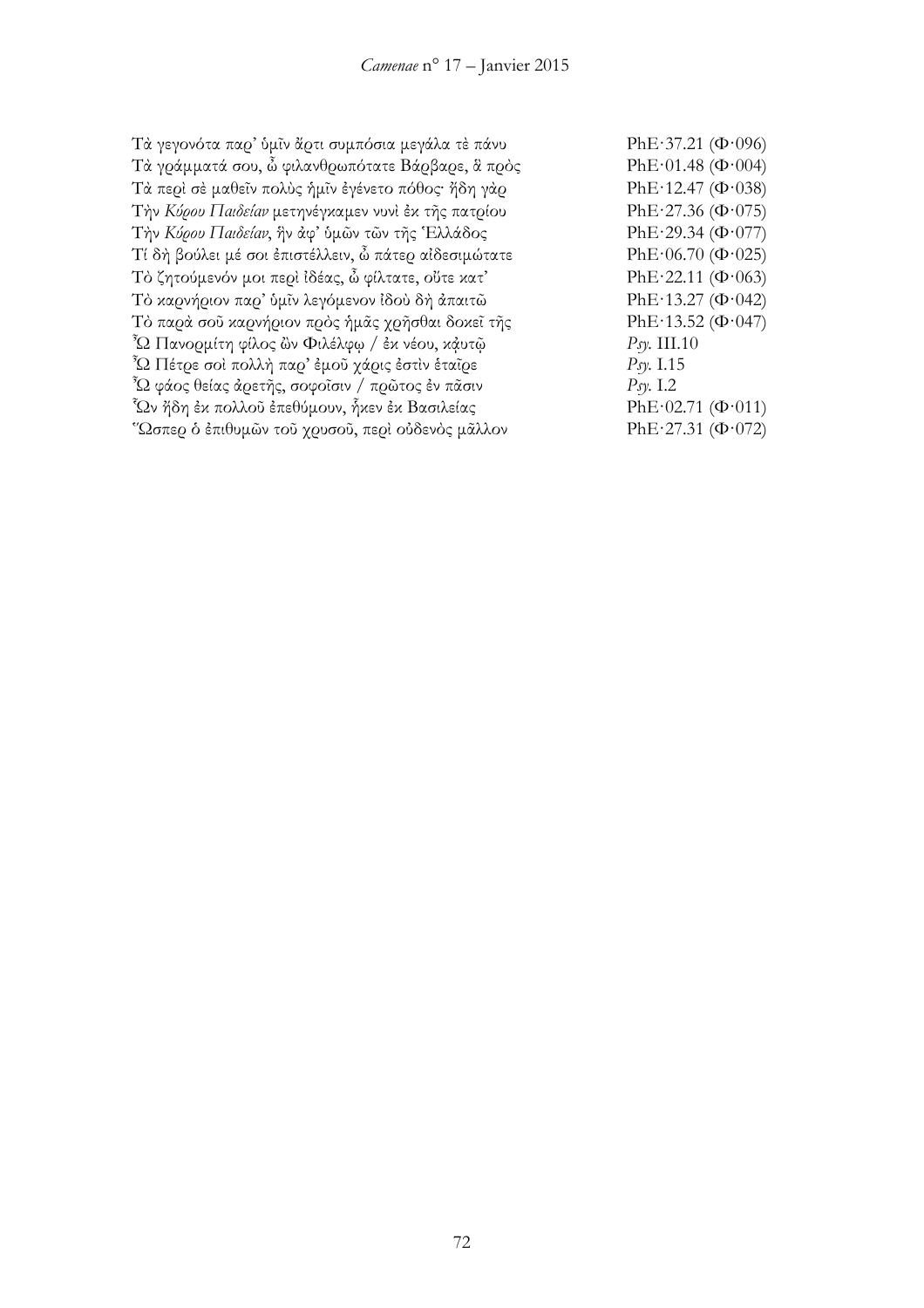| | |
|---|---|
| Τὰ γεγονότα παρ' ὑμῖν ἄρτι συμπόσια μεγάλα τὲ πάνυ | PhE·37.21 (Φ·096) |
| Τὰ γράμματά σου, ὦ φιλανθρωπότατε Βάρβαρε, ἃ πρὸς | PhE·01.48 (Φ·004) |
| Τὰ περὶ σὲ μαθεῖν πολὺς ἡμῖν ἐγένετο πόθος· ἤδη γὰρ | PhE·12.47 (Φ·038) |
| Τὴν *Κύρου Παιδείαν* μετηνέγκαμεν νυνὶ ἐκ τῆς πατρίου | PhE·27.36 (Φ·075) |
| Τὴν *Κύρου Παιδείαν*, ἣν ἀφ' ὑμῶν τῶν τῆς Ἑλλάδος | PhE·29.34 (Φ·077) |
| Τί δὴ βούλει μέ σοι ἐπιστέλλειν, ὦ πάτερ αἰδεσιμώτατε | PhE·06.70 (Φ·025) |
| Τὸ ζητούμενόν μοι περὶ ἰδέας, ὦ φίλτατε, οὔτε κατ' | PhE·22.11 (Φ·063) |
| Τὸ καρνήριον παρ' ὑμῖν λεγόμενον ἰδοὺ δὴ ἀπαιτῶ | PhE·13.27 (Φ·042) |
| Τὸ παρὰ σοῦ καρνήριον πρὸς ἡμᾶς χρῆσθαι δοκεῖ τῆς | PhE·13.52 (Φ·047) |
| Ὦ Πανορμίτη φίλος ὢν Φιλέλφῳ / ἐκ νέου, κᾀυτῷ | *Psy.* III.10 |
| Ὦ Πέτρε σοὶ πολλὴ παρ' ἐμοῦ χάρις ἐστὶν ἑταῖρε | *Psy.* I.15 |
| Ὦ φάος θείας ἀρετῆς, σοφοῖσιν / πρῶτος ἐν πᾶσιν | *Psy.* I.2 |
| Ὧν ἤδη ἐκ πολλοῦ ἐπεθύμουν, ἧκεν ἐκ Βασιλείας | PhE·02.71 (Φ·011) |
| Ὥσπερ ὁ ἐπιθυμῶν τοῦ χρυσοῦ, περὶ οὐδενὸς μᾶλλον | PhE·27.31 (Φ·072) |